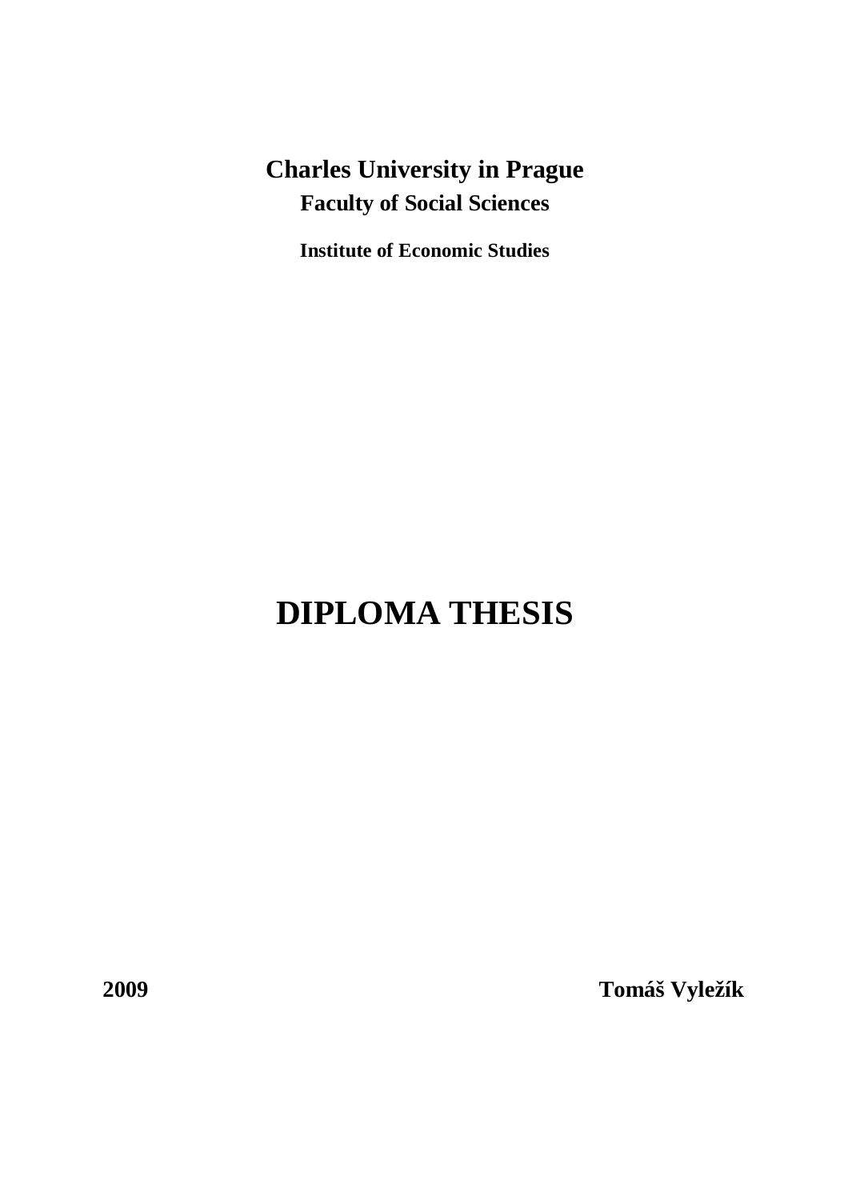**Charles University in Prague**

**Faculty of Social Sciences**

**Institute of Economic Studies**

# DIPLOMA THESIS

**2009** **Tomáš Vyležík**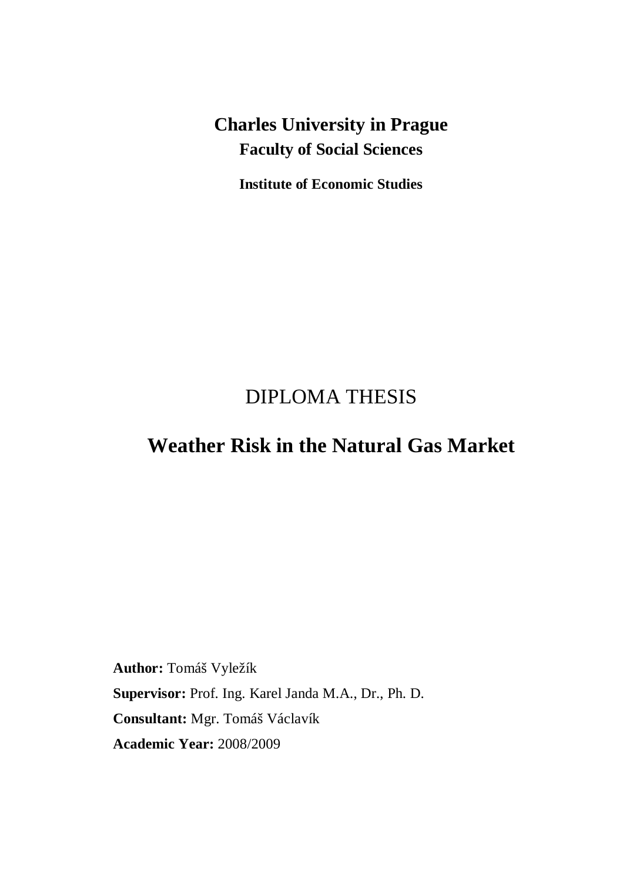**Charles University in Prague**

**Faculty of Social Sciences**

**Institute of Economic Studies**

DIPLOMA THESIS

# Weather Risk in the Natural Gas Market

**Author:** Tomáš Vyležík

**Supervisor:** Prof. Ing. Karel Janda M.A., Dr., Ph. D.

**Consultant:** Mgr. Tomáš Václavík

**Academic Year:** 2008/2009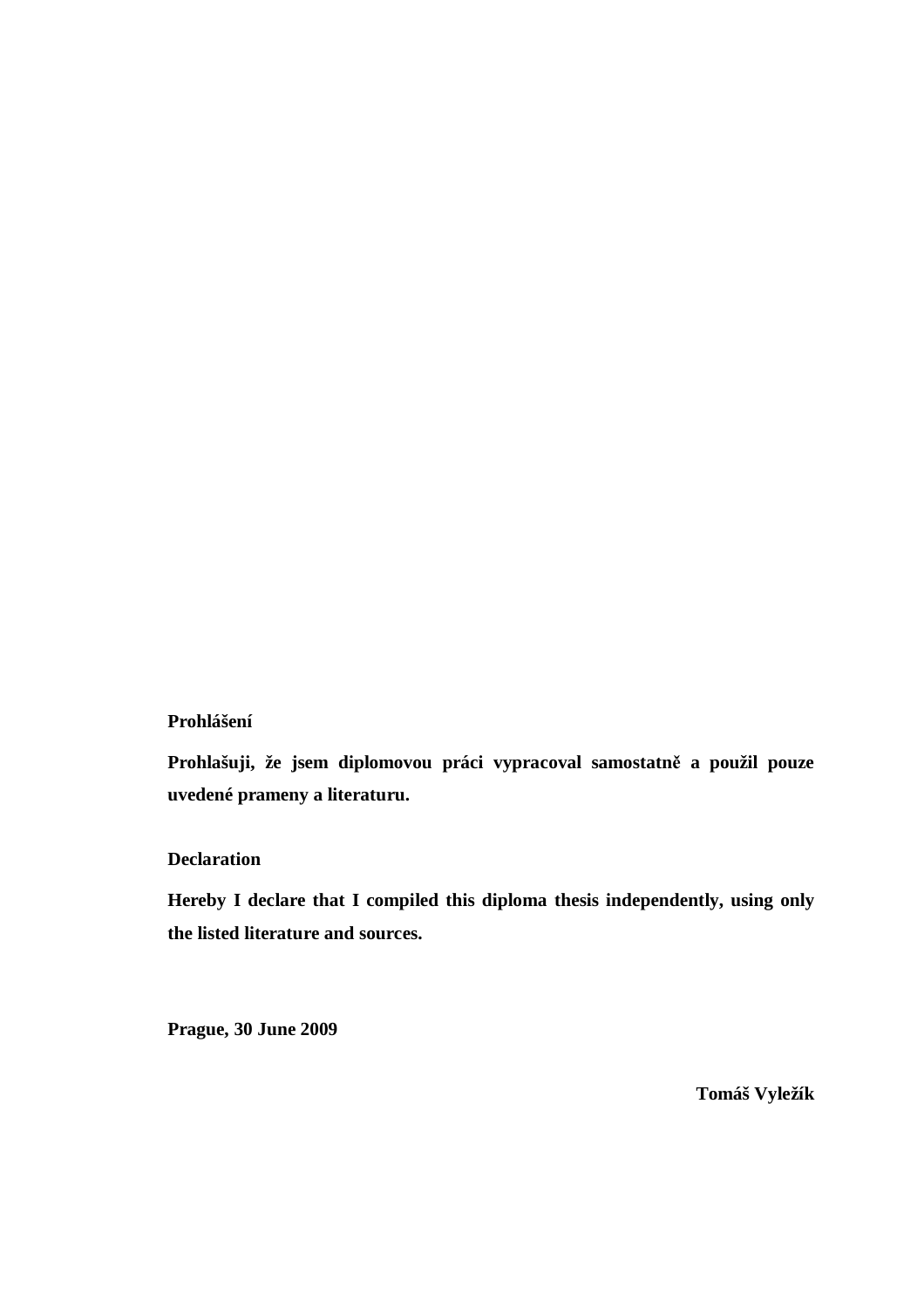**Prohlášení**

**Prohlašuji, že jsem diplomovou práci vypracoval samostatně a použil pouze uvedené prameny a literaturu.**

**Declaration**

**Hereby I declare that I compiled this diploma thesis independently, using only the listed literature and sources.**

**Prague, 30 June 2009**

**Tomáš Vyležík**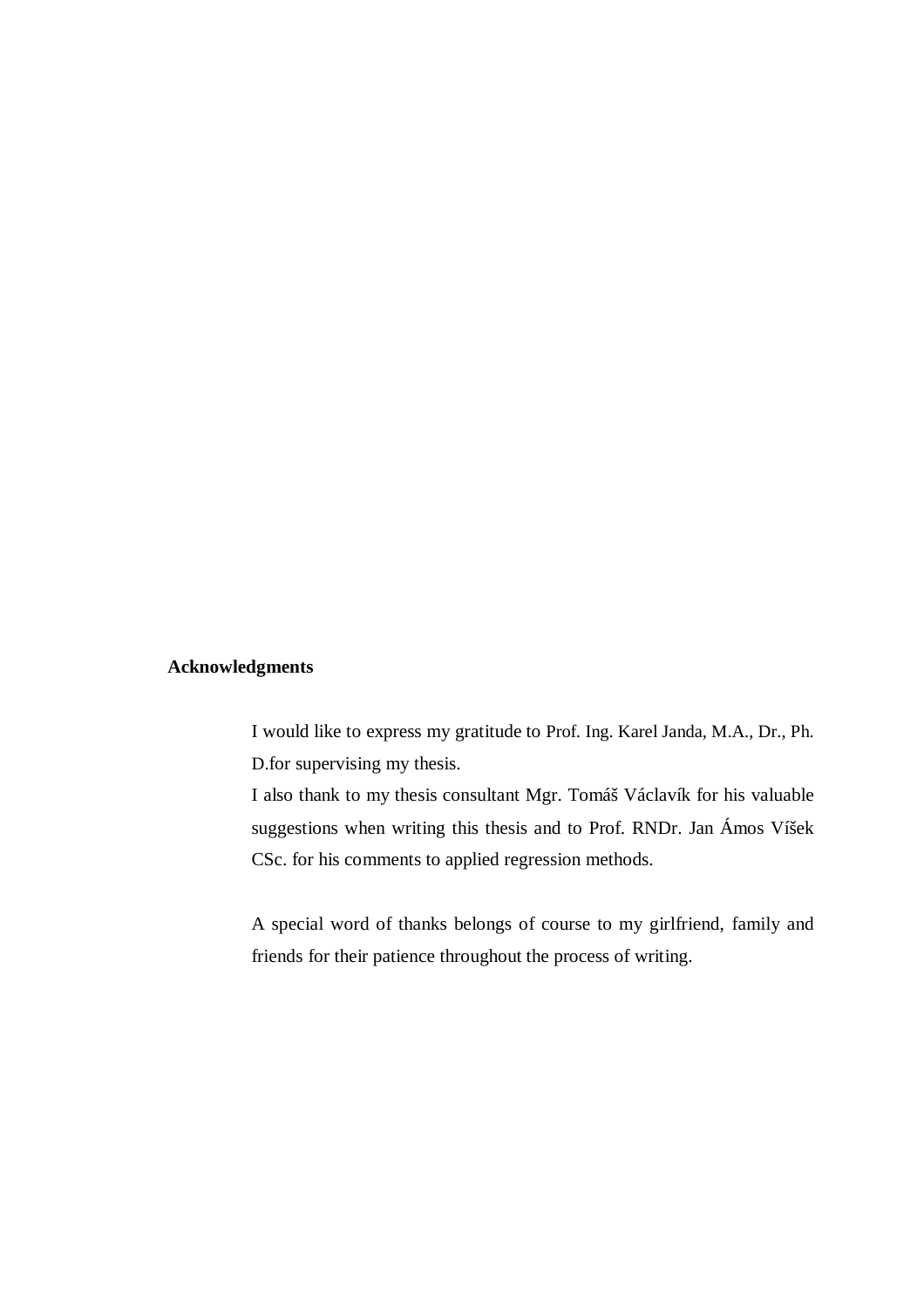**Acknowledgments**

I would like to express my gratitude to Prof. Ing. Karel Janda, M.A., Dr., Ph. D.for supervising my thesis.

I also thank to my thesis consultant Mgr. Tomáš Václavík for his valuable suggestions when writing this thesis and to Prof. RNDr. Jan Ámos Víšek CSc. for his comments to applied regression methods.

A special word of thanks belongs of course to my girlfriend, family and friends for their patience throughout the process of writing.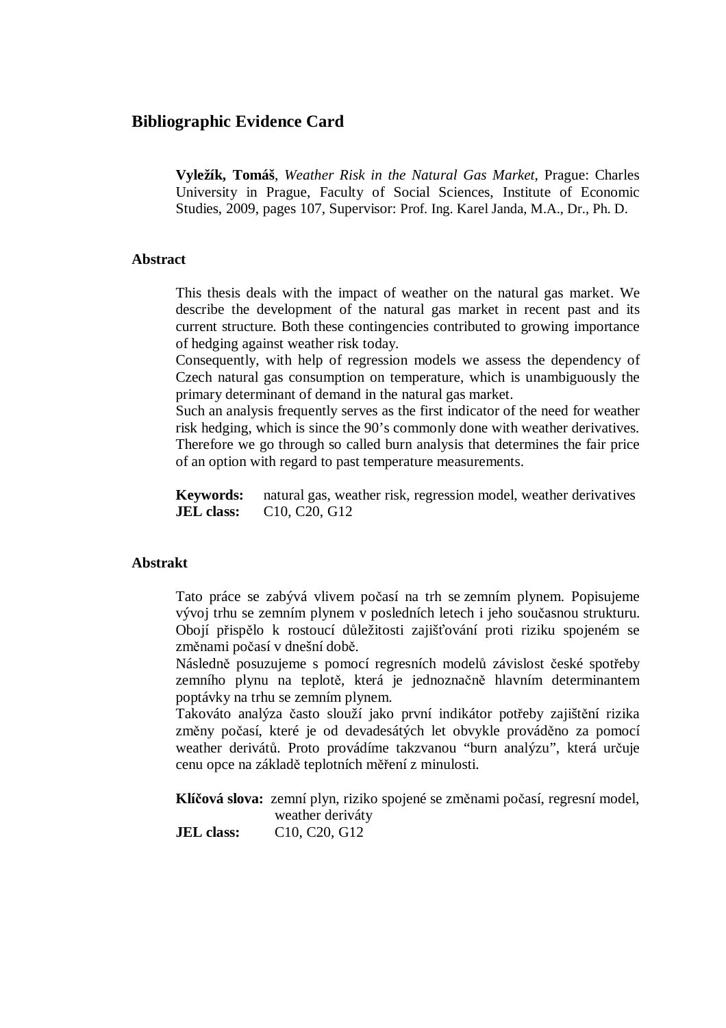## Bibliographic Evidence Card

**Vyležík, Tomáš**, *Weather Risk in the Natural Gas Market*, Prague: Charles University in Prague, Faculty of Social Sciences, Institute of Economic Studies, 2009, pages 107, Supervisor: Prof. Ing. Karel Janda, M.A., Dr., Ph. D.

### Abstract

This thesis deals with the impact of weather on the natural gas market. We describe the development of the natural gas market in recent past and its current structure. Both these contingencies contributed to growing importance of hedging against weather risk today.
Consequently, with help of regression models we assess the dependency of Czech natural gas consumption on temperature, which is unambiguously the primary determinant of demand in the natural gas market.
Such an analysis frequently serves as the first indicator of the need for weather risk hedging, which is since the 90's commonly done with weather derivatives. Therefore we go through so called burn analysis that determines the fair price of an option with regard to past temperature measurements.

**Keywords:** natural gas, weather risk, regression model, weather derivatives
**JEL class:** C10, C20, G12

### Abstrakt

Tato práce se zabývá vlivem počasí na trh se zemním plynem. Popisujeme vývoj trhu se zemním plynem v posledních letech i jeho současnou strukturu. Obojí přispělo k rostoucí důležitosti zajišťování proti riziku spojeném se změnami počasí v dnešní době.
Následně posuzujeme s pomocí regresních modelů závislost české spotřeby zemního plynu na teplotě, která je jednoznačně hlavním determinantem poptávky na trhu se zemním plynem.
Takováto analýza často slouží jako první indikátor potřeby zajištění rizika změny počasí, které je od devadesátých let obvykle prováděno za pomocí weather derivátů. Proto provádíme takzvanou "burn analýzu", která určuje cenu opce na základě teplotních měření z minulosti.

**Klíčová slova:** zemní plyn, riziko spojené se změnami počasí, regresní model, weather deriváty
**JEL class:** C10, C20, G12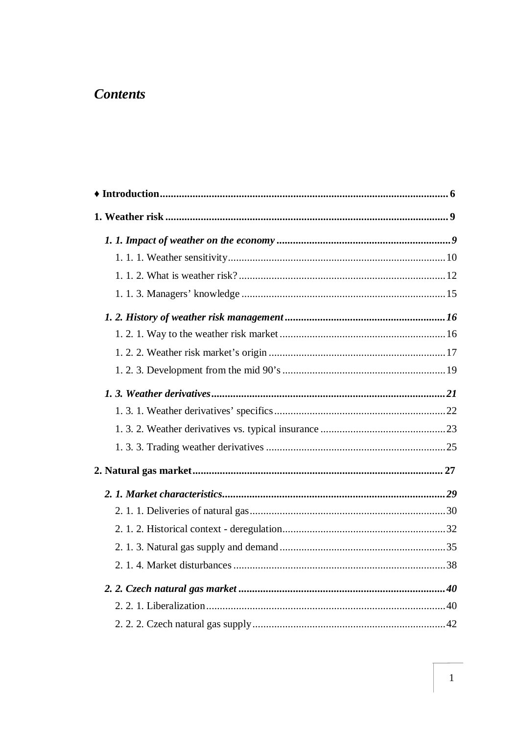# *Contents*

**♦ Introduction** ........ 6

**1. Weather risk** ........ 9

***1. 1. Impact of weather on the economy*** ........ *9*

1. 1. 1. Weather sensitivity ........ 10

1. 1. 2. What is weather risk? ........ 12

1. 1. 3. Managers' knowledge ........ 15

***1. 2. History of weather risk management*** ........ *16*

1. 2. 1. Way to the weather risk market ........ 16

1. 2. 2. Weather risk market's origin ........ 17

1. 2. 3. Development from the mid 90's ........ 19

***1. 3. Weather derivatives*** ........ *21*

1. 3. 1. Weather derivatives' specifics ........ 22

1. 3. 2. Weather derivatives vs. typical insurance ........ 23

1. 3. 3. Trading weather derivatives ........ 25

**2. Natural gas market** ........ 27

***2. 1. Market characteristics*** ........ *29*

2. 1. 1. Deliveries of natural gas ........ 30

2. 1. 2. Historical context - deregulation ........ 32

2. 1. 3. Natural gas supply and demand ........ 35

2. 1. 4. Market disturbances ........ 38

***2. 2. Czech natural gas market*** ........ *40*

2. 2. 1. Liberalization ........ 40

2. 2. 2. Czech natural gas supply ........ 42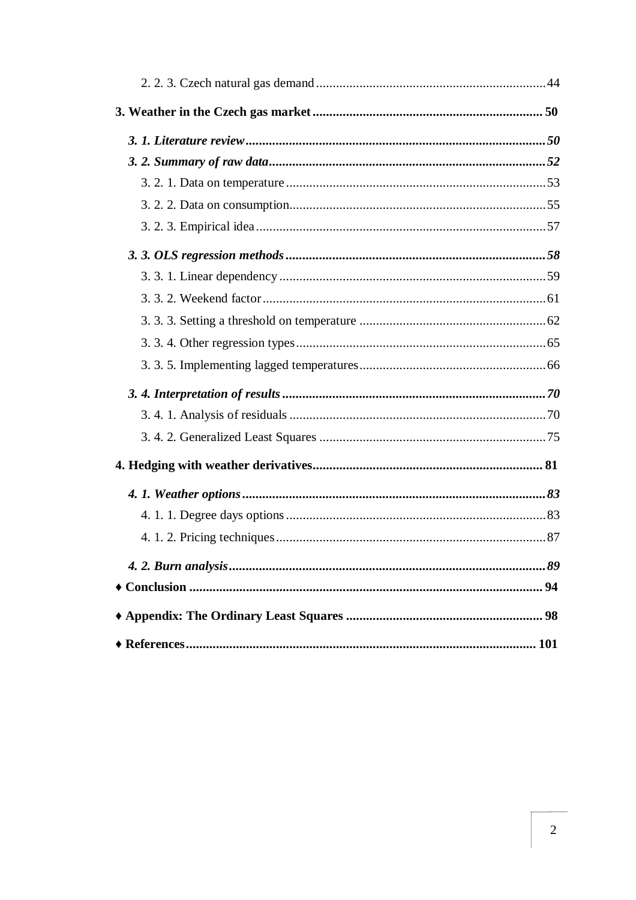2. 2. 3. Czech natural gas demand ........................................................................ 44

**3. Weather in the Czech gas market ....................................................................... 50**

***3. 1. Literature review ............................................................................................ 50***

***3. 2. Summary of raw data ...................................................................................... 52***

3. 2. 1. Data on temperature ................................................................................ 53

3. 2. 2. Data on consumption ............................................................................... 55

3. 2. 3. Empirical idea .......................................................................................... 57

***3. 3. OLS regression methods ................................................................................ 58***

3. 3. 1. Linear dependency ................................................................................... 59

3. 3. 2. Weekend factor ........................................................................................ 61

3. 3. 3. Setting a threshold on temperature ......................................................... 62

3. 3. 4. Other regression types ............................................................................. 65

3. 3. 5. Implementing lagged temperatures .......................................................... 66

***3. 4. Interpretation of results ................................................................................. 70***

3. 4. 1. Analysis of residuals ............................................................................... 70

3. 4. 2. Generalized Least Squares ...................................................................... 75

**4. Hedging with weather derivatives ....................................................................... 81**

***4. 1. Weather options ............................................................................................. 83***

4. 1. 1. Degree days options ................................................................................ 83

4. 1. 2. Pricing techniques ................................................................................... 87

***4. 2. Burn analysis ................................................................................................. 89***

**♦ Conclusion ........................................................................................................... 94**

**♦ Appendix: The Ordinary Least Squares ............................................................ 98**

**♦ References .......................................................................................................... 101**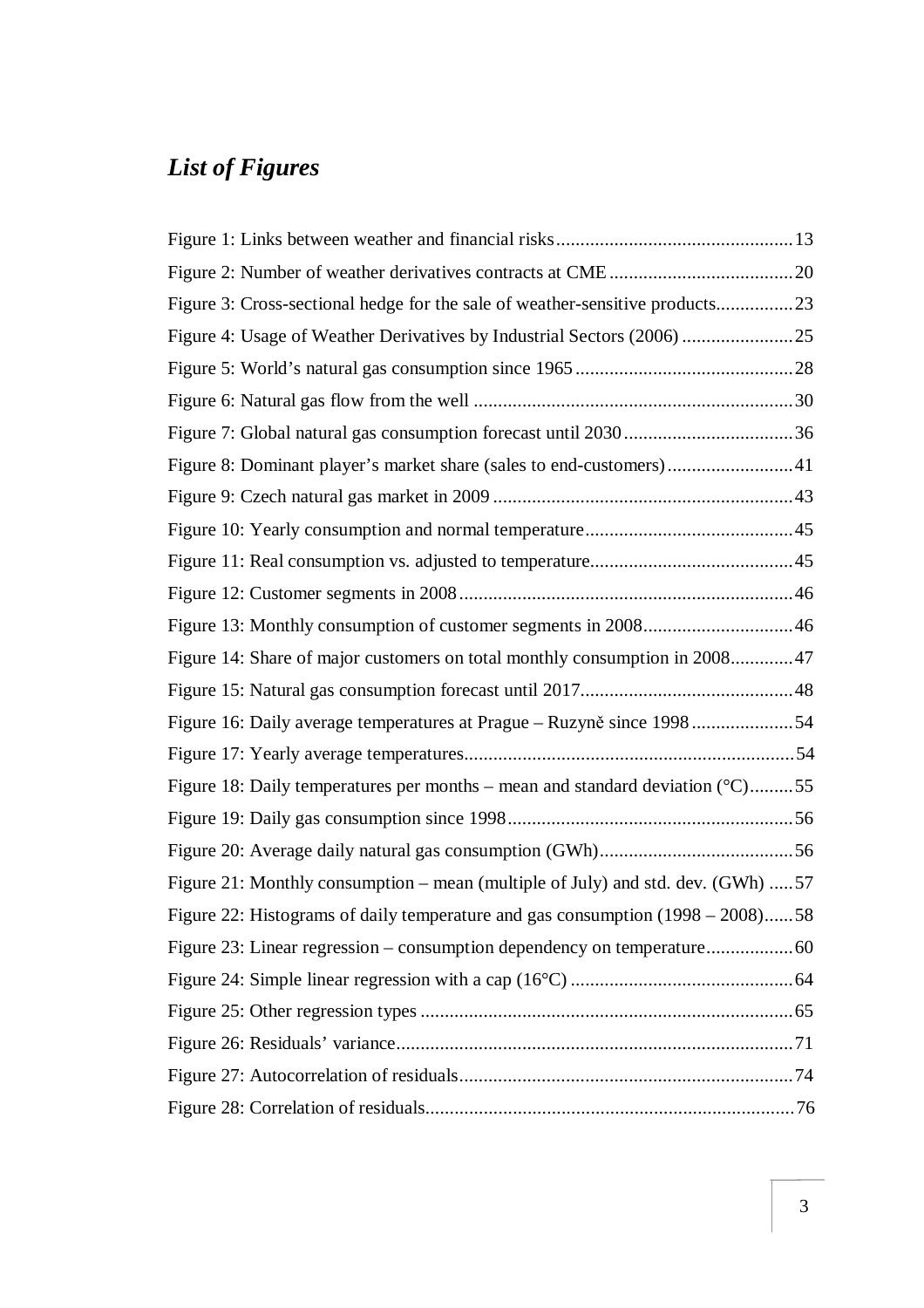## *List of Figures*

Figure 1: Links between weather and financial risks....13
Figure 2: Number of weather derivatives contracts at CME....20
Figure 3: Cross-sectional hedge for the sale of weather-sensitive products....23
Figure 4: Usage of Weather Derivatives by Industrial Sectors (2006)....25
Figure 5: World's natural gas consumption since 1965....28
Figure 6: Natural gas flow from the well....30
Figure 7: Global natural gas consumption forecast until 2030....36
Figure 8: Dominant player's market share (sales to end-customers)....41
Figure 9: Czech natural gas market in 2009....43
Figure 10: Yearly consumption and normal temperature....45
Figure 11: Real consumption vs. adjusted to temperature....45
Figure 12: Customer segments in 2008....46
Figure 13: Monthly consumption of customer segments in 2008....46
Figure 14: Share of major customers on total monthly consumption in 2008....47
Figure 15: Natural gas consumption forecast until 2017....48
Figure 16: Daily average temperatures at Prague – Ruzyně since 1998....54
Figure 17: Yearly average temperatures....54
Figure 18: Daily temperatures per months – mean and standard deviation (°C)....55
Figure 19: Daily gas consumption since 1998....56
Figure 20: Average daily natural gas consumption (GWh)....56
Figure 21: Monthly consumption – mean (multiple of July) and std. dev. (GWh)....57
Figure 22: Histograms of daily temperature and gas consumption (1998 – 2008)....58
Figure 23: Linear regression – consumption dependency on temperature....60
Figure 24: Simple linear regression with a cap (16°C)....64
Figure 25: Other regression types....65
Figure 26: Residuals' variance....71
Figure 27: Autocorrelation of residuals....74
Figure 28: Correlation of residuals....76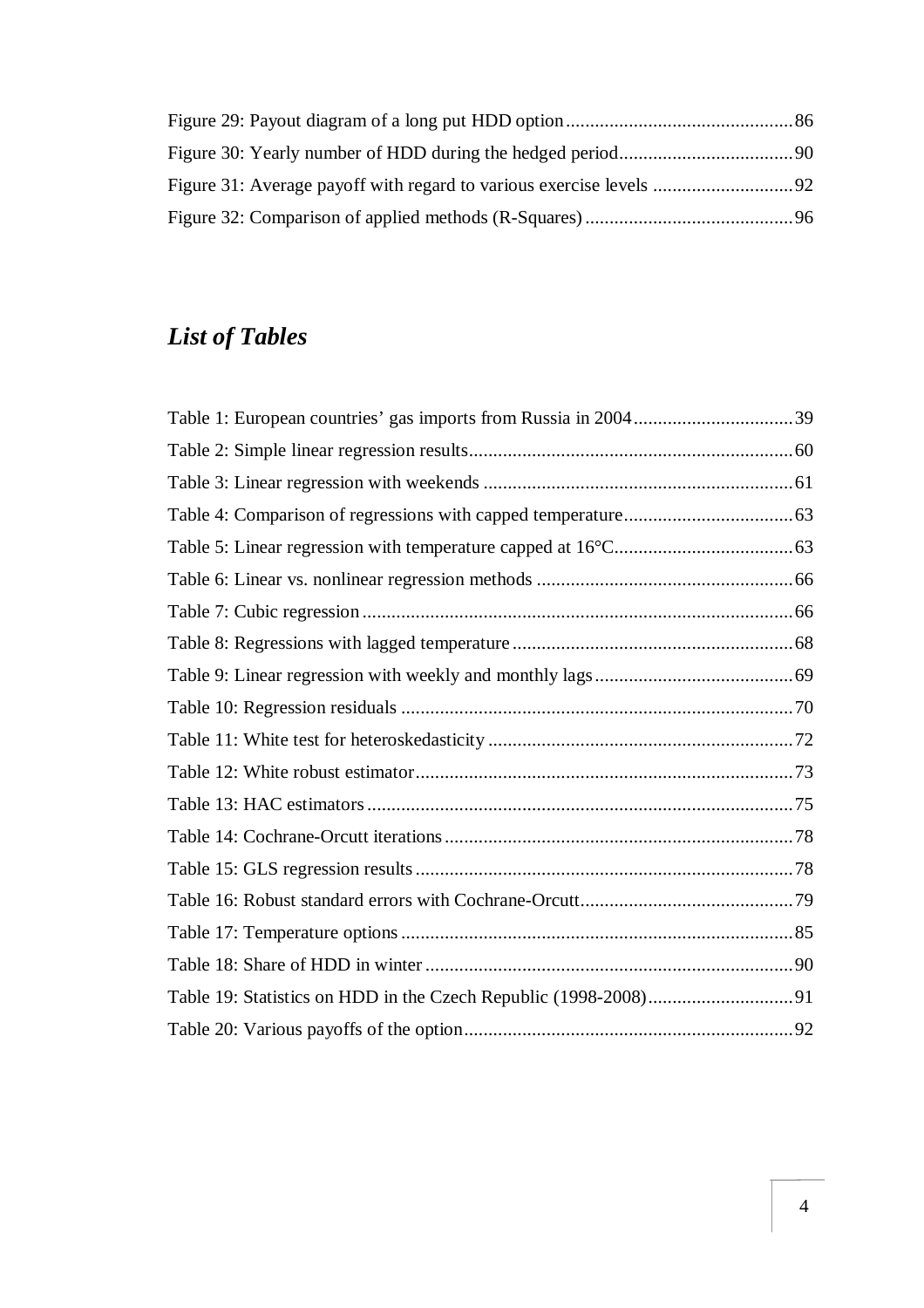Figure 29: Payout diagram of a long put HDD option ............................................... 86

Figure 30: Yearly number of HDD during the hedged period .................................... 90

Figure 31: Average payoff with regard to various exercise levels ............................. 92

Figure 32: Comparison of applied methods (R-Squares) ........................................... 96

## *List of Tables*

Table 1: European countries' gas imports from Russia in 2004 ................................. 39

Table 2: Simple linear regression results ................................................................... 60

Table 3: Linear regression with weekends ................................................................ 61

Table 4: Comparison of regressions with capped temperature ................................... 63

Table 5: Linear regression with temperature capped at 16°C ..................................... 63

Table 6: Linear vs. nonlinear regression methods ..................................................... 66

Table 7: Cubic regression ......................................................................................... 66

Table 8: Regressions with lagged temperature .......................................................... 68

Table 9: Linear regression with weekly and monthly lags ......................................... 69

Table 10: Regression residuals ................................................................................. 70

Table 11: White test for heteroskedasticity ............................................................... 72

Table 12: White robust estimator .............................................................................. 73

Table 13: HAC estimators ........................................................................................ 75

Table 14: Cochrane-Orcutt iterations ........................................................................ 78

Table 15: GLS regression results .............................................................................. 78

Table 16: Robust standard errors with Cochrane-Orcutt ............................................ 79

Table 17: Temperature options ................................................................................. 85

Table 18: Share of HDD in winter ............................................................................ 90

Table 19: Statistics on HDD in the Czech Republic (1998-2008) .............................. 91

Table 20: Various payoffs of the option .................................................................... 92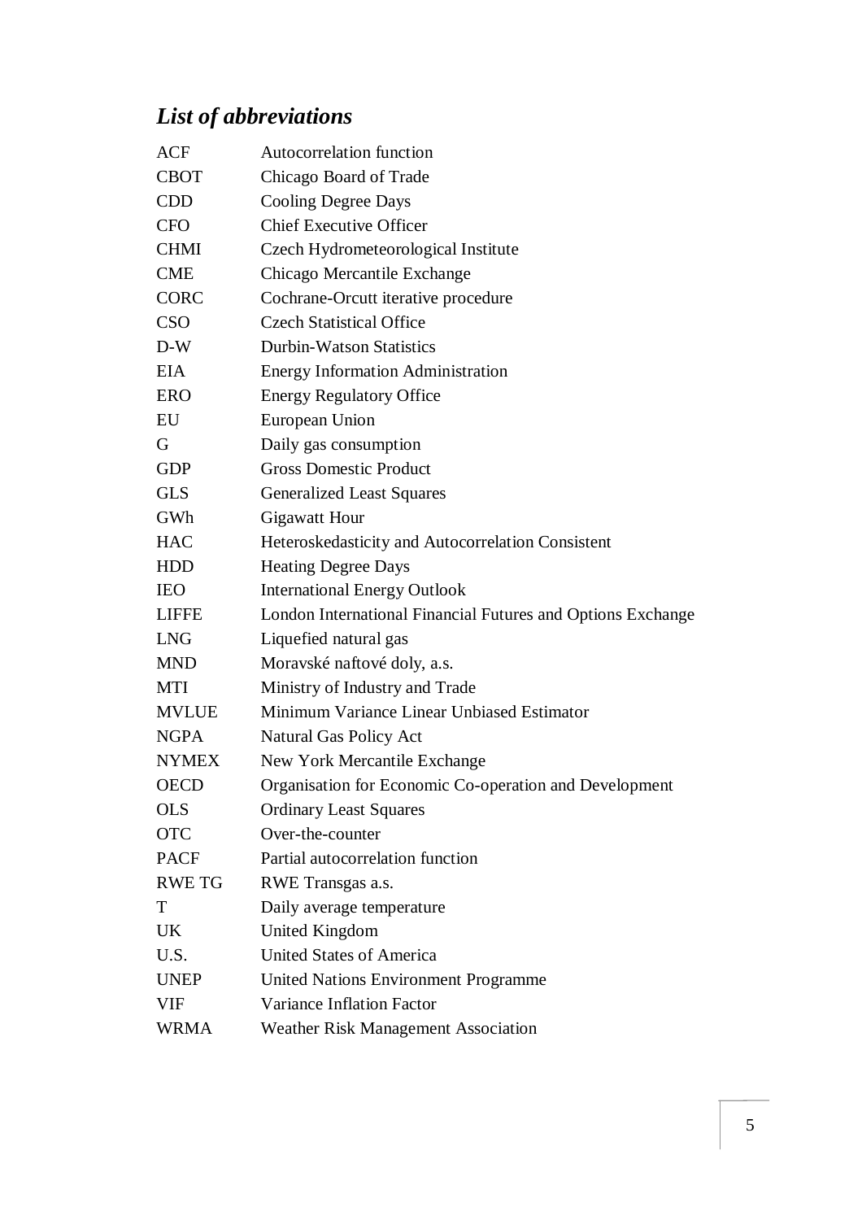## *List of abbreviations*

| | |
|---|---|
| ACF | Autocorrelation function |
| CBOT | Chicago Board of Trade |
| CDD | Cooling Degree Days |
| CFO | Chief Executive Officer |
| CHMI | Czech Hydrometeorological Institute |
| CME | Chicago Mercantile Exchange |
| CORC | Cochrane-Orcutt iterative procedure |
| CSO | Czech Statistical Office |
| D-W | Durbin-Watson Statistics |
| EIA | Energy Information Administration |
| ERO | Energy Regulatory Office |
| EU | European Union |
| G | Daily gas consumption |
| GDP | Gross Domestic Product |
| GLS | Generalized Least Squares |
| GWh | Gigawatt Hour |
| HAC | Heteroskedasticity and Autocorrelation Consistent |
| HDD | Heating Degree Days |
| IEO | International Energy Outlook |
| LIFFE | London International Financial Futures and Options Exchange |
| LNG | Liquefied natural gas |
| MND | Moravské naftové doly, a.s. |
| MTI | Ministry of Industry and Trade |
| MVLUE | Minimum Variance Linear Unbiased Estimator |
| NGPA | Natural Gas Policy Act |
| NYMEX | New York Mercantile Exchange |
| OECD | Organisation for Economic Co-operation and Development |
| OLS | Ordinary Least Squares |
| OTC | Over-the-counter |
| PACF | Partial autocorrelation function |
| RWE TG | RWE Transgas a.s. |
| T | Daily average temperature |
| UK | United Kingdom |
| U.S. | United States of America |
| UNEP | United Nations Environment Programme |
| VIF | Variance Inflation Factor |
| WRMA | Weather Risk Management Association |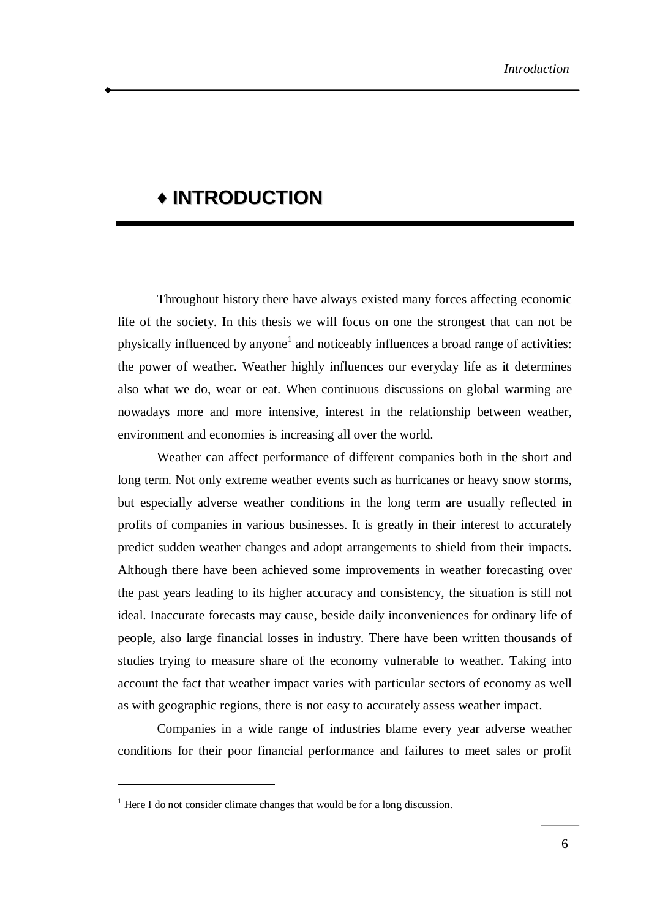# ♦ INTRODUCTION

Throughout history there have always existed many forces affecting economic life of the society. In this thesis we will focus on one the strongest that can not be physically influenced by anyone[1] and noticeably influences a broad range of activities: the power of weather. Weather highly influences our everyday life as it determines also what we do, wear or eat. When continuous discussions on global warming are nowadays more and more intensive, interest in the relationship between weather, environment and economies is increasing all over the world.

Weather can affect performance of different companies both in the short and long term. Not only extreme weather events such as hurricanes or heavy snow storms, but especially adverse weather conditions in the long term are usually reflected in profits of companies in various businesses. It is greatly in their interest to accurately predict sudden weather changes and adopt arrangements to shield from their impacts. Although there have been achieved some improvements in weather forecasting over the past years leading to its higher accuracy and consistency, the situation is still not ideal. Inaccurate forecasts may cause, beside daily inconveniences for ordinary life of people, also large financial losses in industry. There have been written thousands of studies trying to measure share of the economy vulnerable to weather. Taking into account the fact that weather impact varies with particular sectors of economy as well as with geographic regions, there is not easy to accurately assess weather impact.

Companies in a wide range of industries blame every year adverse weather conditions for their poor financial performance and failures to meet sales or profit

[1] Here I do not consider climate changes that would be for a long discussion.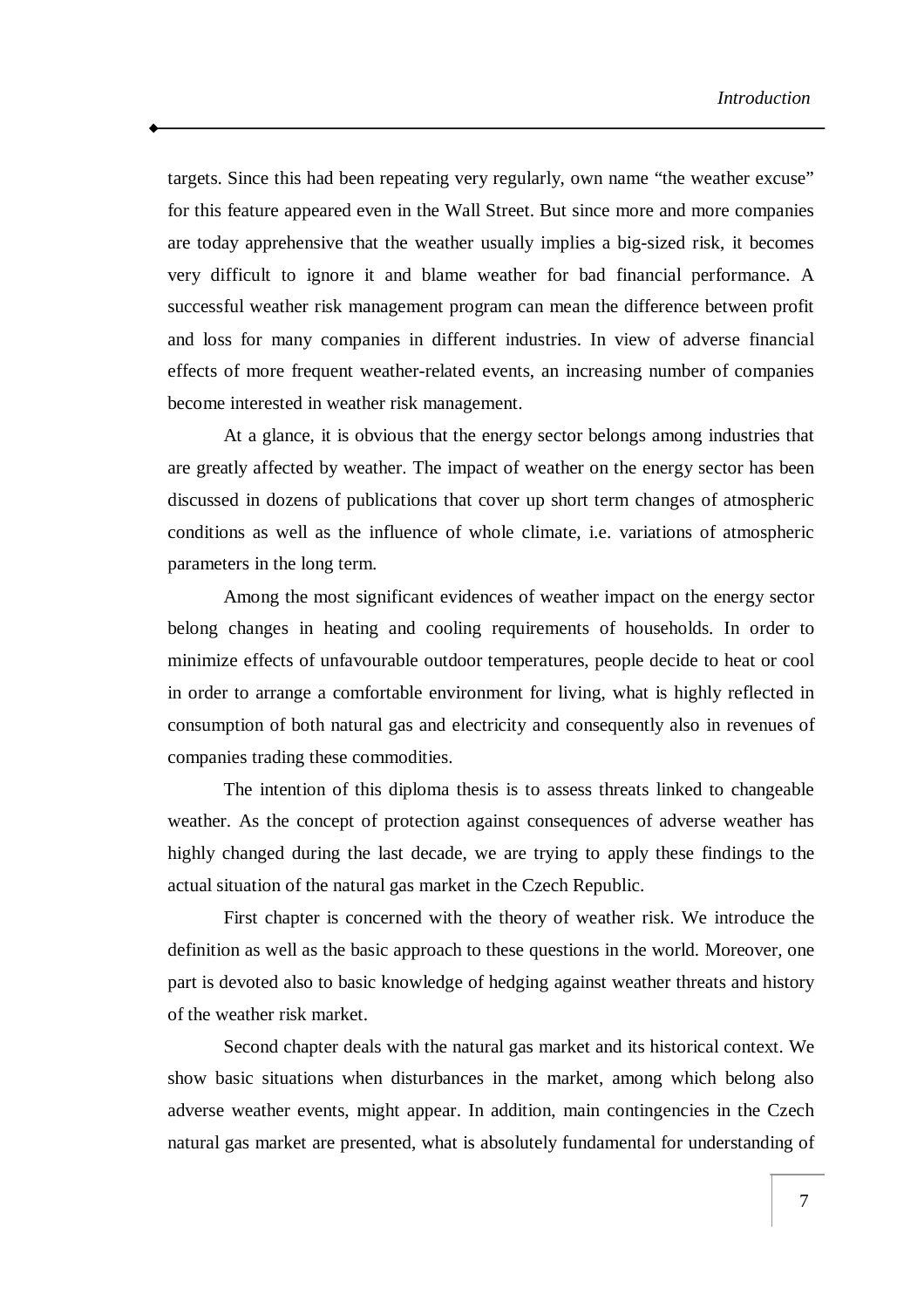targets. Since this had been repeating very regularly, own name "the weather excuse" for this feature appeared even in the Wall Street. But since more and more companies are today apprehensive that the weather usually implies a big-sized risk, it becomes very difficult to ignore it and blame weather for bad financial performance. A successful weather risk management program can mean the difference between profit and loss for many companies in different industries. In view of adverse financial effects of more frequent weather-related events, an increasing number of companies become interested in weather risk management.

At a glance, it is obvious that the energy sector belongs among industries that are greatly affected by weather. The impact of weather on the energy sector has been discussed in dozens of publications that cover up short term changes of atmospheric conditions as well as the influence of whole climate, i.e. variations of atmospheric parameters in the long term.

Among the most significant evidences of weather impact on the energy sector belong changes in heating and cooling requirements of households. In order to minimize effects of unfavourable outdoor temperatures, people decide to heat or cool in order to arrange a comfortable environment for living, what is highly reflected in consumption of both natural gas and electricity and consequently also in revenues of companies trading these commodities.

The intention of this diploma thesis is to assess threats linked to changeable weather. As the concept of protection against consequences of adverse weather has highly changed during the last decade, we are trying to apply these findings to the actual situation of the natural gas market in the Czech Republic.

First chapter is concerned with the theory of weather risk. We introduce the definition as well as the basic approach to these questions in the world. Moreover, one part is devoted also to basic knowledge of hedging against weather threats and history of the weather risk market.

Second chapter deals with the natural gas market and its historical context. We show basic situations when disturbances in the market, among which belong also adverse weather events, might appear. In addition, main contingencies in the Czech natural gas market are presented, what is absolutely fundamental for understanding of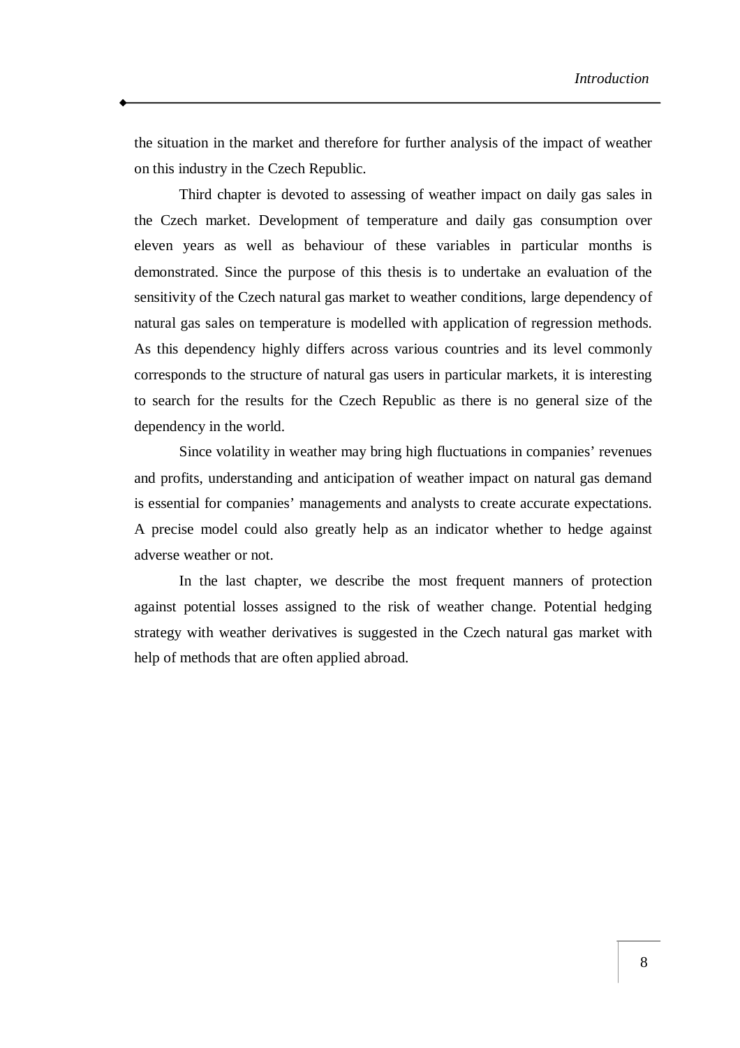the situation in the market and therefore for further analysis of the impact of weather on this industry in the Czech Republic.

Third chapter is devoted to assessing of weather impact on daily gas sales in the Czech market. Development of temperature and daily gas consumption over eleven years as well as behaviour of these variables in particular months is demonstrated. Since the purpose of this thesis is to undertake an evaluation of the sensitivity of the Czech natural gas market to weather conditions, large dependency of natural gas sales on temperature is modelled with application of regression methods. As this dependency highly differs across various countries and its level commonly corresponds to the structure of natural gas users in particular markets, it is interesting to search for the results for the Czech Republic as there is no general size of the dependency in the world.

Since volatility in weather may bring high fluctuations in companies' revenues and profits, understanding and anticipation of weather impact on natural gas demand is essential for companies' managements and analysts to create accurate expectations. A precise model could also greatly help as an indicator whether to hedge against adverse weather or not.

In the last chapter, we describe the most frequent manners of protection against potential losses assigned to the risk of weather change. Potential hedging strategy with weather derivatives is suggested in the Czech natural gas market with help of methods that are often applied abroad.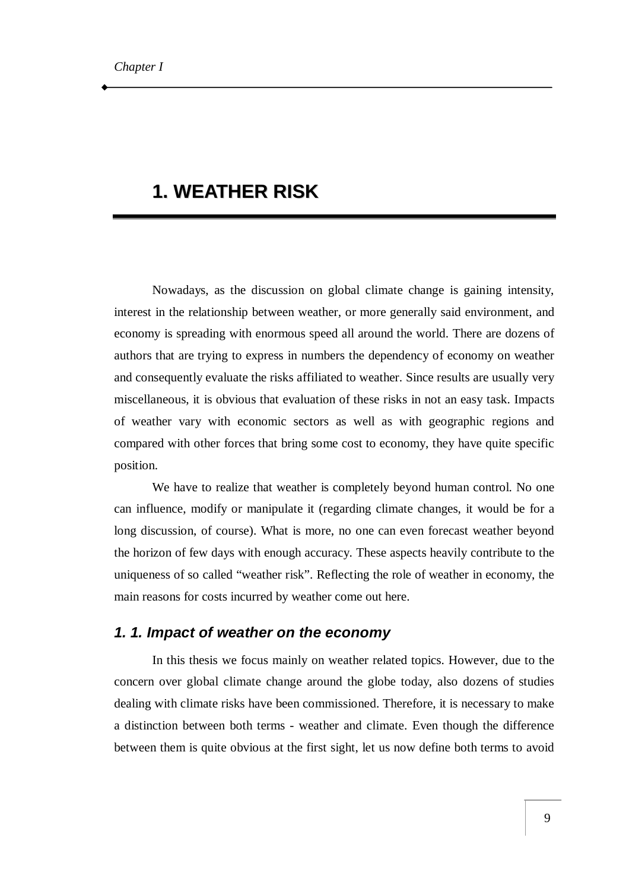# 1. WEATHER RISK

Nowadays, as the discussion on global climate change is gaining intensity, interest in the relationship between weather, or more generally said environment, and economy is spreading with enormous speed all around the world. There are dozens of authors that are trying to express in numbers the dependency of economy on weather and consequently evaluate the risks affiliated to weather. Since results are usually very miscellaneous, it is obvious that evaluation of these risks in not an easy task. Impacts of weather vary with economic sectors as well as with geographic regions and compared with other forces that bring some cost to economy, they have quite specific position.

We have to realize that weather is completely beyond human control. No one can influence, modify or manipulate it (regarding climate changes, it would be for a long discussion, of course). What is more, no one can even forecast weather beyond the horizon of few days with enough accuracy. These aspects heavily contribute to the uniqueness of so called "weather risk". Reflecting the role of weather in economy, the main reasons for costs incurred by weather come out here.

## *1. 1. Impact of weather on the economy*

In this thesis we focus mainly on weather related topics. However, due to the concern over global climate change around the globe today, also dozens of studies dealing with climate risks have been commissioned. Therefore, it is necessary to make a distinction between both terms - weather and climate. Even though the difference between them is quite obvious at the first sight, let us now define both terms to avoid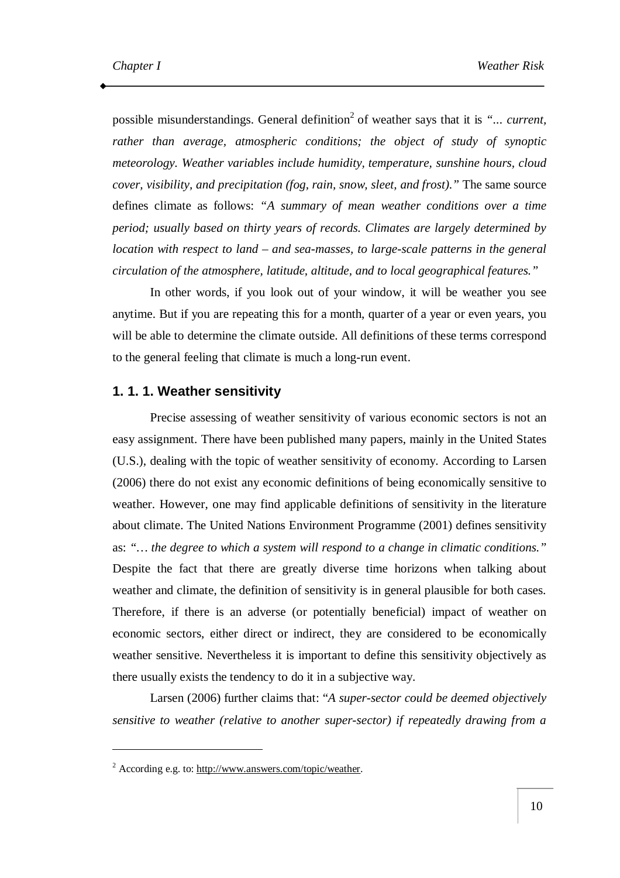possible misunderstandings. General definition[2] of weather says that it is *"... current, rather than average, atmospheric conditions; the object of study of synoptic meteorology. Weather variables include humidity, temperature, sunshine hours, cloud cover, visibility, and precipitation (fog, rain, snow, sleet, and frost)."* The same source defines climate as follows: *"A summary of mean weather conditions over a time period; usually based on thirty years of records. Climates are largely determined by location with respect to land – and sea-masses, to large-scale patterns in the general circulation of the atmosphere, latitude, altitude, and to local geographical features."*

In other words, if you look out of your window, it will be weather you see anytime. But if you are repeating this for a month, quarter of a year or even years, you will be able to determine the climate outside. All definitions of these terms correspond to the general feeling that climate is much a long-run event.

### 1. 1. 1. Weather sensitivity

Precise assessing of weather sensitivity of various economic sectors is not an easy assignment. There have been published many papers, mainly in the United States (U.S.), dealing with the topic of weather sensitivity of economy. According to Larsen (2006) there do not exist any economic definitions of being economically sensitive to weather. However, one may find applicable definitions of sensitivity in the literature about climate. The United Nations Environment Programme (2001) defines sensitivity as: *"… the degree to which a system will respond to a change in climatic conditions."* Despite the fact that there are greatly diverse time horizons when talking about weather and climate, the definition of sensitivity is in general plausible for both cases. Therefore, if there is an adverse (or potentially beneficial) impact of weather on economic sectors, either direct or indirect, they are considered to be economically weather sensitive. Nevertheless it is important to define this sensitivity objectively as there usually exists the tendency to do it in a subjective way.

Larsen (2006) further claims that: "*A super-sector could be deemed objectively sensitive to weather (relative to another super-sector) if repeatedly drawing from a*

---

[2] According e.g. to: http://www.answers.com/topic/weather.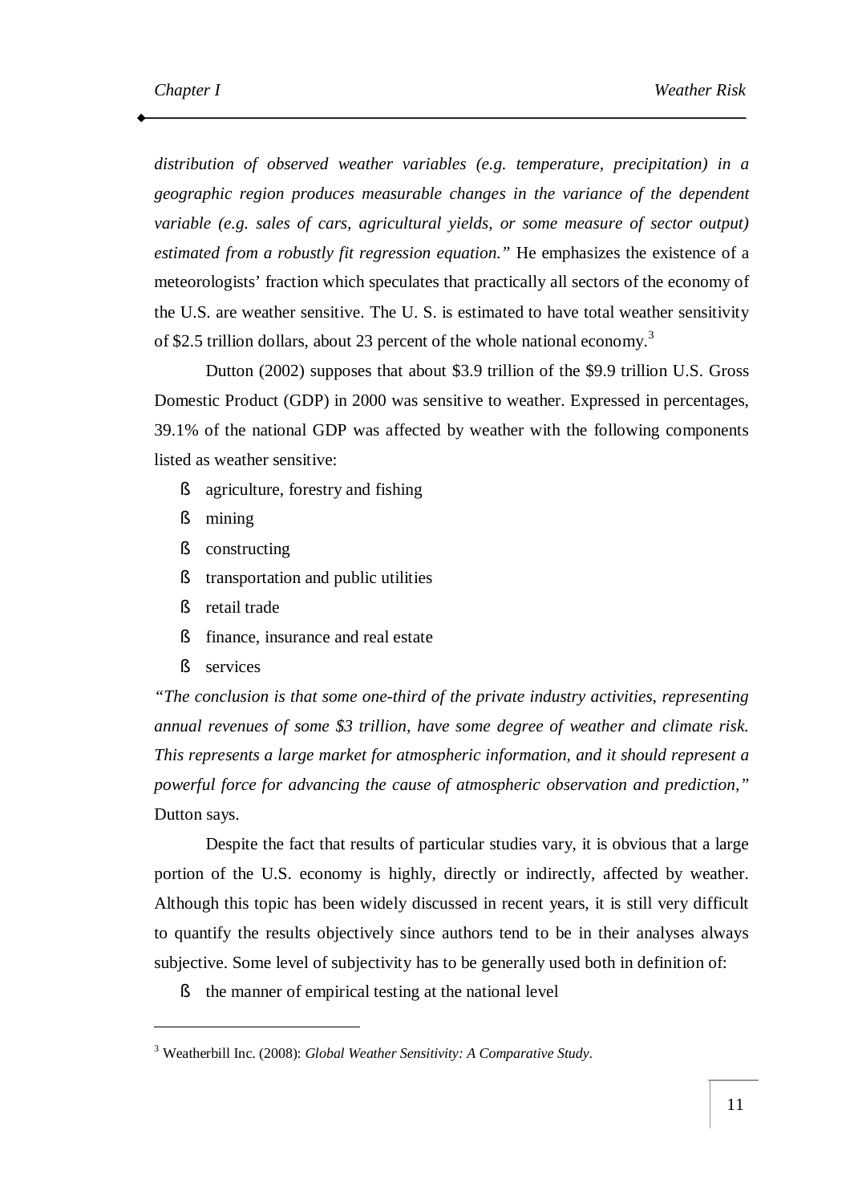*distribution of observed weather variables (e.g. temperature, precipitation) in a geographic region produces measurable changes in the variance of the dependent variable (e.g. sales of cars, agricultural yields, or some measure of sector output) estimated from a robustly fit regression equation."* He emphasizes the existence of a meteorologists' fraction which speculates that practically all sectors of the economy of the U.S. are weather sensitive. The U. S. is estimated to have total weather sensitivity of $2.5 trillion dollars, about 23 percent of the whole national economy.[3]

Dutton (2002) supposes that about $3.9 trillion of the $9.9 trillion U.S. Gross Domestic Product (GDP) in 2000 was sensitive to weather. Expressed in percentages, 39.1% of the national GDP was affected by weather with the following components listed as weather sensitive:

- agriculture, forestry and fishing
- mining
- constructing
- transportation and public utilities
- retail trade
- finance, insurance and real estate
- services

*"The conclusion is that some one-third of the private industry activities, representing annual revenues of some $3 trillion, have some degree of weather and climate risk. This represents a large market for atmospheric information, and it should represent a powerful force for advancing the cause of atmospheric observation and prediction,"* Dutton says.

Despite the fact that results of particular studies vary, it is obvious that a large portion of the U.S. economy is highly, directly or indirectly, affected by weather. Although this topic has been widely discussed in recent years, it is still very difficult to quantify the results objectively since authors tend to be in their analyses always subjective. Some level of subjectivity has to be generally used both in definition of:

- the manner of empirical testing at the national level

[3] Weatherbill Inc. (2008): *Global Weather Sensitivity: A Comparative Study*.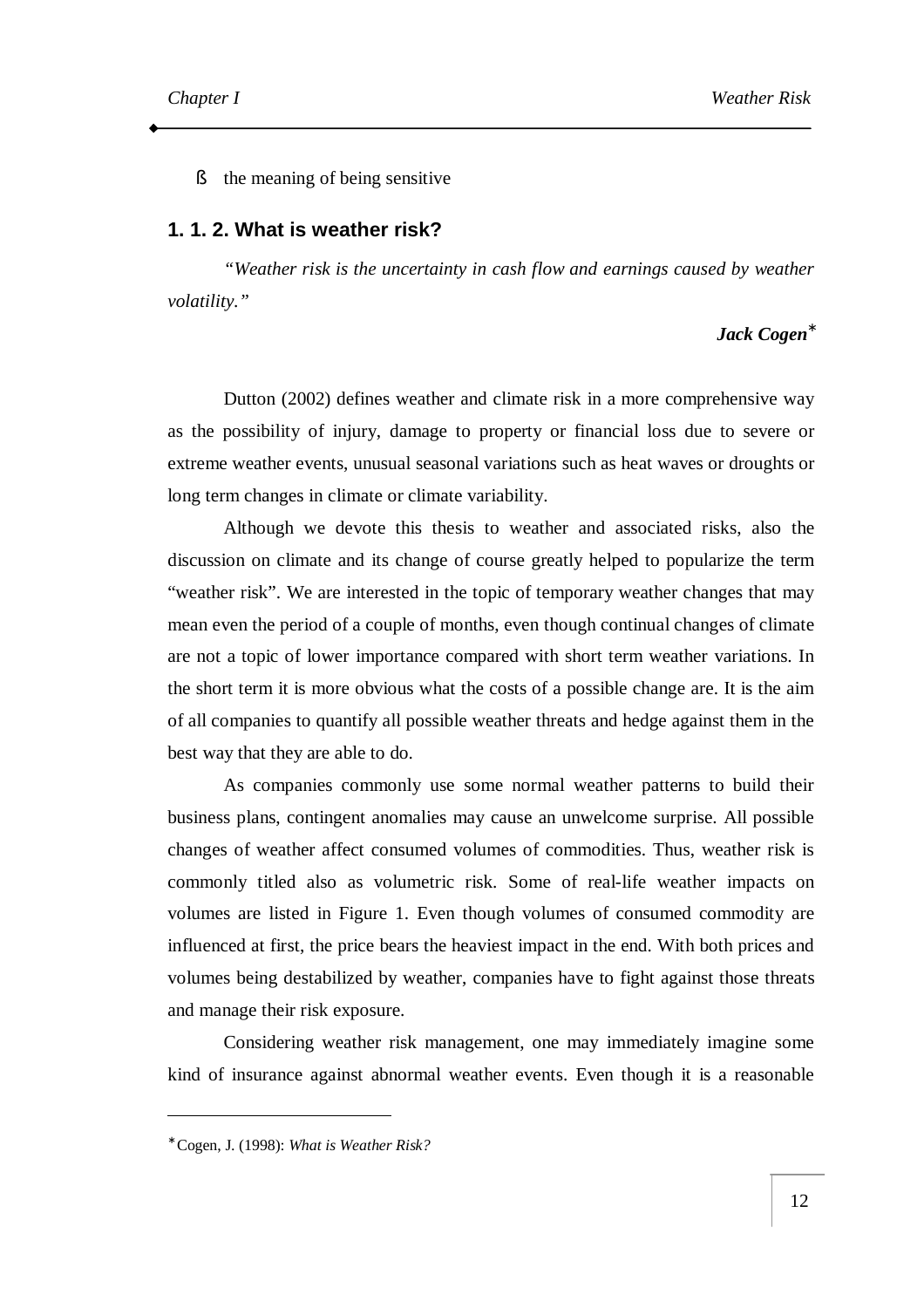- the meaning of being sensitive

### 1. 1. 2. What is weather risk?

*"Weather risk is the uncertainty in cash flow and earnings caused by weather volatility."*

***Jack Cogen****

Dutton (2002) defines weather and climate risk in a more comprehensive way as the possibility of injury, damage to property or financial loss due to severe or extreme weather events, unusual seasonal variations such as heat waves or droughts or long term changes in climate or climate variability.

Although we devote this thesis to weather and associated risks, also the discussion on climate and its change of course greatly helped to popularize the term "weather risk". We are interested in the topic of temporary weather changes that may mean even the period of a couple of months, even though continual changes of climate are not a topic of lower importance compared with short term weather variations. In the short term it is more obvious what the costs of a possible change are. It is the aim of all companies to quantify all possible weather threats and hedge against them in the best way that they are able to do.

As companies commonly use some normal weather patterns to build their business plans, contingent anomalies may cause an unwelcome surprise. All possible changes of weather affect consumed volumes of commodities. Thus, weather risk is commonly titled also as volumetric risk. Some of real-life weather impacts on volumes are listed in Figure 1. Even though volumes of consumed commodity are influenced at first, the price bears the heaviest impact in the end. With both prices and volumes being destabilized by weather, companies have to fight against those threats and manage their risk exposure.

Considering weather risk management, one may immediately imagine some kind of insurance against abnormal weather events. Even though it is a reasonable

---

* Cogen, J. (1998): *What is Weather Risk?*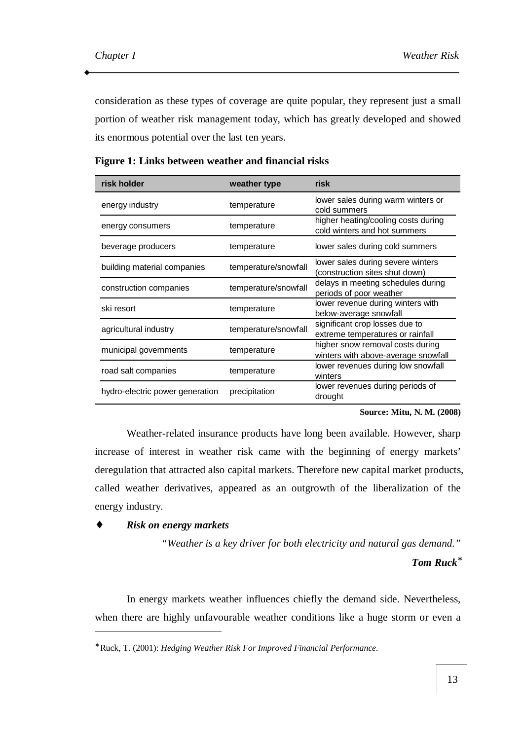consideration as these types of coverage are quite popular, they represent just a small portion of weather risk management today, which has greatly developed and showed its enormous potential over the last ten years.

**Figure 1: Links between weather and financial risks**

| risk holder | weather type | risk |
|---|---|---|
| energy industry | temperature | lower sales during warm winters or cold summers |
| energy consumers | temperature | higher heating/cooling costs during cold winters and hot summers |
| beverage producers | temperature | lower sales during cold summers |
| building material companies | temperature/snowfall | lower sales during severe winters (construction sites shut down) |
| construction companies | temperature/snowfall | delays in meeting schedules during periods of poor weather |
| ski resort | temperature | lower revenue during winters with below-average snowfall |
| agricultural industry | temperature/snowfall | significant crop losses due to extreme temperatures or rainfall |
| municipal governments | temperature | higher snow removal costs during winters with above-average snowfall |
| road salt companies | temperature | lower revenues during low snowfall winters |
| hydro-electric power generation | precipitation | lower revenues during periods of drought |

**Source: Mitu, N. M. (2008)**

Weather-related insurance products have long been available. However, sharp increase of interest in weather risk came with the beginning of energy markets' deregulation that attracted also capital markets. Therefore new capital market products, called weather derivatives, appeared as an outgrowth of the liberalization of the energy industry.

♦ ***Risk on energy markets***

*"Weather is a key driver for both electricity and natural gas demand."*

***Tom Ruck**** 

In energy markets weather influences chiefly the demand side. Nevertheless, when there are highly unfavourable weather conditions like a huge storm or even a

---

* Ruck, T. (2001): *Hedging Weather Risk For Improved Financial Performance.*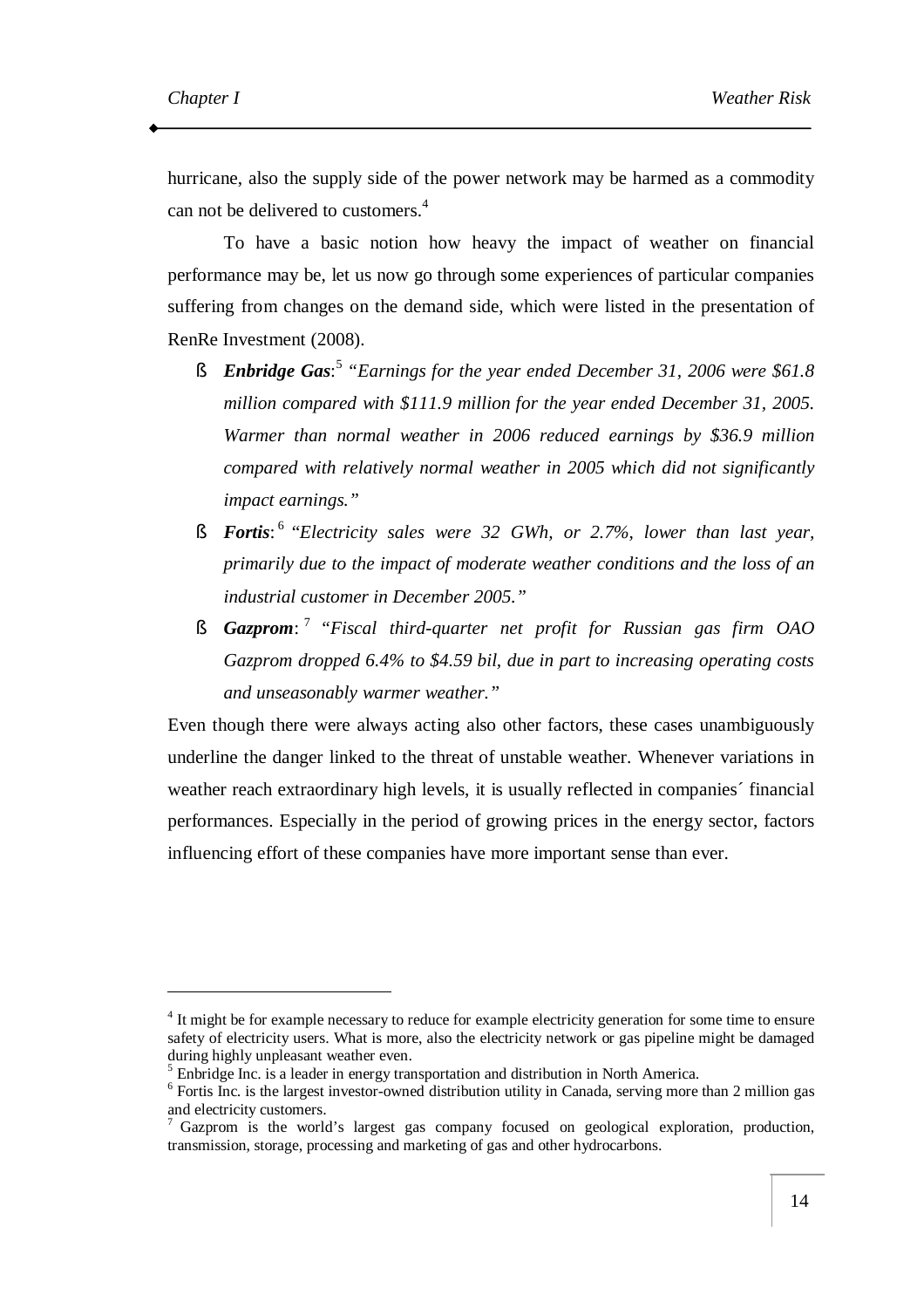hurricane, also the supply side of the power network may be harmed as a commodity can not be delivered to customers.[4]

To have a basic notion how heavy the impact of weather on financial performance may be, let us now go through some experiences of particular companies suffering from changes on the demand side, which were listed in the presentation of RenRe Investment (2008).

- ***Enbridge Gas***:[5] *"Earnings for the year ended December 31, 2006 were $61.8 million compared with $111.9 million for the year ended December 31, 2005. Warmer than normal weather in 2006 reduced earnings by $36.9 million compared with relatively normal weather in 2005 which did not significantly impact earnings."*
- ***Fortis***:[6] *"Electricity sales were 32 GWh, or 2.7%, lower than last year, primarily due to the impact of moderate weather conditions and the loss of an industrial customer in December 2005."*
- ***Gazprom***:[7] *"Fiscal third-quarter net profit for Russian gas firm OAO Gazprom dropped 6.4% to $4.59 bil, due in part to increasing operating costs and unseasonably warmer weather."*

Even though there were always acting also other factors, these cases unambiguously underline the danger linked to the threat of unstable weather. Whenever variations in weather reach extraordinary high levels, it is usually reflected in companies´ financial performances. Especially in the period of growing prices in the energy sector, factors influencing effort of these companies have more important sense than ever.

---

[4] It might be for example necessary to reduce for example electricity generation for some time to ensure safety of electricity users. What is more, also the electricity network or gas pipeline might be damaged during highly unpleasant weather even.

[5] Enbridge Inc. is a leader in energy transportation and distribution in North America.

[6] Fortis Inc. is the largest investor-owned distribution utility in Canada, serving more than 2 million gas and electricity customers.

[7] Gazprom is the world's largest gas company focused on geological exploration, production, transmission, storage, processing and marketing of gas and other hydrocarbons.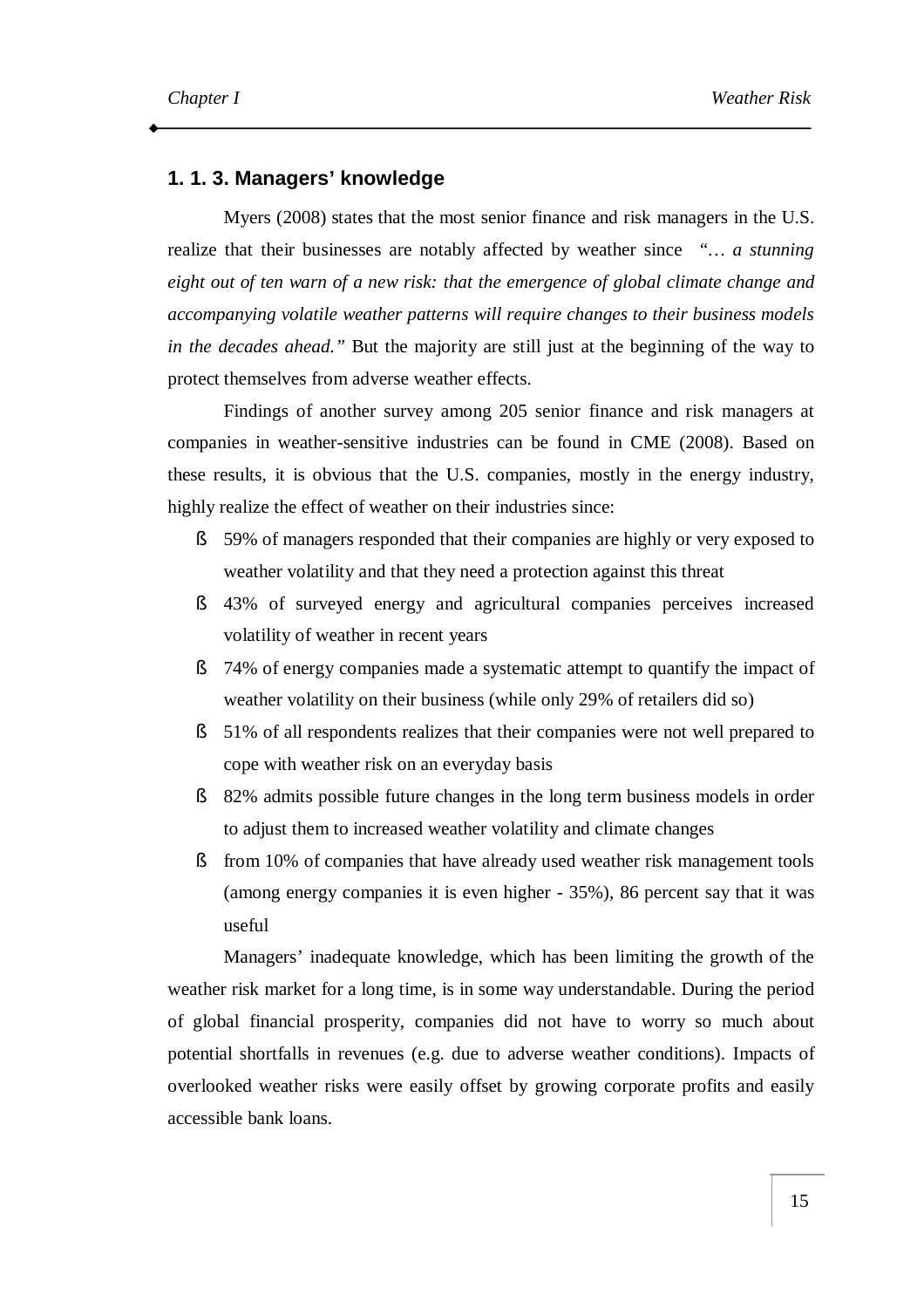### 1. 1. 3. Managers' knowledge

Myers (2008) states that the most senior finance and risk managers in the U.S. realize that their businesses are notably affected by weather since "*… a stunning eight out of ten warn of a new risk: that the emergence of global climate change and accompanying volatile weather patterns will require changes to their business models in the decades ahead.*" But the majority are still just at the beginning of the way to protect themselves from adverse weather effects.

Findings of another survey among 205 senior finance and risk managers at companies in weather-sensitive industries can be found in CME (2008). Based on these results, it is obvious that the U.S. companies, mostly in the energy industry, highly realize the effect of weather on their industries since:

- 59% of managers responded that their companies are highly or very exposed to weather volatility and that they need a protection against this threat
- 43% of surveyed energy and agricultural companies perceives increased volatility of weather in recent years
- 74% of energy companies made a systematic attempt to quantify the impact of weather volatility on their business (while only 29% of retailers did so)
- 51% of all respondents realizes that their companies were not well prepared to cope with weather risk on an everyday basis
- 82% admits possible future changes in the long term business models in order to adjust them to increased weather volatility and climate changes
- from 10% of companies that have already used weather risk management tools (among energy companies it is even higher - 35%), 86 percent say that it was useful

Managers' inadequate knowledge, which has been limiting the growth of the weather risk market for a long time, is in some way understandable. During the period of global financial prosperity, companies did not have to worry so much about potential shortfalls in revenues (e.g. due to adverse weather conditions). Impacts of overlooked weather risks were easily offset by growing corporate profits and easily accessible bank loans.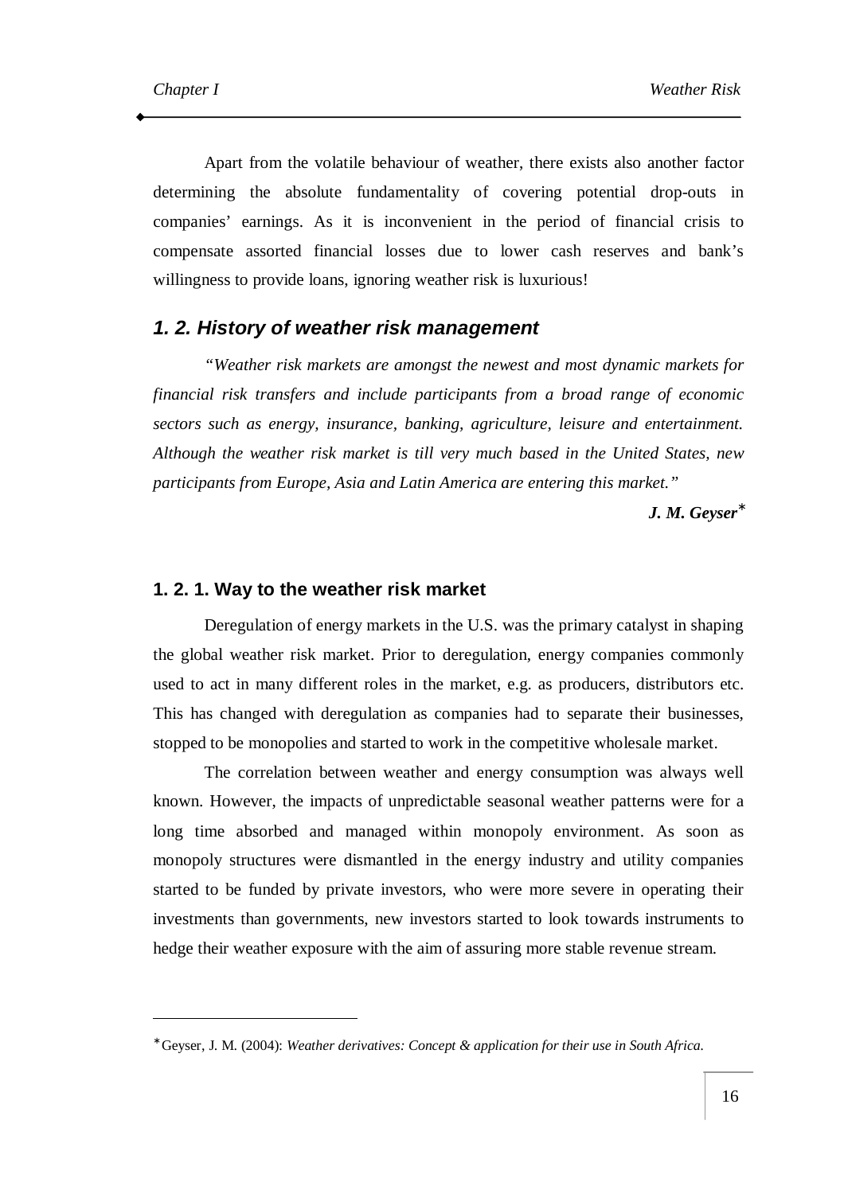Apart from the volatile behaviour of weather, there exists also another factor determining the absolute fundamentality of covering potential drop-outs in companies' earnings. As it is inconvenient in the period of financial crisis to compensate assorted financial losses due to lower cash reserves and bank's willingness to provide loans, ignoring weather risk is luxurious!

## *1. 2. History of weather risk management*

*"Weather risk markets are amongst the newest and most dynamic markets for financial risk transfers and include participants from a broad range of economic sectors such as energy, insurance, banking, agriculture, leisure and entertainment. Although the weather risk market is till very much based in the United States, new participants from Europe, Asia and Latin America are entering this market."*

***J. M. Geyser****

### 1. 2. 1. Way to the weather risk market

Deregulation of energy markets in the U.S. was the primary catalyst in shaping the global weather risk market. Prior to deregulation, energy companies commonly used to act in many different roles in the market, e.g. as producers, distributors etc. This has changed with deregulation as companies had to separate their businesses, stopped to be monopolies and started to work in the competitive wholesale market.

The correlation between weather and energy consumption was always well known. However, the impacts of unpredictable seasonal weather patterns were for a long time absorbed and managed within monopoly environment. As soon as monopoly structures were dismantled in the energy industry and utility companies started to be funded by private investors, who were more severe in operating their investments than governments, new investors started to look towards instruments to hedge their weather exposure with the aim of assuring more stable revenue stream.

---

* Geyser, J. M. (2004): *Weather derivatives: Concept & application for their use in South Africa.*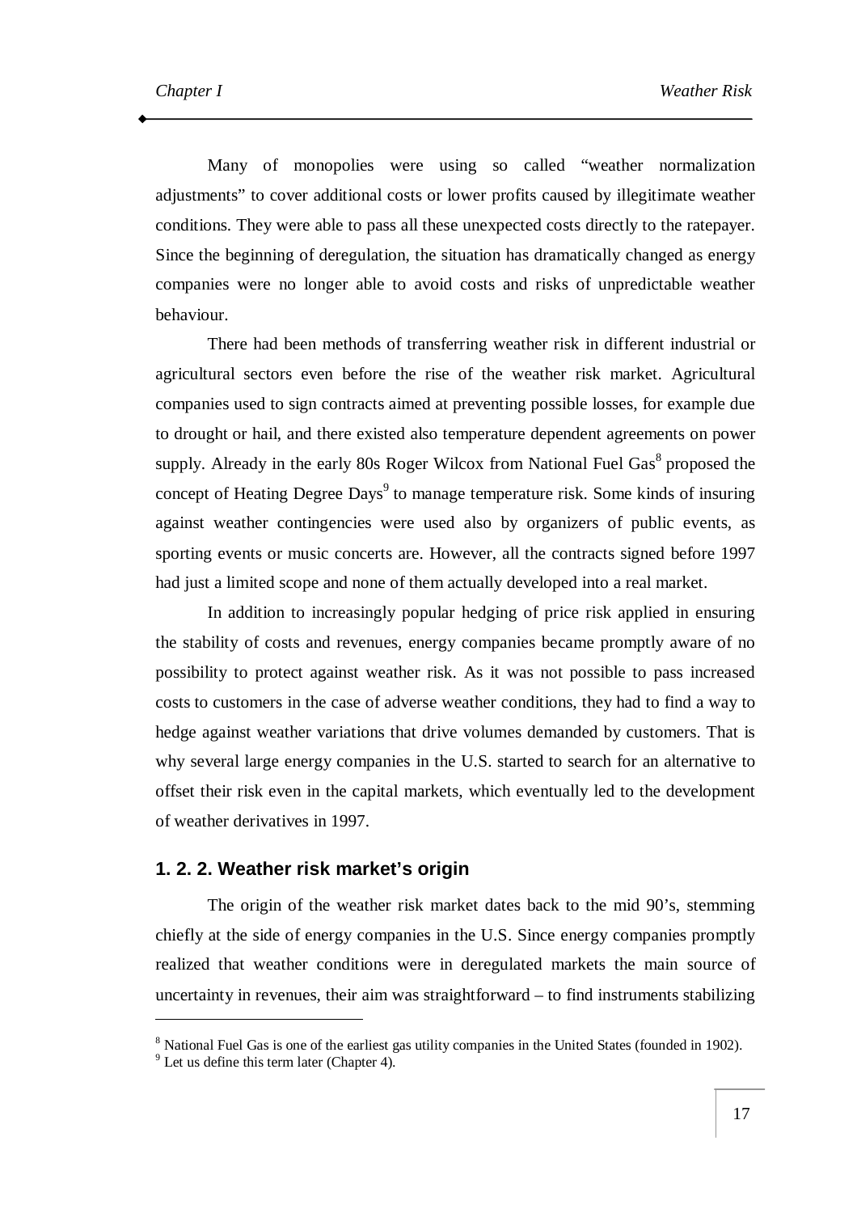Many of monopolies were using so called "weather normalization adjustments" to cover additional costs or lower profits caused by illegitimate weather conditions. They were able to pass all these unexpected costs directly to the ratepayer. Since the beginning of deregulation, the situation has dramatically changed as energy companies were no longer able to avoid costs and risks of unpredictable weather behaviour.

There had been methods of transferring weather risk in different industrial or agricultural sectors even before the rise of the weather risk market. Agricultural companies used to sign contracts aimed at preventing possible losses, for example due to drought or hail, and there existed also temperature dependent agreements on power supply. Already in the early 80s Roger Wilcox from National Fuel Gas[8] proposed the concept of Heating Degree Days[9] to manage temperature risk. Some kinds of insuring against weather contingencies were used also by organizers of public events, as sporting events or music concerts are. However, all the contracts signed before 1997 had just a limited scope and none of them actually developed into a real market.

In addition to increasingly popular hedging of price risk applied in ensuring the stability of costs and revenues, energy companies became promptly aware of no possibility to protect against weather risk. As it was not possible to pass increased costs to customers in the case of adverse weather conditions, they had to find a way to hedge against weather variations that drive volumes demanded by customers. That is why several large energy companies in the U.S. started to search for an alternative to offset their risk even in the capital markets, which eventually led to the development of weather derivatives in 1997.

### 1. 2. 2. Weather risk market's origin

The origin of the weather risk market dates back to the mid 90's, stemming chiefly at the side of energy companies in the U.S. Since energy companies promptly realized that weather conditions were in deregulated markets the main source of uncertainty in revenues, their aim was straightforward – to find instruments stabilizing

[8] National Fuel Gas is one of the earliest gas utility companies in the United States (founded in 1902).

[9] Let us define this term later (Chapter 4).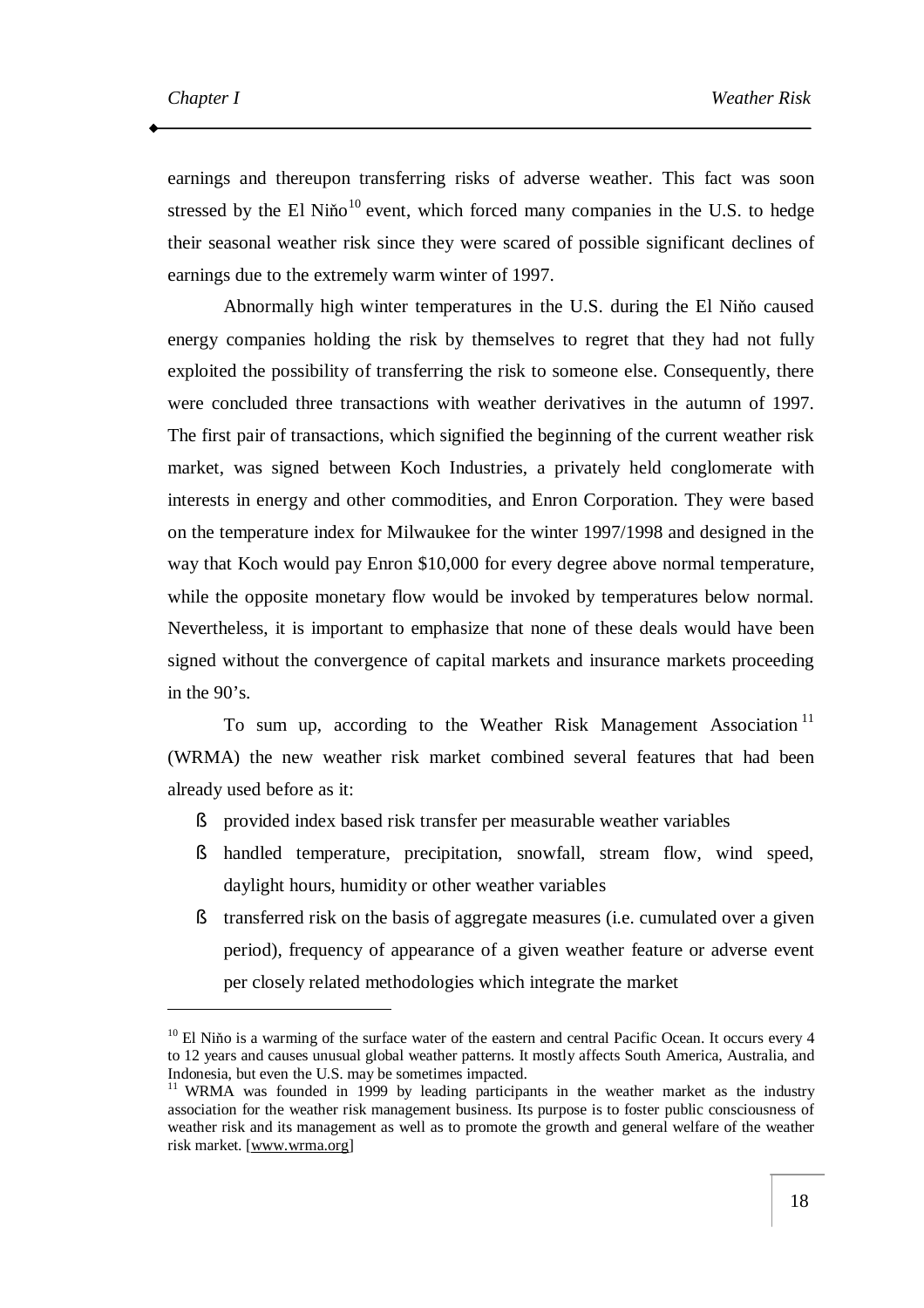earnings and thereupon transferring risks of adverse weather. This fact was soon stressed by the El Niňo[10] event, which forced many companies in the U.S. to hedge their seasonal weather risk since they were scared of possible significant declines of earnings due to the extremely warm winter of 1997.

Abnormally high winter temperatures in the U.S. during the El Niňo caused energy companies holding the risk by themselves to regret that they had not fully exploited the possibility of transferring the risk to someone else. Consequently, there were concluded three transactions with weather derivatives in the autumn of 1997. The first pair of transactions, which signified the beginning of the current weather risk market, was signed between Koch Industries, a privately held conglomerate with interests in energy and other commodities, and Enron Corporation. They were based on the temperature index for Milwaukee for the winter 1997/1998 and designed in the way that Koch would pay Enron $10,000 for every degree above normal temperature, while the opposite monetary flow would be invoked by temperatures below normal. Nevertheless, it is important to emphasize that none of these deals would have been signed without the convergence of capital markets and insurance markets proceeding in the 90's.

To sum up, according to the Weather Risk Management Association[11] (WRMA) the new weather risk market combined several features that had been already used before as it:

- provided index based risk transfer per measurable weather variables
- handled temperature, precipitation, snowfall, stream flow, wind speed, daylight hours, humidity or other weather variables
- transferred risk on the basis of aggregate measures (i.e. cumulated over a given period), frequency of appearance of a given weather feature or adverse event per closely related methodologies which integrate the market

---

[10] El Niňo is a warming of the surface water of the eastern and central Pacific Ocean. It occurs every 4 to 12 years and causes unusual global weather patterns. It mostly affects South America, Australia, and Indonesia, but even the U.S. may be sometimes impacted.

[11] WRMA was founded in 1999 by leading participants in the weather market as the industry association for the weather risk management business. Its purpose is to foster public consciousness of weather risk and its management as well as to promote the growth and general welfare of the weather risk market. [www.wrma.org]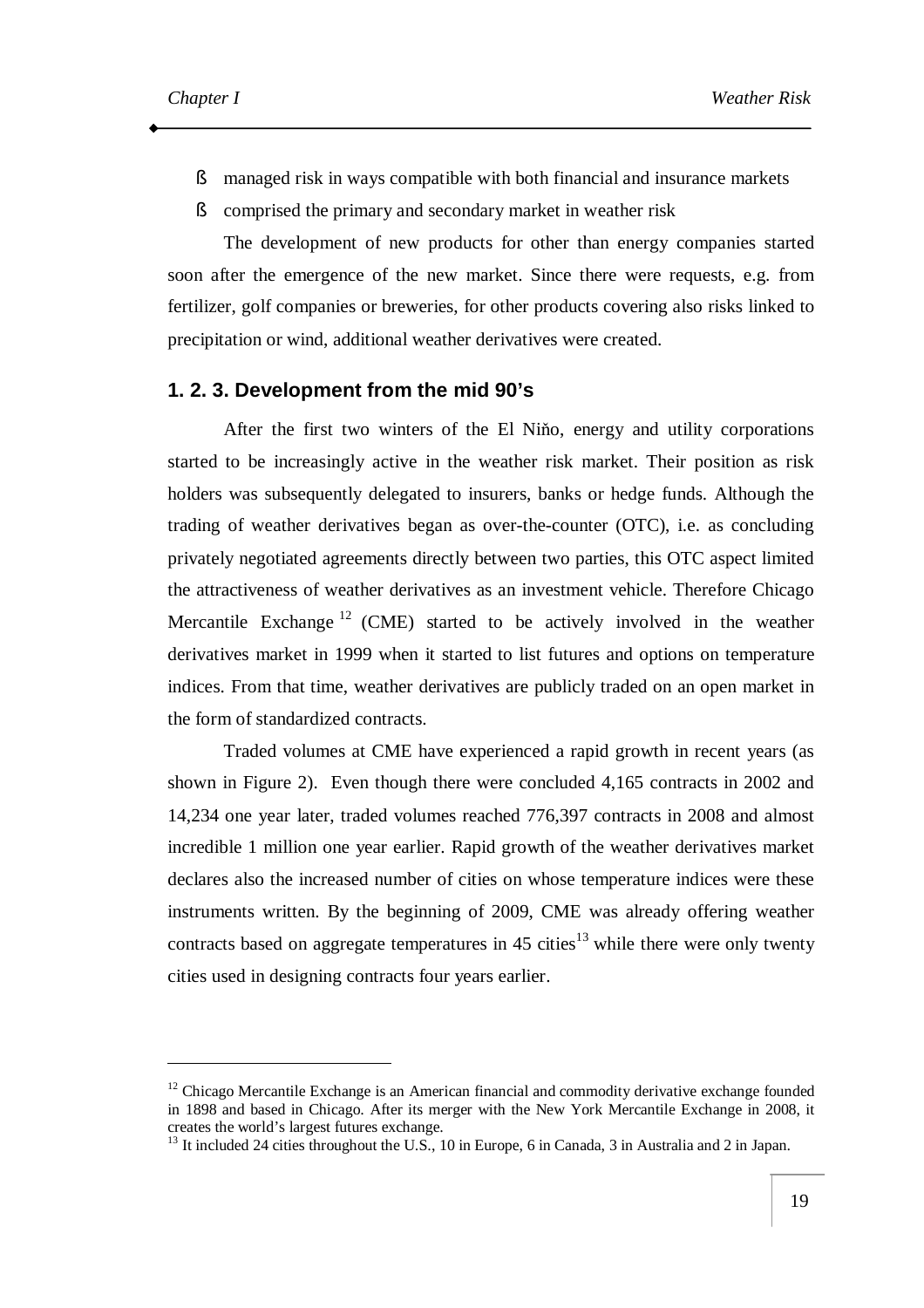- managed risk in ways compatible with both financial and insurance markets
- comprised the primary and secondary market in weather risk

The development of new products for other than energy companies started soon after the emergence of the new market. Since there were requests, e.g. from fertilizer, golf companies or breweries, for other products covering also risks linked to precipitation or wind, additional weather derivatives were created.

### 1. 2. 3. Development from the mid 90's

After the first two winters of the El Niňo, energy and utility corporations started to be increasingly active in the weather risk market. Their position as risk holders was subsequently delegated to insurers, banks or hedge funds. Although the trading of weather derivatives began as over-the-counter (OTC), i.e. as concluding privately negotiated agreements directly between two parties, this OTC aspect limited the attractiveness of weather derivatives as an investment vehicle. Therefore Chicago Mercantile Exchange [12] (CME) started to be actively involved in the weather derivatives market in 1999 when it started to list futures and options on temperature indices. From that time, weather derivatives are publicly traded on an open market in the form of standardized contracts.

Traded volumes at CME have experienced a rapid growth in recent years (as shown in Figure 2). Even though there were concluded 4,165 contracts in 2002 and 14,234 one year later, traded volumes reached 776,397 contracts in 2008 and almost incredible 1 million one year earlier. Rapid growth of the weather derivatives market declares also the increased number of cities on whose temperature indices were these instruments written. By the beginning of 2009, CME was already offering weather contracts based on aggregate temperatures in 45 cities[13] while there were only twenty cities used in designing contracts four years earlier.

---

[12] Chicago Mercantile Exchange is an American financial and commodity derivative exchange founded in 1898 and based in Chicago. After its merger with the New York Mercantile Exchange in 2008, it creates the world's largest futures exchange.

[13] It included 24 cities throughout the U.S., 10 in Europe, 6 in Canada, 3 in Australia and 2 in Japan.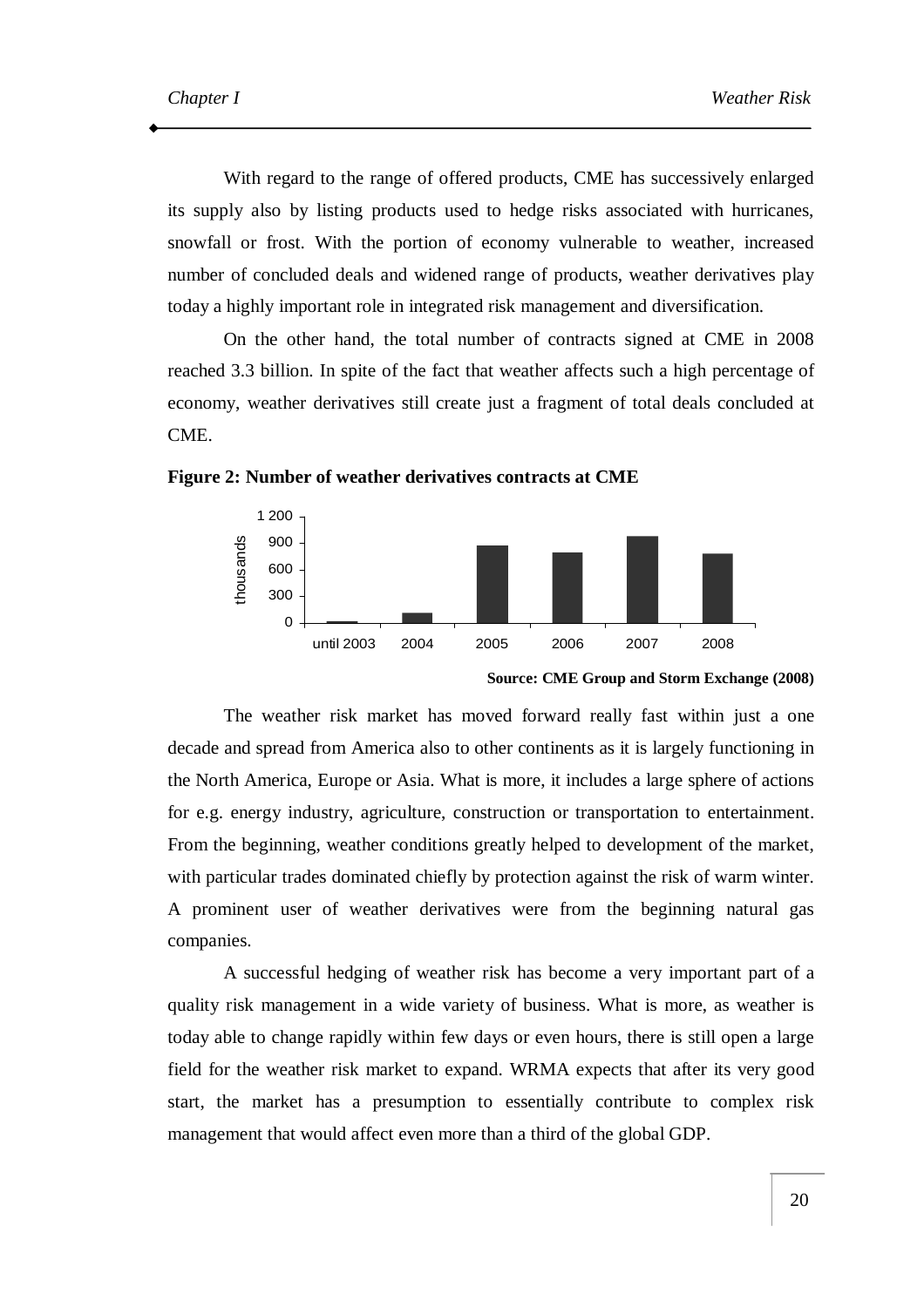With regard to the range of offered products, CME has successively enlarged its supply also by listing products used to hedge risks associated with hurricanes, snowfall or frost. With the portion of economy vulnerable to weather, increased number of concluded deals and widened range of products, weather derivatives play today a highly important role in integrated risk management and diversification.

On the other hand, the total number of contracts signed at CME in 2008 reached 3.3 billion. In spite of the fact that weather affects such a high percentage of economy, weather derivatives still create just a fragment of total deals concluded at CME.

**Figure 2: Number of weather derivatives contracts at CME**

**Source: CME Group and Storm Exchange (2008)**

The weather risk market has moved forward really fast within just a one decade and spread from America also to other continents as it is largely functioning in the North America, Europe or Asia. What is more, it includes a large sphere of actions for e.g. energy industry, agriculture, construction or transportation to entertainment. From the beginning, weather conditions greatly helped to development of the market, with particular trades dominated chiefly by protection against the risk of warm winter. A prominent user of weather derivatives were from the beginning natural gas companies.

A successful hedging of weather risk has become a very important part of a quality risk management in a wide variety of business. What is more, as weather is today able to change rapidly within few days or even hours, there is still open a large field for the weather risk market to expand. WRMA expects that after its very good start, the market has a presumption to essentially contribute to complex risk management that would affect even more than a third of the global GDP.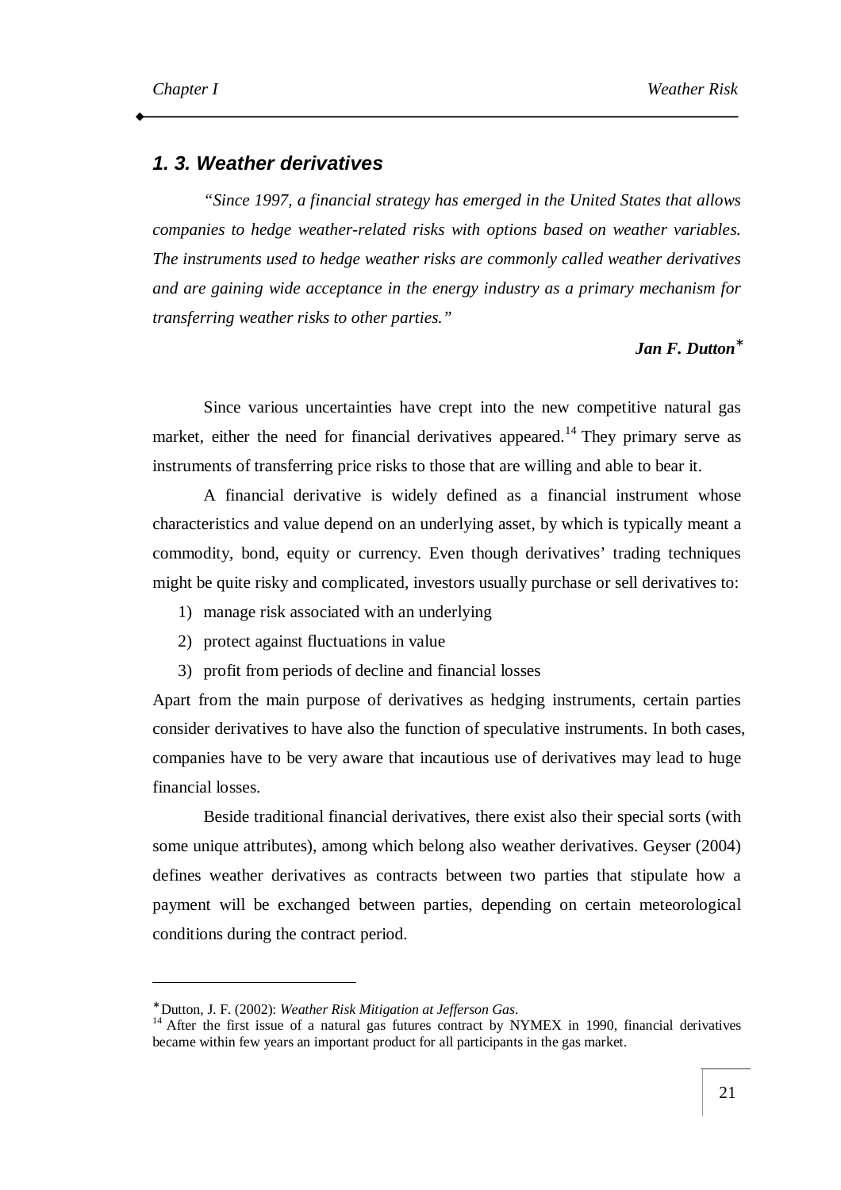## 1. 3. Weather derivatives

*"Since 1997, a financial strategy has emerged in the United States that allows companies to hedge weather-related risks with options based on weather variables. The instruments used to hedge weather risks are commonly called weather derivatives and are gaining wide acceptance in the energy industry as a primary mechanism for transferring weather risks to other parties."*

**Jan F. Dutton**[*]

Since various uncertainties have crept into the new competitive natural gas market, either the need for financial derivatives appeared.[14] They primary serve as instruments of transferring price risks to those that are willing and able to bear it.

A financial derivative is widely defined as a financial instrument whose characteristics and value depend on an underlying asset, by which is typically meant a commodity, bond, equity or currency. Even though derivatives' trading techniques might be quite risky and complicated, investors usually purchase or sell derivatives to:

1) manage risk associated with an underlying
2) protect against fluctuations in value
3) profit from periods of decline and financial losses

Apart from the main purpose of derivatives as hedging instruments, certain parties consider derivatives to have also the function of speculative instruments. In both cases, companies have to be very aware that incautious use of derivatives may lead to huge financial losses.

Beside traditional financial derivatives, there exist also their special sorts (with some unique attributes), among which belong also weather derivatives. Geyser (2004) defines weather derivatives as contracts between two parties that stipulate how a payment will be exchanged between parties, depending on certain meteorological conditions during the contract period.

---

[*] Dutton, J. F. (2002): *Weather Risk Mitigation at Jefferson Gas*.

[14] After the first issue of a natural gas futures contract by NYMEX in 1990, financial derivatives became within few years an important product for all participants in the gas market.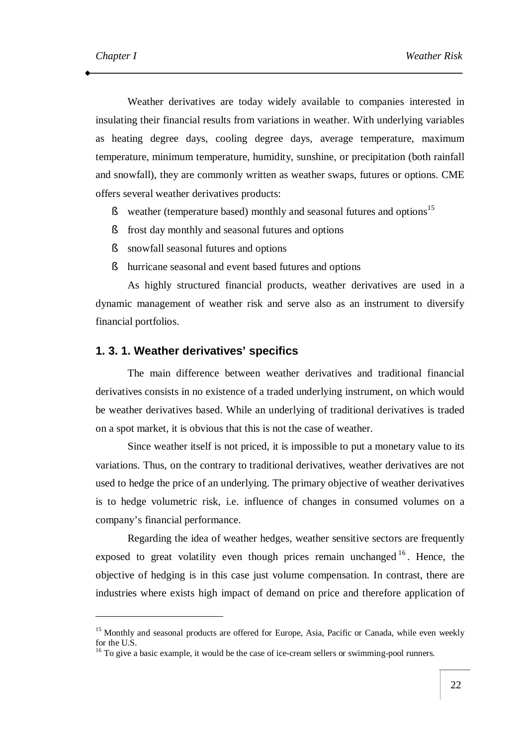Weather derivatives are today widely available to companies interested in insulating their financial results from variations in weather. With underlying variables as heating degree days, cooling degree days, average temperature, maximum temperature, minimum temperature, humidity, sunshine, or precipitation (both rainfall and snowfall), they are commonly written as weather swaps, futures or options. CME offers several weather derivatives products:

- weather (temperature based) monthly and seasonal futures and options[15]
- frost day monthly and seasonal futures and options
- snowfall seasonal futures and options
- hurricane seasonal and event based futures and options

As highly structured financial products, weather derivatives are used in a dynamic management of weather risk and serve also as an instrument to diversify financial portfolios.

### 1. 3. 1. Weather derivatives' specifics

The main difference between weather derivatives and traditional financial derivatives consists in no existence of a traded underlying instrument, on which would be weather derivatives based. While an underlying of traditional derivatives is traded on a spot market, it is obvious that this is not the case of weather.

Since weather itself is not priced, it is impossible to put a monetary value to its variations. Thus, on the contrary to traditional derivatives, weather derivatives are not used to hedge the price of an underlying. The primary objective of weather derivatives is to hedge volumetric risk, i.e. influence of changes in consumed volumes on a company's financial performance.

Regarding the idea of weather hedges, weather sensitive sectors are frequently exposed to great volatility even though prices remain unchanged[16]. Hence, the objective of hedging is in this case just volume compensation. In contrast, there are industries where exists high impact of demand on price and therefore application of

---

[15] Monthly and seasonal products are offered for Europe, Asia, Pacific or Canada, while even weekly for the U.S.

[16] To give a basic example, it would be the case of ice-cream sellers or swimming-pool runners.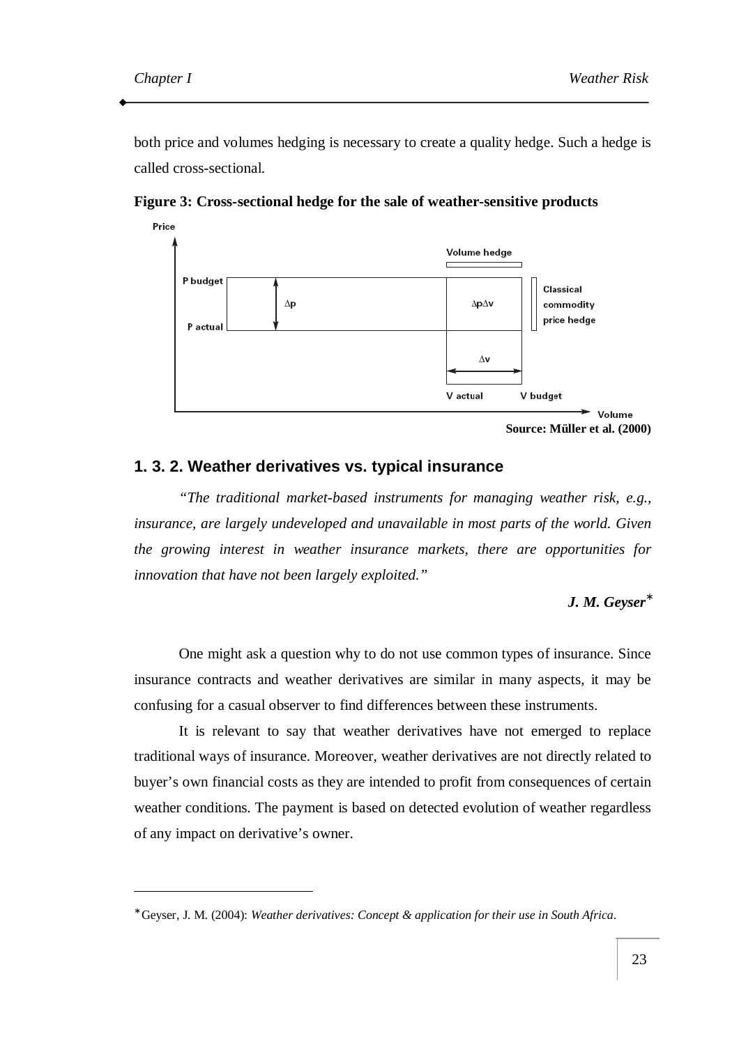both price and volumes hedging is necessary to create a quality hedge. Such a hedge is called cross-sectional.

**Figure 3: Cross-sectional hedge for the sale of weather-sensitive products**

**Source: Müller et al. (2000)**

## 1. 3. 2. Weather derivatives vs. typical insurance

*"The traditional market-based instruments for managing weather risk, e.g., insurance, are largely undeveloped and unavailable in most parts of the world. Given the growing interest in weather insurance markets, there are opportunities for innovation that have not been largely exploited."*

***J. M. Geyser**** 

One might ask a question why to do not use common types of insurance. Since insurance contracts and weather derivatives are similar in many aspects, it may be confusing for a casual observer to find differences between these instruments.

It is relevant to say that weather derivatives have not emerged to replace traditional ways of insurance. Moreover, weather derivatives are not directly related to buyer's own financial costs as they are intended to profit from consequences of certain weather conditions. The payment is based on detected evolution of weather regardless of any impact on derivative's owner.

---

\* Geyser, J. M. (2004): *Weather derivatives: Concept & application for their use in South Africa*.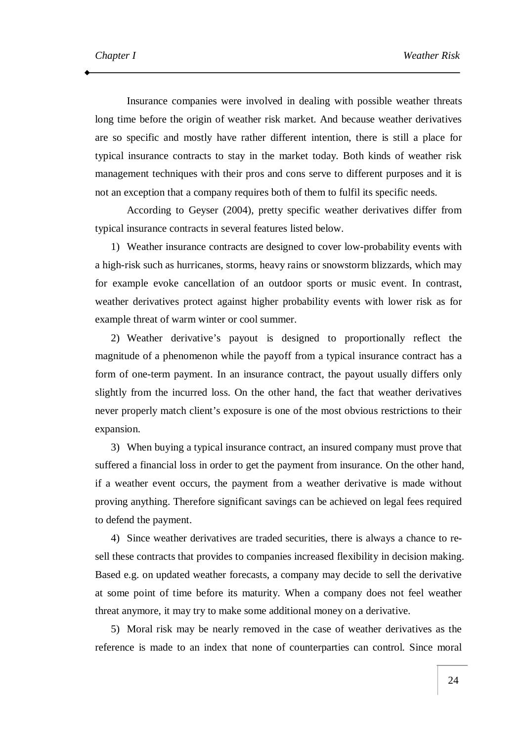Insurance companies were involved in dealing with possible weather threats long time before the origin of weather risk market. And because weather derivatives are so specific and mostly have rather different intention, there is still a place for typical insurance contracts to stay in the market today. Both kinds of weather risk management techniques with their pros and cons serve to different purposes and it is not an exception that a company requires both of them to fulfil its specific needs.

According to Geyser (2004), pretty specific weather derivatives differ from typical insurance contracts in several features listed below.

1) Weather insurance contracts are designed to cover low-probability events with a high-risk such as hurricanes, storms, heavy rains or snowstorm blizzards, which may for example evoke cancellation of an outdoor sports or music event. In contrast, weather derivatives protect against higher probability events with lower risk as for example threat of warm winter or cool summer.

2) Weather derivative's payout is designed to proportionally reflect the magnitude of a phenomenon while the payoff from a typical insurance contract has a form of one-term payment. In an insurance contract, the payout usually differs only slightly from the incurred loss. On the other hand, the fact that weather derivatives never properly match client's exposure is one of the most obvious restrictions to their expansion.

3) When buying a typical insurance contract, an insured company must prove that suffered a financial loss in order to get the payment from insurance. On the other hand, if a weather event occurs, the payment from a weather derivative is made without proving anything. Therefore significant savings can be achieved on legal fees required to defend the payment.

4) Since weather derivatives are traded securities, there is always a chance to re-sell these contracts that provides to companies increased flexibility in decision making. Based e.g. on updated weather forecasts, a company may decide to sell the derivative at some point of time before its maturity. When a company does not feel weather threat anymore, it may try to make some additional money on a derivative.

5) Moral risk may be nearly removed in the case of weather derivatives as the reference is made to an index that none of counterparties can control. Since moral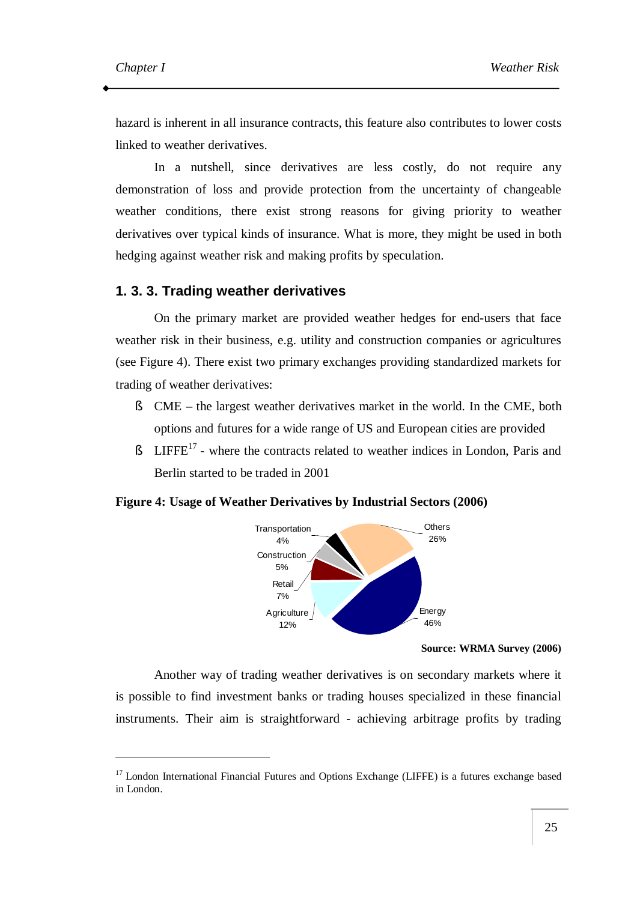hazard is inherent in all insurance contracts, this feature also contributes to lower costs linked to weather derivatives.

In a nutshell, since derivatives are less costly, do not require any demonstration of loss and provide protection from the uncertainty of changeable weather conditions, there exist strong reasons for giving priority to weather derivatives over typical kinds of insurance. What is more, they might be used in both hedging against weather risk and making profits by speculation.

### 1. 3. 3. Trading weather derivatives

On the primary market are provided weather hedges for end-users that face weather risk in their business, e.g. utility and construction companies or agricultures (see Figure 4). There exist two primary exchanges providing standardized markets for trading of weather derivatives:

- CME – the largest weather derivatives market in the world. In the CME, both options and futures for a wide range of US and European cities are provided
- LIFFE[17] - where the contracts related to weather indices in London, Paris and Berlin started to be traded in 2001

**Figure 4: Usage of Weather Derivatives by Industrial Sectors (2006)**

Transportation 4%, Construction 5%, Retail 7%, Agriculture 12%, Energy 46%, Others 26%

**Source: WRMA Survey (2006)**

Another way of trading weather derivatives is on secondary markets where it is possible to find investment banks or trading houses specialized in these financial instruments. Their aim is straightforward - achieving arbitrage profits by trading

---

[17] London International Financial Futures and Options Exchange (LIFFE) is a futures exchange based in London.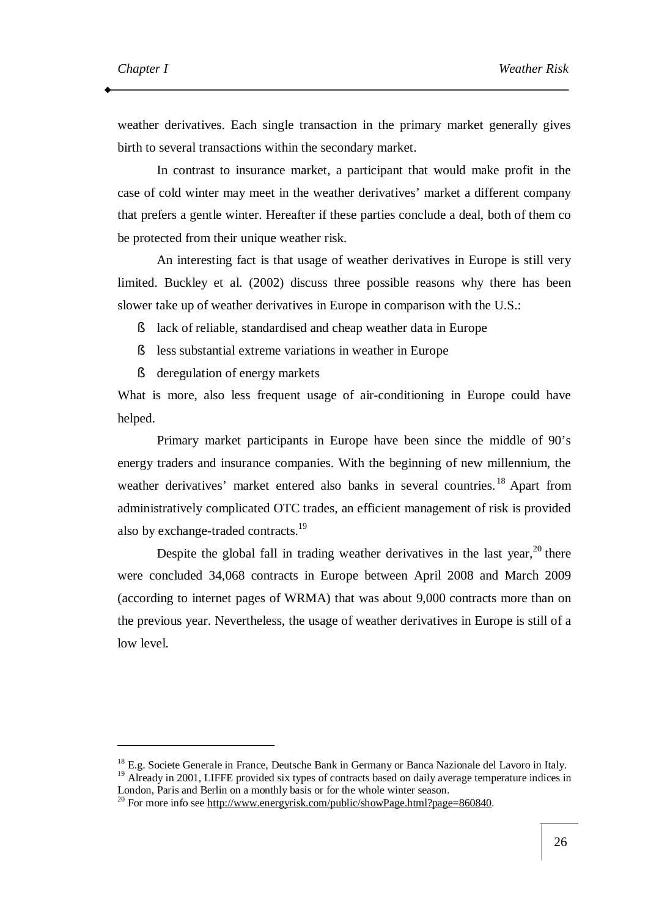weather derivatives. Each single transaction in the primary market generally gives birth to several transactions within the secondary market.

In contrast to insurance market, a participant that would make profit in the case of cold winter may meet in the weather derivatives' market a different company that prefers a gentle winter. Hereafter if these parties conclude a deal, both of them co be protected from their unique weather risk.

An interesting fact is that usage of weather derivatives in Europe is still very limited. Buckley et al. (2002) discuss three possible reasons why there has been slower take up of weather derivatives in Europe in comparison with the U.S.:

- lack of reliable, standardised and cheap weather data in Europe
- less substantial extreme variations in weather in Europe
- deregulation of energy markets

What is more, also less frequent usage of air-conditioning in Europe could have helped.

Primary market participants in Europe have been since the middle of 90's energy traders and insurance companies. With the beginning of new millennium, the weather derivatives' market entered also banks in several countries.[18] Apart from administratively complicated OTC trades, an efficient management of risk is provided also by exchange-traded contracts.[19]

Despite the global fall in trading weather derivatives in the last year,[20] there were concluded 34,068 contracts in Europe between April 2008 and March 2009 (according to internet pages of WRMA) that was about 9,000 contracts more than on the previous year. Nevertheless, the usage of weather derivatives in Europe is still of a low level.

---

[18] E.g. Societe Generale in France, Deutsche Bank in Germany or Banca Nazionale del Lavoro in Italy.

[19] Already in 2001, LIFFE provided six types of contracts based on daily average temperature indices in London, Paris and Berlin on a monthly basis or for the whole winter season.

[20] For more info see http://www.energyrisk.com/public/showPage.html?page=860840.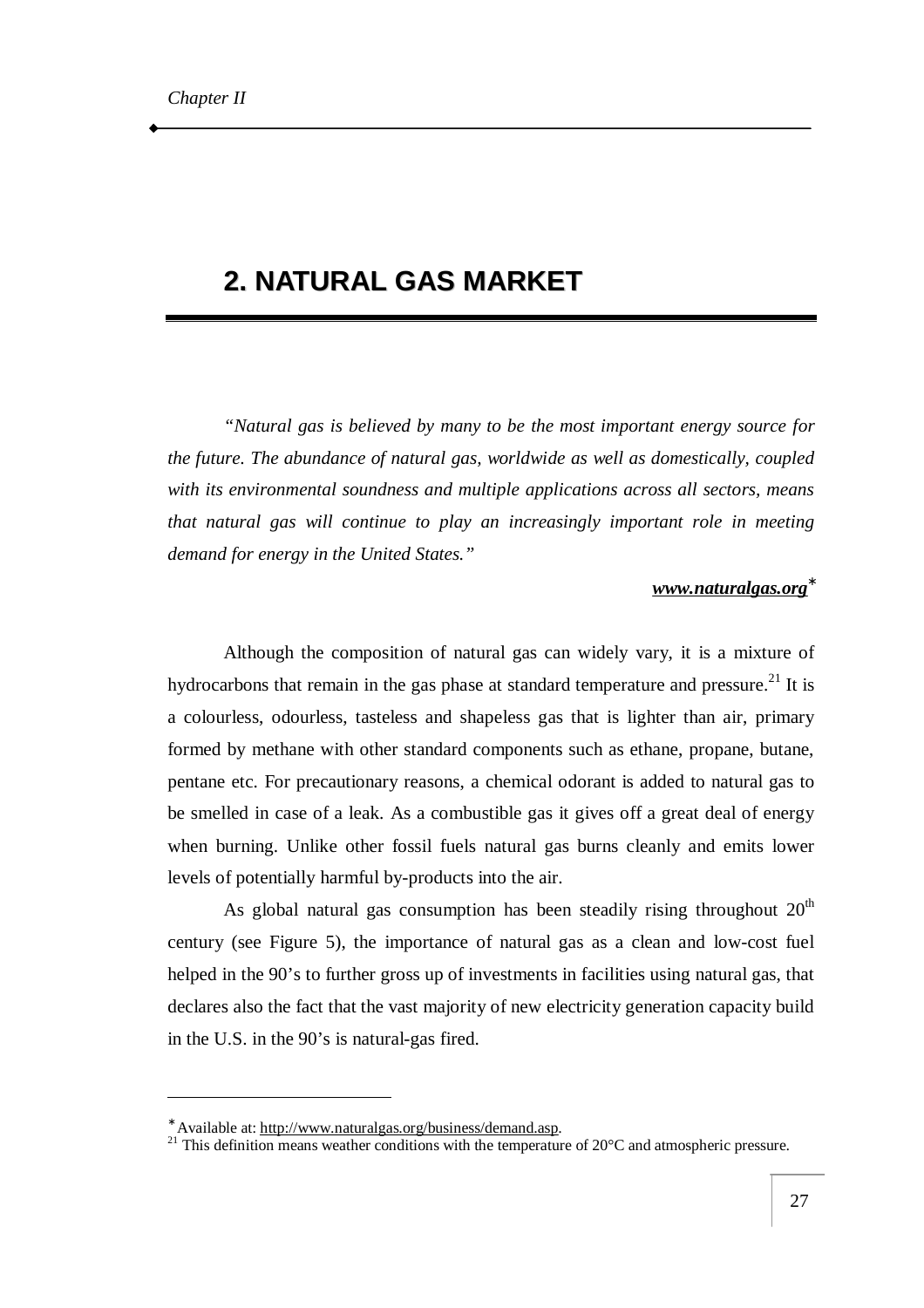# 2. NATURAL GAS MARKET

*"Natural gas is believed by many to be the most important energy source for the future. The abundance of natural gas, worldwide as well as domestically, coupled with its environmental soundness and multiple applications across all sectors, means that natural gas will continue to play an increasingly important role in meeting demand for energy in the United States."*

***www.naturalgas.org****

Although the composition of natural gas can widely vary, it is a mixture of hydrocarbons that remain in the gas phase at standard temperature and pressure.[21] It is a colourless, odourless, tasteless and shapeless gas that is lighter than air, primary formed by methane with other standard components such as ethane, propane, butane, pentane etc. For precautionary reasons, a chemical odorant is added to natural gas to be smelled in case of a leak. As a combustible gas it gives off a great deal of energy when burning. Unlike other fossil fuels natural gas burns cleanly and emits lower levels of potentially harmful by-products into the air.

As global natural gas consumption has been steadily rising throughout 20th century (see Figure 5), the importance of natural gas as a clean and low-cost fuel helped in the 90's to further gross up of investments in facilities using natural gas, that declares also the fact that the vast majority of new electricity generation capacity build in the U.S. in the 90's is natural-gas fired.

---

* Available at: http://www.naturalgas.org/business/demand.asp.

[21] This definition means weather conditions with the temperature of 20°C and atmospheric pressure.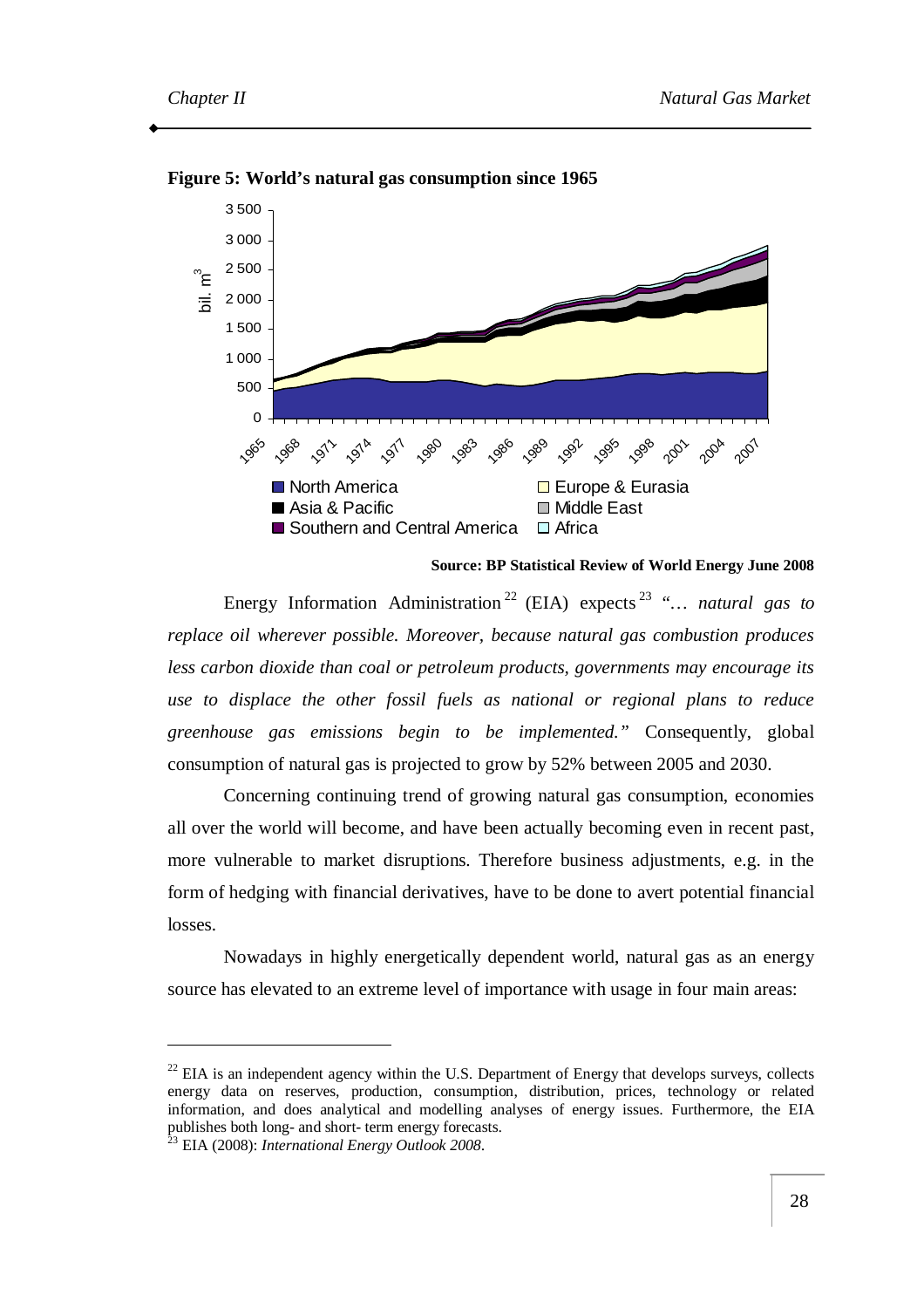**Figure 5: World's natural gas consumption since 1965**

Source: BP Statistical Review of World Energy June 2008

Energy Information Administration[22] (EIA) expects[23] *"… natural gas to replace oil wherever possible. Moreover, because natural gas combustion produces less carbon dioxide than coal or petroleum products, governments may encourage its use to displace the other fossil fuels as national or regional plans to reduce greenhouse gas emissions begin to be implemented."* Consequently, global consumption of natural gas is projected to grow by 52% between 2005 and 2030.

Concerning continuing trend of growing natural gas consumption, economies all over the world will become, and have been actually becoming even in recent past, more vulnerable to market disruptions. Therefore business adjustments, e.g. in the form of hedging with financial derivatives, have to be done to avert potential financial losses.

Nowadays in highly energetically dependent world, natural gas as an energy source has elevated to an extreme level of importance with usage in four main areas:

---

[22] EIA is an independent agency within the U.S. Department of Energy that develops surveys, collects energy data on reserves, production, consumption, distribution, prices, technology or related information, and does analytical and modelling analyses of energy issues. Furthermore, the EIA publishes both long- and short- term energy forecasts.

[23] EIA (2008): *International Energy Outlook 2008*.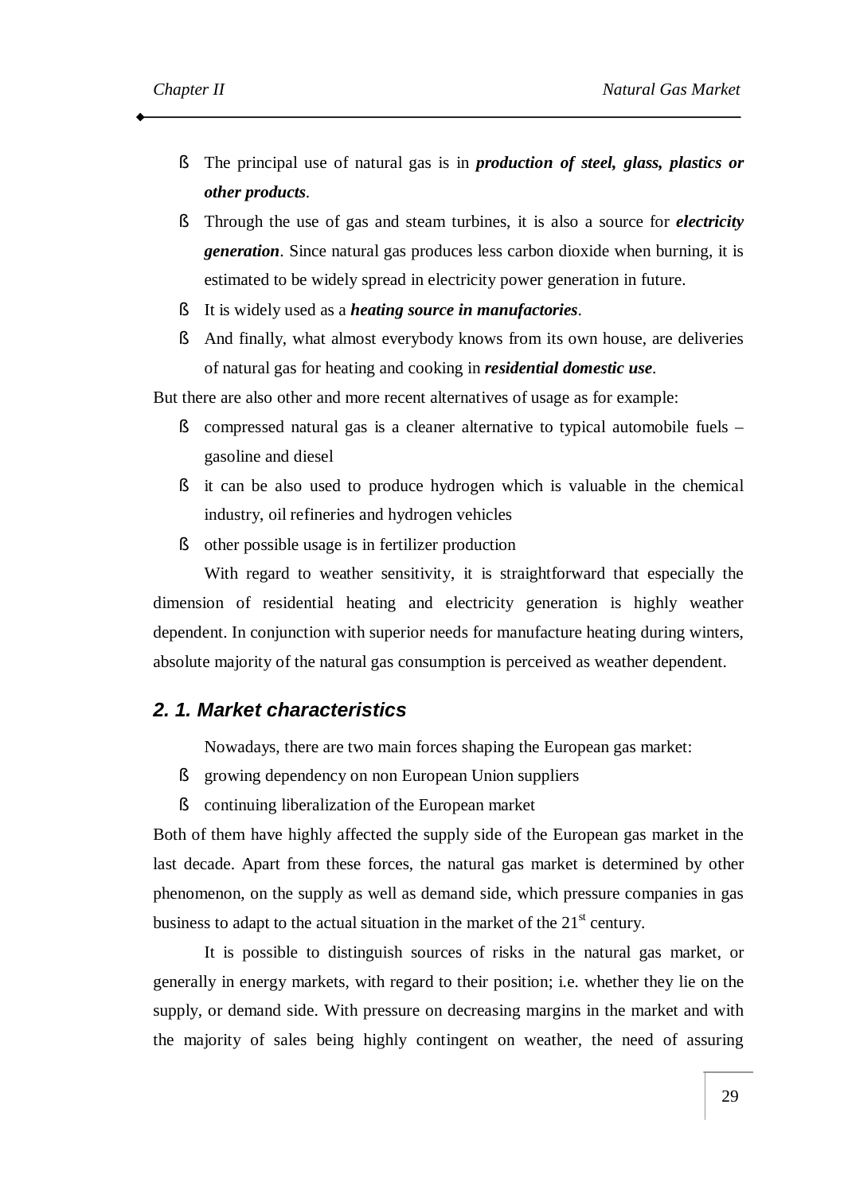- The principal use of natural gas is in ***production of steel, glass, plastics or other products***.
- Through the use of gas and steam turbines, it is also a source for ***electricity generation***. Since natural gas produces less carbon dioxide when burning, it is estimated to be widely spread in electricity power generation in future.
- It is widely used as a ***heating source in manufactories***.
- And finally, what almost everybody knows from its own house, are deliveries of natural gas for heating and cooking in ***residential domestic use***.

But there are also other and more recent alternatives of usage as for example:

- compressed natural gas is a cleaner alternative to typical automobile fuels – gasoline and diesel
- it can be also used to produce hydrogen which is valuable in the chemical industry, oil refineries and hydrogen vehicles
- other possible usage is in fertilizer production

With regard to weather sensitivity, it is straightforward that especially the dimension of residential heating and electricity generation is highly weather dependent. In conjunction with superior needs for manufacture heating during winters, absolute majority of the natural gas consumption is perceived as weather dependent.

## 2. 1. Market characteristics

Nowadays, there are two main forces shaping the European gas market:

- growing dependency on non European Union suppliers
- continuing liberalization of the European market

Both of them have highly affected the supply side of the European gas market in the last decade. Apart from these forces, the natural gas market is determined by other phenomenon, on the supply as well as demand side, which pressure companies in gas business to adapt to the actual situation in the market of the 21st century.

It is possible to distinguish sources of risks in the natural gas market, or generally in energy markets, with regard to their position; i.e. whether they lie on the supply, or demand side. With pressure on decreasing margins in the market and with the majority of sales being highly contingent on weather, the need of assuring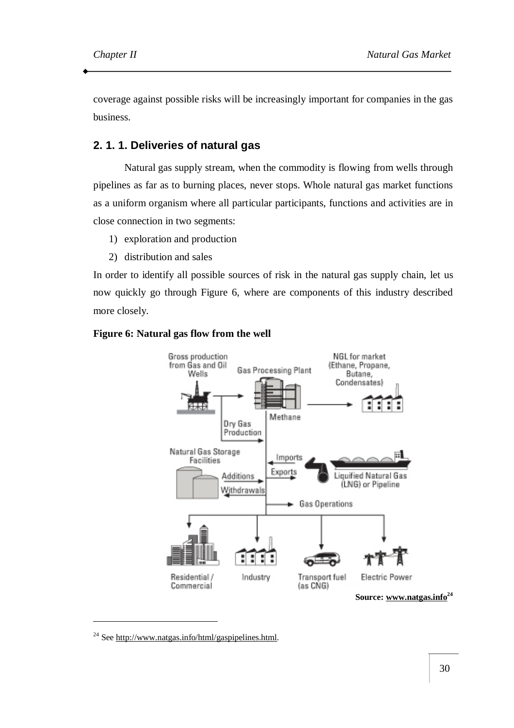coverage against possible risks will be increasingly important for companies in the gas business.

### 2. 1. 1. Deliveries of natural gas

Natural gas supply stream, when the commodity is flowing from wells through pipelines as far as to burning places, never stops. Whole natural gas market functions as a uniform organism where all particular participants, functions and activities are in close connection in two segments:

1) exploration and production
2) distribution and sales

In order to identify all possible sources of risk in the natural gas supply chain, let us now quickly go through Figure 6, where are components of this industry described more closely.

**Figure 6: Natural gas flow from the well**

**Source: www.natgas.info[24]**

[24] See http://www.natgas.info/html/gaspipelines.html.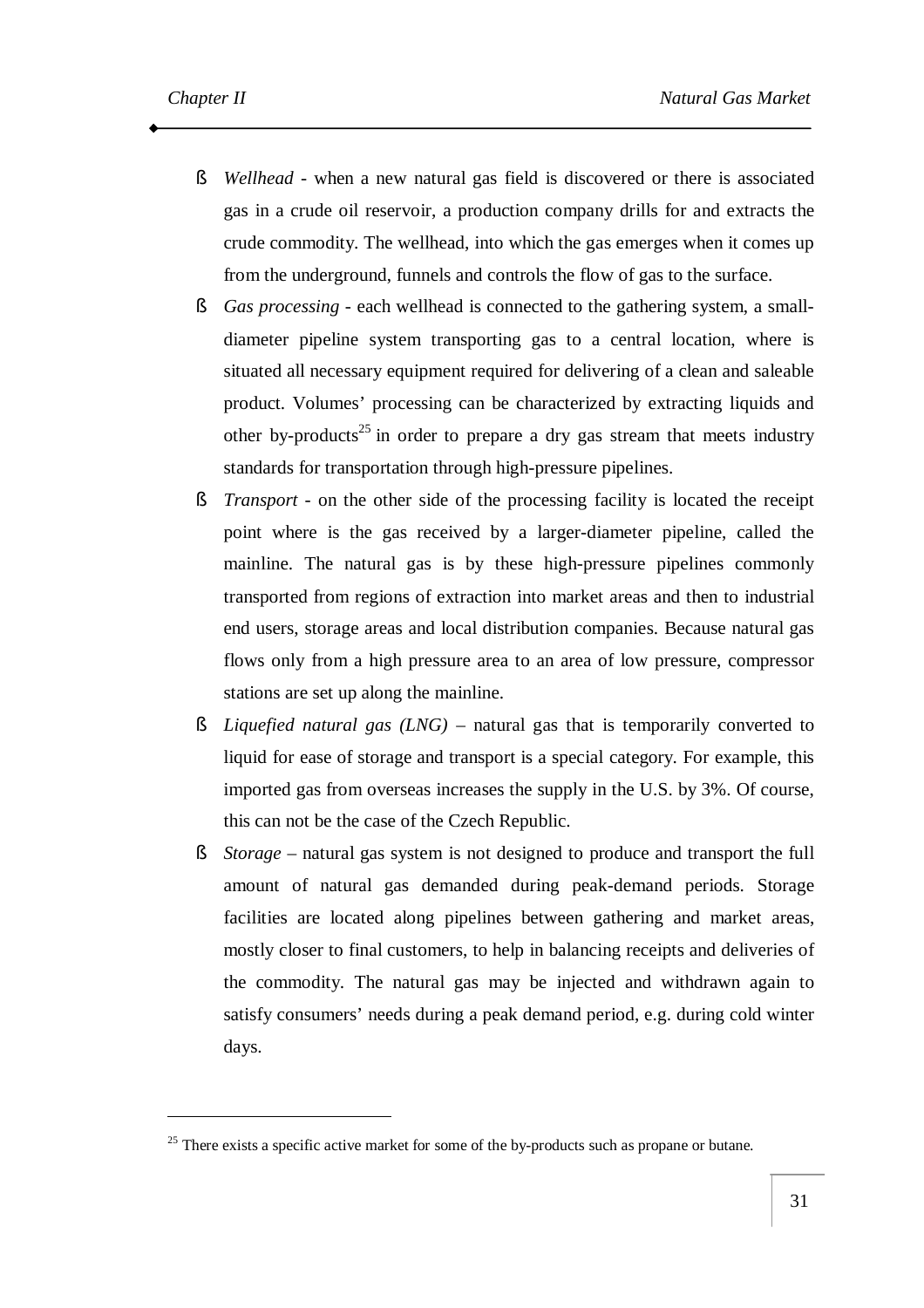- *Wellhead* - when a new natural gas field is discovered or there is associated gas in a crude oil reservoir, a production company drills for and extracts the crude commodity. The wellhead, into which the gas emerges when it comes up from the underground, funnels and controls the flow of gas to the surface.
- *Gas processing* - each wellhead is connected to the gathering system, a small-diameter pipeline system transporting gas to a central location, where is situated all necessary equipment required for delivering of a clean and saleable product. Volumes' processing can be characterized by extracting liquids and other by-products[25] in order to prepare a dry gas stream that meets industry standards for transportation through high-pressure pipelines.
- *Transport* - on the other side of the processing facility is located the receipt point where is the gas received by a larger-diameter pipeline, called the mainline. The natural gas is by these high-pressure pipelines commonly transported from regions of extraction into market areas and then to industrial end users, storage areas and local distribution companies. Because natural gas flows only from a high pressure area to an area of low pressure, compressor stations are set up along the mainline.
- *Liquefied natural gas (LNG)* – natural gas that is temporarily converted to liquid for ease of storage and transport is a special category. For example, this imported gas from overseas increases the supply in the U.S. by 3%. Of course, this can not be the case of the Czech Republic.
- *Storage* – natural gas system is not designed to produce and transport the full amount of natural gas demanded during peak-demand periods. Storage facilities are located along pipelines between gathering and market areas, mostly closer to final customers, to help in balancing receipts and deliveries of the commodity. The natural gas may be injected and withdrawn again to satisfy consumers' needs during a peak demand period, e.g. during cold winter days.

[25] There exists a specific active market for some of the by-products such as propane or butane.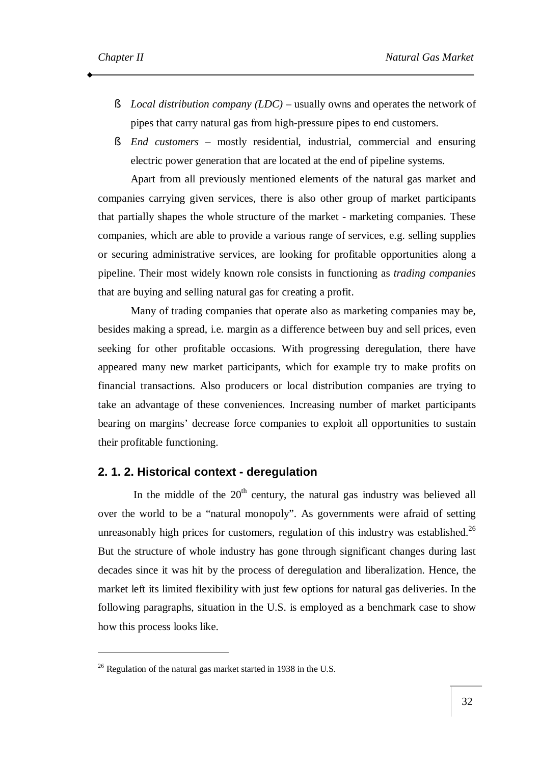- *Local distribution company (LDC)* – usually owns and operates the network of pipes that carry natural gas from high-pressure pipes to end customers.
- *End customers* – mostly residential, industrial, commercial and ensuring electric power generation that are located at the end of pipeline systems.

Apart from all previously mentioned elements of the natural gas market and companies carrying given services, there is also other group of market participants that partially shapes the whole structure of the market - marketing companies. These companies, which are able to provide a various range of services, e.g. selling supplies or securing administrative services, are looking for profitable opportunities along a pipeline. Their most widely known role consists in functioning as *trading companies* that are buying and selling natural gas for creating a profit.

Many of trading companies that operate also as marketing companies may be, besides making a spread, i.e. margin as a difference between buy and sell prices, even seeking for other profitable occasions. With progressing deregulation, there have appeared many new market participants, which for example try to make profits on financial transactions. Also producers or local distribution companies are trying to take an advantage of these conveniences. Increasing number of market participants bearing on margins' decrease force companies to exploit all opportunities to sustain their profitable functioning.

### 2. 1. 2. Historical context - deregulation

In the middle of the 20th century, the natural gas industry was believed all over the world to be a "natural monopoly". As governments were afraid of setting unreasonably high prices for customers, regulation of this industry was established.[26] But the structure of whole industry has gone through significant changes during last decades since it was hit by the process of deregulation and liberalization. Hence, the market left its limited flexibility with just few options for natural gas deliveries. In the following paragraphs, situation in the U.S. is employed as a benchmark case to show how this process looks like.

---

[26] Regulation of the natural gas market started in 1938 in the U.S.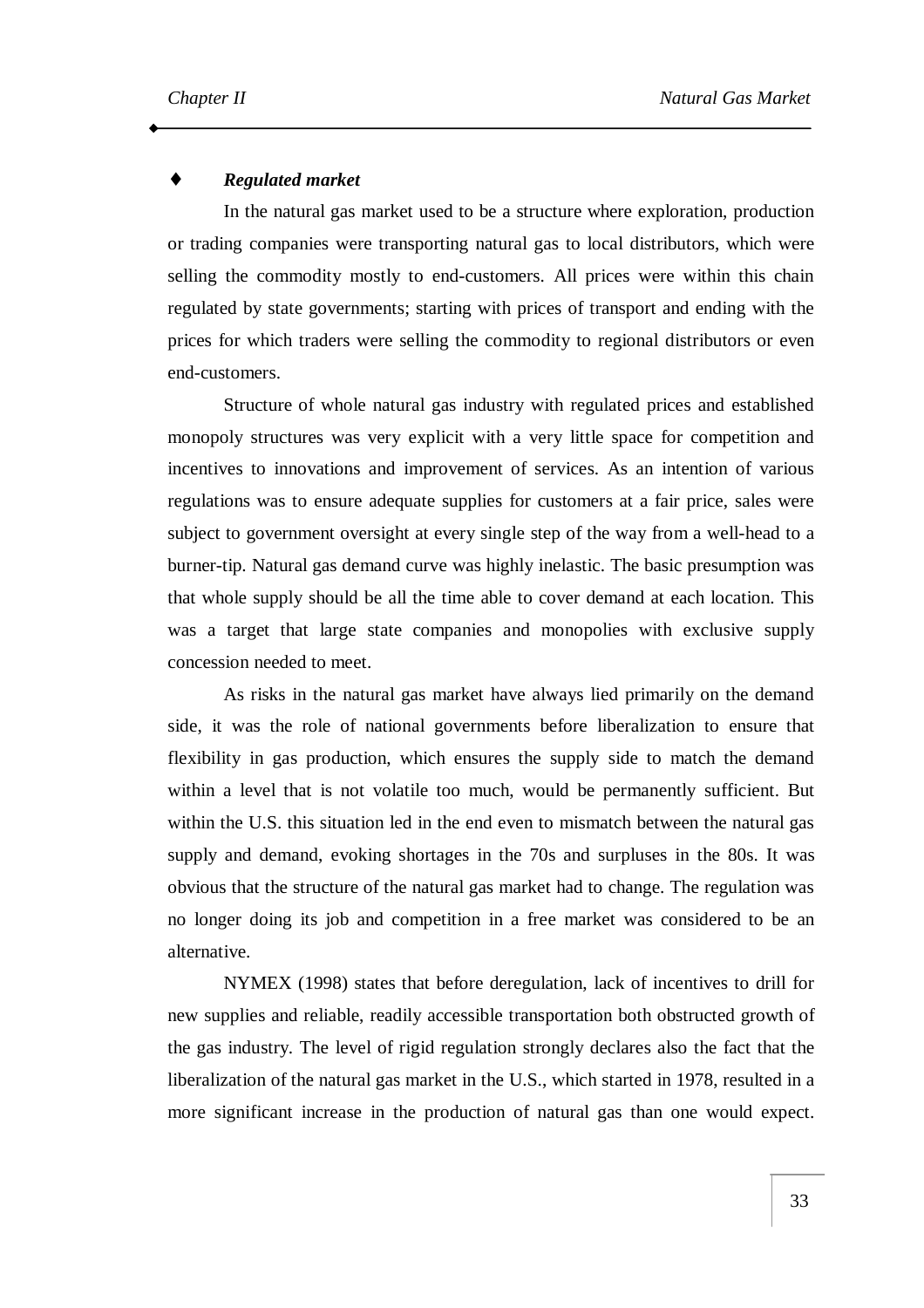♦ ***Regulated market***

In the natural gas market used to be a structure where exploration, production or trading companies were transporting natural gas to local distributors, which were selling the commodity mostly to end-customers. All prices were within this chain regulated by state governments; starting with prices of transport and ending with the prices for which traders were selling the commodity to regional distributors or even end-customers.

Structure of whole natural gas industry with regulated prices and established monopoly structures was very explicit with a very little space for competition and incentives to innovations and improvement of services. As an intention of various regulations was to ensure adequate supplies for customers at a fair price, sales were subject to government oversight at every single step of the way from a well-head to a burner-tip. Natural gas demand curve was highly inelastic. The basic presumption was that whole supply should be all the time able to cover demand at each location. This was a target that large state companies and monopolies with exclusive supply concession needed to meet.

As risks in the natural gas market have always lied primarily on the demand side, it was the role of national governments before liberalization to ensure that flexibility in gas production, which ensures the supply side to match the demand within a level that is not volatile too much, would be permanently sufficient. But within the U.S. this situation led in the end even to mismatch between the natural gas supply and demand, evoking shortages in the 70s and surpluses in the 80s. It was obvious that the structure of the natural gas market had to change. The regulation was no longer doing its job and competition in a free market was considered to be an alternative.

NYMEX (1998) states that before deregulation, lack of incentives to drill for new supplies and reliable, readily accessible transportation both obstructed growth of the gas industry. The level of rigid regulation strongly declares also the fact that the liberalization of the natural gas market in the U.S., which started in 1978, resulted in a more significant increase in the production of natural gas than one would expect.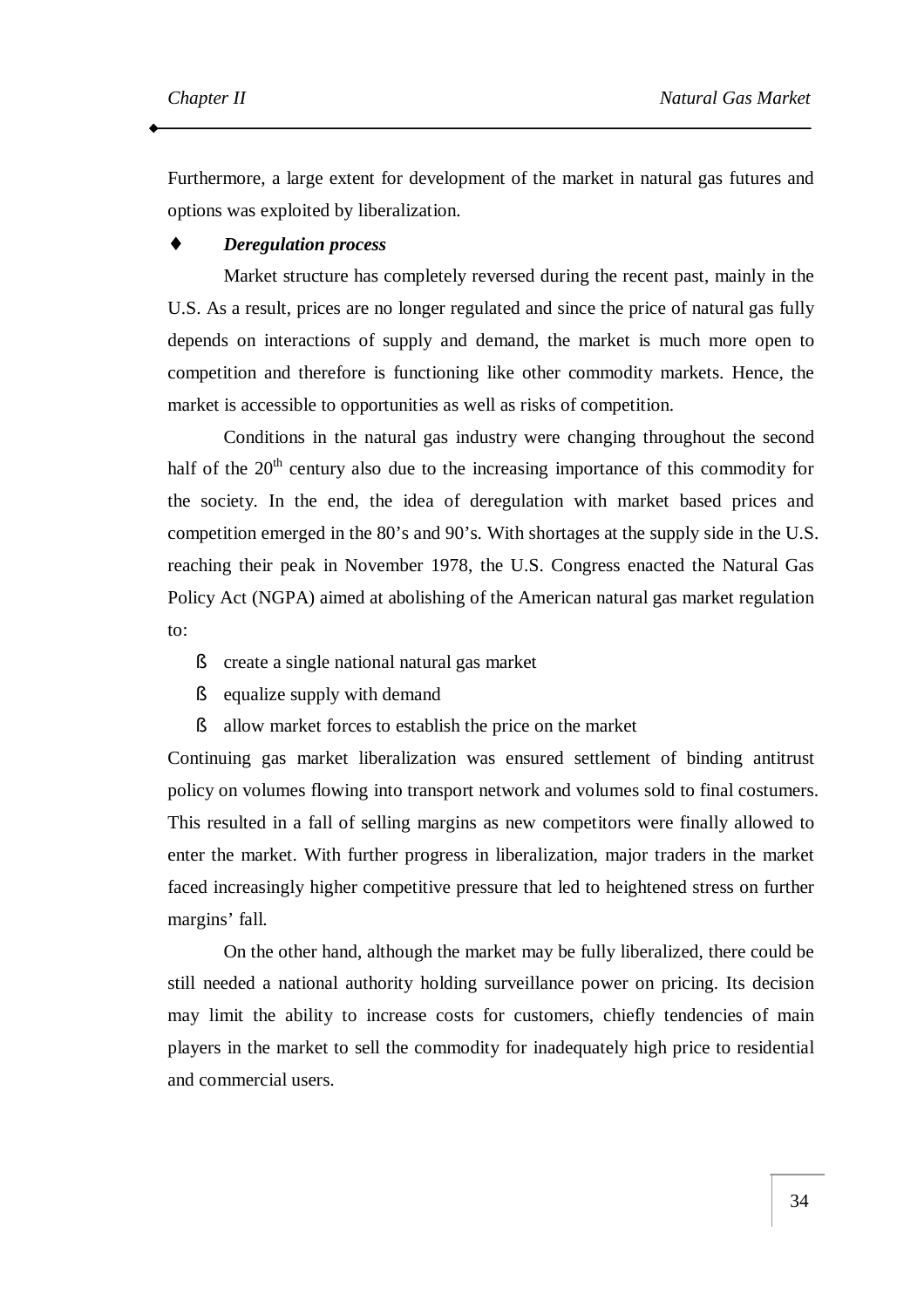Furthermore, a large extent for development of the market in natural gas futures and options was exploited by liberalization.

♦ ***Deregulation process***

Market structure has completely reversed during the recent past, mainly in the U.S. As a result, prices are no longer regulated and since the price of natural gas fully depends on interactions of supply and demand, the market is much more open to competition and therefore is functioning like other commodity markets. Hence, the market is accessible to opportunities as well as risks of competition.

Conditions in the natural gas industry were changing throughout the second half of the 20th century also due to the increasing importance of this commodity for the society. In the end, the idea of deregulation with market based prices and competition emerged in the 80's and 90's. With shortages at the supply side in the U.S. reaching their peak in November 1978, the U.S. Congress enacted the Natural Gas Policy Act (NGPA) aimed at abolishing of the American natural gas market regulation to:

- create a single national natural gas market
- equalize supply with demand
- allow market forces to establish the price on the market

Continuing gas market liberalization was ensured settlement of binding antitrust policy on volumes flowing into transport network and volumes sold to final costumers. This resulted in a fall of selling margins as new competitors were finally allowed to enter the market. With further progress in liberalization, major traders in the market faced increasingly higher competitive pressure that led to heightened stress on further margins' fall.

On the other hand, although the market may be fully liberalized, there could be still needed a national authority holding surveillance power on pricing. Its decision may limit the ability to increase costs for customers, chiefly tendencies of main players in the market to sell the commodity for inadequately high price to residential and commercial users.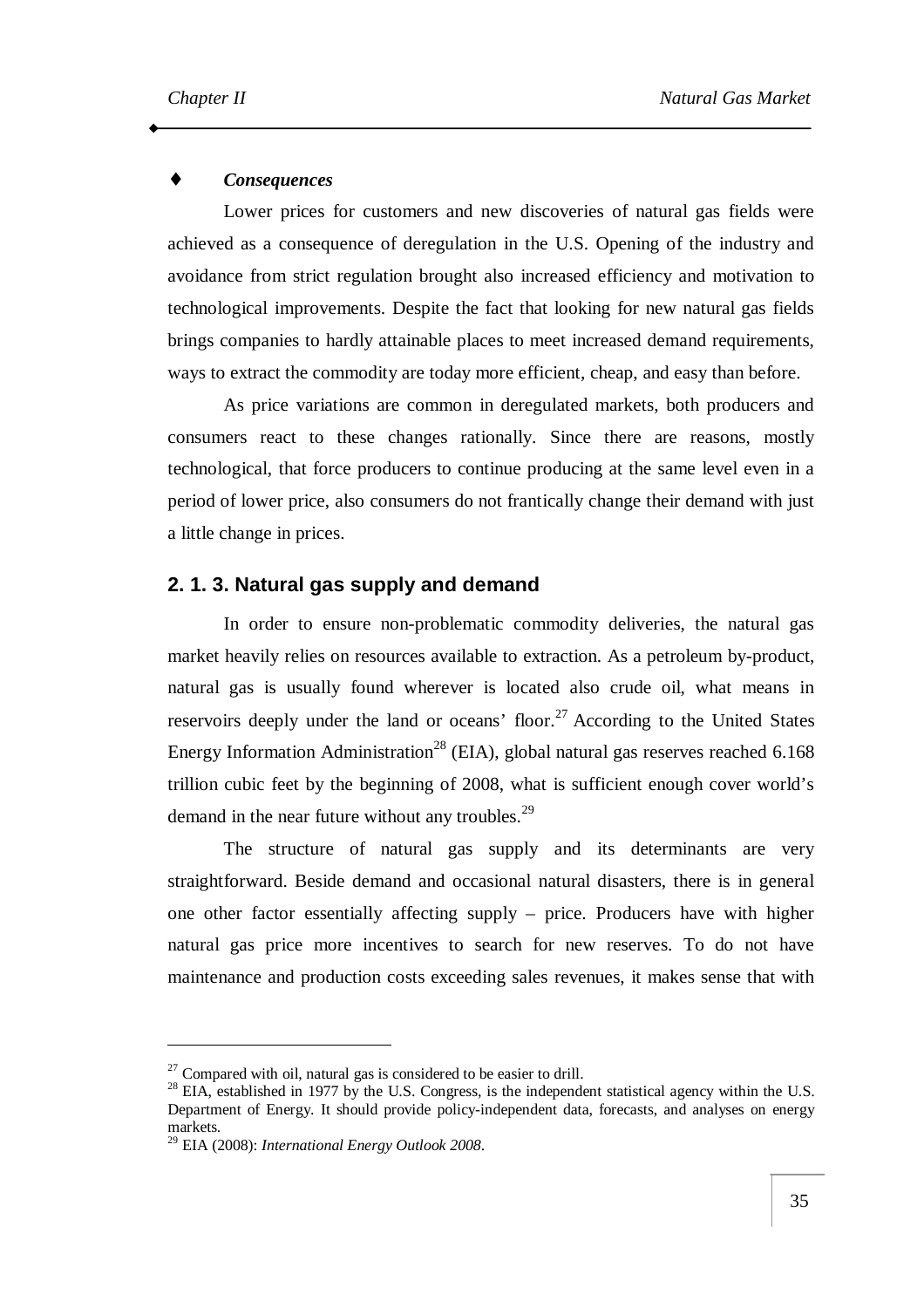♦ ***Consequences***

Lower prices for customers and new discoveries of natural gas fields were achieved as a consequence of deregulation in the U.S. Opening of the industry and avoidance from strict regulation brought also increased efficiency and motivation to technological improvements. Despite the fact that looking for new natural gas fields brings companies to hardly attainable places to meet increased demand requirements, ways to extract the commodity are today more efficient, cheap, and easy than before.

As price variations are common in deregulated markets, both producers and consumers react to these changes rationally. Since there are reasons, mostly technological, that force producers to continue producing at the same level even in a period of lower price, also consumers do not frantically change their demand with just a little change in prices.

### 2. 1. 3. Natural gas supply and demand

In order to ensure non-problematic commodity deliveries, the natural gas market heavily relies on resources available to extraction. As a petroleum by-product, natural gas is usually found wherever is located also crude oil, what means in reservoirs deeply under the land or oceans' floor.[27] According to the United States Energy Information Administration[28] (EIA), global natural gas reserves reached 6.168 trillion cubic feet by the beginning of 2008, what is sufficient enough cover world's demand in the near future without any troubles.[29]

The structure of natural gas supply and its determinants are very straightforward. Beside demand and occasional natural disasters, there is in general one other factor essentially affecting supply – price. Producers have with higher natural gas price more incentives to search for new reserves. To do not have maintenance and production costs exceeding sales revenues, it makes sense that with

---

[27] Compared with oil, natural gas is considered to be easier to drill.

[28] EIA, established in 1977 by the U.S. Congress, is the independent statistical agency within the U.S. Department of Energy. It should provide policy-independent data, forecasts, and analyses on energy markets.

[29] EIA (2008): *International Energy Outlook 2008*.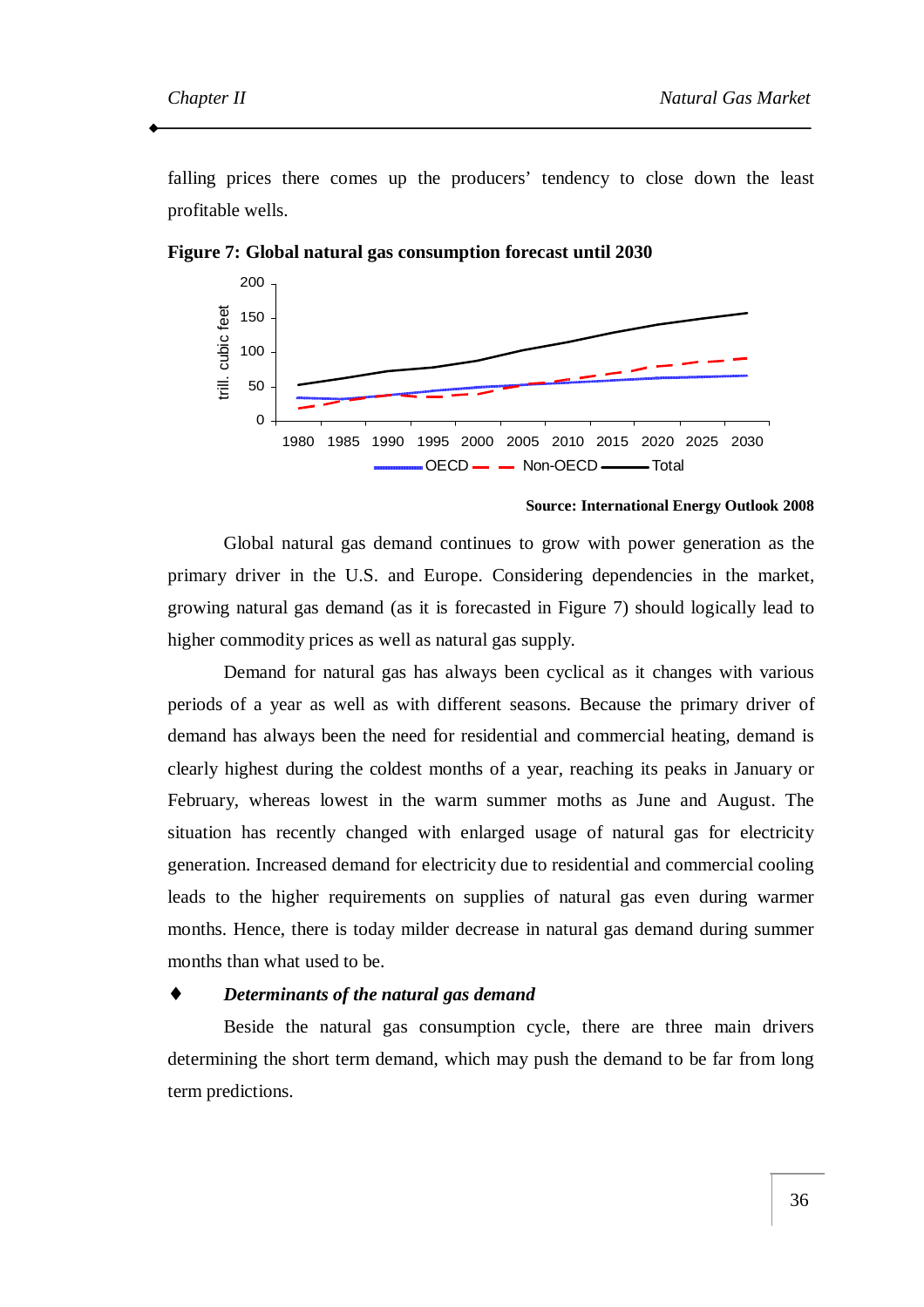falling prices there comes up the producers' tendency to close down the least profitable wells.

**Figure 7: Global natural gas consumption forecast until 2030**

**Source: International Energy Outlook 2008**

Global natural gas demand continues to grow with power generation as the primary driver in the U.S. and Europe. Considering dependencies in the market, growing natural gas demand (as it is forecasted in Figure 7) should logically lead to higher commodity prices as well as natural gas supply.

Demand for natural gas has always been cyclical as it changes with various periods of a year as well as with different seasons. Because the primary driver of demand has always been the need for residential and commercial heating, demand is clearly highest during the coldest months of a year, reaching its peaks in January or February, whereas lowest in the warm summer moths as June and August. The situation has recently changed with enlarged usage of natural gas for electricity generation. Increased demand for electricity due to residential and commercial cooling leads to the higher requirements on supplies of natural gas even during warmer months. Hence, there is today milder decrease in natural gas demand during summer months than what used to be.

♦ ***Determinants of the natural gas demand***

Beside the natural gas consumption cycle, there are three main drivers determining the short term demand, which may push the demand to be far from long term predictions.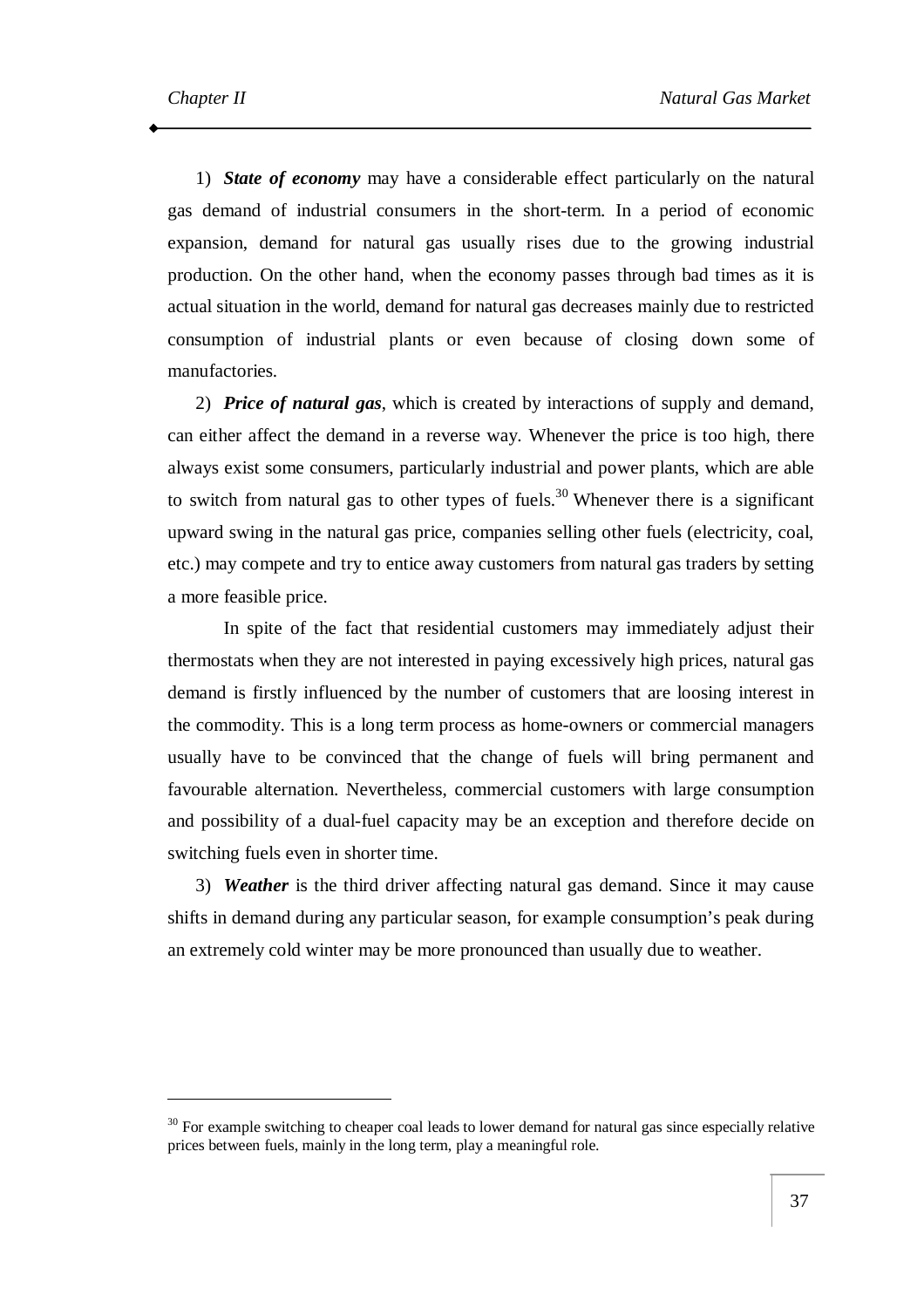1) ***State of economy*** may have a considerable effect particularly on the natural gas demand of industrial consumers in the short-term. In a period of economic expansion, demand for natural gas usually rises due to the growing industrial production. On the other hand, when the economy passes through bad times as it is actual situation in the world, demand for natural gas decreases mainly due to restricted consumption of industrial plants or even because of closing down some of manufactories.

2) ***Price of natural gas***, which is created by interactions of supply and demand, can either affect the demand in a reverse way. Whenever the price is too high, there always exist some consumers, particularly industrial and power plants, which are able to switch from natural gas to other types of fuels.[30] Whenever there is a significant upward swing in the natural gas price, companies selling other fuels (electricity, coal, etc.) may compete and try to entice away customers from natural gas traders by setting a more feasible price.

In spite of the fact that residential customers may immediately adjust their thermostats when they are not interested in paying excessively high prices, natural gas demand is firstly influenced by the number of customers that are loosing interest in the commodity. This is a long term process as home-owners or commercial managers usually have to be convinced that the change of fuels will bring permanent and favourable alternation. Nevertheless, commercial customers with large consumption and possibility of a dual-fuel capacity may be an exception and therefore decide on switching fuels even in shorter time.

3) ***Weather*** is the third driver affecting natural gas demand. Since it may cause shifts in demand during any particular season, for example consumption's peak during an extremely cold winter may be more pronounced than usually due to weather.

---

[30] For example switching to cheaper coal leads to lower demand for natural gas since especially relative prices between fuels, mainly in the long term, play a meaningful role.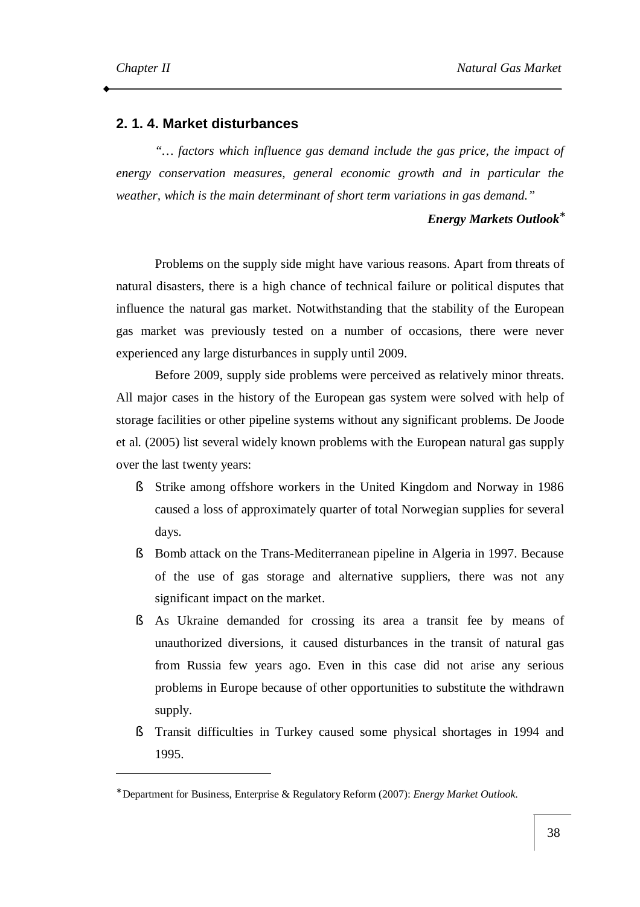## 2. 1. 4. Market disturbances

*"… factors which influence gas demand include the gas price, the impact of energy conservation measures, general economic growth and in particular the weather, which is the main determinant of short term variations in gas demand."*

***Energy Markets Outlook***[*]

Problems on the supply side might have various reasons. Apart from threats of natural disasters, there is a high chance of technical failure or political disputes that influence the natural gas market. Notwithstanding that the stability of the European gas market was previously tested on a number of occasions, there were never experienced any large disturbances in supply until 2009.

Before 2009, supply side problems were perceived as relatively minor threats. All major cases in the history of the European gas system were solved with help of storage facilities or other pipeline systems without any significant problems. De Joode et al. (2005) list several widely known problems with the European natural gas supply over the last twenty years:

- Strike among offshore workers in the United Kingdom and Norway in 1986 caused a loss of approximately quarter of total Norwegian supplies for several days.
- Bomb attack on the Trans-Mediterranean pipeline in Algeria in 1997. Because of the use of gas storage and alternative suppliers, there was not any significant impact on the market.
- As Ukraine demanded for crossing its area a transit fee by means of unauthorized diversions, it caused disturbances in the transit of natural gas from Russia few years ago. Even in this case did not arise any serious problems in Europe because of other opportunities to substitute the withdrawn supply.
- Transit difficulties in Turkey caused some physical shortages in 1994 and 1995.

---

[*] Department for Business, Enterprise & Regulatory Reform (2007): *Energy Market Outlook*.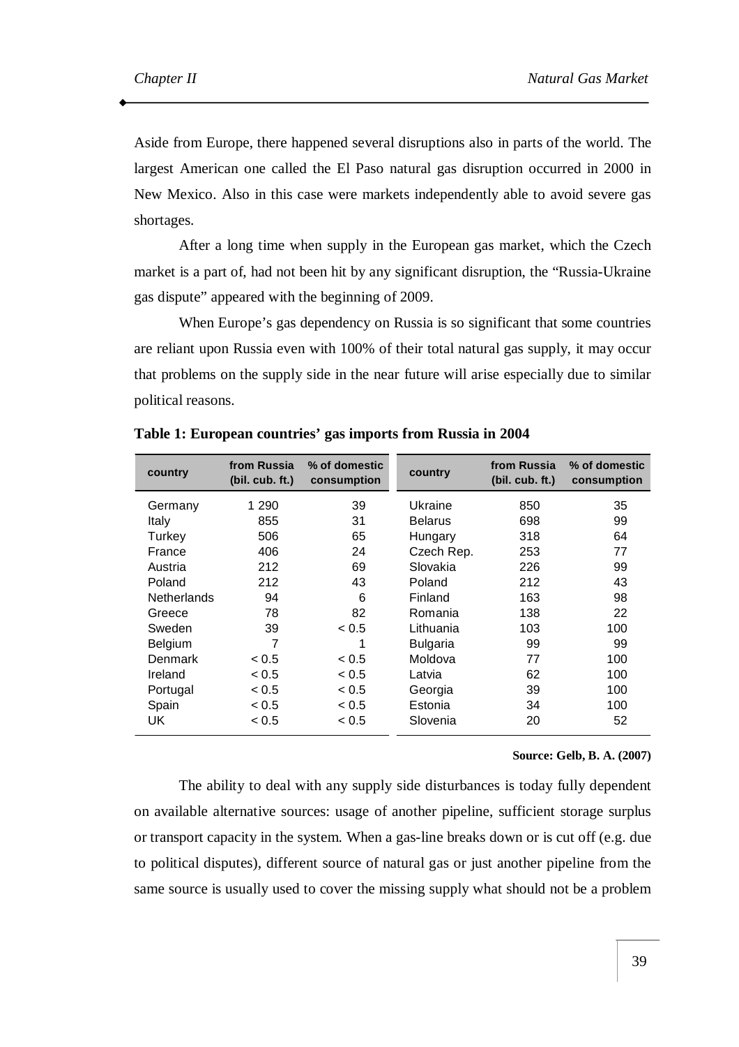Aside from Europe, there happened several disruptions also in parts of the world. The largest American one called the El Paso natural gas disruption occurred in 2000 in New Mexico. Also in this case were markets independently able to avoid severe gas shortages.

After a long time when supply in the European gas market, which the Czech market is a part of, had not been hit by any significant disruption, the "Russia-Ukraine gas dispute" appeared with the beginning of 2009.

When Europe's gas dependency on Russia is so significant that some countries are reliant upon Russia even with 100% of their total natural gas supply, it may occur that problems on the supply side in the near future will arise especially due to similar political reasons.

**Table 1: European countries' gas imports from Russia in 2004**

| country | from Russia (bil. cub. ft.) | % of domestic consumption | country | from Russia (bil. cub. ft.) | % of domestic consumption |
|---|---|---|---|---|---|
| Germany | 1 290 | 39 | Ukraine | 850 | 35 |
| Italy | 855 | 31 | Belarus | 698 | 99 |
| Turkey | 506 | 65 | Hungary | 318 | 64 |
| France | 406 | 24 | Czech Rep. | 253 | 77 |
| Austria | 212 | 69 | Slovakia | 226 | 99 |
| Poland | 212 | 43 | Poland | 212 | 43 |
| Netherlands | 94 | 6 | Finland | 163 | 98 |
| Greece | 78 | 82 | Romania | 138 | 22 |
| Sweden | 39 | < 0.5 | Lithuania | 103 | 100 |
| Belgium | 7 | 1 | Bulgaria | 99 | 99 |
| Denmark | < 0.5 | < 0.5 | Moldova | 77 | 100 |
| Ireland | < 0.5 | < 0.5 | Latvia | 62 | 100 |
| Portugal | < 0.5 | < 0.5 | Georgia | 39 | 100 |
| Spain | < 0.5 | < 0.5 | Estonia | 34 | 100 |
| UK | < 0.5 | < 0.5 | Slovenia | 20 | 52 |

**Source: Gelb, B. A. (2007)**

The ability to deal with any supply side disturbances is today fully dependent on available alternative sources: usage of another pipeline, sufficient storage surplus or transport capacity in the system. When a gas-line breaks down or is cut off (e.g. due to political disputes), different source of natural gas or just another pipeline from the same source is usually used to cover the missing supply what should not be a problem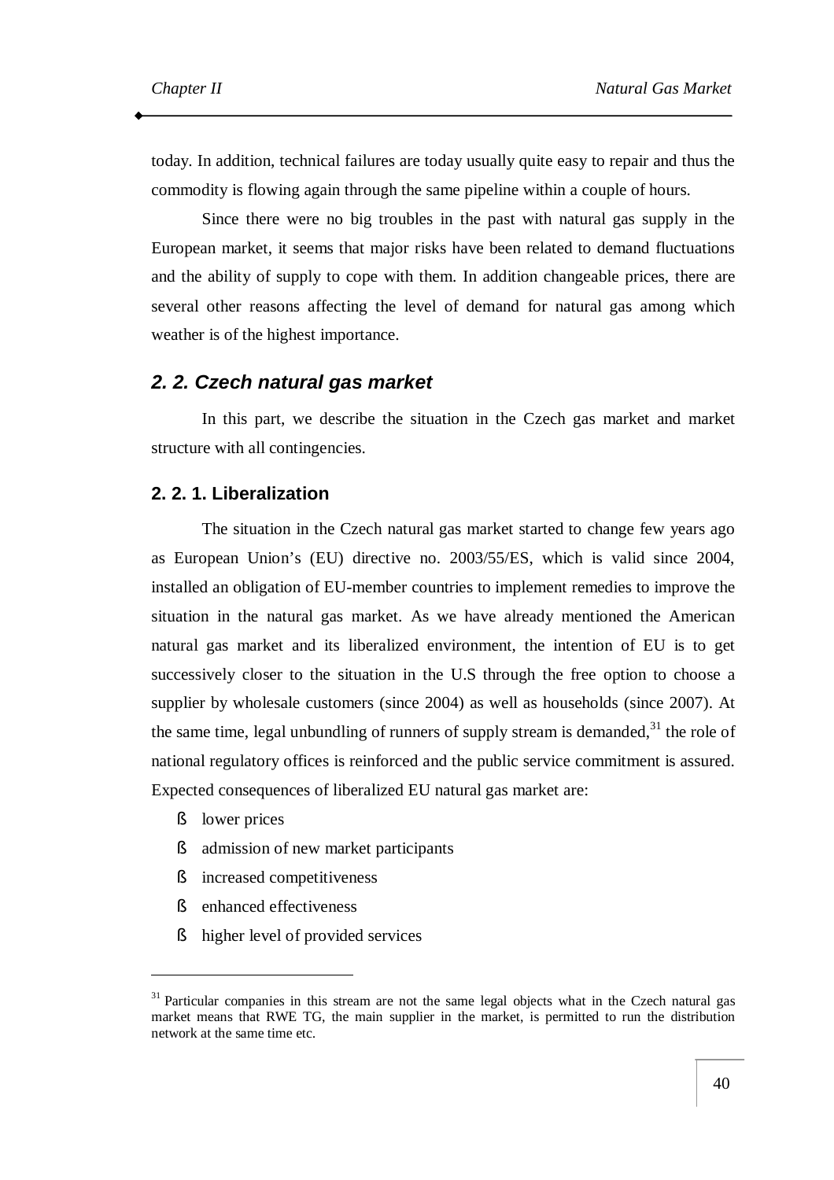today. In addition, technical failures are today usually quite easy to repair and thus the commodity is flowing again through the same pipeline within a couple of hours.

Since there were no big troubles in the past with natural gas supply in the European market, it seems that major risks have been related to demand fluctuations and the ability of supply to cope with them. In addition changeable prices, there are several other reasons affecting the level of demand for natural gas among which weather is of the highest importance.

## *2. 2. Czech natural gas market*

In this part, we describe the situation in the Czech gas market and market structure with all contingencies.

### 2. 2. 1. Liberalization

The situation in the Czech natural gas market started to change few years ago as European Union's (EU) directive no. 2003/55/ES, which is valid since 2004, installed an obligation of EU-member countries to implement remedies to improve the situation in the natural gas market. As we have already mentioned the American natural gas market and its liberalized environment, the intention of EU is to get successively closer to the situation in the U.S through the free option to choose a supplier by wholesale customers (since 2004) as well as households (since 2007). At the same time, legal unbundling of runners of supply stream is demanded,[31] the role of national regulatory offices is reinforced and the public service commitment is assured. Expected consequences of liberalized EU natural gas market are:

- lower prices
- admission of new market participants
- increased competitiveness
- enhanced effectiveness
- higher level of provided services

[31] Particular companies in this stream are not the same legal objects what in the Czech natural gas market means that RWE TG, the main supplier in the market, is permitted to run the distribution network at the same time etc.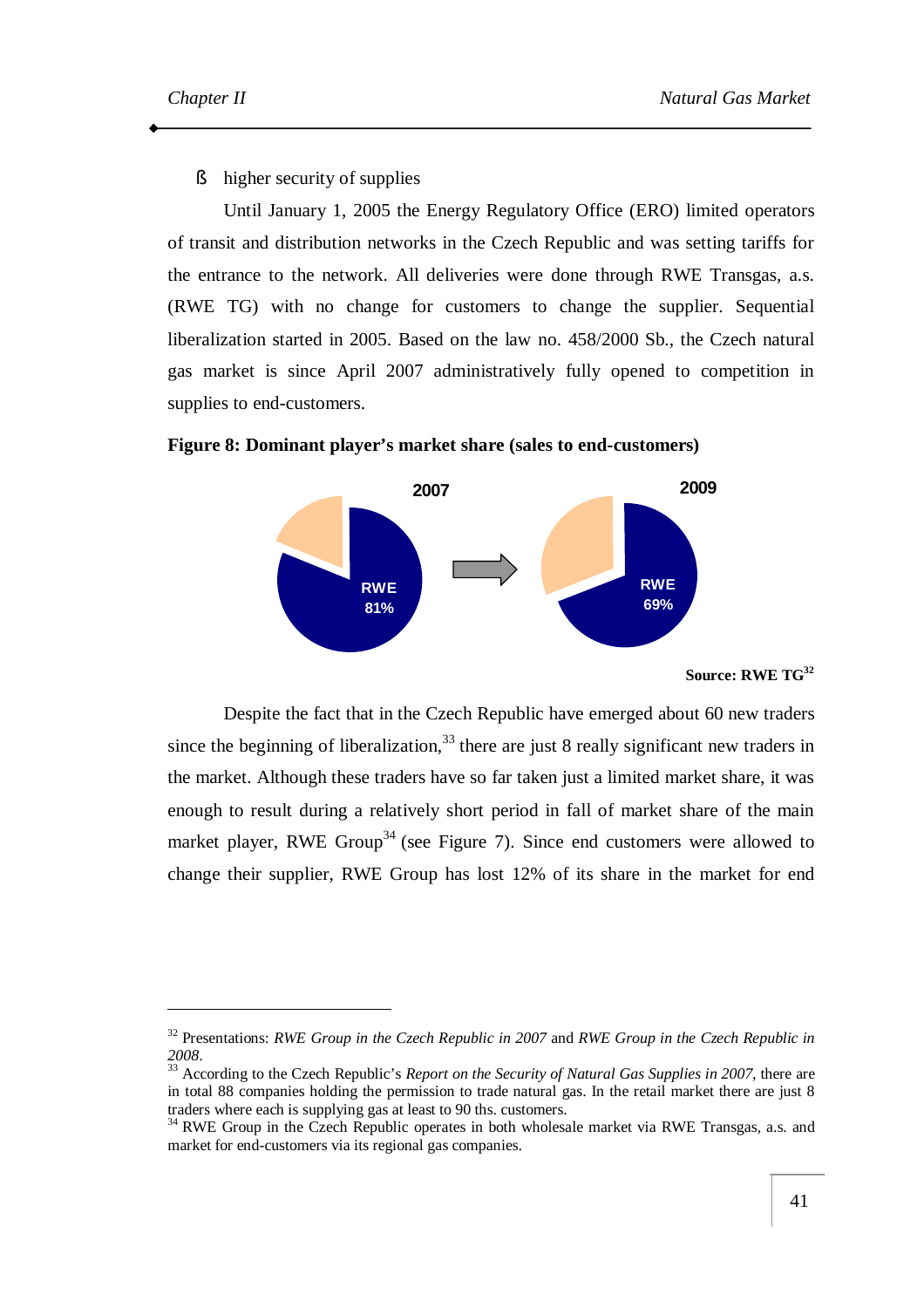- higher security of supplies

Until January 1, 2005 the Energy Regulatory Office (ERO) limited operators of transit and distribution networks in the Czech Republic and was setting tariffs for the entrance to the network. All deliveries were done through RWE Transgas, a.s. (RWE TG) with no change for customers to change the supplier. Sequential liberalization started in 2005. Based on the law no. 458/2000 Sb., the Czech natural gas market is since April 2007 administratively fully opened to competition in supplies to end-customers.

**Figure 8: Dominant player's market share (sales to end-customers)**

2007 — RWE 81%

2009 — RWE 69%

**Source: RWE TG[32]**

Despite the fact that in the Czech Republic have emerged about 60 new traders since the beginning of liberalization,[33] there are just 8 really significant new traders in the market. Although these traders have so far taken just a limited market share, it was enough to result during a relatively short period in fall of market share of the main market player, RWE Group[34] (see Figure 7). Since end customers were allowed to change their supplier, RWE Group has lost 12% of its share in the market for end

---

[32] Presentations: *RWE Group in the Czech Republic in 2007* and *RWE Group in the Czech Republic in 2008*.

[33] According to the Czech Republic's *Report on the Security of Natural Gas Supplies in 2007*, there are in total 88 companies holding the permission to trade natural gas. In the retail market there are just 8 traders where each is supplying gas at least to 90 ths. customers.

[34] RWE Group in the Czech Republic operates in both wholesale market via RWE Transgas, a.s. and market for end-customers via its regional gas companies.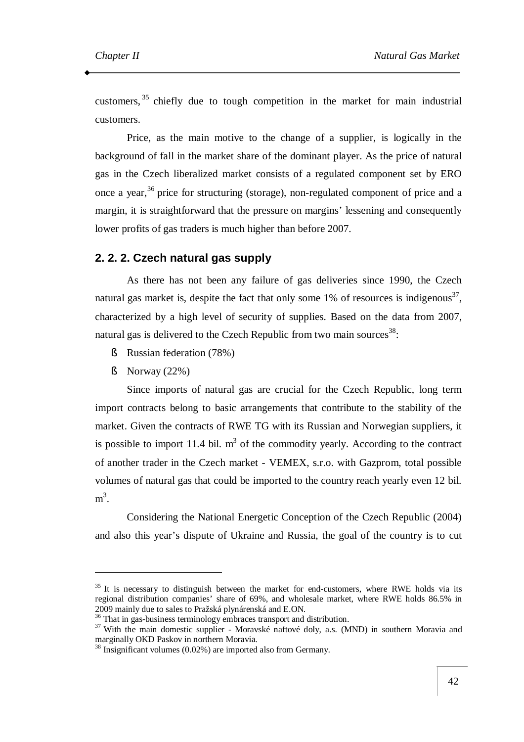customers,[35] chiefly due to tough competition in the market for main industrial customers.

Price, as the main motive to the change of a supplier, is logically in the background of fall in the market share of the dominant player. As the price of natural gas in the Czech liberalized market consists of a regulated component set by ERO once a year,[36] price for structuring (storage), non-regulated component of price and a margin, it is straightforward that the pressure on margins' lessening and consequently lower profits of gas traders is much higher than before 2007.

### 2. 2. 2. Czech natural gas supply

As there has not been any failure of gas deliveries since 1990, the Czech natural gas market is, despite the fact that only some 1% of resources is indigenous[37], characterized by a high level of security of supplies. Based on the data from 2007, natural gas is delivered to the Czech Republic from two main sources[38]:

- Russian federation (78%)
- Norway (22%)

Since imports of natural gas are crucial for the Czech Republic, long term import contracts belong to basic arrangements that contribute to the stability of the market. Given the contracts of RWE TG with its Russian and Norwegian suppliers, it is possible to import 11.4 bil. $m^3$ of the commodity yearly. According to the contract of another trader in the Czech market - VEMEX, s.r.o. with Gazprom, total possible volumes of natural gas that could be imported to the country reach yearly even 12 bil. $m^3$.

Considering the National Energetic Conception of the Czech Republic (2004) and also this year's dispute of Ukraine and Russia, the goal of the country is to cut

---

[35] It is necessary to distinguish between the market for end-customers, where RWE holds via its regional distribution companies' share of 69%, and wholesale market, where RWE holds 86.5% in 2009 mainly due to sales to Pražská plynárenská and E.ON.

[36] That in gas-business terminology embraces transport and distribution.

[37] With the main domestic supplier - Moravské naftové doly, a.s. (MND) in southern Moravia and marginally OKD Paskov in northern Moravia.

[38] Insignificant volumes (0.02%) are imported also from Germany.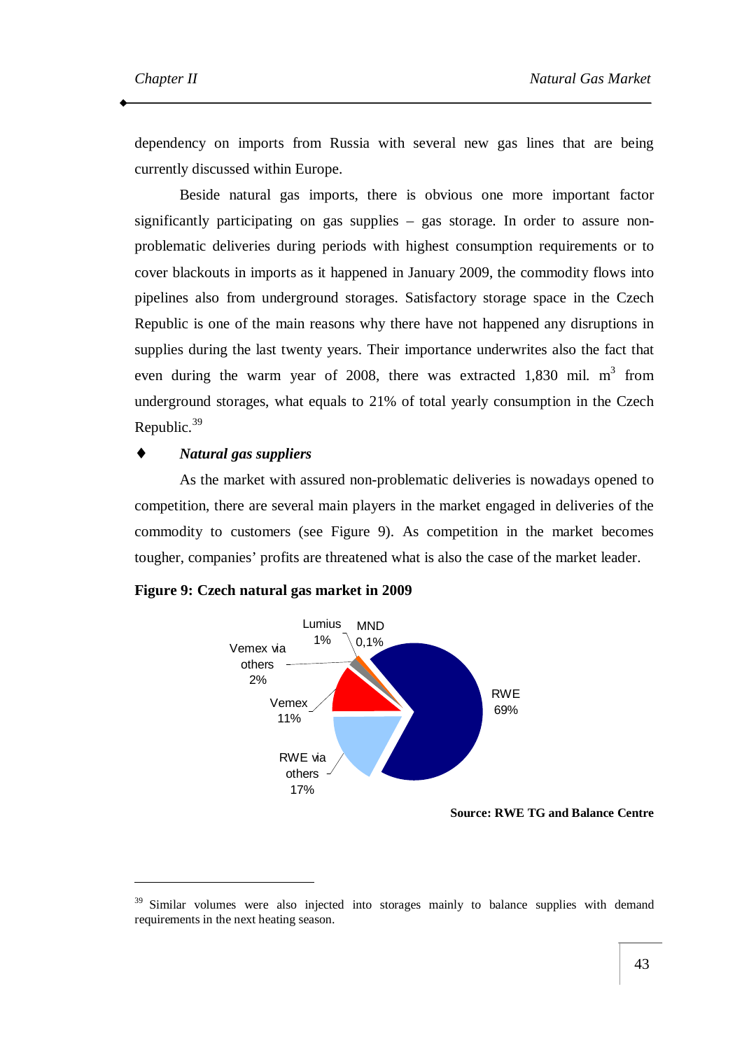dependency on imports from Russia with several new gas lines that are being currently discussed within Europe.

Beside natural gas imports, there is obvious one more important factor significantly participating on gas supplies – gas storage. In order to assure non-problematic deliveries during periods with highest consumption requirements or to cover blackouts in imports as it happened in January 2009, the commodity flows into pipelines also from underground storages. Satisfactory storage space in the Czech Republic is one of the main reasons why there have not happened any disruptions in supplies during the last twenty years. Their importance underwrites also the fact that even during the warm year of 2008, there was extracted 1,830 mil. $m^3$ from underground storages, what equals to 21% of total yearly consumption in the Czech Republic.[39]

♦ ***Natural gas suppliers***

As the market with assured non-problematic deliveries is nowadays opened to competition, there are several main players in the market engaged in deliveries of the commodity to customers (see Figure 9). As competition in the market becomes tougher, companies' profits are threatened what is also the case of the market leader.

**Figure 9: Czech natural gas market in 2009**

| Supplier | Share |
|---|---|
| RWE | 69% |
| RWE via others | 17% |
| Vemex | 11% |
| Vemex via others | 2% |
| Lumius | 1% |
| MND | 0,1% |

**Source: RWE TG and Balance Centre**

[39] Similar volumes were also injected into storages mainly to balance supplies with demand requirements in the next heating season.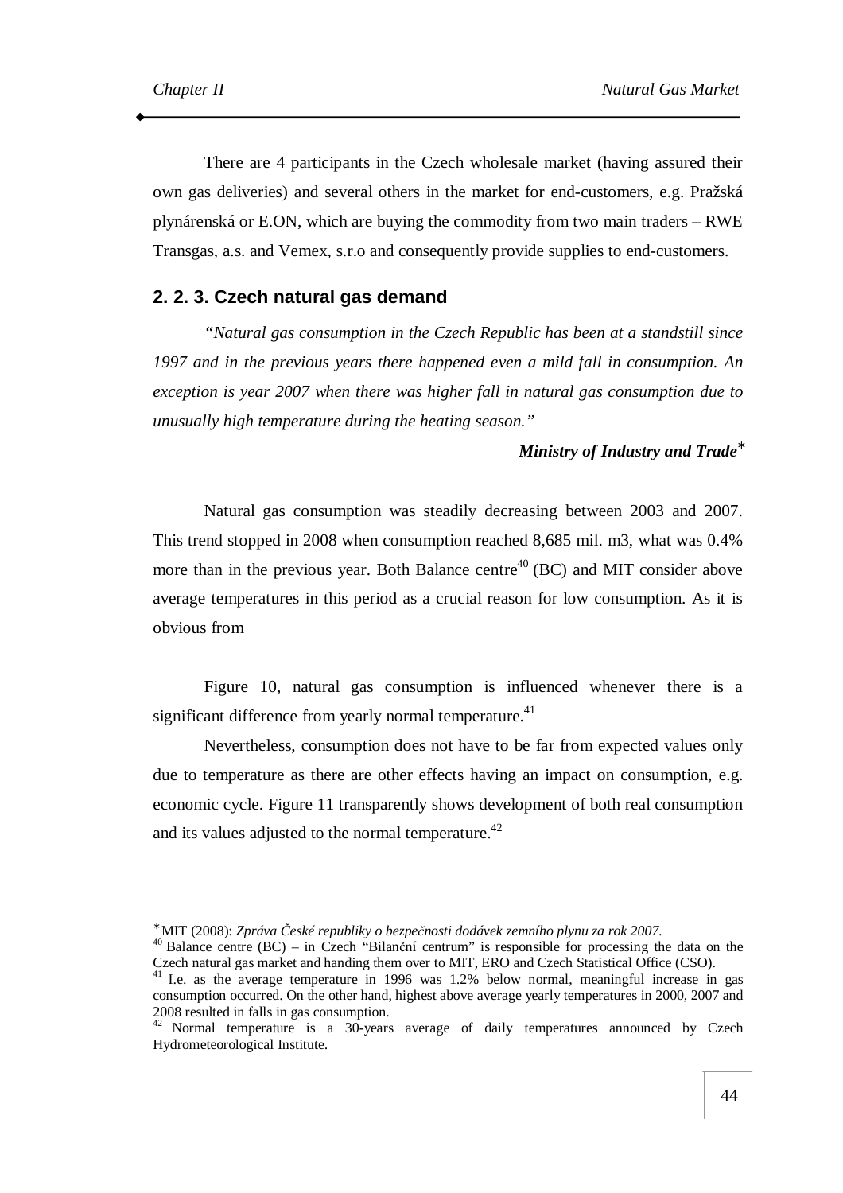There are 4 participants in the Czech wholesale market (having assured their own gas deliveries) and several others in the market for end-customers, e.g. Pražská plynárenská or E.ON, which are buying the commodity from two main traders – RWE Transgas, a.s. and Vemex, s.r.o and consequently provide supplies to end-customers.

### 2. 2. 3. Czech natural gas demand

*"Natural gas consumption in the Czech Republic has been at a standstill since 1997 and in the previous years there happened even a mild fall in consumption. An exception is year 2007 when there was higher fall in natural gas consumption due to unusually high temperature during the heating season."*

***Ministry of Industry and Trade****

Natural gas consumption was steadily decreasing between 2003 and 2007. This trend stopped in 2008 when consumption reached 8,685 mil. m3, what was 0.4% more than in the previous year. Both Balance centre[40] (BC) and MIT consider above average temperatures in this period as a crucial reason for low consumption. As it is obvious from

Figure 10, natural gas consumption is influenced whenever there is a significant difference from yearly normal temperature.[41]

Nevertheless, consumption does not have to be far from expected values only due to temperature as there are other effects having an impact on consumption, e.g. economic cycle. Figure 11 transparently shows development of both real consumption and its values adjusted to the normal temperature.[42]

---

* MIT (2008): *Zpráva České republiky o bezpečnosti dodávek zemního plynu za rok 2007.*

[40] Balance centre (BC) – in Czech "Bilanční centrum" is responsible for processing the data on the Czech natural gas market and handing them over to MIT, ERO and Czech Statistical Office (CSO).

[41] I.e. as the average temperature in 1996 was 1.2% below normal, meaningful increase in gas consumption occurred. On the other hand, highest above average yearly temperatures in 2000, 2007 and 2008 resulted in falls in gas consumption.

[42] Normal temperature is a 30-years average of daily temperatures announced by Czech Hydrometeorological Institute.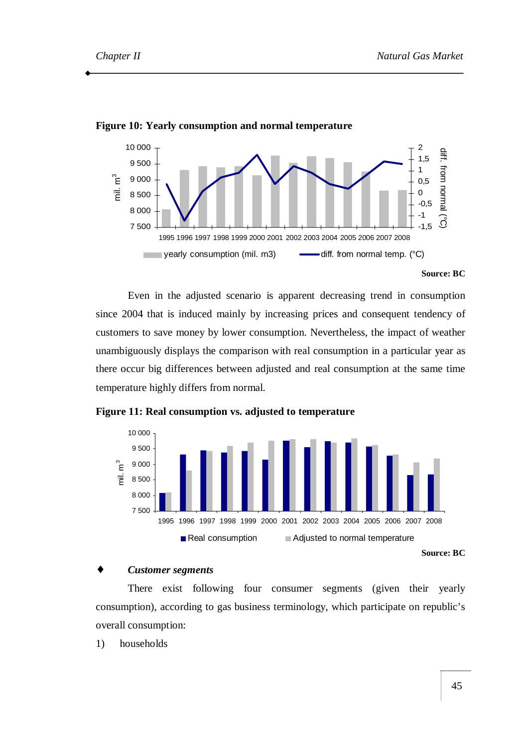**Figure 10: Yearly consumption and normal temperature**

Source: BC

Even in the adjusted scenario is apparent decreasing trend in consumption since 2004 that is induced mainly by increasing prices and consequent tendency of customers to save money by lower consumption. Nevertheless, the impact of weather unambiguously displays the comparison with real consumption in a particular year as there occur big differences between adjusted and real consumption at the same time temperature highly differs from normal.

**Figure 11: Real consumption vs. adjusted to temperature**

Source: BC

- ***Customer segments***

There exist following four consumer segments (given their yearly consumption), according to gas business terminology, which participate on republic's overall consumption:

1) households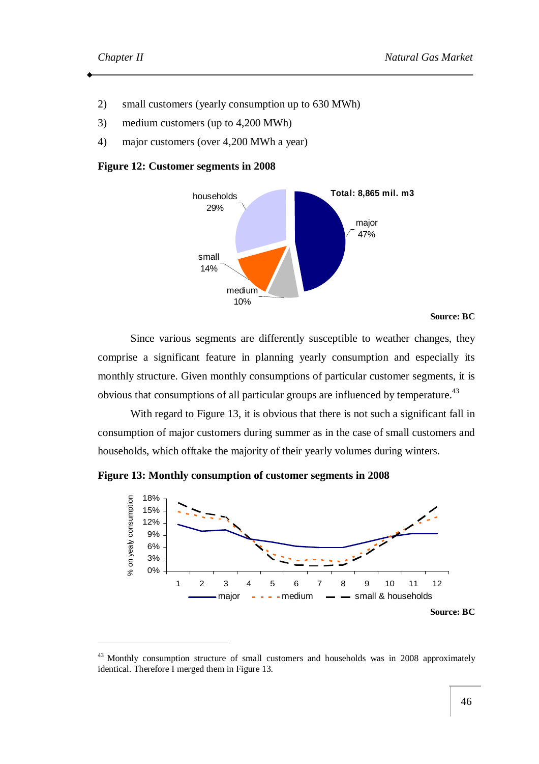2) small customers (yearly consumption up to 630 MWh)
3) medium customers (up to 4,200 MWh)
4) major customers (over 4,200 MWh a year)

**Figure 12: Customer segments in 2008**

**Source: BC**

Since various segments are differently susceptible to weather changes, they comprise a significant feature in planning yearly consumption and especially its monthly structure. Given monthly consumptions of particular customer segments, it is obvious that consumptions of all particular groups are influenced by temperature.[43]

With regard to Figure 13, it is obvious that there is not such a significant fall in consumption of major customers during summer as in the case of small customers and households, which offtake the majority of their yearly volumes during winters.

**Figure 13: Monthly consumption of customer segments in 2008**

**Source: BC**

---

[43] Monthly consumption structure of small customers and households was in 2008 approximately identical. Therefore I merged them in Figure 13.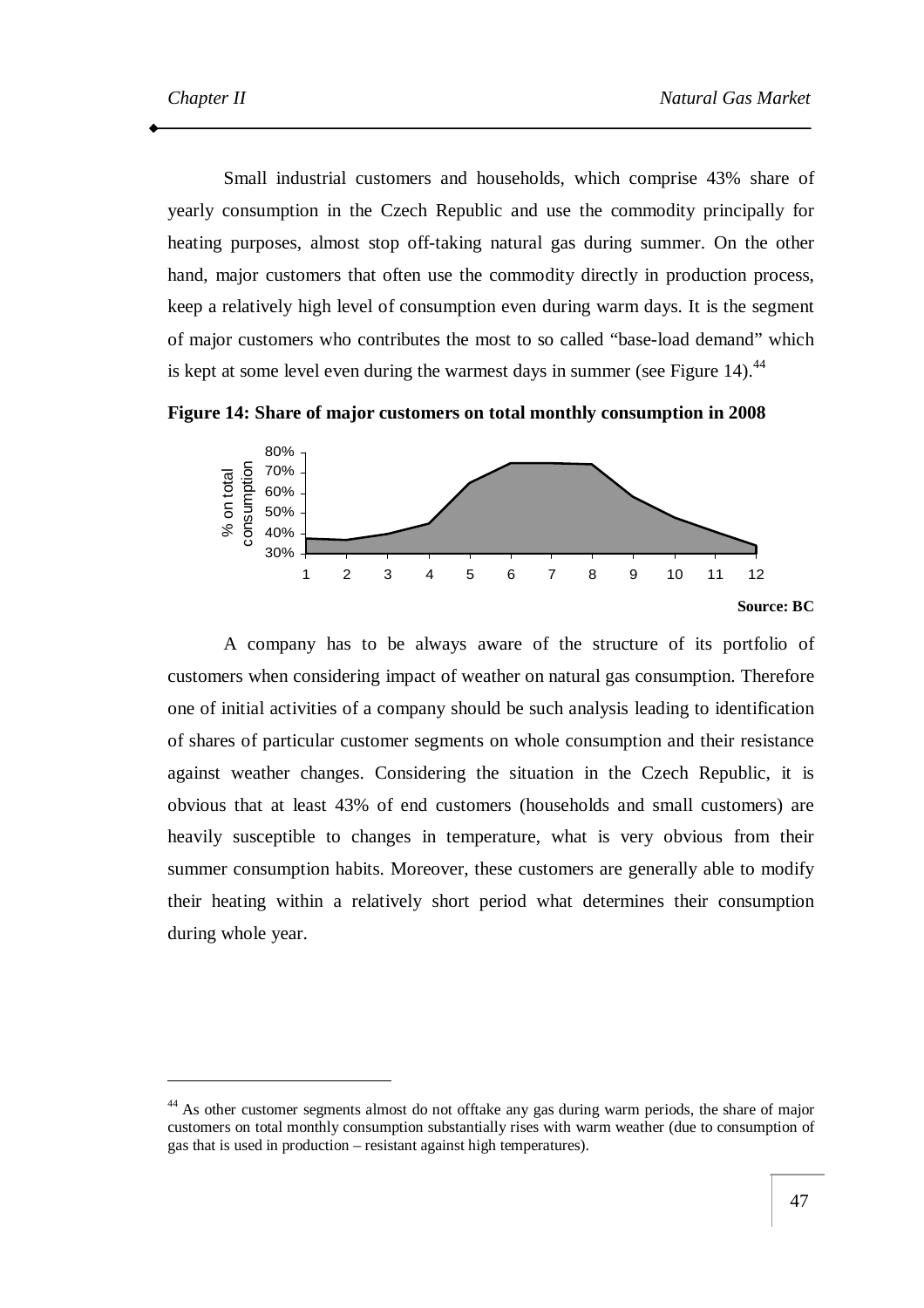Small industrial customers and households, which comprise 43% share of yearly consumption in the Czech Republic and use the commodity principally for heating purposes, almost stop off-taking natural gas during summer. On the other hand, major customers that often use the commodity directly in production process, keep a relatively high level of consumption even during warm days. It is the segment of major customers who contributes the most to so called "base-load demand" which is kept at some level even during the warmest days in summer (see Figure 14).[44]

**Figure 14: Share of major customers on total monthly consumption in 2008**

**Source: BC**

A company has to be always aware of the structure of its portfolio of customers when considering impact of weather on natural gas consumption. Therefore one of initial activities of a company should be such analysis leading to identification of shares of particular customer segments on whole consumption and their resistance against weather changes. Considering the situation in the Czech Republic, it is obvious that at least 43% of end customers (households and small customers) are heavily susceptible to changes in temperature, what is very obvious from their summer consumption habits. Moreover, these customers are generally able to modify their heating within a relatively short period what determines their consumption during whole year.

---

[44] As other customer segments almost do not offtake any gas during warm periods, the share of major customers on total monthly consumption substantially rises with warm weather (due to consumption of gas that is used in production – resistant against high temperatures).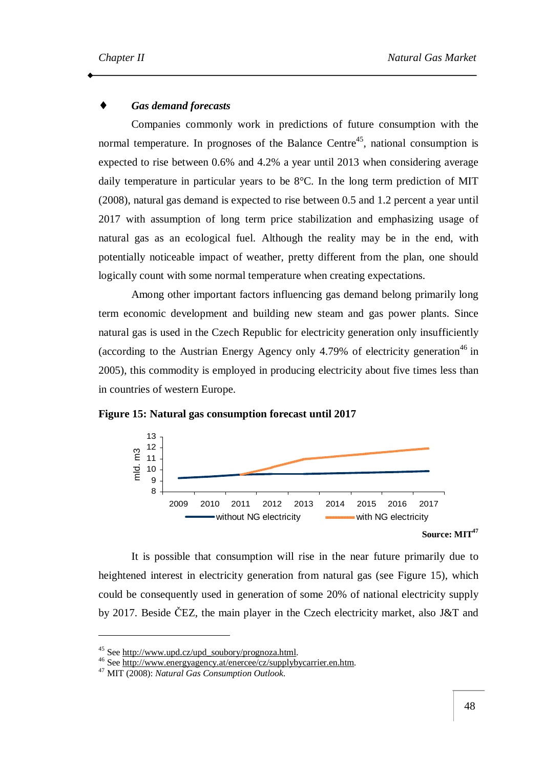### ♦ *Gas demand forecasts*

Companies commonly work in predictions of future consumption with the normal temperature. In prognoses of the Balance Centre[45], national consumption is expected to rise between 0.6% and 4.2% a year until 2013 when considering average daily temperature in particular years to be 8°C. In the long term prediction of MIT (2008), natural gas demand is expected to rise between 0.5 and 1.2 percent a year until 2017 with assumption of long term price stabilization and emphasizing usage of natural gas as an ecological fuel. Although the reality may be in the end, with potentially noticeable impact of weather, pretty different from the plan, one should logically count with some normal temperature when creating expectations.

Among other important factors influencing gas demand belong primarily long term economic development and building new steam and gas power plants. Since natural gas is used in the Czech Republic for electricity generation only insufficiently (according to the Austrian Energy Agency only 4.79% of electricity generation[46] in 2005), this commodity is employed in producing electricity about five times less than in countries of western Europe.

**Figure 15: Natural gas consumption forecast until 2017**

mld. m3

13
12
11
10
9
8

2009 2010 2011 2012 2013 2014 2015 2016 2017

without NG electricity — with NG electricity

**Source: MIT[47]**

It is possible that consumption will rise in the near future primarily due to heightened interest in electricity generation from natural gas (see Figure 15), which could be consequently used in generation of some 20% of national electricity supply by 2017. Beside ČEZ, the main player in the Czech electricity market, also J&T and

---

[45] See http://www.upd.cz/upd_soubory/prognoza.html.
[46] See http://www.energyagency.at/enercee/cz/supplybycarrier.en.htm.
[47] MIT (2008): *Natural Gas Consumption Outlook*.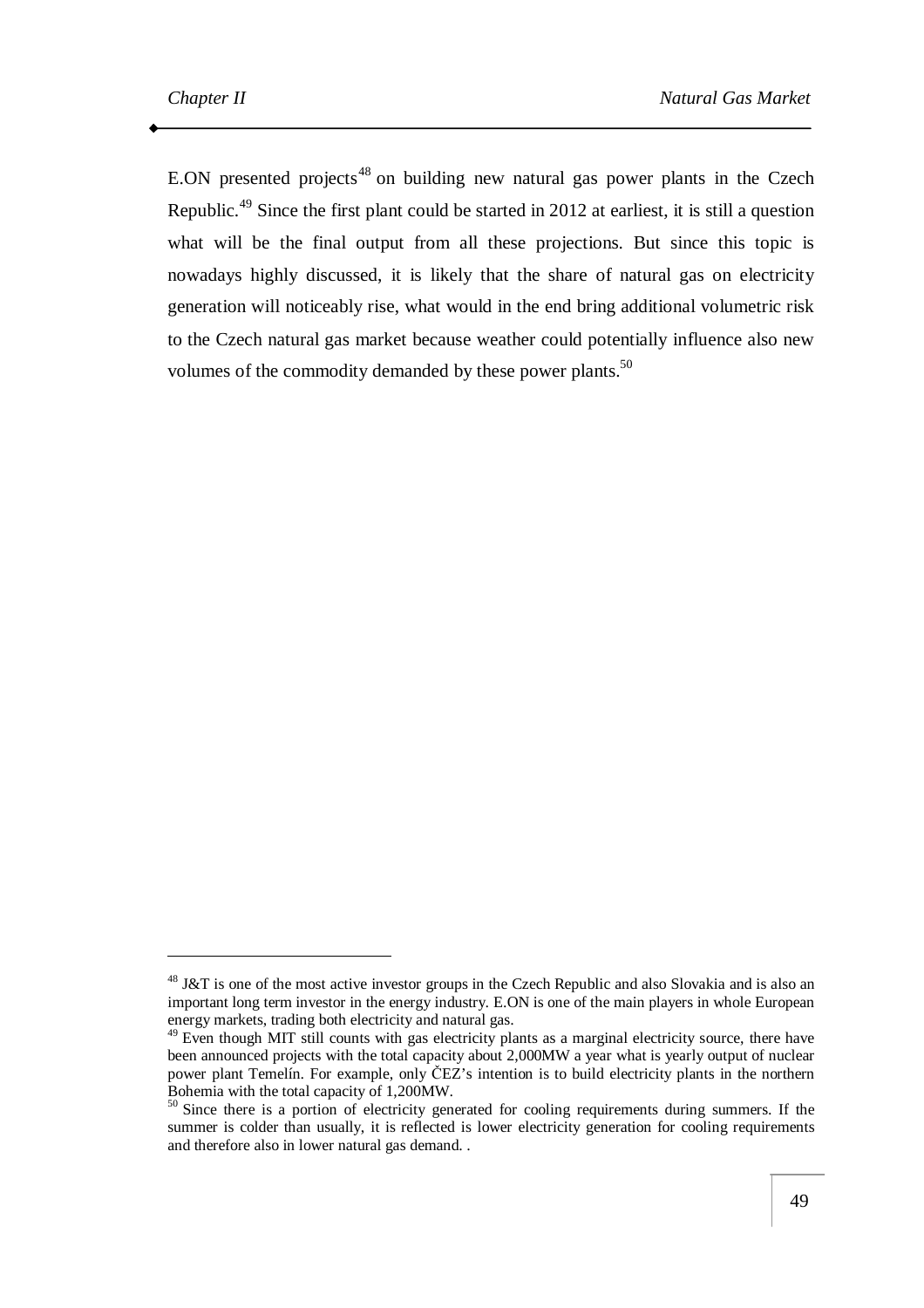E.ON presented projects[48] on building new natural gas power plants in the Czech Republic.[49] Since the first plant could be started in 2012 at earliest, it is still a question what will be the final output from all these projections. But since this topic is nowadays highly discussed, it is likely that the share of natural gas on electricity generation will noticeably rise, what would in the end bring additional volumetric risk to the Czech natural gas market because weather could potentially influence also new volumes of the commodity demanded by these power plants.[50]

---

[48] J&T is one of the most active investor groups in the Czech Republic and also Slovakia and is also an important long term investor in the energy industry. E.ON is one of the main players in whole European energy markets, trading both electricity and natural gas.

[49] Even though MIT still counts with gas electricity plants as a marginal electricity source, there have been announced projects with the total capacity about 2,000MW a year what is yearly output of nuclear power plant Temelín. For example, only ČEZ's intention is to build electricity plants in the northern Bohemia with the total capacity of 1,200MW.

[50] Since there is a portion of electricity generated for cooling requirements during summers. If the summer is colder than usually, it is reflected is lower electricity generation for cooling requirements and therefore also in lower natural gas demand. .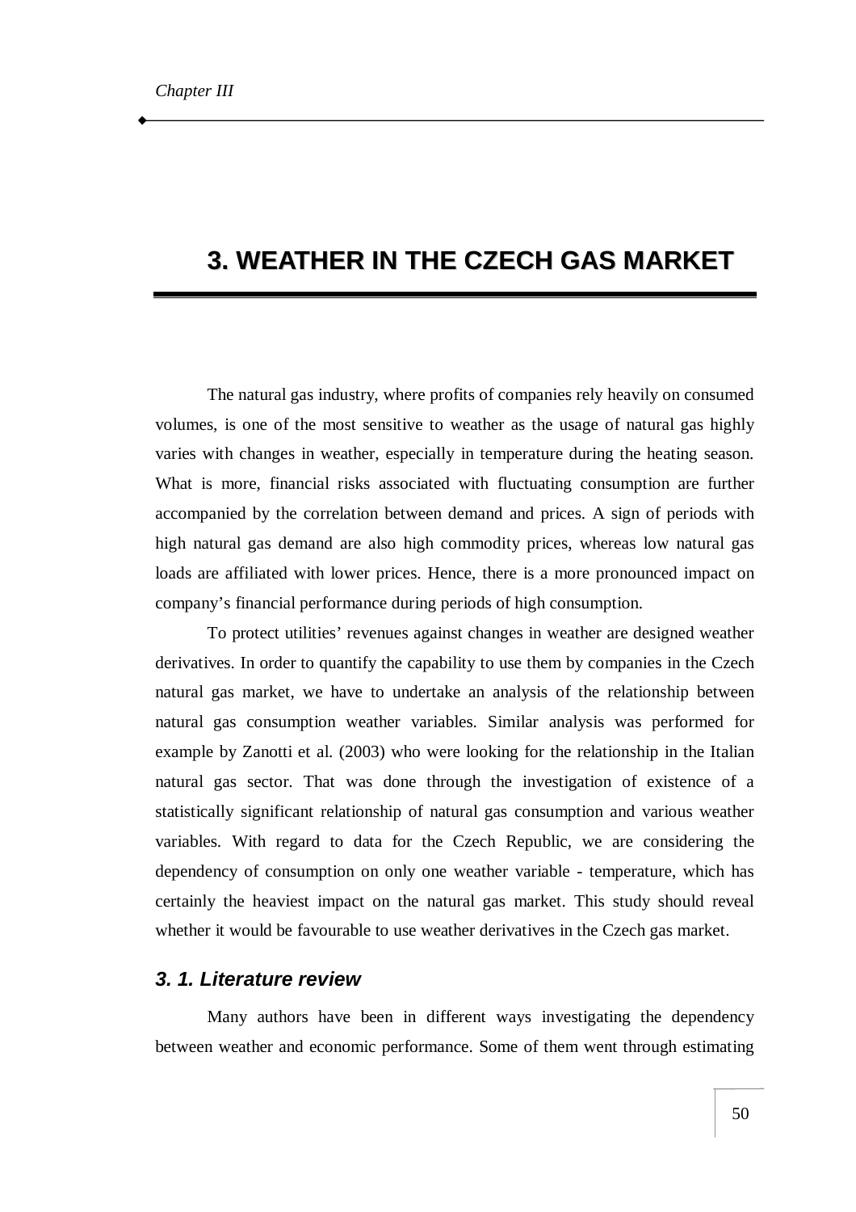# 3. WEATHER IN THE CZECH GAS MARKET

The natural gas industry, where profits of companies rely heavily on consumed volumes, is one of the most sensitive to weather as the usage of natural gas highly varies with changes in weather, especially in temperature during the heating season. What is more, financial risks associated with fluctuating consumption are further accompanied by the correlation between demand and prices. A sign of periods with high natural gas demand are also high commodity prices, whereas low natural gas loads are affiliated with lower prices. Hence, there is a more pronounced impact on company's financial performance during periods of high consumption.

To protect utilities' revenues against changes in weather are designed weather derivatives. In order to quantify the capability to use them by companies in the Czech natural gas market, we have to undertake an analysis of the relationship between natural gas consumption weather variables. Similar analysis was performed for example by Zanotti et al. (2003) who were looking for the relationship in the Italian natural gas sector. That was done through the investigation of existence of a statistically significant relationship of natural gas consumption and various weather variables. With regard to data for the Czech Republic, we are considering the dependency of consumption on only one weather variable - temperature, which has certainly the heaviest impact on the natural gas market. This study should reveal whether it would be favourable to use weather derivatives in the Czech gas market.

### *3. 1. Literature review*

Many authors have been in different ways investigating the dependency between weather and economic performance. Some of them went through estimating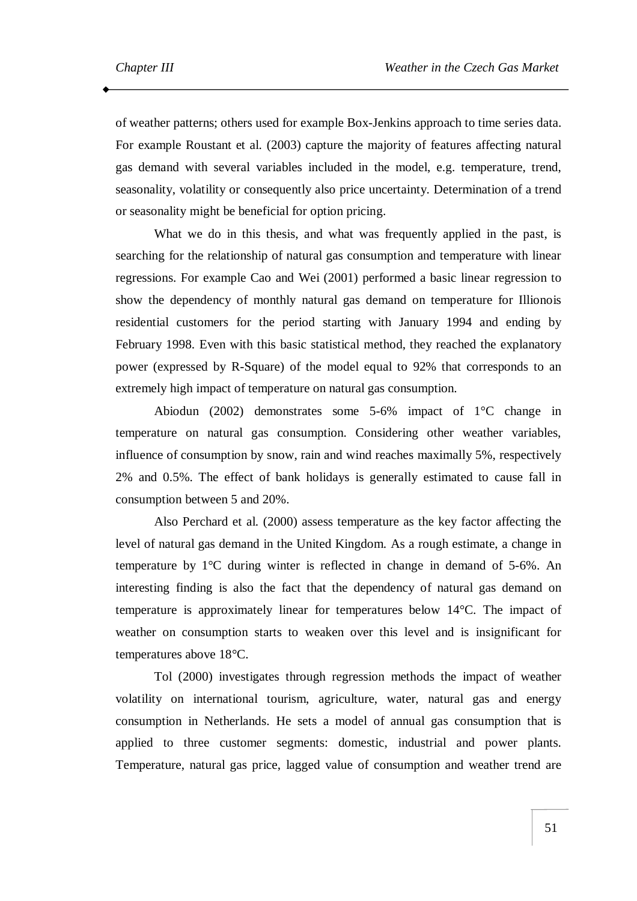of weather patterns; others used for example Box-Jenkins approach to time series data. For example Roustant et al. (2003) capture the majority of features affecting natural gas demand with several variables included in the model, e.g. temperature, trend, seasonality, volatility or consequently also price uncertainty. Determination of a trend or seasonality might be beneficial for option pricing.

What we do in this thesis, and what was frequently applied in the past, is searching for the relationship of natural gas consumption and temperature with linear regressions. For example Cao and Wei (2001) performed a basic linear regression to show the dependency of monthly natural gas demand on temperature for Illionois residential customers for the period starting with January 1994 and ending by February 1998. Even with this basic statistical method, they reached the explanatory power (expressed by R-Square) of the model equal to 92% that corresponds to an extremely high impact of temperature on natural gas consumption.

Abiodun (2002) demonstrates some 5-6% impact of 1°C change in temperature on natural gas consumption. Considering other weather variables, influence of consumption by snow, rain and wind reaches maximally 5%, respectively 2% and 0.5%. The effect of bank holidays is generally estimated to cause fall in consumption between 5 and 20%.

Also Perchard et al. (2000) assess temperature as the key factor affecting the level of natural gas demand in the United Kingdom. As a rough estimate, a change in temperature by 1°C during winter is reflected in change in demand of 5-6%. An interesting finding is also the fact that the dependency of natural gas demand on temperature is approximately linear for temperatures below 14°C. The impact of weather on consumption starts to weaken over this level and is insignificant for temperatures above 18°C.

Tol (2000) investigates through regression methods the impact of weather volatility on international tourism, agriculture, water, natural gas and energy consumption in Netherlands. He sets a model of annual gas consumption that is applied to three customer segments: domestic, industrial and power plants. Temperature, natural gas price, lagged value of consumption and weather trend are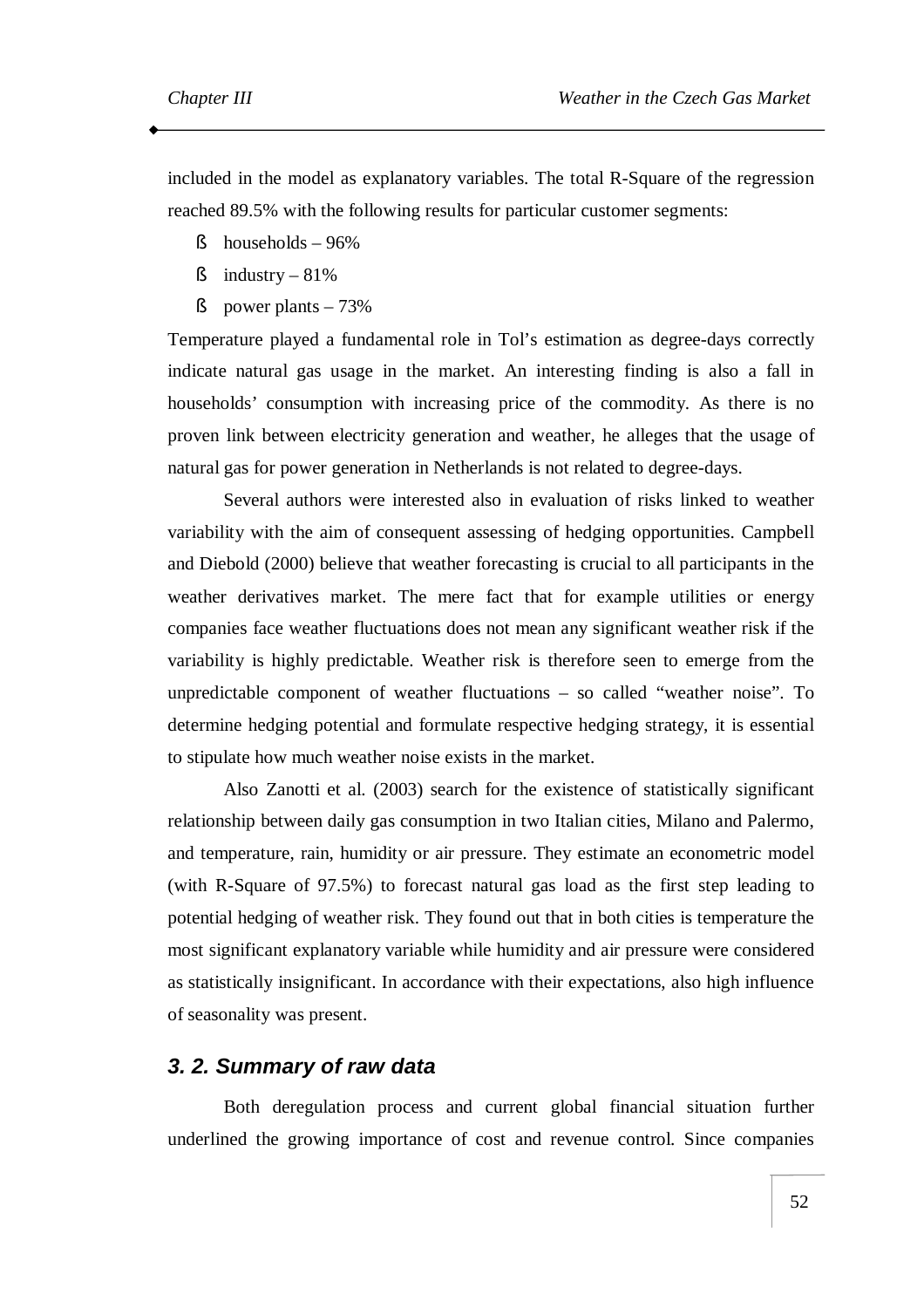included in the model as explanatory variables. The total R-Square of the regression reached 89.5% with the following results for particular customer segments:

- households – 96%
- industry – 81%
- power plants – 73%

Temperature played a fundamental role in Tol's estimation as degree-days correctly indicate natural gas usage in the market. An interesting finding is also a fall in households' consumption with increasing price of the commodity. As there is no proven link between electricity generation and weather, he alleges that the usage of natural gas for power generation in Netherlands is not related to degree-days.

Several authors were interested also in evaluation of risks linked to weather variability with the aim of consequent assessing of hedging opportunities. Campbell and Diebold (2000) believe that weather forecasting is crucial to all participants in the weather derivatives market. The mere fact that for example utilities or energy companies face weather fluctuations does not mean any significant weather risk if the variability is highly predictable. Weather risk is therefore seen to emerge from the unpredictable component of weather fluctuations – so called "weather noise". To determine hedging potential and formulate respective hedging strategy, it is essential to stipulate how much weather noise exists in the market.

Also Zanotti et al. (2003) search for the existence of statistically significant relationship between daily gas consumption in two Italian cities, Milano and Palermo, and temperature, rain, humidity or air pressure. They estimate an econometric model (with R-Square of 97.5%) to forecast natural gas load as the first step leading to potential hedging of weather risk. They found out that in both cities is temperature the most significant explanatory variable while humidity and air pressure were considered as statistically insignificant. In accordance with their expectations, also high influence of seasonality was present.

## *3. 2. Summary of raw data*

Both deregulation process and current global financial situation further underlined the growing importance of cost and revenue control. Since companies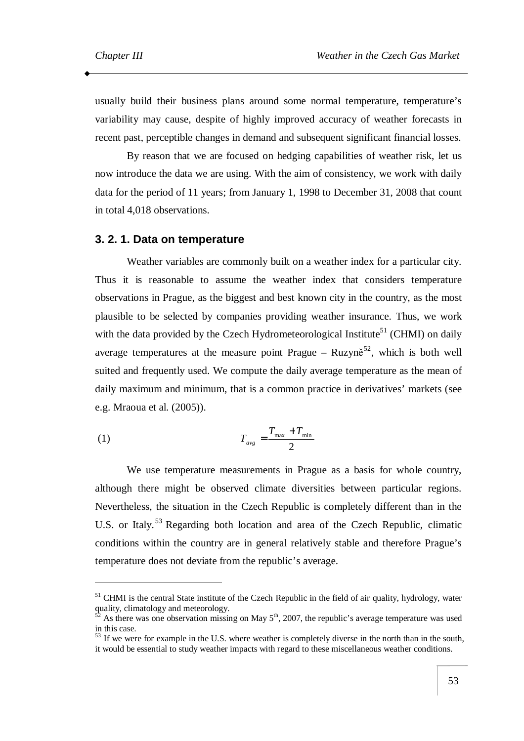usually build their business plans around some normal temperature, temperature's variability may cause, despite of highly improved accuracy of weather forecasts in recent past, perceptible changes in demand and subsequent significant financial losses.

By reason that we are focused on hedging capabilities of weather risk, let us now introduce the data we are using. With the aim of consistency, we work with daily data for the period of 11 years; from January 1, 1998 to December 31, 2008 that count in total 4,018 observations.

### 3. 2. 1. Data on temperature

Weather variables are commonly built on a weather index for a particular city. Thus it is reasonable to assume the weather index that considers temperature observations in Prague, as the biggest and best known city in the country, as the most plausible to be selected by companies providing weather insurance. Thus, we work with the data provided by the Czech Hydrometeorological Institute[51] (CHMI) on daily average temperatures at the measure point Prague – Ruzyně[52], which is both well suited and frequently used. We compute the daily average temperature as the mean of daily maximum and minimum, that is a common practice in derivatives' markets (see e.g. Mraoua et al. (2005)).

$$T_{avg} = \frac{T_{\max} + T_{\min}}{2} \tag{1}$$

We use temperature measurements in Prague as a basis for whole country, although there might be observed climate diversities between particular regions. Nevertheless, the situation in the Czech Republic is completely different than in the U.S. or Italy.[53] Regarding both location and area of the Czech Republic, climatic conditions within the country are in general relatively stable and therefore Prague's temperature does not deviate from the republic's average.

---

[51] CHMI is the central State institute of the Czech Republic in the field of air quality, hydrology, water quality, climatology and meteorology.

[52] As there was one observation missing on May 5th, 2007, the republic's average temperature was used in this case.

[53] If we were for example in the U.S. where weather is completely diverse in the north than in the south, it would be essential to study weather impacts with regard to these miscellaneous weather conditions.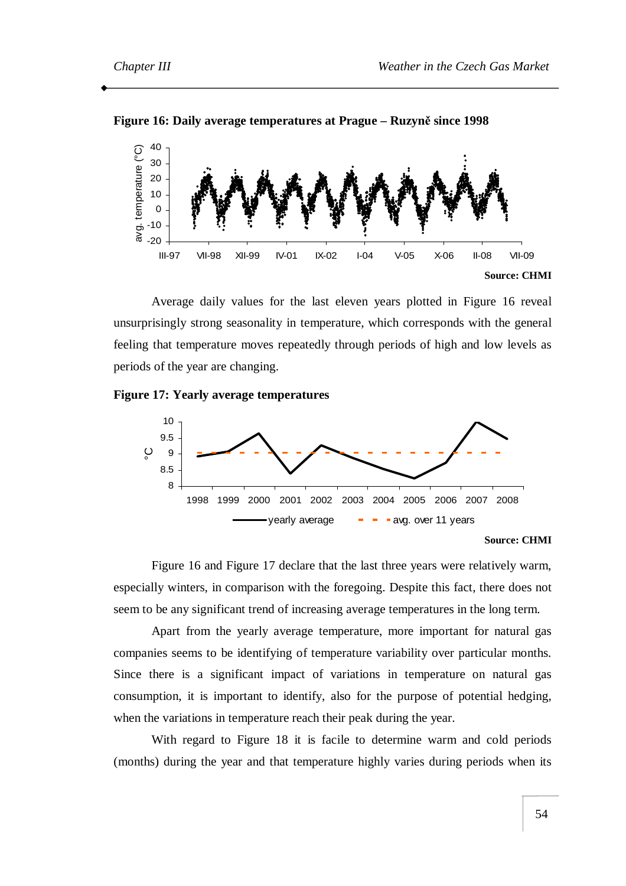**Figure 16: Daily average temperatures at Prague – Ruzyně since 1998**

**Source: CHMI**

Average daily values for the last eleven years plotted in Figure 16 reveal unsurprisingly strong seasonality in temperature, which corresponds with the general feeling that temperature moves repeatedly through periods of high and low levels as periods of the year are changing.

**Figure 17: Yearly average temperatures**

**Source: CHMI**

Figure 16 and Figure 17 declare that the last three years were relatively warm, especially winters, in comparison with the foregoing. Despite this fact, there does not seem to be any significant trend of increasing average temperatures in the long term.

Apart from the yearly average temperature, more important for natural gas companies seems to be identifying of temperature variability over particular months. Since there is a significant impact of variations in temperature on natural gas consumption, it is important to identify, also for the purpose of potential hedging, when the variations in temperature reach their peak during the year.

With regard to Figure 18 it is facile to determine warm and cold periods (months) during the year and that temperature highly varies during periods when its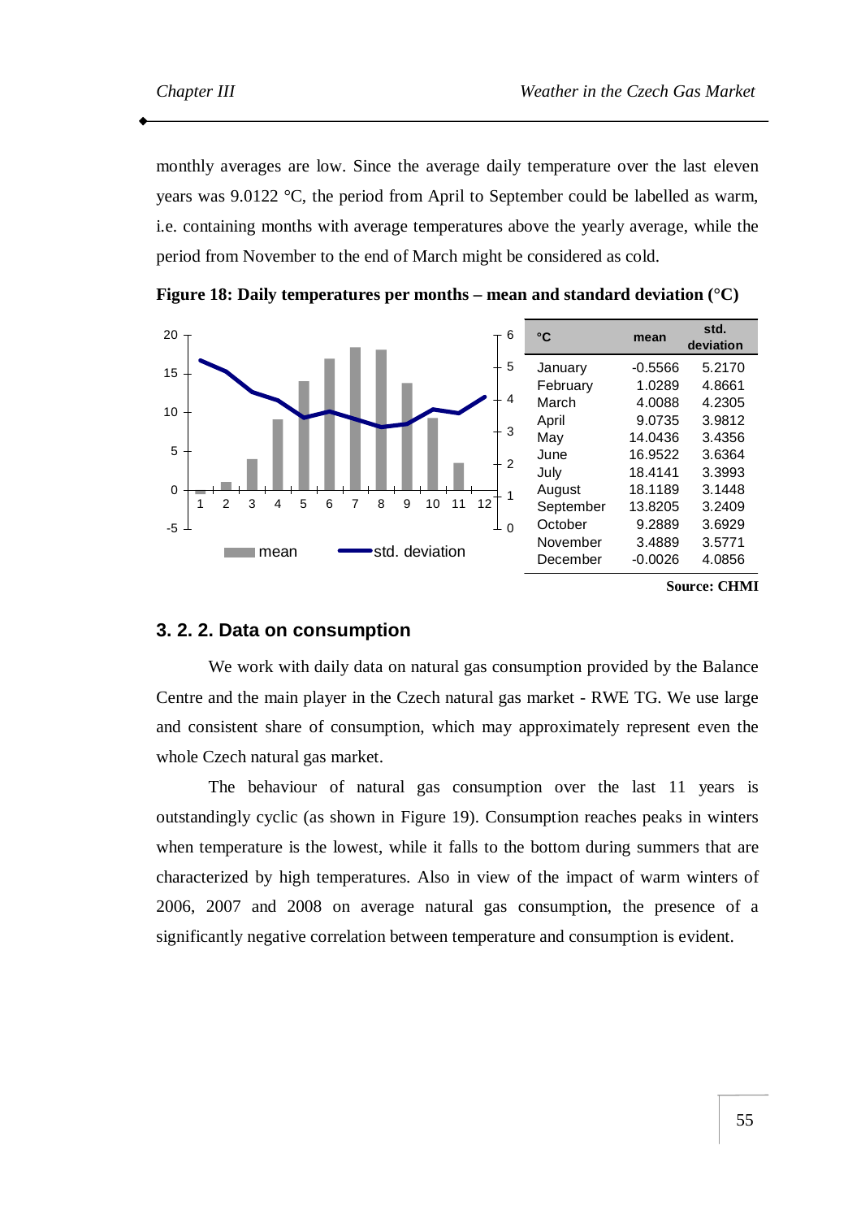monthly averages are low. Since the average daily temperature over the last eleven years was 9.0122 °C, the period from April to September could be labelled as warm, i.e. containing months with average temperatures above the yearly average, while the period from November to the end of March might be considered as cold.

**Figure 18: Daily temperatures per months – mean and standard deviation (°C)**

| °C | mean | std. deviation |
|---|---|---|
| January | -0.5566 | 5.2170 |
| February | 1.0289 | 4.8661 |
| March | 4.0088 | 4.2305 |
| April | 9.0735 | 3.9812 |
| May | 14.0436 | 3.4356 |
| June | 16.9522 | 3.6364 |
| July | 18.4141 | 3.3993 |
| August | 18.1189 | 3.1448 |
| September | 13.8205 | 3.2409 |
| October | 9.2889 | 3.6929 |
| November | 3.4889 | 3.5771 |
| December | -0.0026 | 4.0856 |

**Source: CHMI**

### 3. 2. 2. Data on consumption

We work with daily data on natural gas consumption provided by the Balance Centre and the main player in the Czech natural gas market - RWE TG. We use large and consistent share of consumption, which may approximately represent even the whole Czech natural gas market.

The behaviour of natural gas consumption over the last 11 years is outstandingly cyclic (as shown in Figure 19). Consumption reaches peaks in winters when temperature is the lowest, while it falls to the bottom during summers that are characterized by high temperatures. Also in view of the impact of warm winters of 2006, 2007 and 2008 on average natural gas consumption, the presence of a significantly negative correlation between temperature and consumption is evident.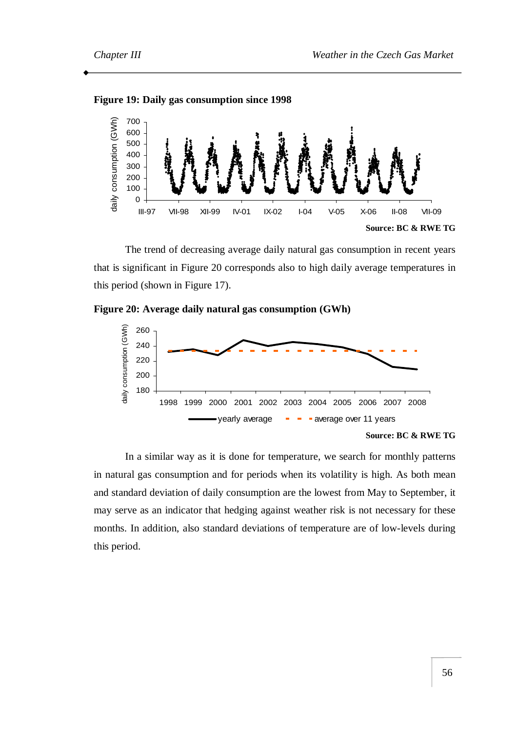**Figure 19: Daily gas consumption since 1998**

Source: BC & RWE TG

The trend of decreasing average daily natural gas consumption in recent years that is significant in Figure 20 corresponds also to high daily average temperatures in this period (shown in Figure 17).

**Figure 20: Average daily natural gas consumption (GWh)**

Source: BC & RWE TG

In a similar way as it is done for temperature, we search for monthly patterns in natural gas consumption and for periods when its volatility is high. As both mean and standard deviation of daily consumption are the lowest from May to September, it may serve as an indicator that hedging against weather risk is not necessary for these months. In addition, also standard deviations of temperature are of low-levels during this period.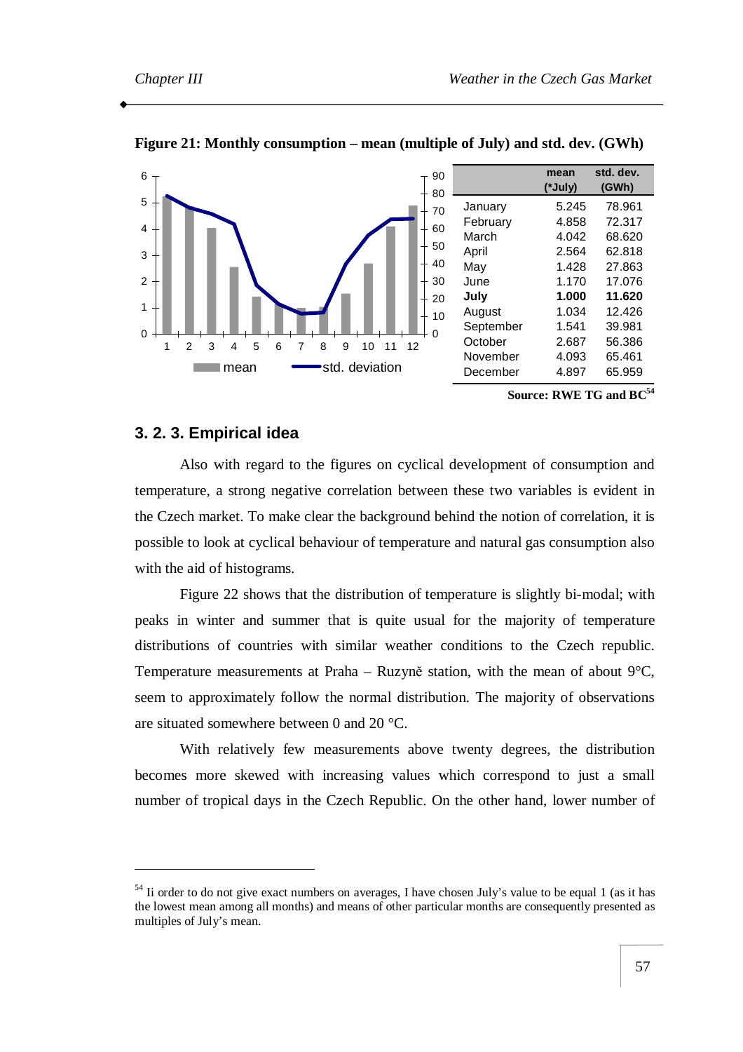**Figure 21: Monthly consumption – mean (multiple of July) and std. dev. (GWh)**

| | mean (*July) | std. dev. (GWh) |
|---|---|---|
| January | 5.245 | 78.961 |
| February | 4.858 | 72.317 |
| March | 4.042 | 68.620 |
| April | 2.564 | 62.818 |
| May | 1.428 | 27.863 |
| June | 1.170 | 17.076 |
| **July** | **1.000** | **11.620** |
| August | 1.034 | 12.426 |
| September | 1.541 | 39.981 |
| October | 2.687 | 56.386 |
| November | 4.093 | 65.461 |
| December | 4.897 | 65.959 |

**Source: RWE TG and BC[54]**

### 3. 2. 3. Empirical idea

Also with regard to the figures on cyclical development of consumption and temperature, a strong negative correlation between these two variables is evident in the Czech market. To make clear the background behind the notion of correlation, it is possible to look at cyclical behaviour of temperature and natural gas consumption also with the aid of histograms.

Figure 22 shows that the distribution of temperature is slightly bi-modal; with peaks in winter and summer that is quite usual for the majority of temperature distributions of countries with similar weather conditions to the Czech republic. Temperature measurements at Praha – Ruzyně station, with the mean of about 9°C, seem to approximately follow the normal distribution. The majority of observations are situated somewhere between 0 and 20 °C.

With relatively few measurements above twenty degrees, the distribution becomes more skewed with increasing values which correspond to just a small number of tropical days in the Czech Republic. On the other hand, lower number of

---

[54] Ii order to do not give exact numbers on averages, I have chosen July's value to be equal 1 (as it has the lowest mean among all months) and means of other particular months are consequently presented as multiples of July's mean.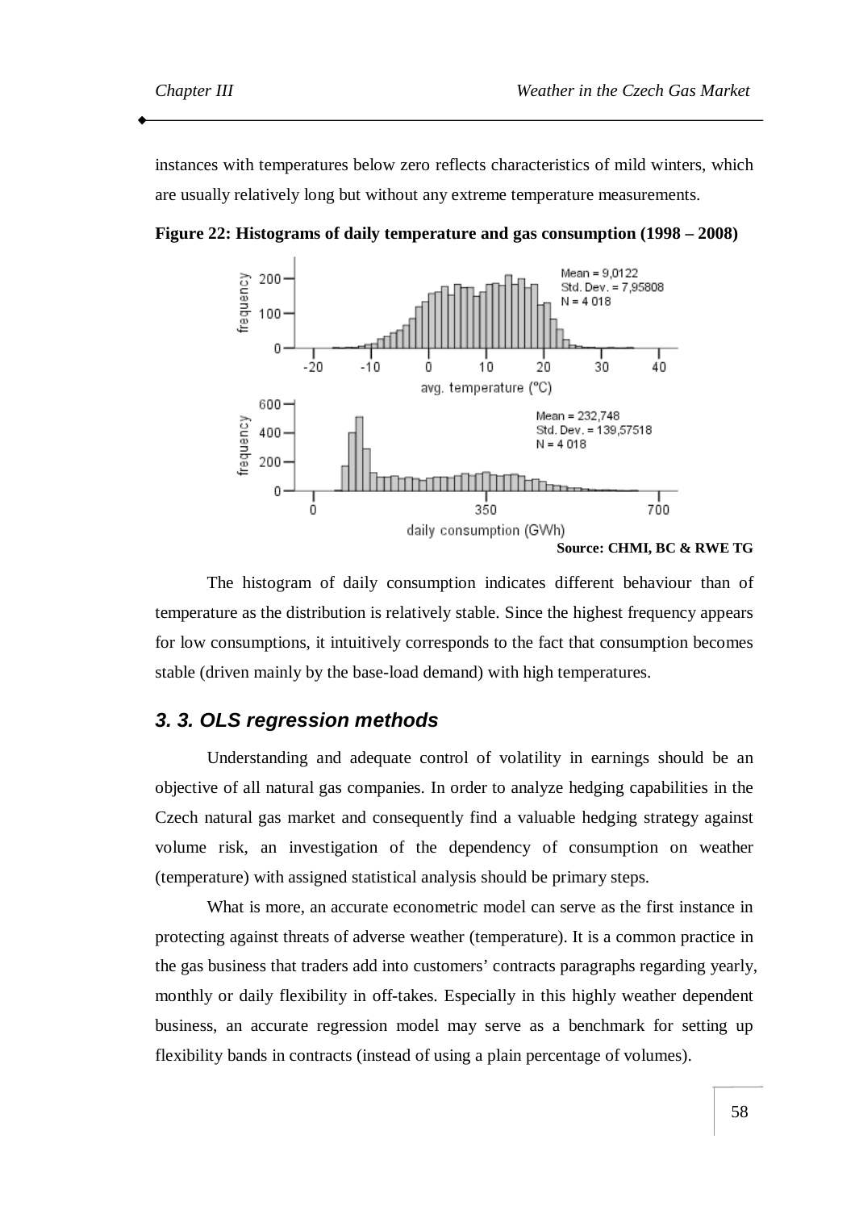instances with temperatures below zero reflects characteristics of mild winters, which are usually relatively long but without any extreme temperature measurements.

**Figure 22: Histograms of daily temperature and gas consumption (1998 – 2008)**

**Source: CHMI, BC & RWE TG**

The histogram of daily consumption indicates different behaviour than of temperature as the distribution is relatively stable. Since the highest frequency appears for low consumptions, it intuitively corresponds to the fact that consumption becomes stable (driven mainly by the base-load demand) with high temperatures.

## *3. 3. OLS regression methods*

Understanding and adequate control of volatility in earnings should be an objective of all natural gas companies. In order to analyze hedging capabilities in the Czech natural gas market and consequently find a valuable hedging strategy against volume risk, an investigation of the dependency of consumption on weather (temperature) with assigned statistical analysis should be primary steps.

What is more, an accurate econometric model can serve as the first instance in protecting against threats of adverse weather (temperature). It is a common practice in the gas business that traders add into customers' contracts paragraphs regarding yearly, monthly or daily flexibility in off-takes. Especially in this highly weather dependent business, an accurate regression model may serve as a benchmark for setting up flexibility bands in contracts (instead of using a plain percentage of volumes).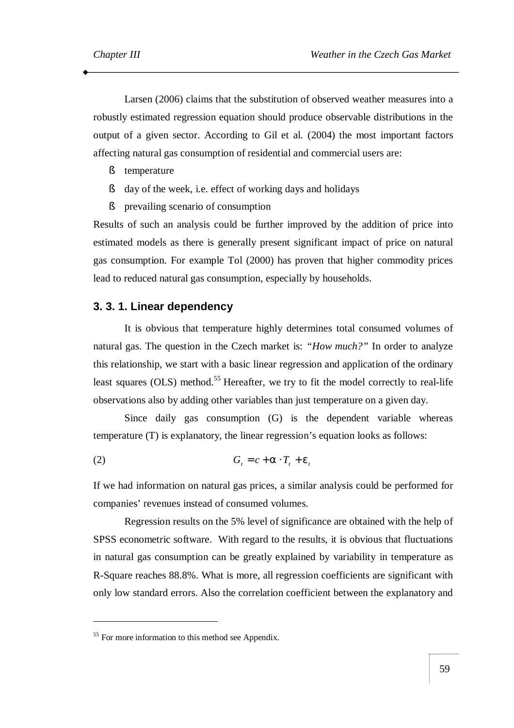Larsen (2006) claims that the substitution of observed weather measures into a robustly estimated regression equation should produce observable distributions in the output of a given sector. According to Gil et al. (2004) the most important factors affecting natural gas consumption of residential and commercial users are:

- temperature
- day of the week, i.e. effect of working days and holidays
- prevailing scenario of consumption

Results of such an analysis could be further improved by the addition of price into estimated models as there is generally present significant impact of price on natural gas consumption. For example Tol (2000) has proven that higher commodity prices lead to reduced natural gas consumption, especially by households.

### 3. 3. 1. Linear dependency

It is obvious that temperature highly determines total consumed volumes of natural gas. The question in the Czech market is: *"How much?"* In order to analyze this relationship, we start with a basic linear regression and application of the ordinary least squares (OLS) method.[55] Hereafter, we try to fit the model correctly to real-life observations also by adding other variables than just temperature on a given day.

Since daily gas consumption (G) is the dependent variable whereas temperature (T) is explanatory, the linear regression's equation looks as follows:

$$G_t = c + \alpha \cdot T_t + \varepsilon_t \qquad (2)$$

If we had information on natural gas prices, a similar analysis could be performed for companies' revenues instead of consumed volumes.

Regression results on the 5% level of significance are obtained with the help of SPSS econometric software. With regard to the results, it is obvious that fluctuations in natural gas consumption can be greatly explained by variability in temperature as R-Square reaches 88.8%. What is more, all regression coefficients are significant with only low standard errors. Also the correlation coefficient between the explanatory and

---

[55] For more information to this method see Appendix.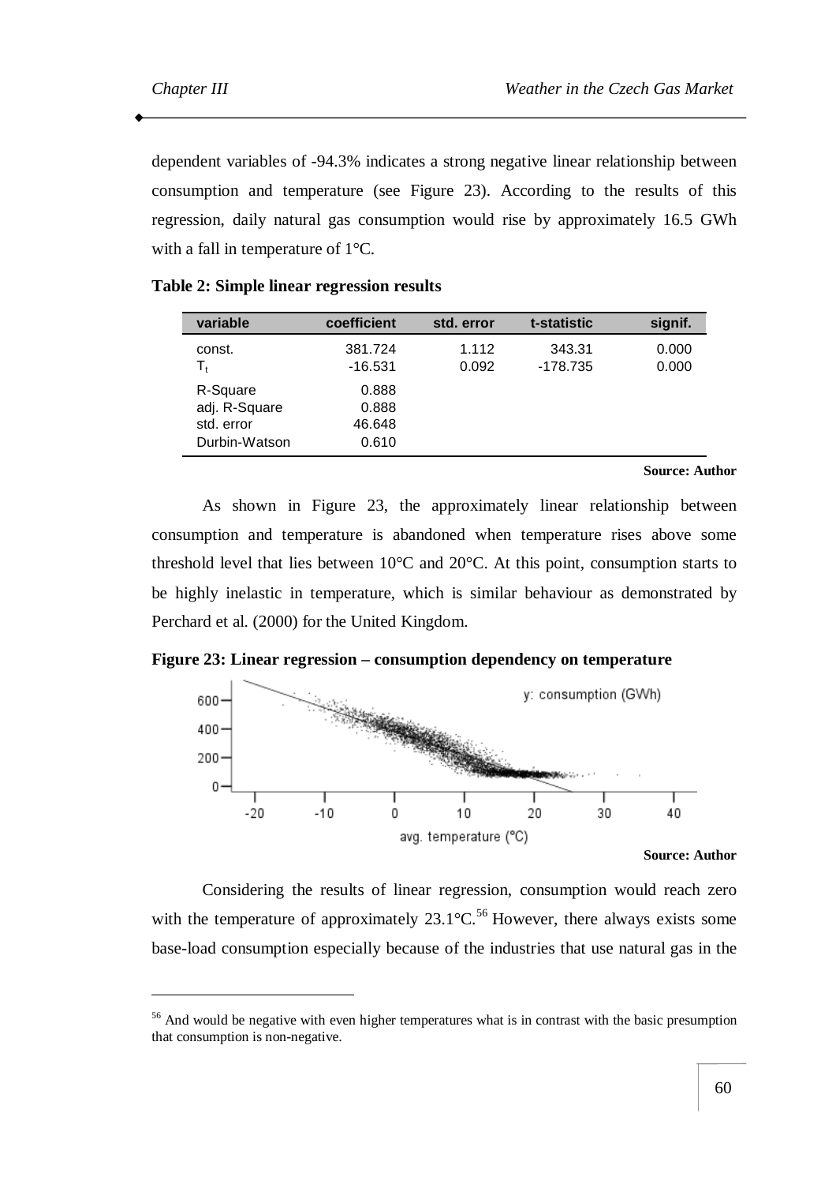dependent variables of -94.3% indicates a strong negative linear relationship between consumption and temperature (see Figure 23). According to the results of this regression, daily natural gas consumption would rise by approximately 16.5 GWh with a fall in temperature of 1°C.

**Table 2: Simple linear regression results**

| variable | coefficient | std. error | t-statistic | signif. |
|---|---|---|---|---|
| const. | 381.724 | 1.112 | 343.31 | 0.000 |
| $T_t$ | -16.531 | 0.092 | -178.735 | 0.000 |
| R-Square | 0.888 | | | |
| adj. R-Square | 0.888 | | | |
| std. error | 46.648 | | | |
| Durbin-Watson | 0.610 | | | |

**Source: Author**

As shown in Figure 23, the approximately linear relationship between consumption and temperature is abandoned when temperature rises above some threshold level that lies between 10°C and 20°C. At this point, consumption starts to be highly inelastic in temperature, which is similar behaviour as demonstrated by Perchard et al. (2000) for the United Kingdom.

**Figure 23: Linear regression – consumption dependency on temperature**

**Source: Author**

Considering the results of linear regression, consumption would reach zero with the temperature of approximately 23.1°C.[56] However, there always exists some base-load consumption especially because of the industries that use natural gas in the

[56] And would be negative with even higher temperatures what is in contrast with the basic presumption that consumption is non-negative.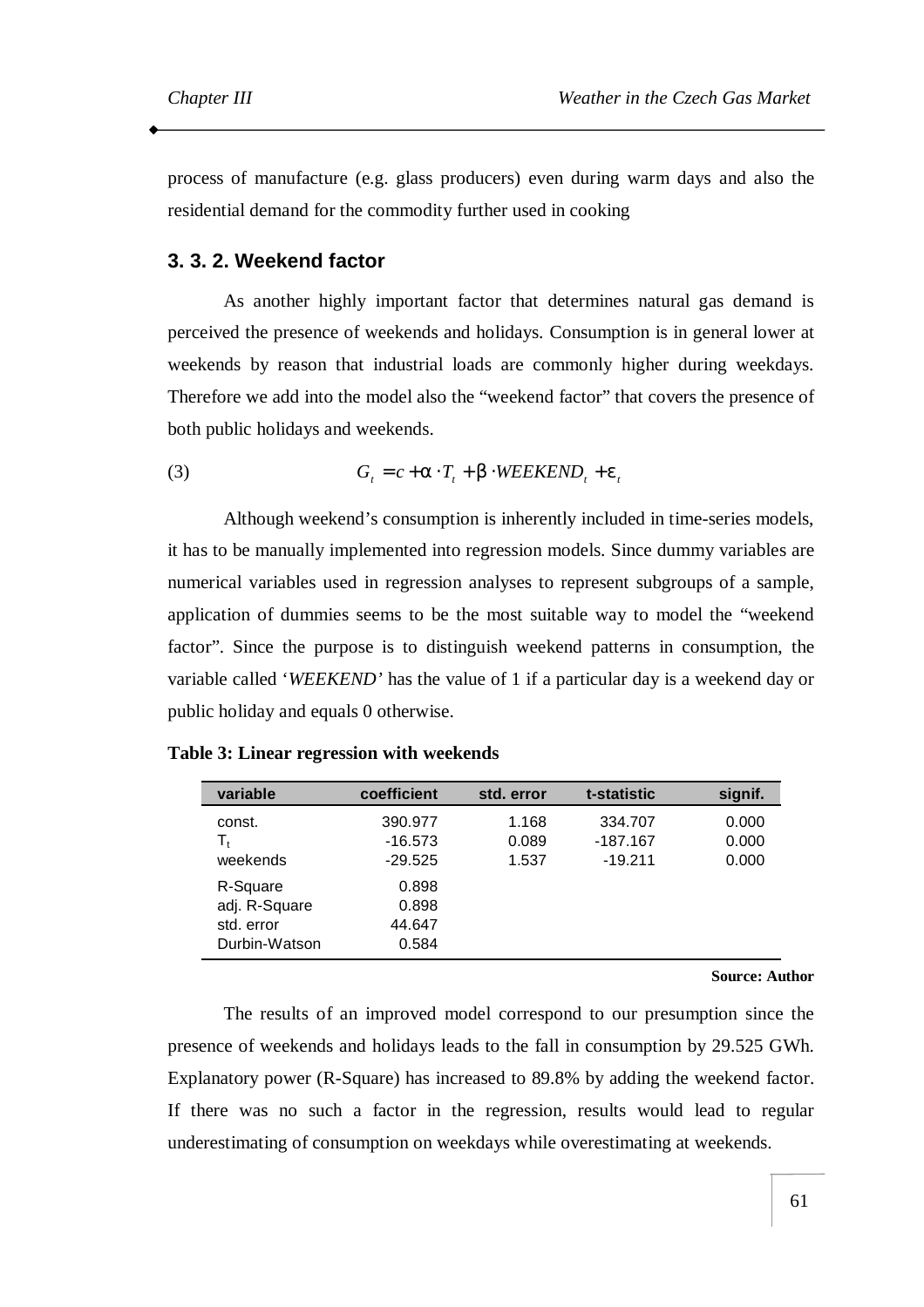process of manufacture (e.g. glass producers) even during warm days and also the residential demand for the commodity further used in cooking

### 3. 3. 2. Weekend factor

As another highly important factor that determines natural gas demand is perceived the presence of weekends and holidays. Consumption is in general lower at weekends by reason that industrial loads are commonly higher during weekdays. Therefore we add into the model also the "weekend factor" that covers the presence of both public holidays and weekends.

$$G_t = c + \alpha \cdot T_t + \beta \cdot WEEKEND_t + \varepsilon_t \tag{3}$$

Although weekend's consumption is inherently included in time-series models, it has to be manually implemented into regression models. Since dummy variables are numerical variables used in regression analyses to represent subgroups of a sample, application of dummies seems to be the most suitable way to model the "weekend factor". Since the purpose is to distinguish weekend patterns in consumption, the variable called '*WEEKEND'* has the value of 1 if a particular day is a weekend day or public holiday and equals 0 otherwise.

**Table 3: Linear regression with weekends**

| variable | coefficient | std. error | t-statistic | signif. |
|---|---|---|---|---|
| const. | 390.977 | 1.168 | 334.707 | 0.000 |
| $T_t$ | -16.573 | 0.089 | -187.167 | 0.000 |
| weekends | -29.525 | 1.537 | -19.211 | 0.000 |
| R-Square | 0.898 | | | |
| adj. R-Square | 0.898 | | | |
| std. error | 44.647 | | | |
| Durbin-Watson | 0.584 | | | |

**Source: Author**

The results of an improved model correspond to our presumption since the presence of weekends and holidays leads to the fall in consumption by 29.525 GWh. Explanatory power (R-Square) has increased to 89.8% by adding the weekend factor. If there was no such a factor in the regression, results would lead to regular underestimating of consumption on weekdays while overestimating at weekends.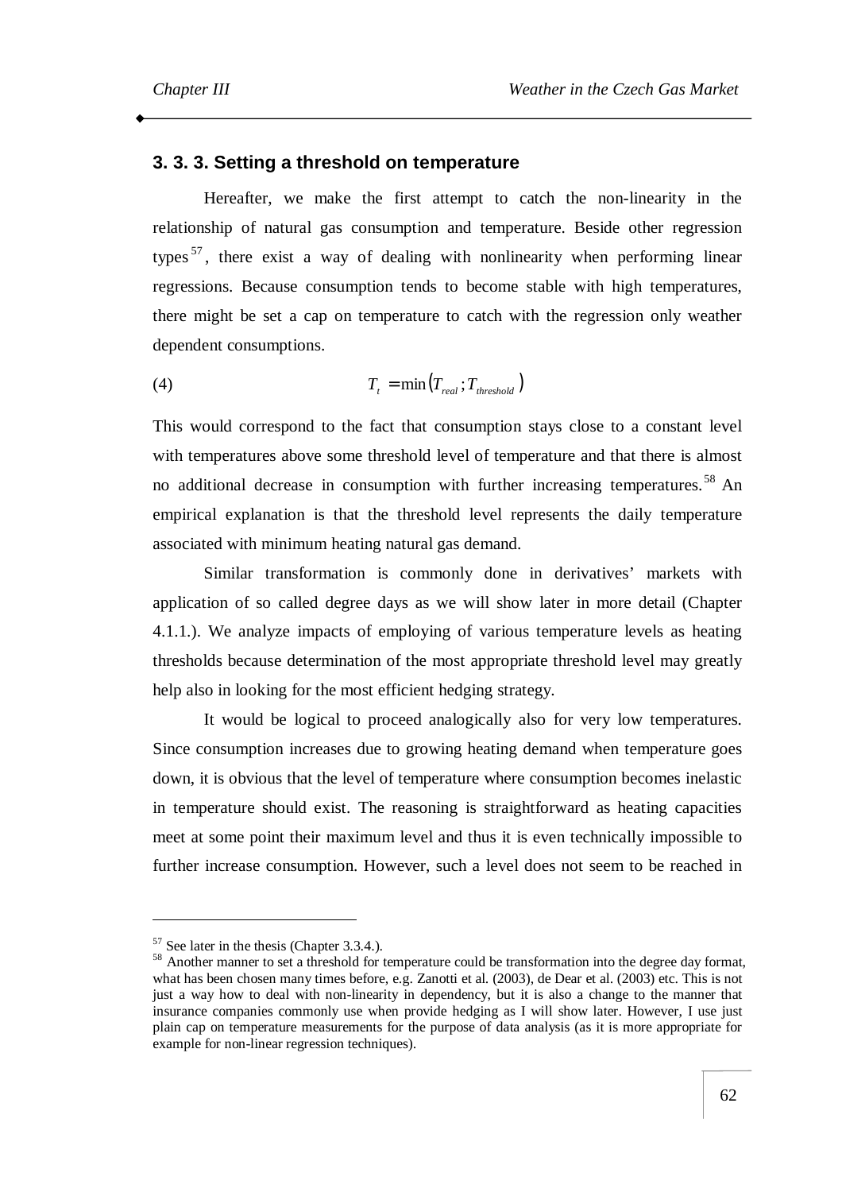### 3. 3. 3. Setting a threshold on temperature

Hereafter, we make the first attempt to catch the non-linearity in the relationship of natural gas consumption and temperature. Beside other regression types[57], there exist a way of dealing with nonlinearity when performing linear regressions. Because consumption tends to become stable with high temperatures, there might be set a cap on temperature to catch with the regression only weather dependent consumptions.

$$T_t = \min(T_{real}; T_{threshold}) \tag{4}$$

This would correspond to the fact that consumption stays close to a constant level with temperatures above some threshold level of temperature and that there is almost no additional decrease in consumption with further increasing temperatures.[58] An empirical explanation is that the threshold level represents the daily temperature associated with minimum heating natural gas demand.

Similar transformation is commonly done in derivatives' markets with application of so called degree days as we will show later in more detail (Chapter 4.1.1.). We analyze impacts of employing of various temperature levels as heating thresholds because determination of the most appropriate threshold level may greatly help also in looking for the most efficient hedging strategy.

It would be logical to proceed analogically also for very low temperatures. Since consumption increases due to growing heating demand when temperature goes down, it is obvious that the level of temperature where consumption becomes inelastic in temperature should exist. The reasoning is straightforward as heating capacities meet at some point their maximum level and thus it is even technically impossible to further increase consumption. However, such a level does not seem to be reached in

---

[57] See later in the thesis (Chapter 3.3.4.).

[58] Another manner to set a threshold for temperature could be transformation into the degree day format, what has been chosen many times before, e.g. Zanotti et al. (2003), de Dear et al. (2003) etc. This is not just a way how to deal with non-linearity in dependency, but it is also a change to the manner that insurance companies commonly use when provide hedging as I will show later. However, I use just plain cap on temperature measurements for the purpose of data analysis (as it is more appropriate for example for non-linear regression techniques).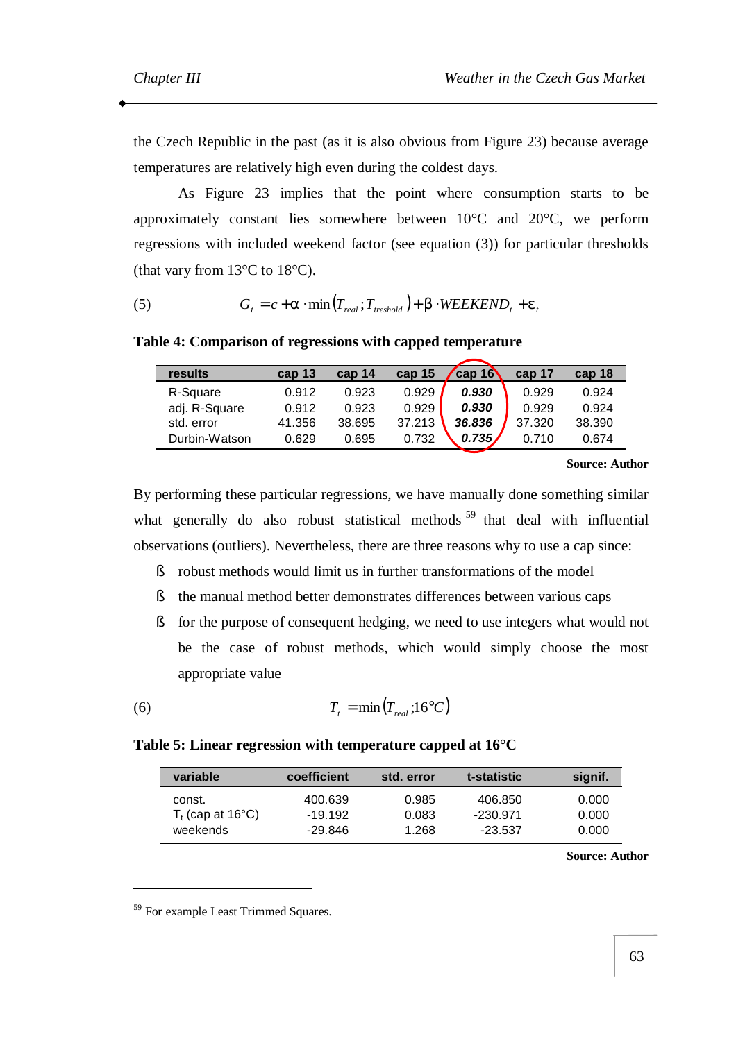the Czech Republic in the past (as it is also obvious from Figure 23) because average temperatures are relatively high even during the coldest days.

As Figure 23 implies that the point where consumption starts to be approximately constant lies somewhere between 10°C and 20°C, we perform regressions with included weekend factor (see equation (3)) for particular thresholds (that vary from 13°C to 18°C).

$$G_t = c + \alpha \cdot \min\left(T_{real}; T_{treshold}\right) + \beta \cdot WEEKEND_t + \varepsilon_t \tag{5}$$

**Table 4: Comparison of regressions with capped temperature**

| results | cap 13 | cap 14 | cap 15 | cap 16 | cap 17 | cap 18 |
|---|---|---|---|---|---|---|
| R-Square | 0.912 | 0.923 | 0.929 | ***0.930*** | 0.929 | 0.924 |
| adj. R-Square | 0.912 | 0.923 | 0.929 | ***0.930*** | 0.929 | 0.924 |
| std. error | 41.356 | 38.695 | 37.213 | ***36.836*** | 37.320 | 38.390 |
| Durbin-Watson | 0.629 | 0.695 | 0.732 | ***0.735*** | 0.710 | 0.674 |

**Source: Author**

By performing these particular regressions, we have manually done something similar what generally do also robust statistical methods [59] that deal with influential observations (outliers). Nevertheless, there are three reasons why to use a cap since:

- robust methods would limit us in further transformations of the model
- the manual method better demonstrates differences between various caps
- for the purpose of consequent hedging, we need to use integers what would not be the case of robust methods, which would simply choose the most appropriate value

$$T_t = \min\left(T_{real}; 16°C\right) \tag{6}$$

**Table 5: Linear regression with temperature capped at 16°C**

| variable | coefficient | std. error | t-statistic | signif. |
|---|---|---|---|---|
| const. | 400.639 | 0.985 | 406.850 | 0.000 |
| $T_t$ (cap at 16°C) | -19.192 | 0.083 | -230.971 | 0.000 |
| weekends | -29.846 | 1.268 | -23.537 | 0.000 |

**Source: Author**

[59] For example Least Trimmed Squares.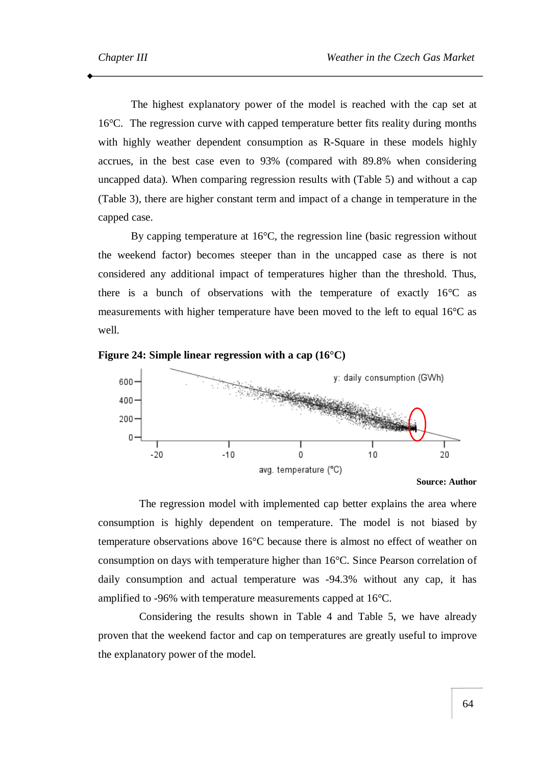The highest explanatory power of the model is reached with the cap set at 16°C. The regression curve with capped temperature better fits reality during months with highly weather dependent consumption as R-Square in these models highly accrues, in the best case even to 93% (compared with 89.8% when considering uncapped data). When comparing regression results with (Table 5) and without a cap (Table 3), there are higher constant term and impact of a change in temperature in the capped case.

By capping temperature at 16°C, the regression line (basic regression without the weekend factor) becomes steeper than in the uncapped case as there is not considered any additional impact of temperatures higher than the threshold. Thus, there is a bunch of observations with the temperature of exactly 16°C as measurements with higher temperature have been moved to the left to equal 16°C as well.

**Figure 24: Simple linear regression with a cap (16°C)**

**Source: Author**

The regression model with implemented cap better explains the area where consumption is highly dependent on temperature. The model is not biased by temperature observations above 16°C because there is almost no effect of weather on consumption on days with temperature higher than 16°C. Since Pearson correlation of daily consumption and actual temperature was -94.3% without any cap, it has amplified to -96% with temperature measurements capped at 16°C.

Considering the results shown in Table 4 and Table 5, we have already proven that the weekend factor and cap on temperatures are greatly useful to improve the explanatory power of the model.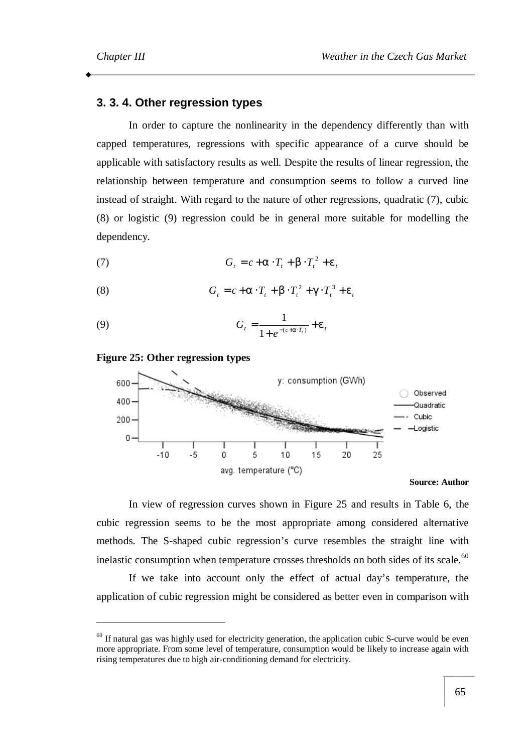### 3. 3. 4. Other regression types

In order to capture the nonlinearity in the dependency differently than with capped temperatures, regressions with specific appearance of a curve should be applicable with satisfactory results as well. Despite the results of linear regression, the relationship between temperature and consumption seems to follow a curved line instead of straight. With regard to the nature of other regressions, quadratic (7), cubic (8) or logistic (9) regression could be in general more suitable for modelling the dependency.

$$G_t = c + \alpha \cdot T_t + \beta \cdot T_t^2 + \varepsilon_t \tag{7}$$

$$G_t = c + \alpha \cdot T_t + \beta \cdot T_t^2 + \gamma \cdot T_t^3 + \varepsilon_t \tag{8}$$

$$G_t = \frac{1}{1 + e^{-(c + \alpha \cdot T_t)}} + \varepsilon_t \tag{9}$$

**Figure 25: Other regression types**

**Source: Author**

In view of regression curves shown in Figure 25 and results in Table 6, the cubic regression seems to be the most appropriate among considered alternative methods. The S-shaped cubic regression's curve resembles the straight line with inelastic consumption when temperature crosses thresholds on both sides of its scale.[60]

If we take into account only the effect of actual day's temperature, the application of cubic regression might be considered as better even in comparison with

[60] If natural gas was highly used for electricity generation, the application cubic S-curve would be even more appropriate. From some level of temperature, consumption would be likely to increase again with rising temperatures due to high air-conditioning demand for electricity.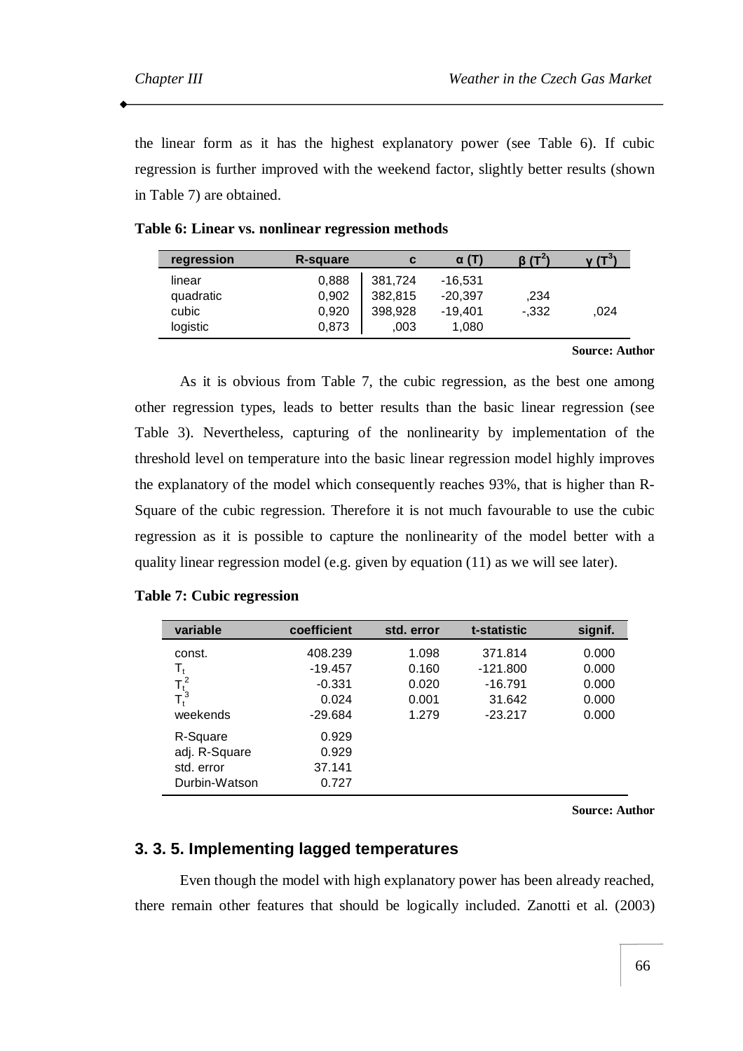the linear form as it has the highest explanatory power (see Table 6). If cubic regression is further improved with the weekend factor, slightly better results (shown in Table 7) are obtained.

**Table 6: Linear vs. nonlinear regression methods**

| regression | R-square | c | α (T) | β ($T^2$) | γ ($T^3$) |
|---|---|---|---|---|---|
| linear | 0,888 | 381,724 | -16,531 | | |
| quadratic | 0,902 | 382,815 | -20,397 | ,234 | |
| cubic | 0,920 | 398,928 | -19,401 | -,332 | ,024 |
| logistic | 0,873 | ,003 | 1,080 | | |

**Source: Author**

As it is obvious from Table 7, the cubic regression, as the best one among other regression types, leads to better results than the basic linear regression (see Table 3). Nevertheless, capturing of the nonlinearity by implementation of the threshold level on temperature into the basic linear regression model highly improves the explanatory of the model which consequently reaches 93%, that is higher than R-Square of the cubic regression. Therefore it is not much favourable to use the cubic regression as it is possible to capture the nonlinearity of the model better with a quality linear regression model (e.g. given by equation (11) as we will see later).

**Table 7: Cubic regression**

| variable | coefficient | std. error | t-statistic | signif. |
|---|---|---|---|---|
| const. | 408.239 | 1.098 | 371.814 | 0.000 |
| $T_t$ | -19.457 | 0.160 | -121.800 | 0.000 |
| $T_t^2$ | -0.331 | 0.020 | -16.791 | 0.000 |
| $T_t^3$ | 0.024 | 0.001 | 31.642 | 0.000 |
| weekends | -29.684 | 1.279 | -23.217 | 0.000 |
| R-Square | 0.929 | | | |
| adj. R-Square | 0.929 | | | |
| std. error | 37.141 | | | |
| Durbin-Watson | 0.727 | | | |

**Source: Author**

### 3. 3. 5. Implementing lagged temperatures

Even though the model with high explanatory power has been already reached, there remain other features that should be logically included. Zanotti et al. (2003)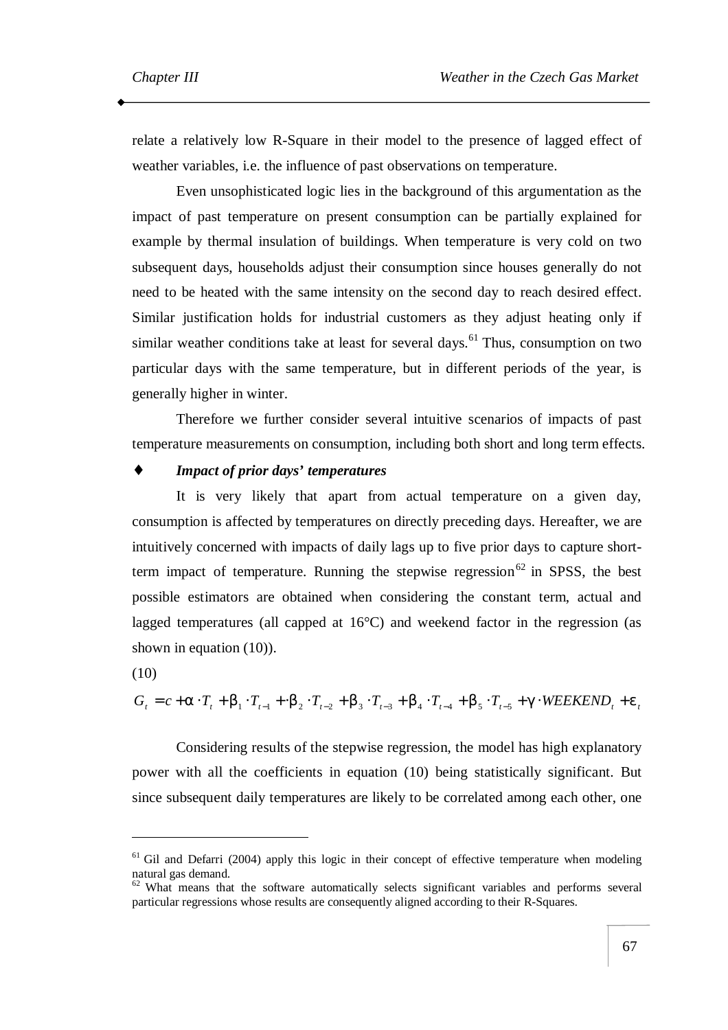relate a relatively low R-Square in their model to the presence of lagged effect of weather variables, i.e. the influence of past observations on temperature.

Even unsophisticated logic lies in the background of this argumentation as the impact of past temperature on present consumption can be partially explained for example by thermal insulation of buildings. When temperature is very cold on two subsequent days, households adjust their consumption since houses generally do not need to be heated with the same intensity on the second day to reach desired effect. Similar justification holds for industrial customers as they adjust heating only if similar weather conditions take at least for several days.[61] Thus, consumption on two particular days with the same temperature, but in different periods of the year, is generally higher in winter.

Therefore we further consider several intuitive scenarios of impacts of past temperature measurements on consumption, including both short and long term effects.

♦ ***Impact of prior days' temperatures***

It is very likely that apart from actual temperature on a given day, consumption is affected by temperatures on directly preceding days. Hereafter, we are intuitively concerned with impacts of daily lags up to five prior days to capture short-term impact of temperature. Running the stepwise regression[62] in SPSS, the best possible estimators are obtained when considering the constant term, actual and lagged temperatures (all capped at 16°C) and weekend factor in the regression (as shown in equation (10)).

(10)

$$G_t = c + \alpha \cdot T_t + \beta_1 \cdot T_{t-1} + \cdot \beta_2 \cdot T_{t-2} + \beta_3 \cdot T_{t-3} + \beta_4 \cdot T_{t-4} + \beta_5 \cdot T_{t-5} + \gamma \cdot WEEKEND_t + \varepsilon_t$$

Considering results of the stepwise regression, the model has high explanatory power with all the coefficients in equation (10) being statistically significant. But since subsequent daily temperatures are likely to be correlated among each other, one

---

[61] Gil and Defarri (2004) apply this logic in their concept of effective temperature when modeling natural gas demand.

[62] What means that the software automatically selects significant variables and performs several particular regressions whose results are consequently aligned according to their R-Squares.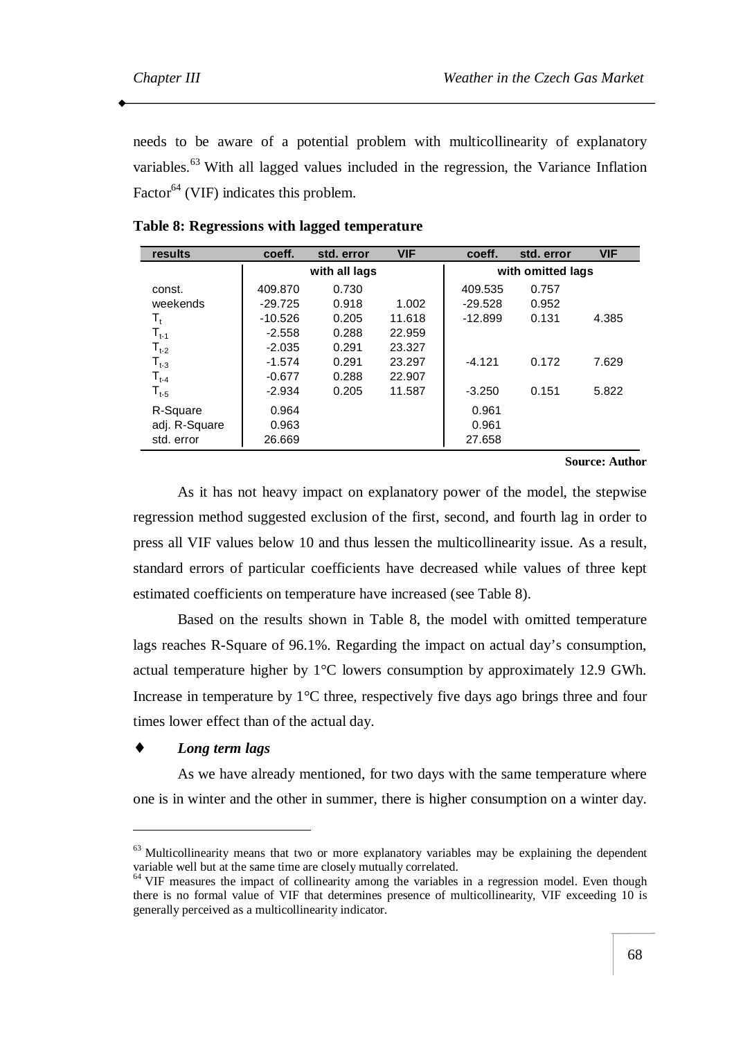needs to be aware of a potential problem with multicollinearity of explanatory variables.[63] With all lagged values included in the regression, the Variance Inflation Factor[64] (VIF) indicates this problem.

**Table 8: Regressions with lagged temperature**

| results | coeff. | std. error | VIF | coeff. | std. error | VIF |
|---|---|---|---|---|---|---|
| | with all lags | | | with omitted lags | | |
| const. | 409.870 | 0.730 | | 409.535 | 0.757 | |
| weekends | -29.725 | 0.918 | 1.002 | -29.528 | 0.952 | |
| $T_t$ | -10.526 | 0.205 | 11.618 | -12.899 | 0.131 | 4.385 |
| $T_{t-1}$ | -2.558 | 0.288 | 22.959 | | | |
| $T_{t-2}$ | -2.035 | 0.291 | 23.327 | | | |
| $T_{t-3}$ | -1.574 | 0.291 | 23.297 | -4.121 | 0.172 | 7.629 |
| $T_{t-4}$ | -0.677 | 0.288 | 22.907 | | | |
| $T_{t-5}$ | -2.934 | 0.205 | 11.587 | -3.250 | 0.151 | 5.822 |
| R-Square | 0.964 | | | 0.961 | | |
| adj. R-Square | 0.963 | | | 0.961 | | |
| std. error | 26.669 | | | 27.658 | | |

**Source: Author**

As it has not heavy impact on explanatory power of the model, the stepwise regression method suggested exclusion of the first, second, and fourth lag in order to press all VIF values below 10 and thus lessen the multicollinearity issue. As a result, standard errors of particular coefficients have decreased while values of three kept estimated coefficients on temperature have increased (see Table 8).

Based on the results shown in Table 8, the model with omitted temperature lags reaches R-Square of 96.1%. Regarding the impact on actual day's consumption, actual temperature higher by 1°C lowers consumption by approximately 12.9 GWh. Increase in temperature by 1°C three, respectively five days ago brings three and four times lower effect than of the actual day.

♦ ***Long term lags***

As we have already mentioned, for two days with the same temperature where one is in winter and the other in summer, there is higher consumption on a winter day.

---

[63] Multicollinearity means that two or more explanatory variables may be explaining the dependent variable well but at the same time are closely mutually correlated.

[64] VIF measures the impact of collinearity among the variables in a regression model. Even though there is no formal value of VIF that determines presence of multicollinearity, VIF exceeding 10 is generally perceived as a multicollinearity indicator.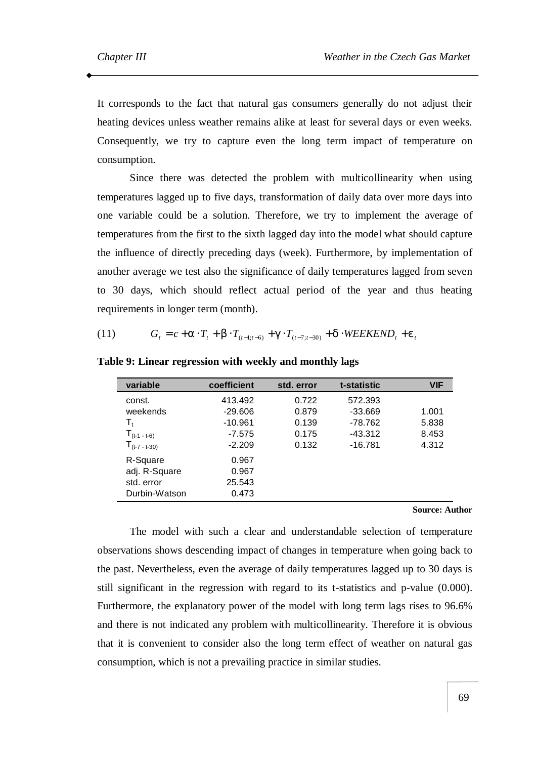It corresponds to the fact that natural gas consumers generally do not adjust their heating devices unless weather remains alike at least for several days or even weeks. Consequently, we try to capture even the long term impact of temperature on consumption.

Since there was detected the problem with multicollinearity when using temperatures lagged up to five days, transformation of daily data over more days into one variable could be a solution. Therefore, we try to implement the average of temperatures from the first to the sixth lagged day into the model what should capture the influence of directly preceding days (week). Furthermore, by implementation of another average we test also the significance of daily temperatures lagged from seven to 30 days, which should reflect actual period of the year and thus heating requirements in longer term (month).

$$G_t = c + \alpha \cdot T_t + \beta \cdot T_{(t-1;t-6)} + \gamma \cdot T_{(t-7;t-30)} + \delta \cdot WEEKEND_t + \varepsilon_t \quad (11)$$

**Table 9: Linear regression with weekly and monthly lags**

| variable | coefficient | std. error | t-statistic | VIF |
|---|---|---|---|---|
| const. | 413.492 | 0.722 | 572.393 | |
| weekends | -29.606 | 0.879 | -33.669 | 1.001 |
| $T_t$ | -10.961 | 0.139 | -78.762 | 5.838 |
| $T_{(t-1 - t-6)}$ | -7.575 | 0.175 | -43.312 | 8.453 |
| $T_{(t-7 - t-30)}$ | -2.209 | 0.132 | -16.781 | 4.312 |
| R-Square | 0.967 | | | |
| adj. R-Square | 0.967 | | | |
| std. error | 25.543 | | | |
| Durbin-Watson | 0.473 | | | |

**Source: Author**

The model with such a clear and understandable selection of temperature observations shows descending impact of changes in temperature when going back to the past. Nevertheless, even the average of daily temperatures lagged up to 30 days is still significant in the regression with regard to its t-statistics and p-value (0.000). Furthermore, the explanatory power of the model with long term lags rises to 96.6% and there is not indicated any problem with multicollinearity. Therefore it is obvious that it is convenient to consider also the long term effect of weather on natural gas consumption, which is not a prevailing practice in similar studies.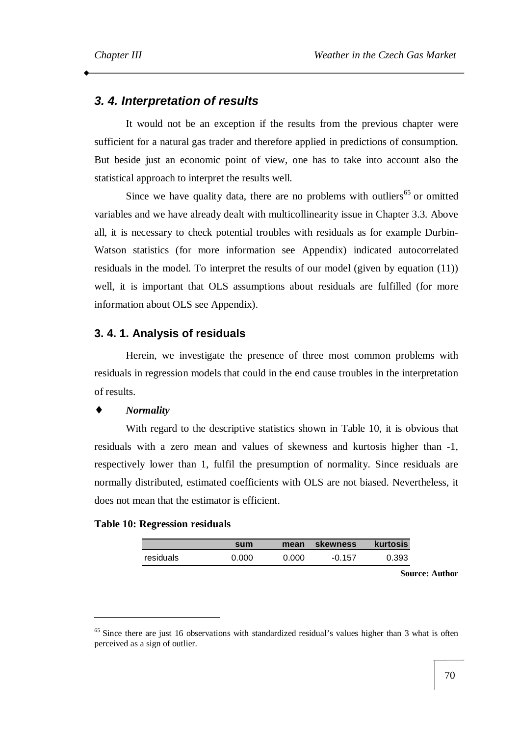## 3. 4. Interpretation of results

It would not be an exception if the results from the previous chapter were sufficient for a natural gas trader and therefore applied in predictions of consumption. But beside just an economic point of view, one has to take into account also the statistical approach to interpret the results well.

Since we have quality data, there are no problems with outliers[65] or omitted variables and we have already dealt with multicollinearity issue in Chapter 3.3. Above all, it is necessary to check potential troubles with residuals as for example Durbin-Watson statistics (for more information see Appendix) indicated autocorrelated residuals in the model. To interpret the results of our model (given by equation (11)) well, it is important that OLS assumptions about residuals are fulfilled (for more information about OLS see Appendix).

### 3. 4. 1. Analysis of residuals

Herein, we investigate the presence of three most common problems with residuals in regression models that could in the end cause troubles in the interpretation of results.

♦ ***Normality***

With regard to the descriptive statistics shown in Table 10, it is obvious that residuals with a zero mean and values of skewness and kurtosis higher than -1, respectively lower than 1, fulfil the presumption of normality. Since residuals are normally distributed, estimated coefficients with OLS are not biased. Nevertheless, it does not mean that the estimator is efficient.

**Table 10: Regression residuals**

| | sum | mean | skewness | kurtosis |
|---|---|---|---|---|
| residuals | 0.000 | 0.000 | -0.157 | 0.393 |

**Source: Author**

[65] Since there are just 16 observations with standardized residual's values higher than 3 what is often perceived as a sign of outlier.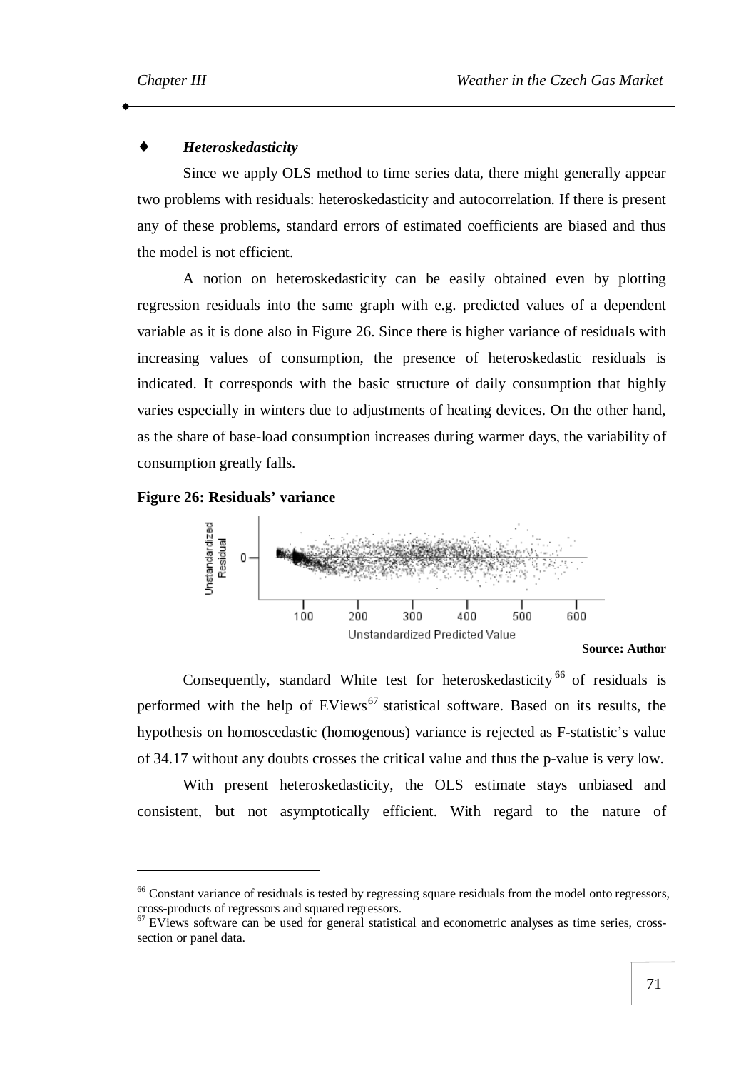### ♦ *Heteroskedasticity*

Since we apply OLS method to time series data, there might generally appear two problems with residuals: heteroskedasticity and autocorrelation. If there is present any of these problems, standard errors of estimated coefficients are biased and thus the model is not efficient.

A notion on heteroskedasticity can be easily obtained even by plotting regression residuals into the same graph with e.g. predicted values of a dependent variable as it is done also in Figure 26. Since there is higher variance of residuals with increasing values of consumption, the presence of heteroskedastic residuals is indicated. It corresponds with the basic structure of daily consumption that highly varies especially in winters due to adjustments of heating devices. On the other hand, as the share of base-load consumption increases during warmer days, the variability of consumption greatly falls.

**Figure 26: Residuals' variance**

**Source: Author**

Consequently, standard White test for heteroskedasticity[66] of residuals is performed with the help of EViews[67] statistical software. Based on its results, the hypothesis on homoscedastic (homogenous) variance is rejected as F-statistic's value of 34.17 without any doubts crosses the critical value and thus the p-value is very low.

With present heteroskedasticity, the OLS estimate stays unbiased and consistent, but not asymptotically efficient. With regard to the nature of

---

[66] Constant variance of residuals is tested by regressing square residuals from the model onto regressors, cross-products of regressors and squared regressors.

[67] EViews software can be used for general statistical and econometric analyses as time series, cross-section or panel data.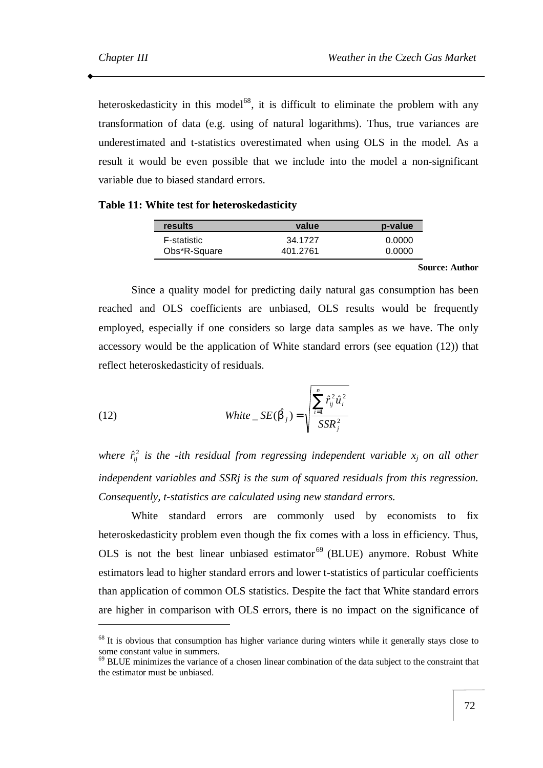heteroskedasticity in this model[68], it is difficult to eliminate the problem with any transformation of data (e.g. using of natural logarithms). Thus, true variances are underestimated and t-statistics overestimated when using OLS in the model. As a result it would be even possible that we include into the model a non-significant variable due to biased standard errors.

**Table 11: White test for heteroskedasticity**

| results | value | p-value |
|---|---|---|
| F-statistic | 34.1727 | 0.0000 |
| Obs*R-Square | 401.2761 | 0.0000 |

**Source: Author**

Since a quality model for predicting daily natural gas consumption has been reached and OLS coefficients are unbiased, OLS results would be frequently employed, especially if one considers so large data samples as we have. The only accessory would be the application of White standard errors (see equation (12)) that reflect heteroskedasticity of residuals.

$$White\_SE(\hat{\beta}_j) = \sqrt{\frac{\sum_{i=1}^{n} \hat{r}_{ij}^2 \hat{u}_i^2}{SSR_j^2}} \quad (12)$$

*where $\hat{r}_{ij}^2$ is the -ith residual from regressing independent variable $x_j$ on all other independent variables and SSRj is the sum of squared residuals from this regression. Consequently, t-statistics are calculated using new standard errors.*

White standard errors are commonly used by economists to fix heteroskedasticity problem even though the fix comes with a loss in efficiency. Thus, OLS is not the best linear unbiased estimator[69] (BLUE) anymore. Robust White estimators lead to higher standard errors and lower t-statistics of particular coefficients than application of common OLS statistics. Despite the fact that White standard errors are higher in comparison with OLS errors, there is no impact on the significance of

[68] It is obvious that consumption has higher variance during winters while it generally stays close to some constant value in summers.

[69] BLUE minimizes the variance of a chosen linear combination of the data subject to the constraint that the estimator must be unbiased.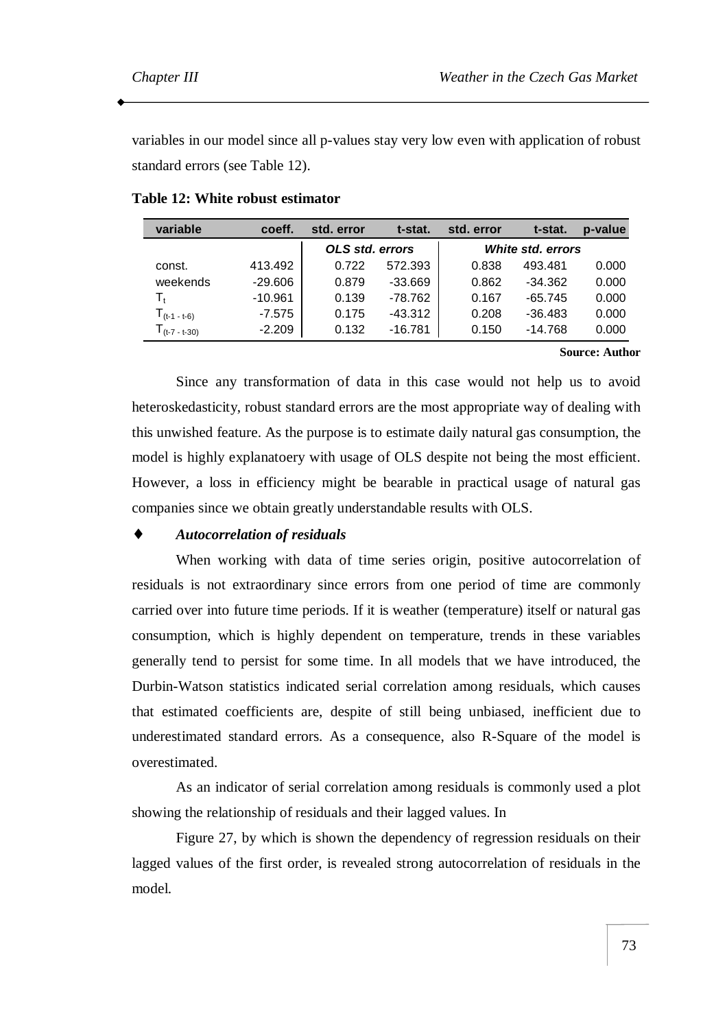variables in our model since all p-values stay very low even with application of robust standard errors (see Table 12).

**Table 12: White robust estimator**

| variable | coeff. | std. error | t-stat. | std. error | t-stat. | p-value |
|---|---|---|---|---|---|---|
| | | *OLS std. errors* | | *White std. errors* | | |
| const. | 413.492 | 0.722 | 572.393 | 0.838 | 493.481 | 0.000 |
| weekends | -29.606 | 0.879 | -33.669 | 0.862 | -34.362 | 0.000 |
| $T_t$ | -10.961 | 0.139 | -78.762 | 0.167 | -65.745 | 0.000 |
| $T_{(t-1\ -\ t-6)}$ | -7.575 | 0.175 | -43.312 | 0.208 | -36.483 | 0.000 |
| $T_{(t-7\ -\ t-30)}$ | -2.209 | 0.132 | -16.781 | 0.150 | -14.768 | 0.000 |

**Source: Author**

Since any transformation of data in this case would not help us to avoid heteroskedasticity, robust standard errors are the most appropriate way of dealing with this unwished feature. As the purpose is to estimate daily natural gas consumption, the model is highly explanatoery with usage of OLS despite not being the most efficient. However, a loss in efficiency might be bearable in practical usage of natural gas companies since we obtain greatly understandable results with OLS.

♦ ***Autocorrelation of residuals***

When working with data of time series origin, positive autocorrelation of residuals is not extraordinary since errors from one period of time are commonly carried over into future time periods. If it is weather (temperature) itself or natural gas consumption, which is highly dependent on temperature, trends in these variables generally tend to persist for some time. In all models that we have introduced, the Durbin-Watson statistics indicated serial correlation among residuals, which causes that estimated coefficients are, despite of still being unbiased, inefficient due to underestimated standard errors. As a consequence, also R-Square of the model is overestimated.

As an indicator of serial correlation among residuals is commonly used a plot showing the relationship of residuals and their lagged values. In

Figure 27, by which is shown the dependency of regression residuals on their lagged values of the first order, is revealed strong autocorrelation of residuals in the model.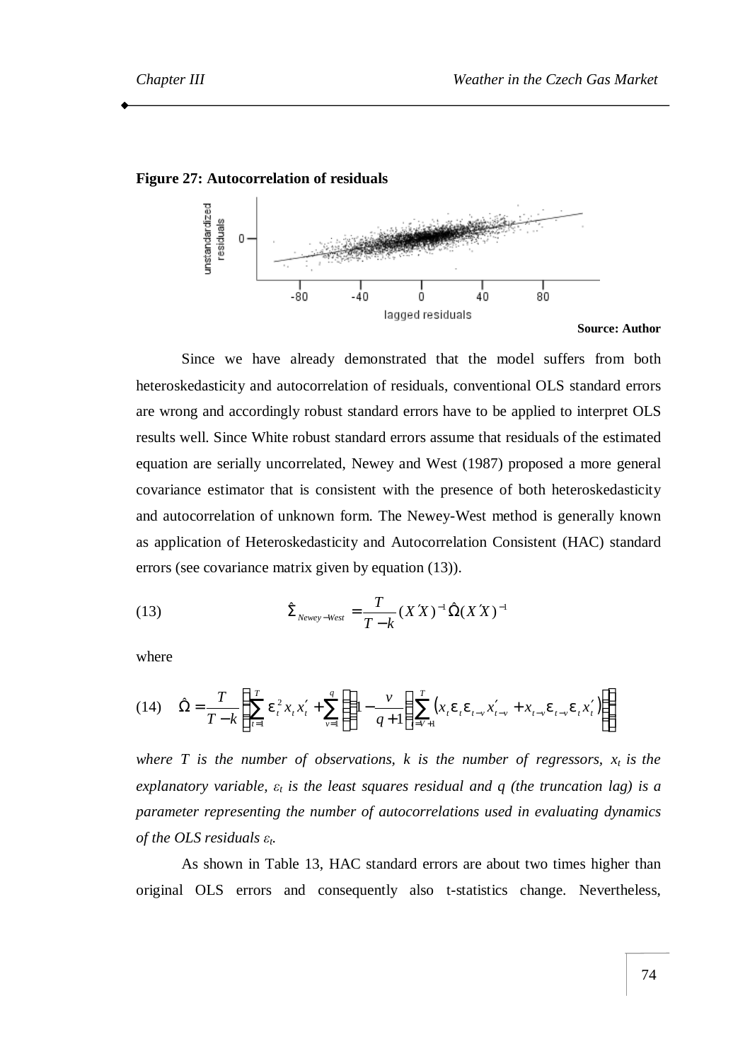**Figure 27: Autocorrelation of residuals**

**Source: Author**

Since we have already demonstrated that the model suffers from both heteroskedasticity and autocorrelation of residuals, conventional OLS standard errors are wrong and accordingly robust standard errors have to be applied to interpret OLS results well. Since White robust standard errors assume that residuals of the estimated equation are serially uncorrelated, Newey and West (1987) proposed a more general covariance estimator that is consistent with the presence of both heteroskedasticity and autocorrelation of unknown form. The Newey-West method is generally known as application of Heteroskedasticity and Autocorrelation Consistent (HAC) standard errors (see covariance matrix given by equation (13)).

$$\hat{\Sigma}_{Newey-West} = \frac{T}{T-k}(X'X)^{-1}\hat{\Omega}(X'X)^{-1} \tag{13}$$

where

$$\hat{\Omega} = \frac{T}{T-k}\left\{\sum_{t=1}^{T}\varepsilon_t^2 x_t x_t' + \sum_{v=1}^{q}\left[\left(1-\frac{v}{q+1}\right)\sum_{t=v+1}^{T}\left(x_t\varepsilon_t\varepsilon_{t-v}x_{t-v}' + x_{t-v}\varepsilon_{t-v}\varepsilon_t x_t'\right)\right]\right\} \tag{14}$$

*where T is the number of observations, k is the number of regressors, $x_t$ is the explanatory variable, $\varepsilon_t$ is the least squares residual and q (the truncation lag) is a parameter representing the number of autocorrelations used in evaluating dynamics of the OLS residuals $\varepsilon_t$.*

As shown in Table 13, HAC standard errors are about two times higher than original OLS errors and consequently also t-statistics change. Nevertheless,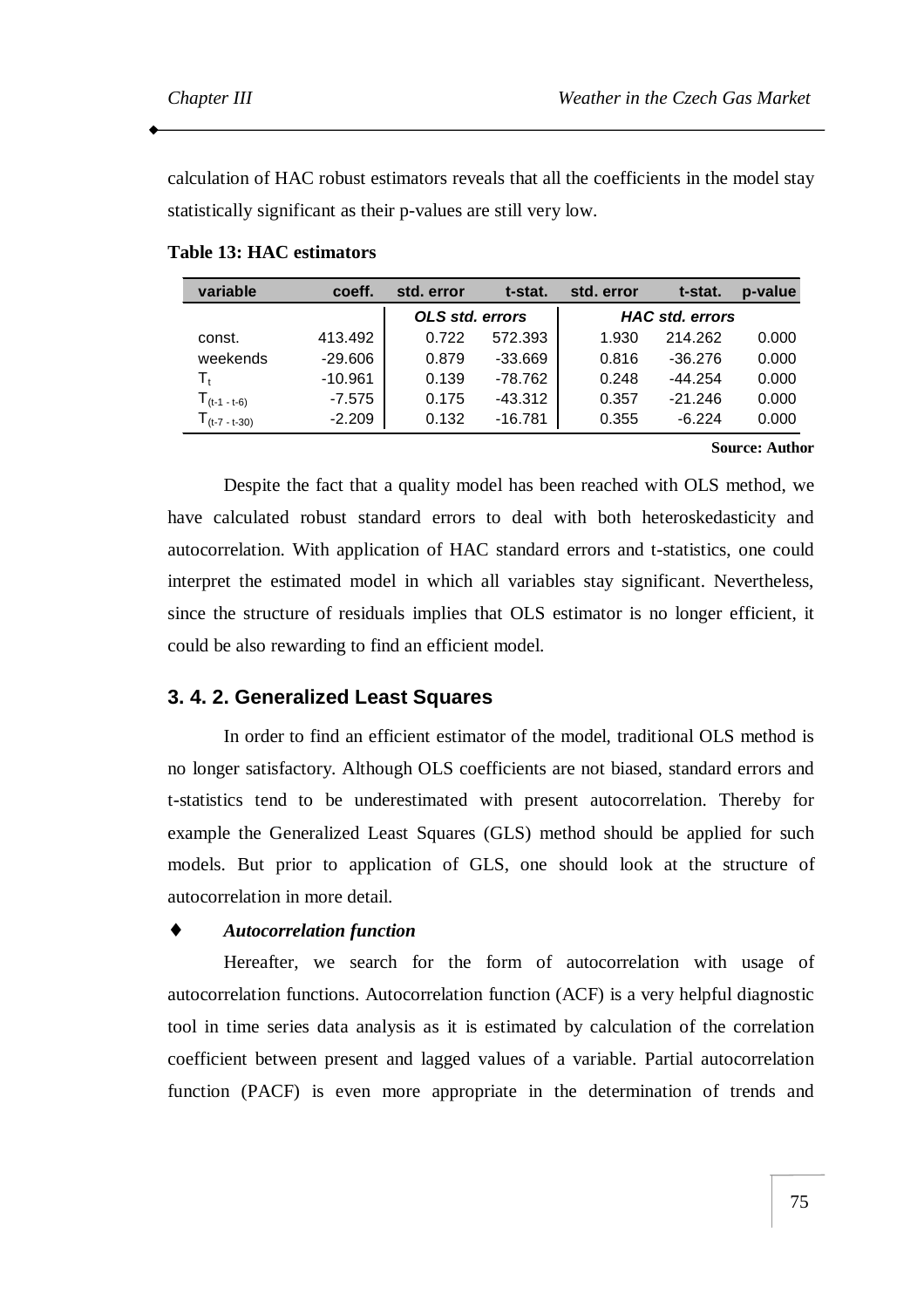calculation of HAC robust estimators reveals that all the coefficients in the model stay statistically significant as their p-values are still very low.

**Table 13: HAC estimators**

| variable | coeff. | std. error | t-stat. | std. error | t-stat. | p-value |
|---|---|---|---|---|---|---|
| | | *OLS std. errors* | | *HAC std. errors* | | |
| const. | 413.492 | 0.722 | 572.393 | 1.930 | 214.262 | 0.000 |
| weekends | -29.606 | 0.879 | -33.669 | 0.816 | -36.276 | 0.000 |
| $T_t$ | -10.961 | 0.139 | -78.762 | 0.248 | -44.254 | 0.000 |
| $T_{(t-1\ -\ t-6)}$ | -7.575 | 0.175 | -43.312 | 0.357 | -21.246 | 0.000 |
| $T_{(t-7\ -\ t-30)}$ | -2.209 | 0.132 | -16.781 | 0.355 | -6.224 | 0.000 |

**Source: Author**

Despite the fact that a quality model has been reached with OLS method, we have calculated robust standard errors to deal with both heteroskedasticity and autocorrelation. With application of HAC standard errors and t-statistics, one could interpret the estimated model in which all variables stay significant. Nevertheless, since the structure of residuals implies that OLS estimator is no longer efficient, it could be also rewarding to find an efficient model.

### 3. 4. 2. Generalized Least Squares

In order to find an efficient estimator of the model, traditional OLS method is no longer satisfactory. Although OLS coefficients are not biased, standard errors and t-statistics tend to be underestimated with present autocorrelation. Thereby for example the Generalized Least Squares (GLS) method should be applied for such models. But prior to application of GLS, one should look at the structure of autocorrelation in more detail.

♦ ***Autocorrelation function***

Hereafter, we search for the form of autocorrelation with usage of autocorrelation functions. Autocorrelation function (ACF) is a very helpful diagnostic tool in time series data analysis as it is estimated by calculation of the correlation coefficient between present and lagged values of a variable. Partial autocorrelation function (PACF) is even more appropriate in the determination of trends and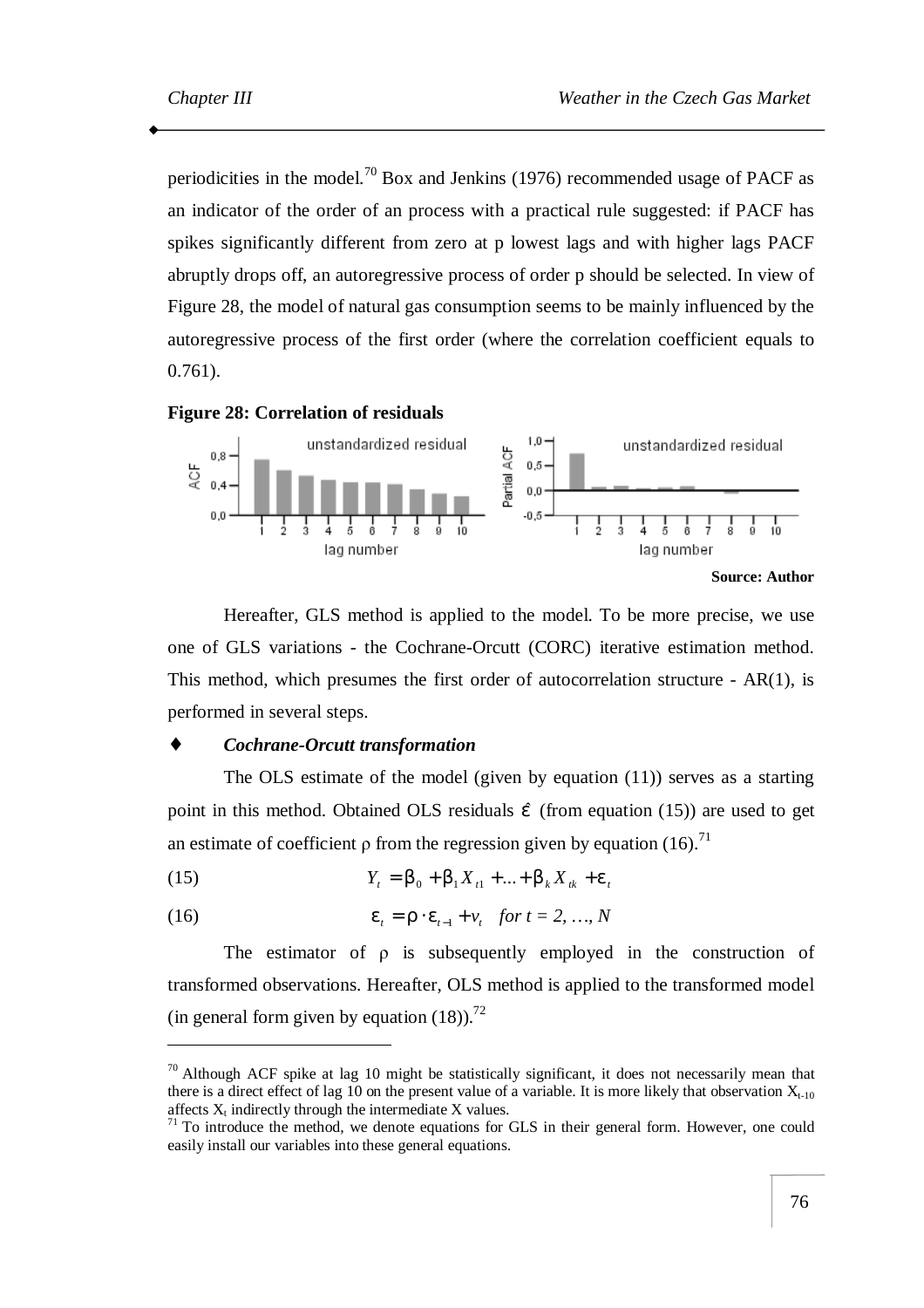periodicities in the model.[70] Box and Jenkins (1976) recommended usage of PACF as an indicator of the order of an process with a practical rule suggested: if PACF has spikes significantly different from zero at p lowest lags and with higher lags PACF abruptly drops off, an autoregressive process of order p should be selected. In view of Figure 28, the model of natural gas consumption seems to be mainly influenced by the autoregressive process of the first order (where the correlation coefficient equals to 0.761).

**Figure 28: Correlation of residuals**

**Source: Author**

Hereafter, GLS method is applied to the model. To be more precise, we use one of GLS variations - the Cochrane-Orcutt (CORC) iterative estimation method. This method, which presumes the first order of autocorrelation structure - AR(1), is performed in several steps.

- ***Cochrane-Orcutt transformation***

The OLS estimate of the model (given by equation (11)) serves as a starting point in this method. Obtained OLS residuals $\hat{\varepsilon}$ (from equation (15)) are used to get an estimate of coefficient $\rho$ from the regression given by equation (16).[71]

$$Y_t = \beta_0 + \beta_1 X_{t1} + ... + \beta_k X_{tk} + \varepsilon_t \tag{15}$$

$$\varepsilon_t = \rho \cdot \varepsilon_{t-1} + v_t \quad \text{for } t = 2, \dots, N \tag{16}$$

The estimator of $\rho$ is subsequently employed in the construction of transformed observations. Hereafter, OLS method is applied to the transformed model (in general form given by equation (18)).[72]

---

[70] Although ACF spike at lag 10 might be statistically significant, it does not necessarily mean that there is a direct effect of lag 10 on the present value of a variable. It is more likely that observation $X_{t-10}$ affects $X_t$ indirectly through the intermediate X values.

[71] To introduce the method, we denote equations for GLS in their general form. However, one could easily install our variables into these general equations.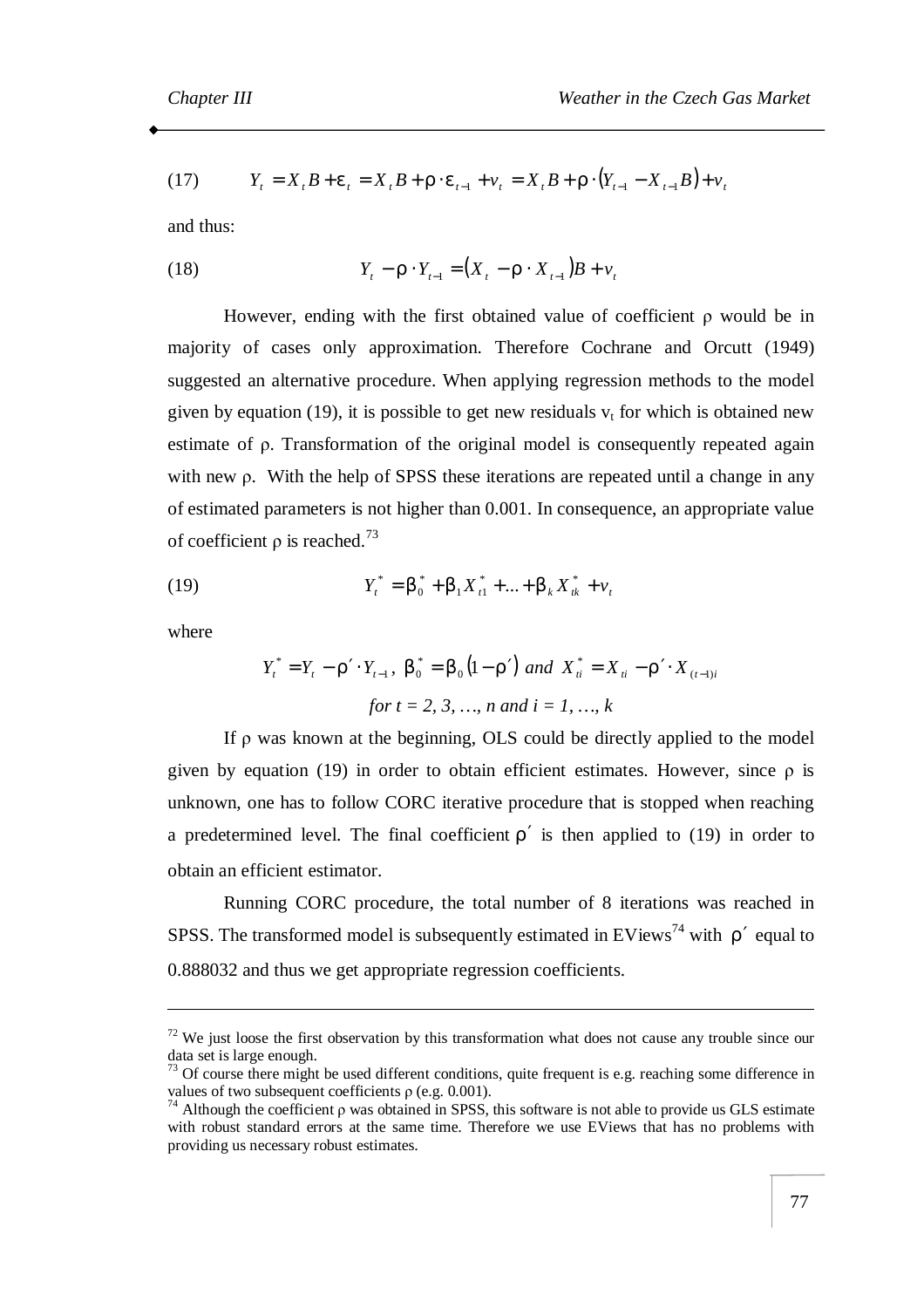$$Y_t = X_t B + \varepsilon_t = X_t B + \rho \cdot \varepsilon_{t-1} + v_t = X_t B + \rho \cdot (Y_{t-1} - X_{t-1} B) + v_t \tag{17}$$

and thus:

$$Y_t - \rho \cdot Y_{t-1} = (X_t - \rho \cdot X_{t-1}) B + v_t \tag{18}$$

However, ending with the first obtained value of coefficient $\rho$ would be in majority of cases only approximation. Therefore Cochrane and Orcutt (1949) suggested an alternative procedure. When applying regression methods to the model given by equation (19), it is possible to get new residuals $v_t$ for which is obtained new estimate of $\rho$. Transformation of the original model is consequently repeated again with new $\rho$. With the help of SPSS these iterations are repeated until a change in any of estimated parameters is not higher than 0.001. In consequence, an appropriate value of coefficient $\rho$ is reached.[73]

$$Y_t^* = \beta_0^* + \beta_1 X_{t1}^* + \ldots + \beta_k X_{tk}^* + v_t \tag{19}$$

where

$$Y_t^* = Y_t - \rho' \cdot Y_{t-1},\ \beta_0^* = \beta_0 (1 - \rho')\ \textit{and}\ X_{ti}^* = X_{ti} - \rho' \cdot X_{(t-1)i}$$

$$\textit{for } t = 2, 3, \ldots, n \textit{ and } i = 1, \ldots, k$$

If $\rho$ was known at the beginning, OLS could be directly applied to the model given by equation (19) in order to obtain efficient estimates. However, since $\rho$ is unknown, one has to follow CORC iterative procedure that is stopped when reaching a predetermined level. The final coefficient $\rho'$ is then applied to (19) in order to obtain an efficient estimator.

Running CORC procedure, the total number of 8 iterations was reached in SPSS. The transformed model is subsequently estimated in EViews[74] with $\rho'$ equal to 0.888032 and thus we get appropriate regression coefficients.

---

[72] We just loose the first observation by this transformation what does not cause any trouble since our data set is large enough.

[73] Of course there might be used different conditions, quite frequent is e.g. reaching some difference in values of two subsequent coefficients $\rho$ (e.g. 0.001).

[74] Although the coefficient $\rho$ was obtained in SPSS, this software is not able to provide us GLS estimate with robust standard errors at the same time. Therefore we use EViews that has no problems with providing us necessary robust estimates.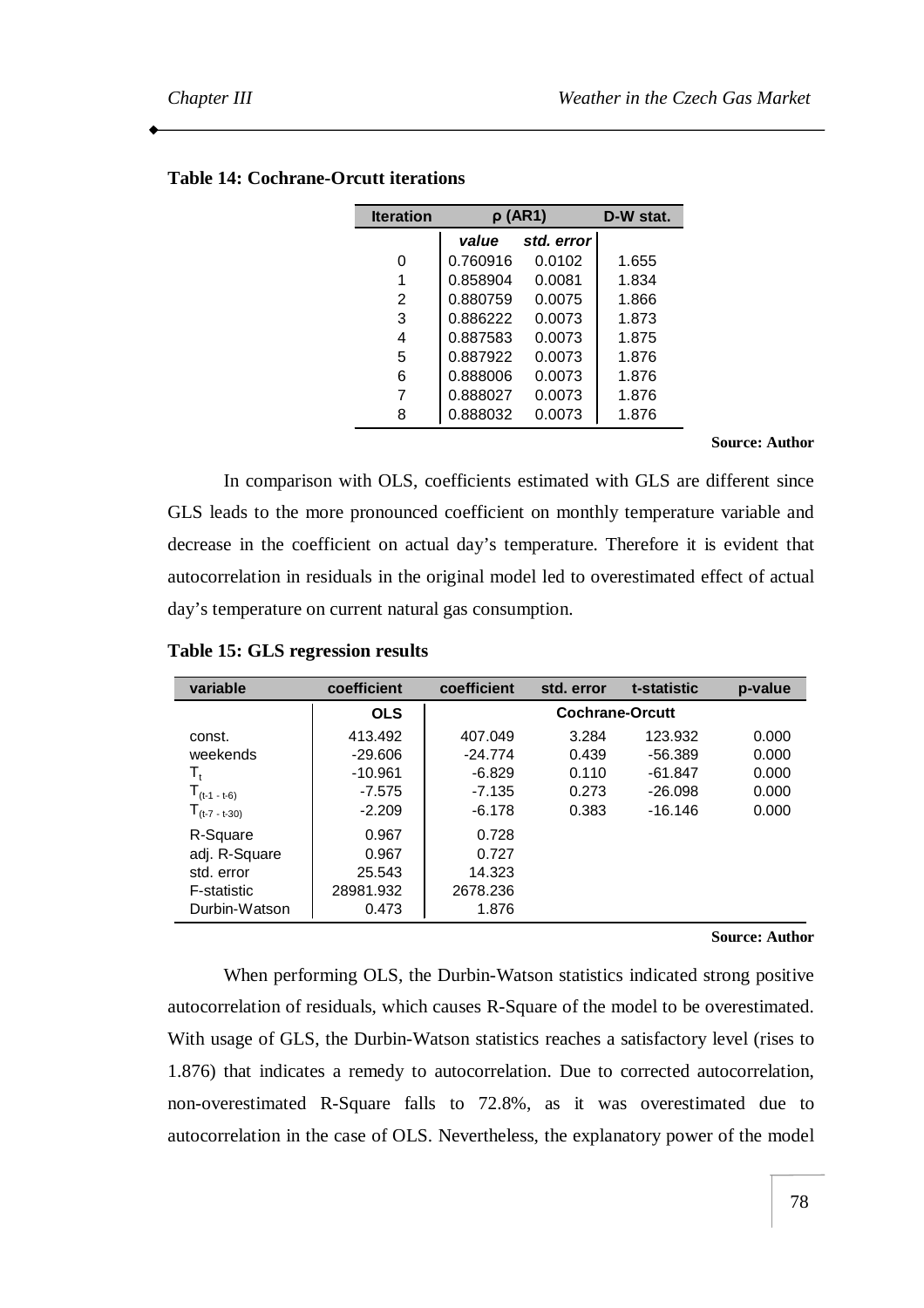**Table 14: Cochrane-Orcutt iterations**

| Iteration | ρ (AR1) | | D-W stat. |
|---|---|---|---|
| | *value* | *std. error* | |
| 0 | 0.760916 | 0.0102 | 1.655 |
| 1 | 0.858904 | 0.0081 | 1.834 |
| 2 | 0.880759 | 0.0075 | 1.866 |
| 3 | 0.886222 | 0.0073 | 1.873 |
| 4 | 0.887583 | 0.0073 | 1.875 |
| 5 | 0.887922 | 0.0073 | 1.876 |
| 6 | 0.888006 | 0.0073 | 1.876 |
| 7 | 0.888027 | 0.0073 | 1.876 |
| 8 | 0.888032 | 0.0073 | 1.876 |

**Source: Author**

In comparison with OLS, coefficients estimated with GLS are different since GLS leads to the more pronounced coefficient on monthly temperature variable and decrease in the coefficient on actual day's temperature. Therefore it is evident that autocorrelation in residuals in the original model led to overestimated effect of actual day's temperature on current natural gas consumption.

**Table 15: GLS regression results**

| variable | coefficient | coefficient | std. error | t-statistic | p-value |
|---|---|---|---|---|---|
| | **OLS** | **Cochrane-Orcutt** | | | |
| const. | 413.492 | 407.049 | 3.284 | 123.932 | 0.000 |
| weekends | -29.606 | -24.774 | 0.439 | -56.389 | 0.000 |
| $T_t$ | -10.961 | -6.829 | 0.110 | -61.847 | 0.000 |
| $T_{(t-1 - t-6)}$ | -7.575 | -7.135 | 0.273 | -26.098 | 0.000 |
| $T_{(t-7 - t-30)}$ | -2.209 | -6.178 | 0.383 | -16.146 | 0.000 |
| R-Square | 0.967 | 0.728 | | | |
| adj. R-Square | 0.967 | 0.727 | | | |
| std. error | 25.543 | 14.323 | | | |
| F-statistic | 28981.932 | 2678.236 | | | |
| Durbin-Watson | 0.473 | 1.876 | | | |

**Source: Author**

When performing OLS, the Durbin-Watson statistics indicated strong positive autocorrelation of residuals, which causes R-Square of the model to be overestimated. With usage of GLS, the Durbin-Watson statistics reaches a satisfactory level (rises to 1.876) that indicates a remedy to autocorrelation. Due to corrected autocorrelation, non-overestimated R-Square falls to 72.8%, as it was overestimated due to autocorrelation in the case of OLS. Nevertheless, the explanatory power of the model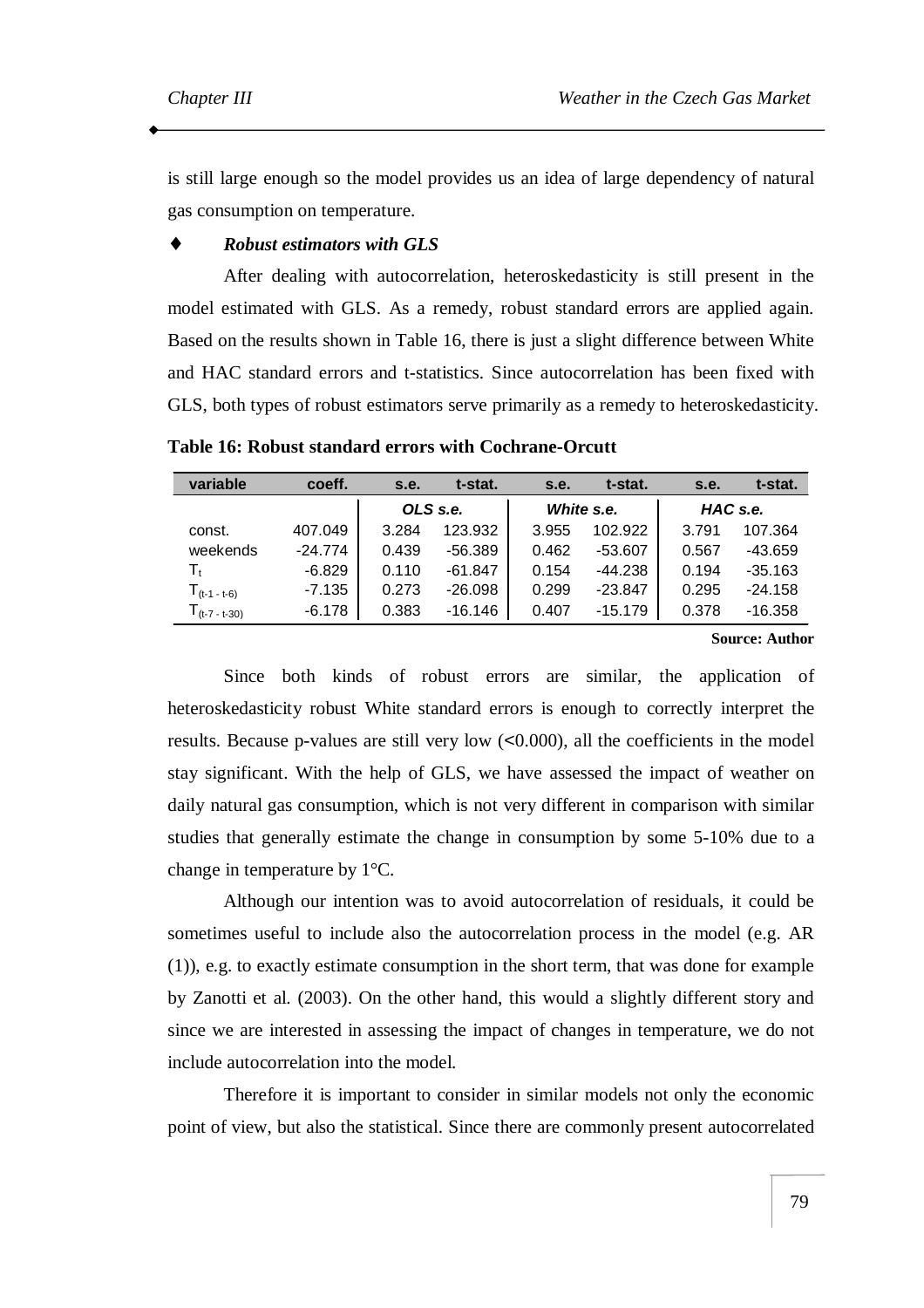is still large enough so the model provides us an idea of large dependency of natural gas consumption on temperature.

♦ ***Robust estimators with GLS***

After dealing with autocorrelation, heteroskedasticity is still present in the model estimated with GLS. As a remedy, robust standard errors are applied again. Based on the results shown in Table 16, there is just a slight difference between White and HAC standard errors and t-statistics. Since autocorrelation has been fixed with GLS, both types of robust estimators serve primarily as a remedy to heteroskedasticity.

**Table 16: Robust standard errors with Cochrane-Orcutt**

| variable | coeff. | s.e. | t-stat. | s.e. | t-stat. | s.e. | t-stat. |
|---|---|---|---|---|---|---|---|
| | | *OLS s.e.* | | *White s.e.* | | *HAC s.e.* | |
| const. | 407.049 | 3.284 | 123.932 | 3.955 | 102.922 | 3.791 | 107.364 |
| weekends | -24.774 | 0.439 | -56.389 | 0.462 | -53.607 | 0.567 | -43.659 |
| $T_t$ | -6.829 | 0.110 | -61.847 | 0.154 | -44.238 | 0.194 | -35.163 |
| $T_{(t-1 - t-6)}$ | -7.135 | 0.273 | -26.098 | 0.299 | -23.847 | 0.295 | -24.158 |
| $T_{(t-7 - t-30)}$ | -6.178 | 0.383 | -16.146 | 0.407 | -15.179 | 0.378 | -16.358 |

**Source: Author**

Since both kinds of robust errors are similar, the application of heteroskedasticity robust White standard errors is enough to correctly interpret the results. Because p-values are still very low (<0.000), all the coefficients in the model stay significant. With the help of GLS, we have assessed the impact of weather on daily natural gas consumption, which is not very different in comparison with similar studies that generally estimate the change in consumption by some 5-10% due to a change in temperature by 1°C.

Although our intention was to avoid autocorrelation of residuals, it could be sometimes useful to include also the autocorrelation process in the model (e.g. AR (1)), e.g. to exactly estimate consumption in the short term, that was done for example by Zanotti et al. (2003). On the other hand, this would a slightly different story and since we are interested in assessing the impact of changes in temperature, we do not include autocorrelation into the model.

Therefore it is important to consider in similar models not only the economic point of view, but also the statistical. Since there are commonly present autocorrelated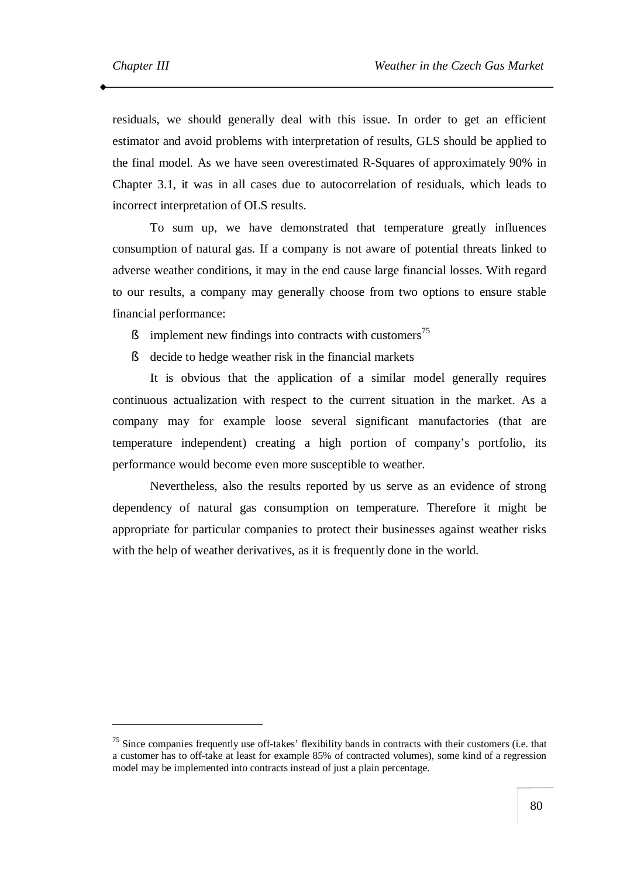residuals, we should generally deal with this issue. In order to get an efficient estimator and avoid problems with interpretation of results, GLS should be applied to the final model. As we have seen overestimated R-Squares of approximately 90% in Chapter 3.1, it was in all cases due to autocorrelation of residuals, which leads to incorrect interpretation of OLS results.

To sum up, we have demonstrated that temperature greatly influences consumption of natural gas. If a company is not aware of potential threats linked to adverse weather conditions, it may in the end cause large financial losses. With regard to our results, a company may generally choose from two options to ensure stable financial performance:

- implement new findings into contracts with customers[75]
- decide to hedge weather risk in the financial markets

It is obvious that the application of a similar model generally requires continuous actualization with respect to the current situation in the market. As a company may for example loose several significant manufactories (that are temperature independent) creating a high portion of company's portfolio, its performance would become even more susceptible to weather.

Nevertheless, also the results reported by us serve as an evidence of strong dependency of natural gas consumption on temperature. Therefore it might be appropriate for particular companies to protect their businesses against weather risks with the help of weather derivatives, as it is frequently done in the world.

---

[75] Since companies frequently use off-takes' flexibility bands in contracts with their customers (i.e. that a customer has to off-take at least for example 85% of contracted volumes), some kind of a regression model may be implemented into contracts instead of just a plain percentage.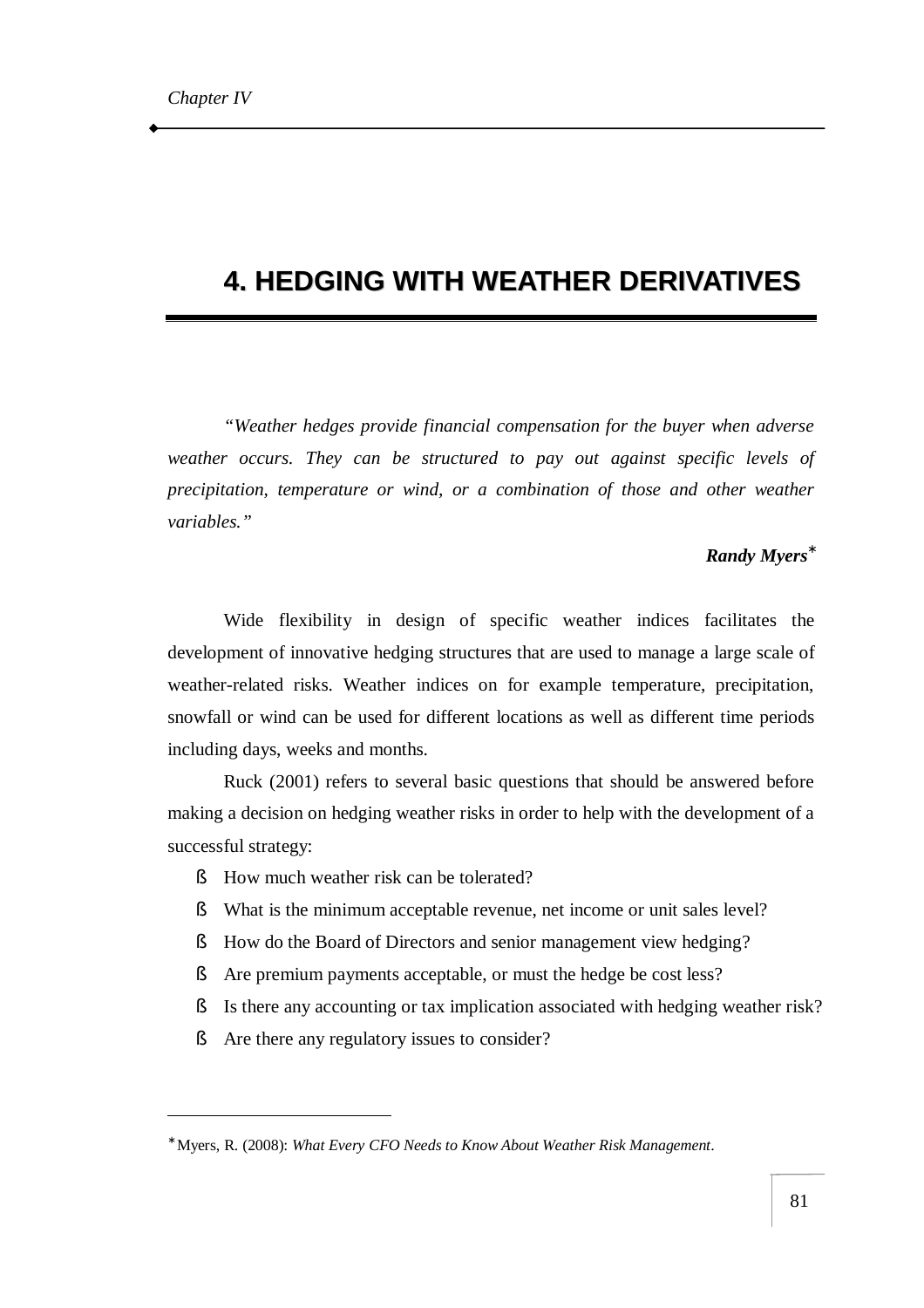# 4. HEDGING WITH WEATHER DERIVATIVES

*"Weather hedges provide financial compensation for the buyer when adverse weather occurs. They can be structured to pay out against specific levels of precipitation, temperature or wind, or a combination of those and other weather variables."*

***Randy Myers****

Wide flexibility in design of specific weather indices facilitates the development of innovative hedging structures that are used to manage a large scale of weather-related risks. Weather indices on for example temperature, precipitation, snowfall or wind can be used for different locations as well as different time periods including days, weeks and months.

Ruck (2001) refers to several basic questions that should be answered before making a decision on hedging weather risks in order to help with the development of a successful strategy:

- How much weather risk can be tolerated?
- What is the minimum acceptable revenue, net income or unit sales level?
- How do the Board of Directors and senior management view hedging?
- Are premium payments acceptable, or must the hedge be cost less?
- Is there any accounting or tax implication associated with hedging weather risk?
- Are there any regulatory issues to consider?

---

* Myers, R. (2008): *What Every CFO Needs to Know About Weather Risk Management*.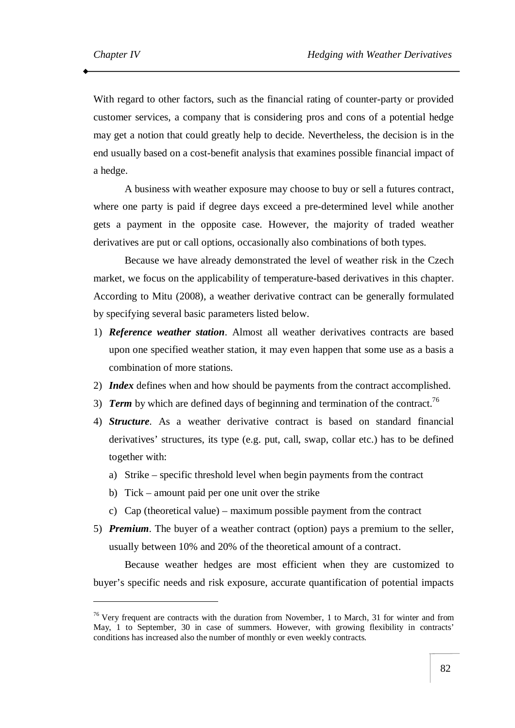With regard to other factors, such as the financial rating of counter-party or provided customer services, a company that is considering pros and cons of a potential hedge may get a notion that could greatly help to decide. Nevertheless, the decision is in the end usually based on a cost-benefit analysis that examines possible financial impact of a hedge.

A business with weather exposure may choose to buy or sell a futures contract, where one party is paid if degree days exceed a pre-determined level while another gets a payment in the opposite case. However, the majority of traded weather derivatives are put or call options, occasionally also combinations of both types.

Because we have already demonstrated the level of weather risk in the Czech market, we focus on the applicability of temperature-based derivatives in this chapter. According to Mitu (2008), a weather derivative contract can be generally formulated by specifying several basic parameters listed below.

1) ***Reference weather station***. Almost all weather derivatives contracts are based upon one specified weather station, it may even happen that some use as a basis a combination of more stations.
2) ***Index*** defines when and how should be payments from the contract accomplished.
3) ***Term*** by which are defined days of beginning and termination of the contract.[76]
4) ***Structure***. As a weather derivative contract is based on standard financial derivatives' structures, its type (e.g. put, call, swap, collar etc.) has to be defined together with:
   a) Strike – specific threshold level when begin payments from the contract
   b) Tick – amount paid per one unit over the strike
   c) Cap (theoretical value) – maximum possible payment from the contract
5) ***Premium***. The buyer of a weather contract (option) pays a premium to the seller, usually between 10% and 20% of the theoretical amount of a contract.

Because weather hedges are most efficient when they are customized to buyer's specific needs and risk exposure, accurate quantification of potential impacts

---

[76] Very frequent are contracts with the duration from November, 1 to March, 31 for winter and from May, 1 to September, 30 in case of summers. However, with growing flexibility in contracts' conditions has increased also the number of monthly or even weekly contracts.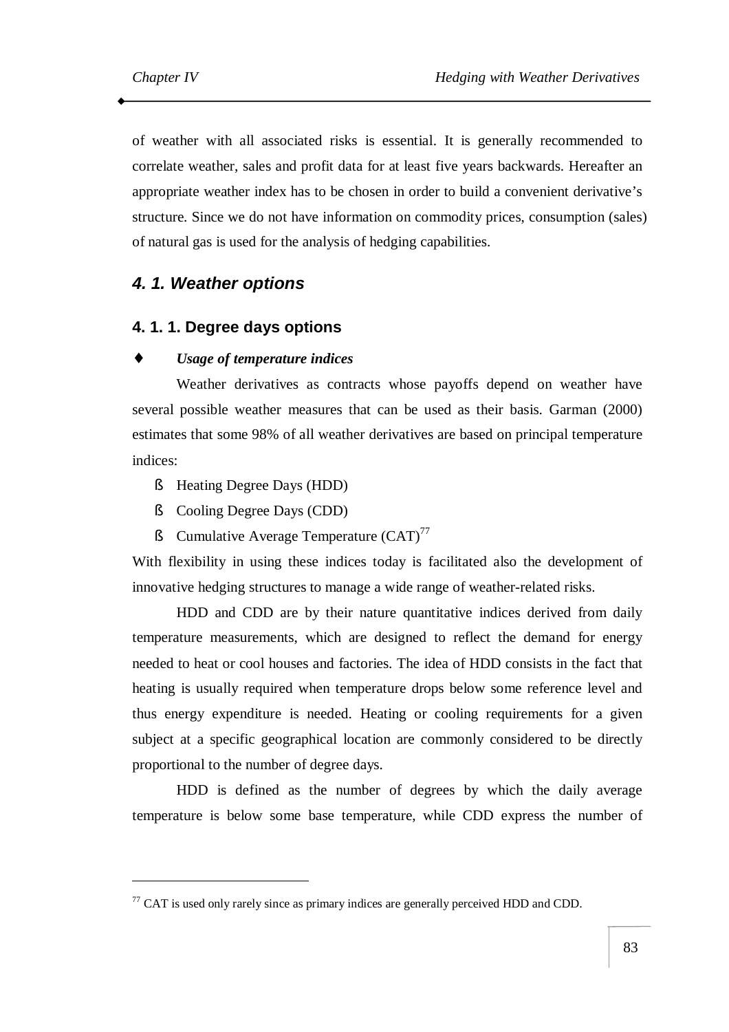of weather with all associated risks is essential. It is generally recommended to correlate weather, sales and profit data for at least five years backwards. Hereafter an appropriate weather index has to be chosen in order to build a convenient derivative's structure. Since we do not have information on commodity prices, consumption (sales) of natural gas is used for the analysis of hedging capabilities.

## *4. 1. Weather options*

### 4. 1. 1. Degree days options

♦ ***Usage of temperature indices***

Weather derivatives as contracts whose payoffs depend on weather have several possible weather measures that can be used as their basis. Garman (2000) estimates that some 98% of all weather derivatives are based on principal temperature indices:

- Heating Degree Days (HDD)
- Cooling Degree Days (CDD)
- Cumulative Average Temperature (CAT)[77]

With flexibility in using these indices today is facilitated also the development of innovative hedging structures to manage a wide range of weather-related risks.

HDD and CDD are by their nature quantitative indices derived from daily temperature measurements, which are designed to reflect the demand for energy needed to heat or cool houses and factories. The idea of HDD consists in the fact that heating is usually required when temperature drops below some reference level and thus energy expenditure is needed. Heating or cooling requirements for a given subject at a specific geographical location are commonly considered to be directly proportional to the number of degree days.

HDD is defined as the number of degrees by which the daily average temperature is below some base temperature, while CDD express the number of

---

[77] CAT is used only rarely since as primary indices are generally perceived HDD and CDD.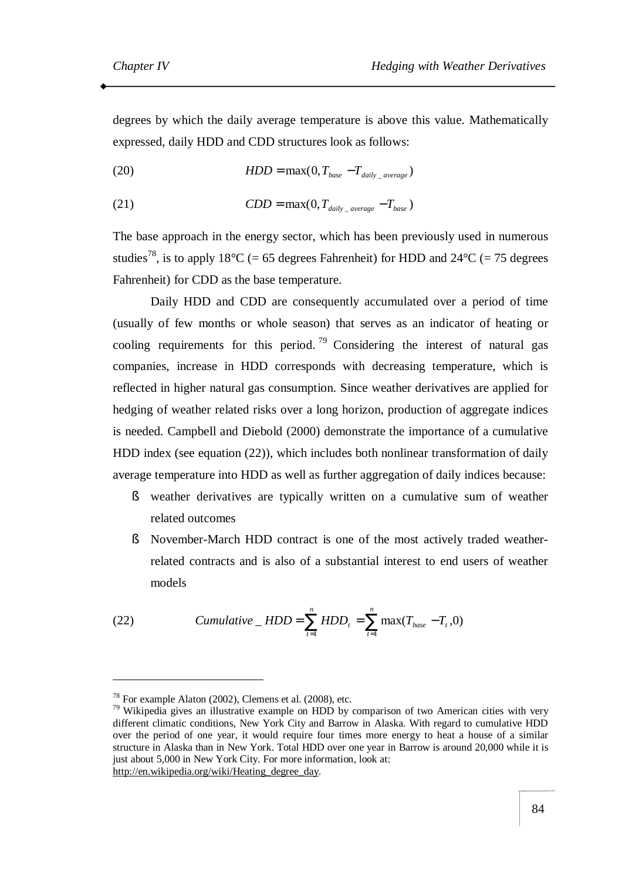degrees by which the daily average temperature is above this value. Mathematically expressed, daily HDD and CDD structures look as follows:

$$HDD = \max(0, T_{base} - T_{daily\_average}) \tag{20}$$

$$CDD = \max(0, T_{daily\_average} - T_{base}) \tag{21}$$

The base approach in the energy sector, which has been previously used in numerous studies[78], is to apply 18°C (= 65 degrees Fahrenheit) for HDD and 24°C (= 75 degrees Fahrenheit) for CDD as the base temperature.

Daily HDD and CDD are consequently accumulated over a period of time (usually of few months or whole season) that serves as an indicator of heating or cooling requirements for this period.[79] Considering the interest of natural gas companies, increase in HDD corresponds with decreasing temperature, which is reflected in higher natural gas consumption. Since weather derivatives are applied for hedging of weather related risks over a long horizon, production of aggregate indices is needed. Campbell and Diebold (2000) demonstrate the importance of a cumulative HDD index (see equation (22)), which includes both nonlinear transformation of daily average temperature into HDD as well as further aggregation of daily indices because:

- weather derivatives are typically written on a cumulative sum of weather related outcomes
- November-March HDD contract is one of the most actively traded weather-related contracts and is also of a substantial interest to end users of weather models

$$Cumulative\_HDD = \sum_{t=1}^{n} HDD_t = \sum_{t=1}^{n} \max(T_{base} - T_t, 0) \tag{22}$$

---

[78] For example Alaton (2002), Clemens et al. (2008), etc.

[79] Wikipedia gives an illustrative example on HDD by comparison of two American cities with very different climatic conditions, New York City and Barrow in Alaska. With regard to cumulative HDD over the period of one year, it would require four times more energy to heat a house of a similar structure in Alaska than in New York. Total HDD over one year in Barrow is around 20,000 while it is just about 5,000 in New York City. For more information, look at: http://en.wikipedia.org/wiki/Heating_degree_day.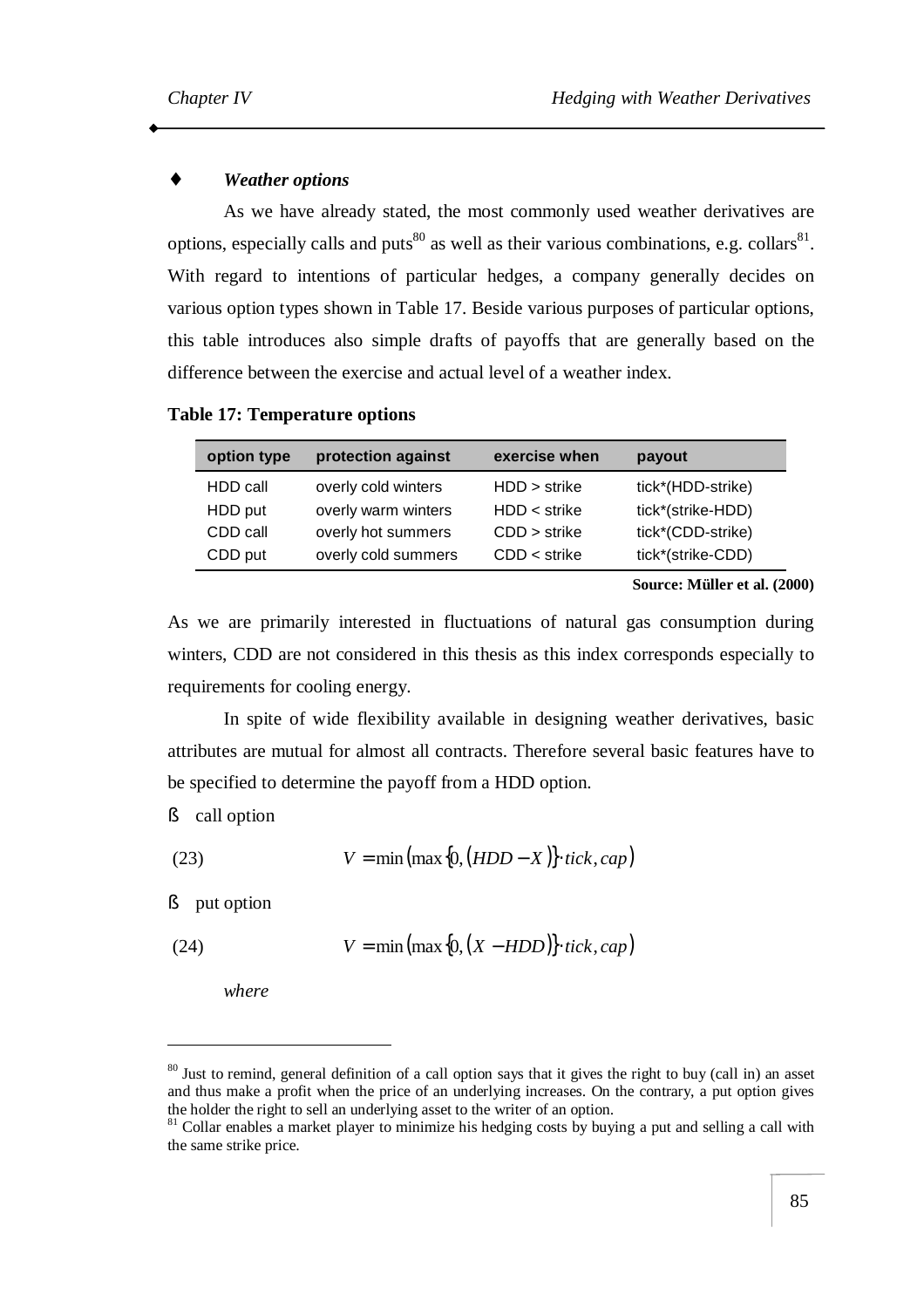♦ ***Weather options***

As we have already stated, the most commonly used weather derivatives are options, especially calls and puts[80] as well as their various combinations, e.g. collars[81]. With regard to intentions of particular hedges, a company generally decides on various option types shown in Table 17. Beside various purposes of particular options, this table introduces also simple drafts of payoffs that are generally based on the difference between the exercise and actual level of a weather index.

**Table 17: Temperature options**

| option type | protection against | exercise when | payout |
|---|---|---|---|
| HDD call | overly cold winters | HDD > strike | tick*(HDD-strike) |
| HDD put | overly warm winters | HDD < strike | tick*(strike-HDD) |
| CDD call | overly hot summers | CDD > strike | tick*(CDD-strike) |
| CDD put | overly cold summers | CDD < strike | tick*(strike-CDD) |

**Source: Müller et al. (2000)**

As we are primarily interested in fluctuations of natural gas consumption during winters, CDD are not considered in this thesis as this index corresponds especially to requirements for cooling energy.

In spite of wide flexibility available in designing weather derivatives, basic attributes are mutual for almost all contracts. Therefore several basic features have to be specified to determine the payoff from a HDD option.

- call option

$$V = \min\left(\max\left\{0, \left(HDD - X\right)\right\} \cdot tick, cap\right) \tag{23}$$

- put option

$$V = \min\left(\max\left\{0, \left(X - HDD\right)\right\} \cdot tick, cap\right) \tag{24}$$

*where*

---

[80] Just to remind, general definition of a call option says that it gives the right to buy (call in) an asset and thus make a profit when the price of an underlying increases. On the contrary, a put option gives the holder the right to sell an underlying asset to the writer of an option.

[81] Collar enables a market player to minimize his hedging costs by buying a put and selling a call with the same strike price.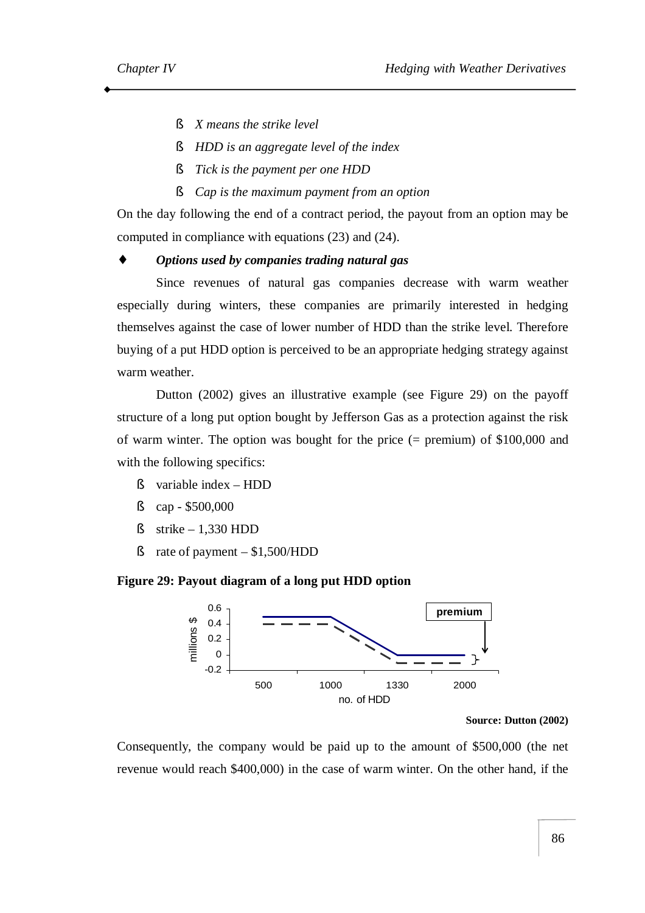- *X means the strike level*
- *HDD is an aggregate level of the index*
- *Tick is the payment per one HDD*
- *Cap is the maximum payment from an option*

On the day following the end of a contract period, the payout from an option may be computed in compliance with equations (23) and (24).

♦ ***Options used by companies trading natural gas***

Since revenues of natural gas companies decrease with warm weather especially during winters, these companies are primarily interested in hedging themselves against the case of lower number of HDD than the strike level. Therefore buying of a put HDD option is perceived to be an appropriate hedging strategy against warm weather.

Dutton (2002) gives an illustrative example (see Figure 29) on the payoff structure of a long put option bought by Jefferson Gas as a protection against the risk of warm winter. The option was bought for the price (= premium) of \$100,000 and with the following specifics:

- variable index – HDD
- cap - \$500,000
- strike – 1,330 HDD
- rate of payment – \$1,500/HDD

**Figure 29: Payout diagram of a long put HDD option**

**Source: Dutton (2002)**

Consequently, the company would be paid up to the amount of \$500,000 (the net revenue would reach \$400,000) in the case of warm winter. On the other hand, if the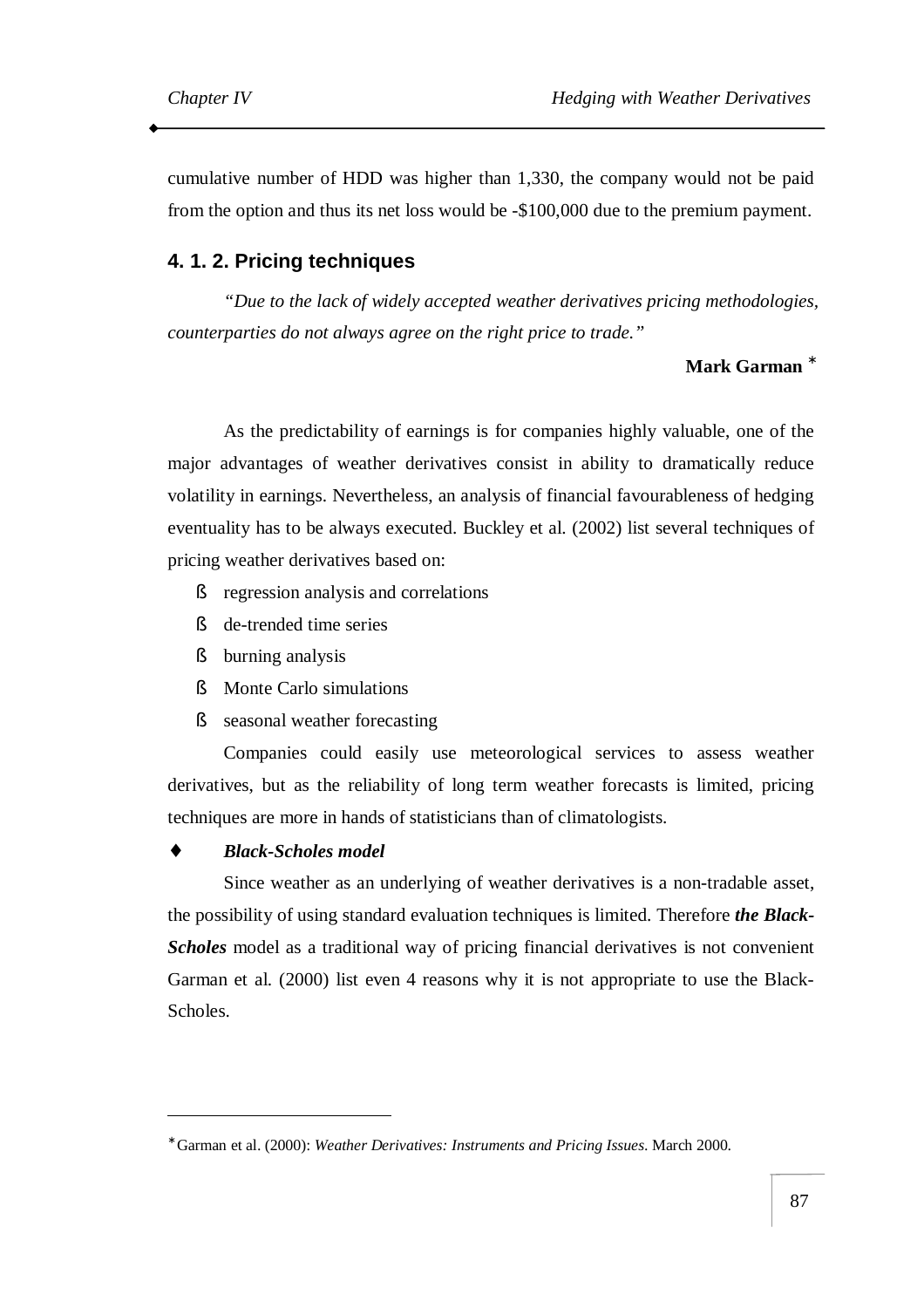cumulative number of HDD was higher than 1,330, the company would not be paid from the option and thus its net loss would be -$100,000 due to the premium payment.

### 4. 1. 2. Pricing techniques

*"Due to the lack of widely accepted weather derivatives pricing methodologies, counterparties do not always agree on the right price to trade."*

**Mark Garman** *

As the predictability of earnings is for companies highly valuable, one of the major advantages of weather derivatives consist in ability to dramatically reduce volatility in earnings. Nevertheless, an analysis of financial favourableness of hedging eventuality has to be always executed. Buckley et al. (2002) list several techniques of pricing weather derivatives based on:

- regression analysis and correlations
- de-trended time series
- burning analysis
- Monte Carlo simulations
- seasonal weather forecasting

Companies could easily use meteorological services to assess weather derivatives, but as the reliability of long term weather forecasts is limited, pricing techniques are more in hands of statisticians than of climatologists.

♦ ***Black-Scholes model***

Since weather as an underlying of weather derivatives is a non-tradable asset, the possibility of using standard evaluation techniques is limited. Therefore ***the Black-Scholes*** model as a traditional way of pricing financial derivatives is not convenient Garman et al. (2000) list even 4 reasons why it is not appropriate to use the Black-Scholes.

---

* Garman et al. (2000): *Weather Derivatives: Instruments and Pricing Issues*. March 2000.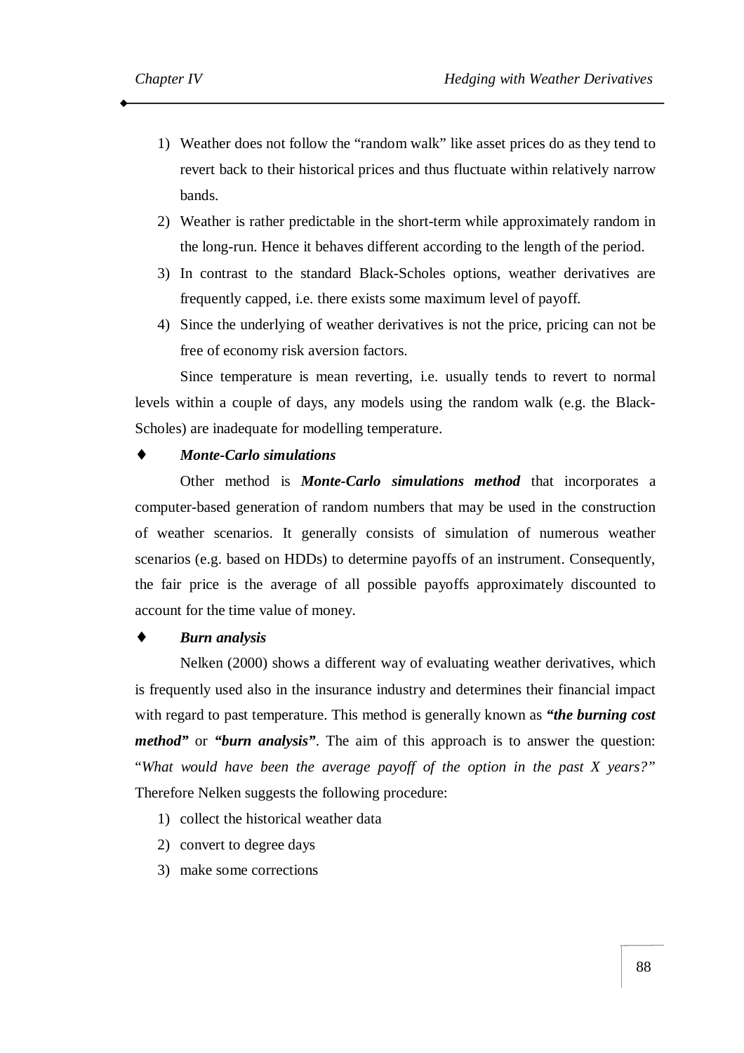1) Weather does not follow the "random walk" like asset prices do as they tend to revert back to their historical prices and thus fluctuate within relatively narrow bands.
2) Weather is rather predictable in the short-term while approximately random in the long-run. Hence it behaves different according to the length of the period.
3) In contrast to the standard Black-Scholes options, weather derivatives are frequently capped, i.e. there exists some maximum level of payoff.
4) Since the underlying of weather derivatives is not the price, pricing can not be free of economy risk aversion factors.

Since temperature is mean reverting, i.e. usually tends to revert to normal levels within a couple of days, any models using the random walk (e.g. the Black-Scholes) are inadequate for modelling temperature.

♦ ***Monte-Carlo simulations***

Other method is ***Monte-Carlo simulations method*** that incorporates a computer-based generation of random numbers that may be used in the construction of weather scenarios. It generally consists of simulation of numerous weather scenarios (e.g. based on HDDs) to determine payoffs of an instrument. Consequently, the fair price is the average of all possible payoffs approximately discounted to account for the time value of money.

♦ ***Burn analysis***

Nelken (2000) shows a different way of evaluating weather derivatives, which is frequently used also in the insurance industry and determines their financial impact with regard to past temperature. This method is generally known as ***"the burning cost method"*** or ***"burn analysis"***. The aim of this approach is to answer the question: "*What would have been the average payoff of the option in the past X years?*" Therefore Nelken suggests the following procedure:

1) collect the historical weather data
2) convert to degree days
3) make some corrections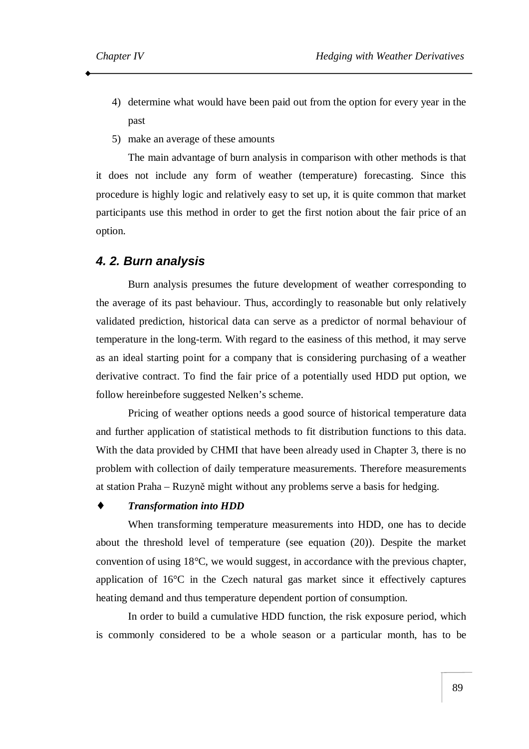4) determine what would have been paid out from the option for every year in the past
5) make an average of these amounts

The main advantage of burn analysis in comparison with other methods is that it does not include any form of weather (temperature) forecasting. Since this procedure is highly logic and relatively easy to set up, it is quite common that market participants use this method in order to get the first notion about the fair price of an option.

## *4. 2. Burn analysis*

Burn analysis presumes the future development of weather corresponding to the average of its past behaviour. Thus, accordingly to reasonable but only relatively validated prediction, historical data can serve as a predictor of normal behaviour of temperature in the long-term. With regard to the easiness of this method, it may serve as an ideal starting point for a company that is considering purchasing of a weather derivative contract. To find the fair price of a potentially used HDD put option, we follow hereinbefore suggested Nelken's scheme.

Pricing of weather options needs a good source of historical temperature data and further application of statistical methods to fit distribution functions to this data. With the data provided by CHMI that have been already used in Chapter 3, there is no problem with collection of daily temperature measurements. Therefore measurements at station Praha – Ruzyně might without any problems serve a basis for hedging.

♦ ***Transformation into HDD***

When transforming temperature measurements into HDD, one has to decide about the threshold level of temperature (see equation (20)). Despite the market convention of using 18°C, we would suggest, in accordance with the previous chapter, application of 16°C in the Czech natural gas market since it effectively captures heating demand and thus temperature dependent portion of consumption.

In order to build a cumulative HDD function, the risk exposure period, which is commonly considered to be a whole season or a particular month, has to be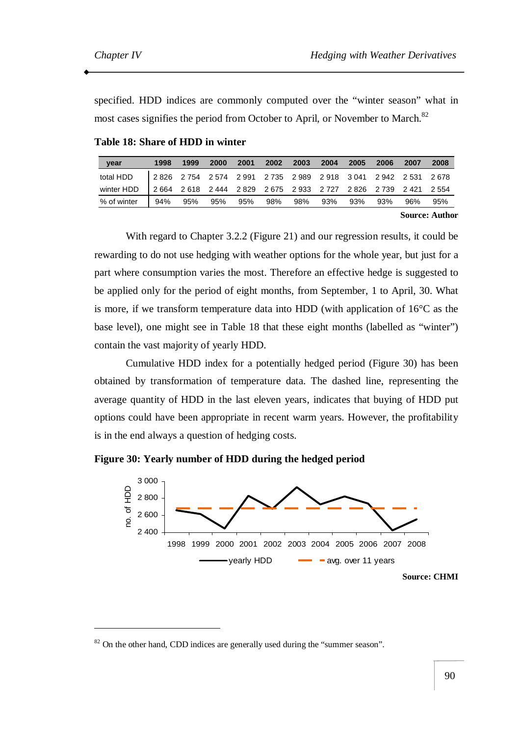specified. HDD indices are commonly computed over the "winter season" what in most cases signifies the period from October to April, or November to March.[82]

**Table 18: Share of HDD in winter**

| year | 1998 | 1999 | 2000 | 2001 | 2002 | 2003 | 2004 | 2005 | 2006 | 2007 | 2008 |
|---|---|---|---|---|---|---|---|---|---|---|---|
| total HDD | 2 826 | 2 754 | 2 574 | 2 991 | 2 735 | 2 989 | 2 918 | 3 041 | 2 942 | 2 531 | 2 678 |
| winter HDD | 2 664 | 2 618 | 2 444 | 2 829 | 2 675 | 2 933 | 2 727 | 2 826 | 2 739 | 2 421 | 2 554 |
| % of winter | 94% | 95% | 95% | 95% | 98% | 98% | 93% | 93% | 93% | 96% | 95% |

**Source: Author**

With regard to Chapter 3.2.2 (Figure 21) and our regression results, it could be rewarding to do not use hedging with weather options for the whole year, but just for a part where consumption varies the most. Therefore an effective hedge is suggested to be applied only for the period of eight months, from September, 1 to April, 30. What is more, if we transform temperature data into HDD (with application of 16°C as the base level), one might see in Table 18 that these eight months (labelled as "winter") contain the vast majority of yearly HDD.

Cumulative HDD index for a potentially hedged period (Figure 30) has been obtained by transformation of temperature data. The dashed line, representing the average quantity of HDD in the last eleven years, indicates that buying of HDD put options could have been appropriate in recent warm years. However, the profitability is in the end always a question of hedging costs.

**Figure 30: Yearly number of HDD during the hedged period**

**Source: CHMI**

[82] On the other hand, CDD indices are generally used during the "summer season".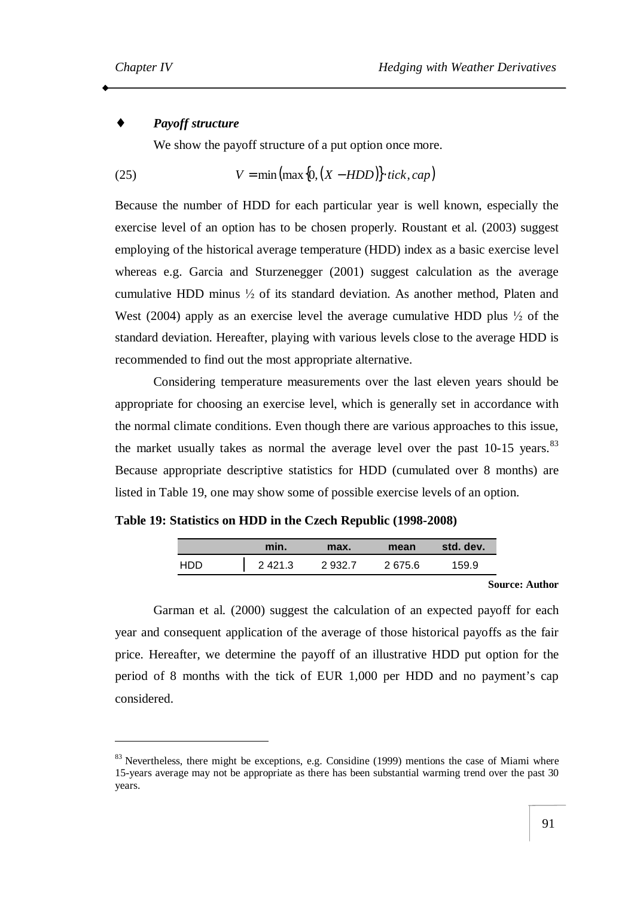♦ ***Payoff structure***

We show the payoff structure of a put option once more.

$$V = \min\left(\max\left\{0, \left(X - HDD\right)\right\} \cdot tick, cap\right) \tag{25}$$

Because the number of HDD for each particular year is well known, especially the exercise level of an option has to be chosen properly. Roustant et al. (2003) suggest employing of the historical average temperature (HDD) index as a basic exercise level whereas e.g. Garcia and Sturzenegger (2001) suggest calculation as the average cumulative HDD minus ½ of its standard deviation. As another method, Platen and West (2004) apply as an exercise level the average cumulative HDD plus ½ of the standard deviation. Hereafter, playing with various levels close to the average HDD is recommended to find out the most appropriate alternative.

Considering temperature measurements over the last eleven years should be appropriate for choosing an exercise level, which is generally set in accordance with the normal climate conditions. Even though there are various approaches to this issue, the market usually takes as normal the average level over the past 10-15 years.[83] Because appropriate descriptive statistics for HDD (cumulated over 8 months) are listed in Table 19, one may show some of possible exercise levels of an option.

**Table 19: Statistics on HDD in the Czech Republic (1998-2008)**

| | min. | max. | mean | std. dev. |
|---|---|---|---|---|
| HDD | 2 421.3 | 2 932.7 | 2 675.6 | 159.9 |

**Source: Author**

Garman et al. (2000) suggest the calculation of an expected payoff for each year and consequent application of the average of those historical payoffs as the fair price. Hereafter, we determine the payoff of an illustrative HDD put option for the period of 8 months with the tick of EUR 1,000 per HDD and no payment's cap considered.

[83] Nevertheless, there might be exceptions, e.g. Considine (1999) mentions the case of Miami where 15-years average may not be appropriate as there has been substantial warming trend over the past 30 years.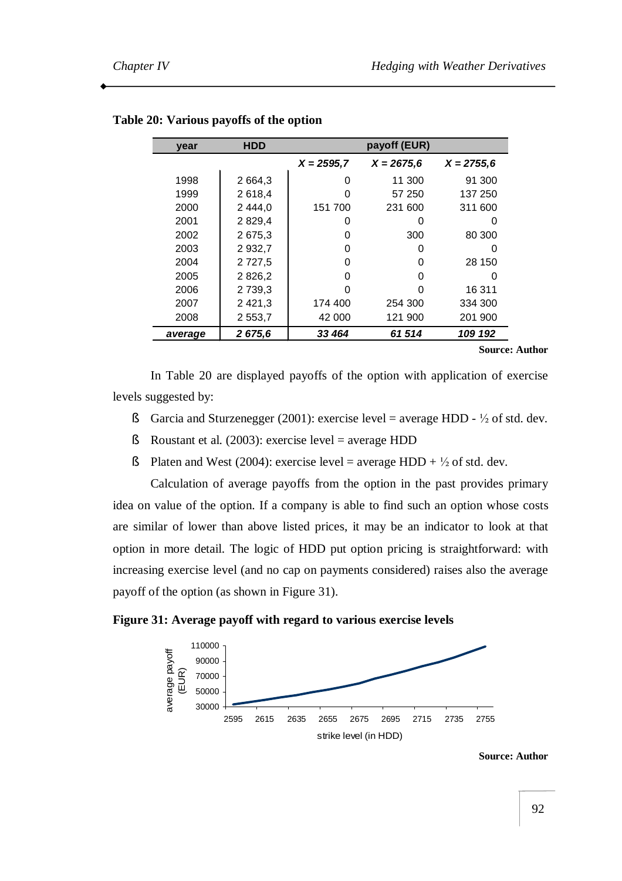**Table 20: Various payoffs of the option**

| year | HDD | payoff (EUR) | | |
|---|---|---|---|---|
| | | *X = 2595,7* | *X = 2675,6* | *X = 2755,6* |
| 1998 | 2 664,3 | 0 | 11 300 | 91 300 |
| 1999 | 2 618,4 | 0 | 57 250 | 137 250 |
| 2000 | 2 444,0 | 151 700 | 231 600 | 311 600 |
| 2001 | 2 829,4 | 0 | 0 | 0 |
| 2002 | 2 675,3 | 0 | 300 | 80 300 |
| 2003 | 2 932,7 | 0 | 0 | 0 |
| 2004 | 2 727,5 | 0 | 0 | 28 150 |
| 2005 | 2 826,2 | 0 | 0 | 0 |
| 2006 | 2 739,3 | 0 | 0 | 16 311 |
| 2007 | 2 421,3 | 174 400 | 254 300 | 334 300 |
| 2008 | 2 553,7 | 42 000 | 121 900 | 201 900 |
| ***average*** | ***2 675,6*** | ***33 464*** | ***61 514*** | ***109 192*** |

**Source: Author**

In Table 20 are displayed payoffs of the option with application of exercise levels suggested by:

- Garcia and Sturzenegger (2001): exercise level = average HDD - ½ of std. dev.
- Roustant et al. (2003): exercise level = average HDD
- Platen and West (2004): exercise level = average HDD + ½ of std. dev.

Calculation of average payoffs from the option in the past provides primary idea on value of the option. If a company is able to find such an option whose costs are similar of lower than above listed prices, it may be an indicator to look at that option in more detail. The logic of HDD put option pricing is straightforward: with increasing exercise level (and no cap on payments considered) raises also the average payoff of the option (as shown in Figure 31).

**Figure 31: Average payoff with regard to various exercise levels**

**Source: Author**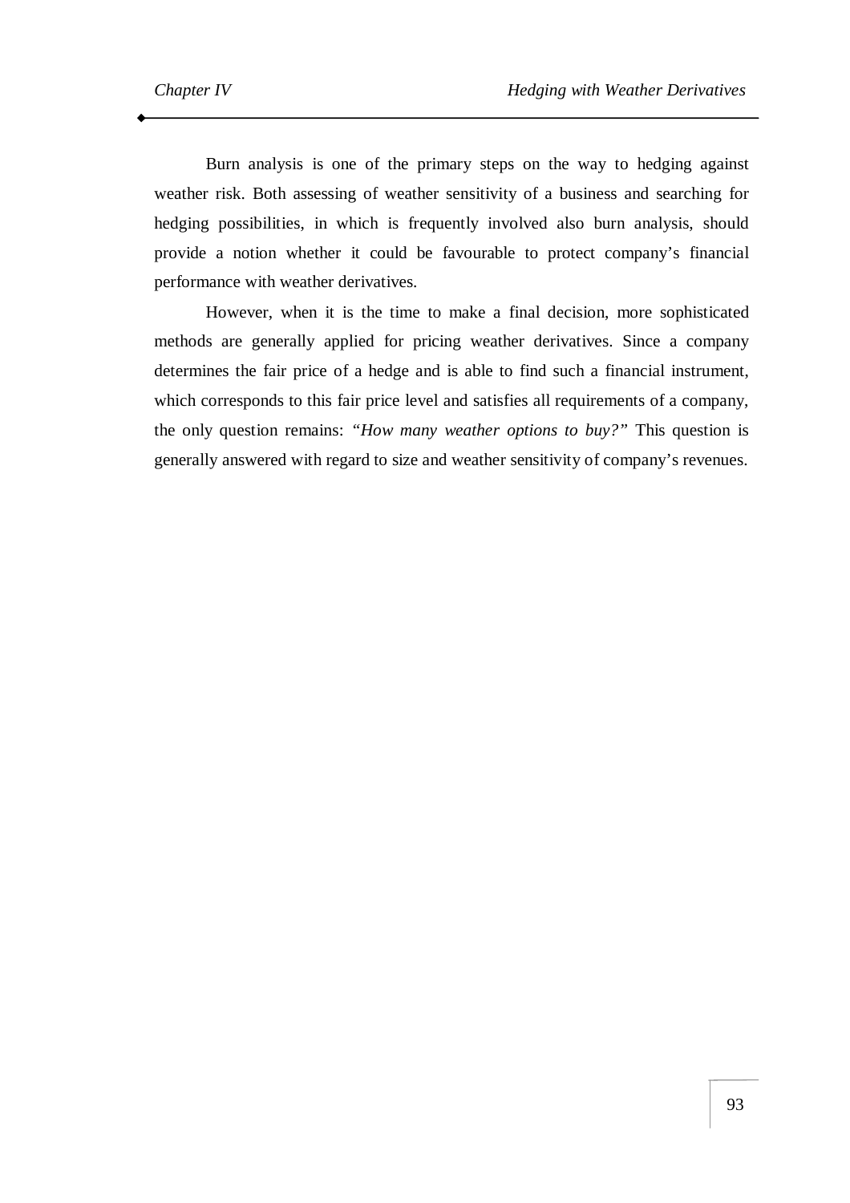Burn analysis is one of the primary steps on the way to hedging against weather risk. Both assessing of weather sensitivity of a business and searching for hedging possibilities, in which is frequently involved also burn analysis, should provide a notion whether it could be favourable to protect company's financial performance with weather derivatives.

However, when it is the time to make a final decision, more sophisticated methods are generally applied for pricing weather derivatives. Since a company determines the fair price of a hedge and is able to find such a financial instrument, which corresponds to this fair price level and satisfies all requirements of a company, the only question remains: "*How many weather options to buy?*" This question is generally answered with regard to size and weather sensitivity of company's revenues.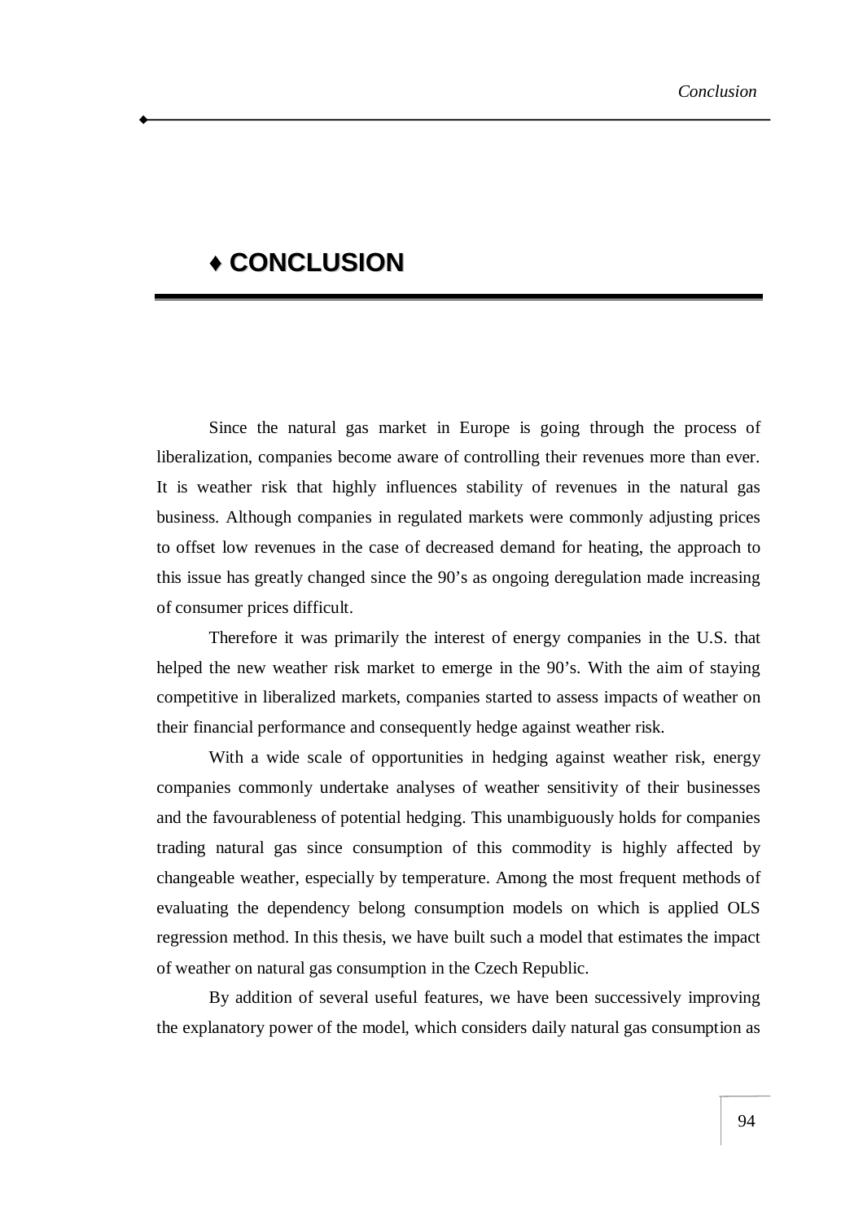# ♦ CONCLUSION

Since the natural gas market in Europe is going through the process of liberalization, companies become aware of controlling their revenues more than ever. It is weather risk that highly influences stability of revenues in the natural gas business. Although companies in regulated markets were commonly adjusting prices to offset low revenues in the case of decreased demand for heating, the approach to this issue has greatly changed since the 90's as ongoing deregulation made increasing of consumer prices difficult.

Therefore it was primarily the interest of energy companies in the U.S. that helped the new weather risk market to emerge in the 90's. With the aim of staying competitive in liberalized markets, companies started to assess impacts of weather on their financial performance and consequently hedge against weather risk.

With a wide scale of opportunities in hedging against weather risk, energy companies commonly undertake analyses of weather sensitivity of their businesses and the favourableness of potential hedging. This unambiguously holds for companies trading natural gas since consumption of this commodity is highly affected by changeable weather, especially by temperature. Among the most frequent methods of evaluating the dependency belong consumption models on which is applied OLS regression method. In this thesis, we have built such a model that estimates the impact of weather on natural gas consumption in the Czech Republic.

By addition of several useful features, we have been successively improving the explanatory power of the model, which considers daily natural gas consumption as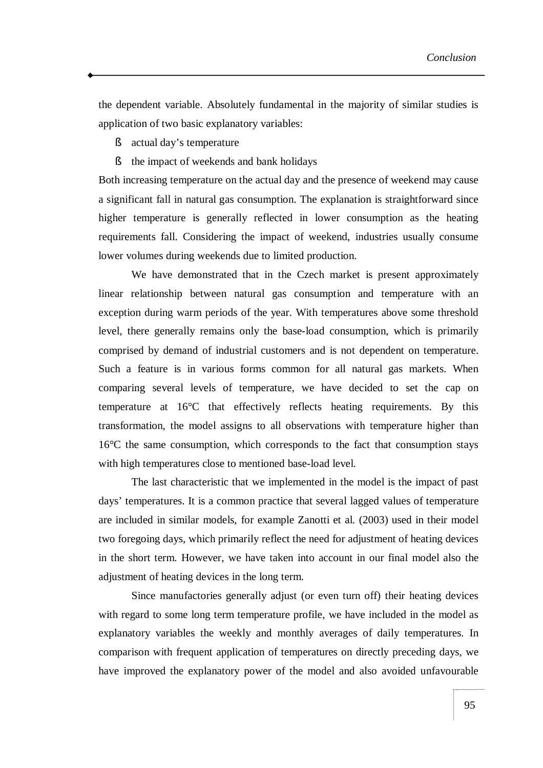the dependent variable. Absolutely fundamental in the majority of similar studies is application of two basic explanatory variables:

- actual day's temperature
- the impact of weekends and bank holidays

Both increasing temperature on the actual day and the presence of weekend may cause a significant fall in natural gas consumption. The explanation is straightforward since higher temperature is generally reflected in lower consumption as the heating requirements fall. Considering the impact of weekend, industries usually consume lower volumes during weekends due to limited production.

We have demonstrated that in the Czech market is present approximately linear relationship between natural gas consumption and temperature with an exception during warm periods of the year. With temperatures above some threshold level, there generally remains only the base-load consumption, which is primarily comprised by demand of industrial customers and is not dependent on temperature. Such a feature is in various forms common for all natural gas markets. When comparing several levels of temperature, we have decided to set the cap on temperature at 16°C that effectively reflects heating requirements. By this transformation, the model assigns to all observations with temperature higher than 16°C the same consumption, which corresponds to the fact that consumption stays with high temperatures close to mentioned base-load level.

The last characteristic that we implemented in the model is the impact of past days' temperatures. It is a common practice that several lagged values of temperature are included in similar models, for example Zanotti et al. (2003) used in their model two foregoing days, which primarily reflect the need for adjustment of heating devices in the short term. However, we have taken into account in our final model also the adjustment of heating devices in the long term.

Since manufactories generally adjust (or even turn off) their heating devices with regard to some long term temperature profile, we have included in the model as explanatory variables the weekly and monthly averages of daily temperatures. In comparison with frequent application of temperatures on directly preceding days, we have improved the explanatory power of the model and also avoided unfavourable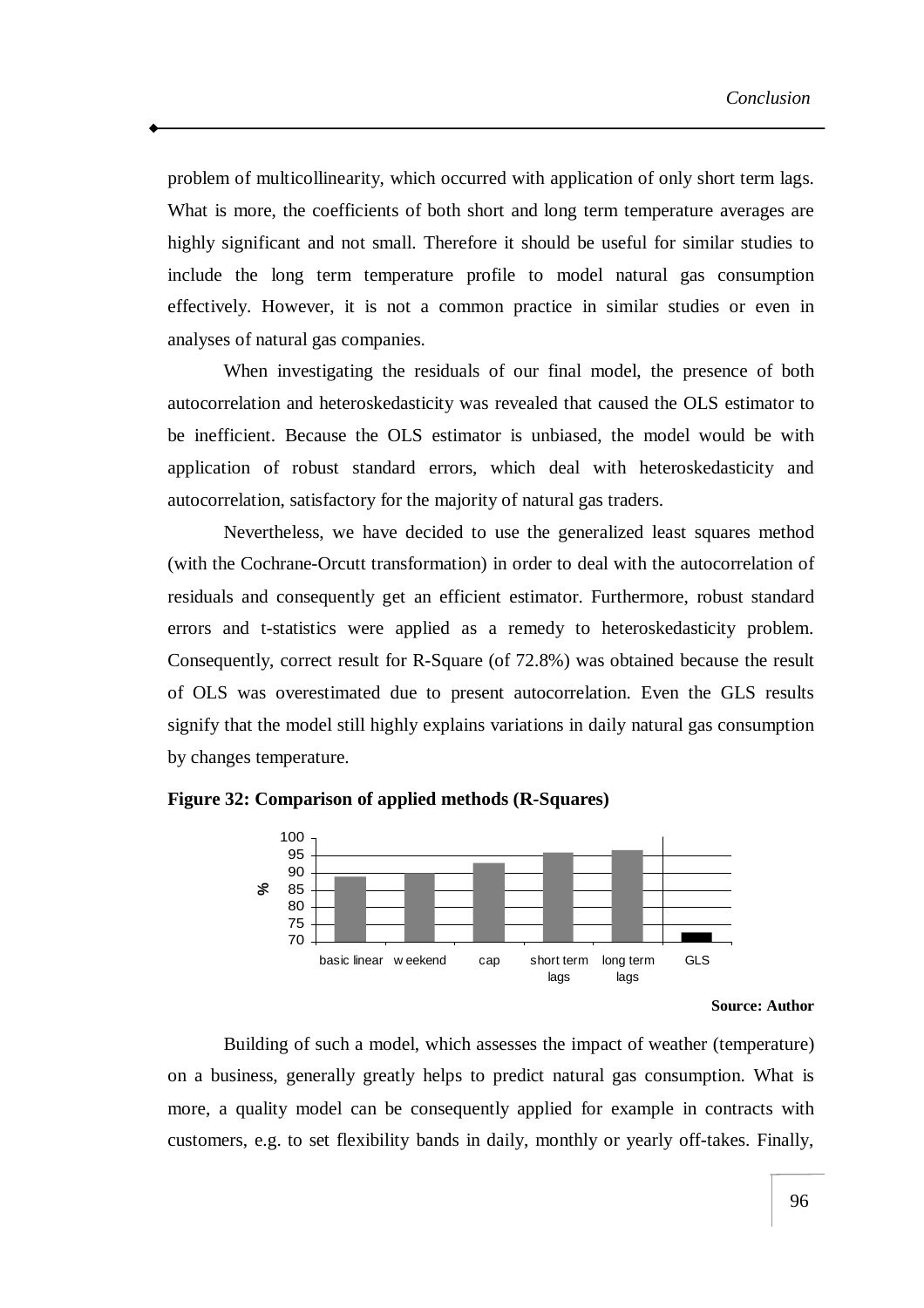problem of multicollinearity, which occurred with application of only short term lags. What is more, the coefficients of both short and long term temperature averages are highly significant and not small. Therefore it should be useful for similar studies to include the long term temperature profile to model natural gas consumption effectively. However, it is not a common practice in similar studies or even in analyses of natural gas companies.

When investigating the residuals of our final model, the presence of both autocorrelation and heteroskedasticity was revealed that caused the OLS estimator to be inefficient. Because the OLS estimator is unbiased, the model would be with application of robust standard errors, which deal with heteroskedasticity and autocorrelation, satisfactory for the majority of natural gas traders.

Nevertheless, we have decided to use the generalized least squares method (with the Cochrane-Orcutt transformation) in order to deal with the autocorrelation of residuals and consequently get an efficient estimator. Furthermore, robust standard errors and t-statistics were applied as a remedy to heteroskedasticity problem. Consequently, correct result for R-Square (of 72.8%) was obtained because the result of OLS was overestimated due to present autocorrelation. Even the GLS results signify that the model still highly explains variations in daily natural gas consumption by changes temperature.

**Figure 32: Comparison of applied methods (R-Squares)**

**Source: Author**

Building of such a model, which assesses the impact of weather (temperature) on a business, generally greatly helps to predict natural gas consumption. What is more, a quality model can be consequently applied for example in contracts with customers, e.g. to set flexibility bands in daily, monthly or yearly off-takes. Finally,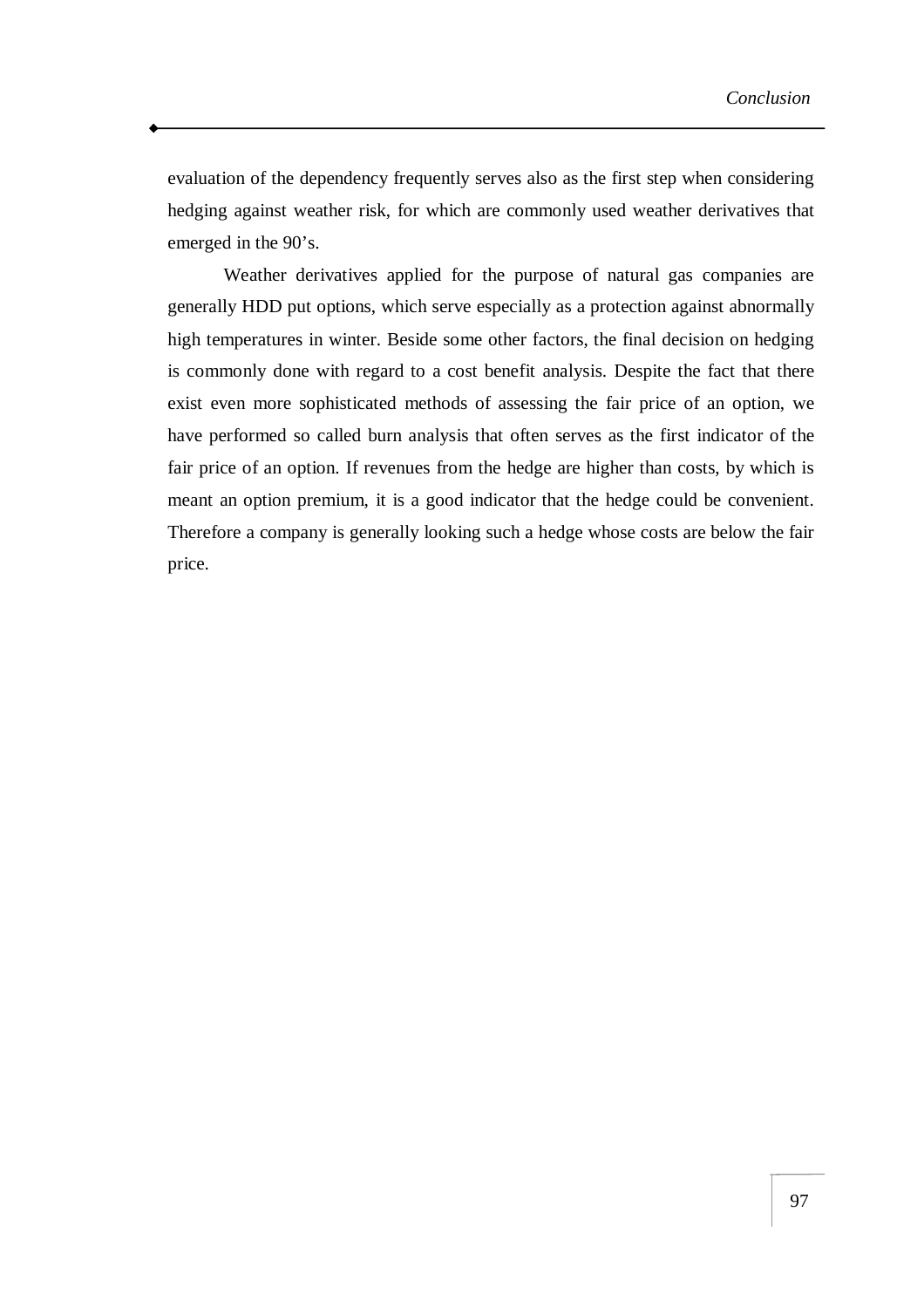evaluation of the dependency frequently serves also as the first step when considering hedging against weather risk, for which are commonly used weather derivatives that emerged in the 90's.

Weather derivatives applied for the purpose of natural gas companies are generally HDD put options, which serve especially as a protection against abnormally high temperatures in winter. Beside some other factors, the final decision on hedging is commonly done with regard to a cost benefit analysis. Despite the fact that there exist even more sophisticated methods of assessing the fair price of an option, we have performed so called burn analysis that often serves as the first indicator of the fair price of an option. If revenues from the hedge are higher than costs, by which is meant an option premium, it is a good indicator that the hedge could be convenient. Therefore a company is generally looking such a hedge whose costs are below the fair price.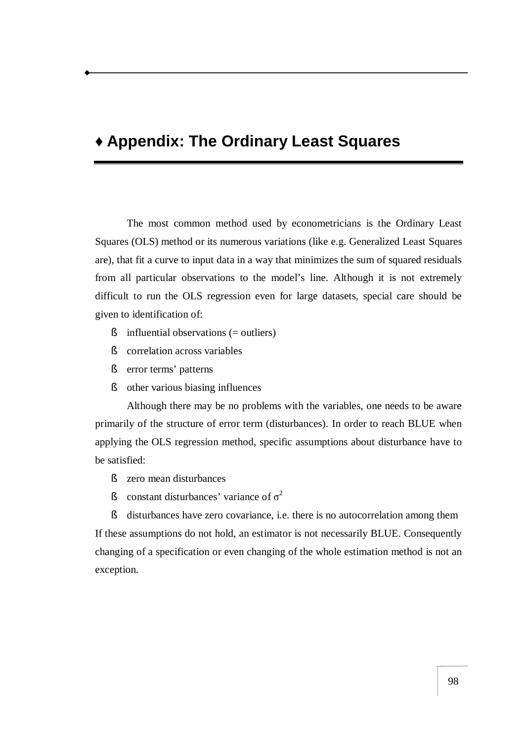# ♦ Appendix: The Ordinary Least Squares

The most common method used by econometricians is the Ordinary Least Squares (OLS) method or its numerous variations (like e.g. Generalized Least Squares are), that fit a curve to input data in a way that minimizes the sum of squared residuals from all particular observations to the model's line. Although it is not extremely difficult to run the OLS regression even for large datasets, special care should be given to identification of:

- influential observations (= outliers)
- correlation across variables
- error terms' patterns
- other various biasing influences

Although there may be no problems with the variables, one needs to be aware primarily of the structure of error term (disturbances). In order to reach BLUE when applying the OLS regression method, specific assumptions about disturbance have to be satisfied:

- zero mean disturbances
- constant disturbances' variance of $\sigma^2$
- disturbances have zero covariance, i.e. there is no autocorrelation among them

If these assumptions do not hold, an estimator is not necessarily BLUE. Consequently changing of a specification or even changing of the whole estimation method is not an exception.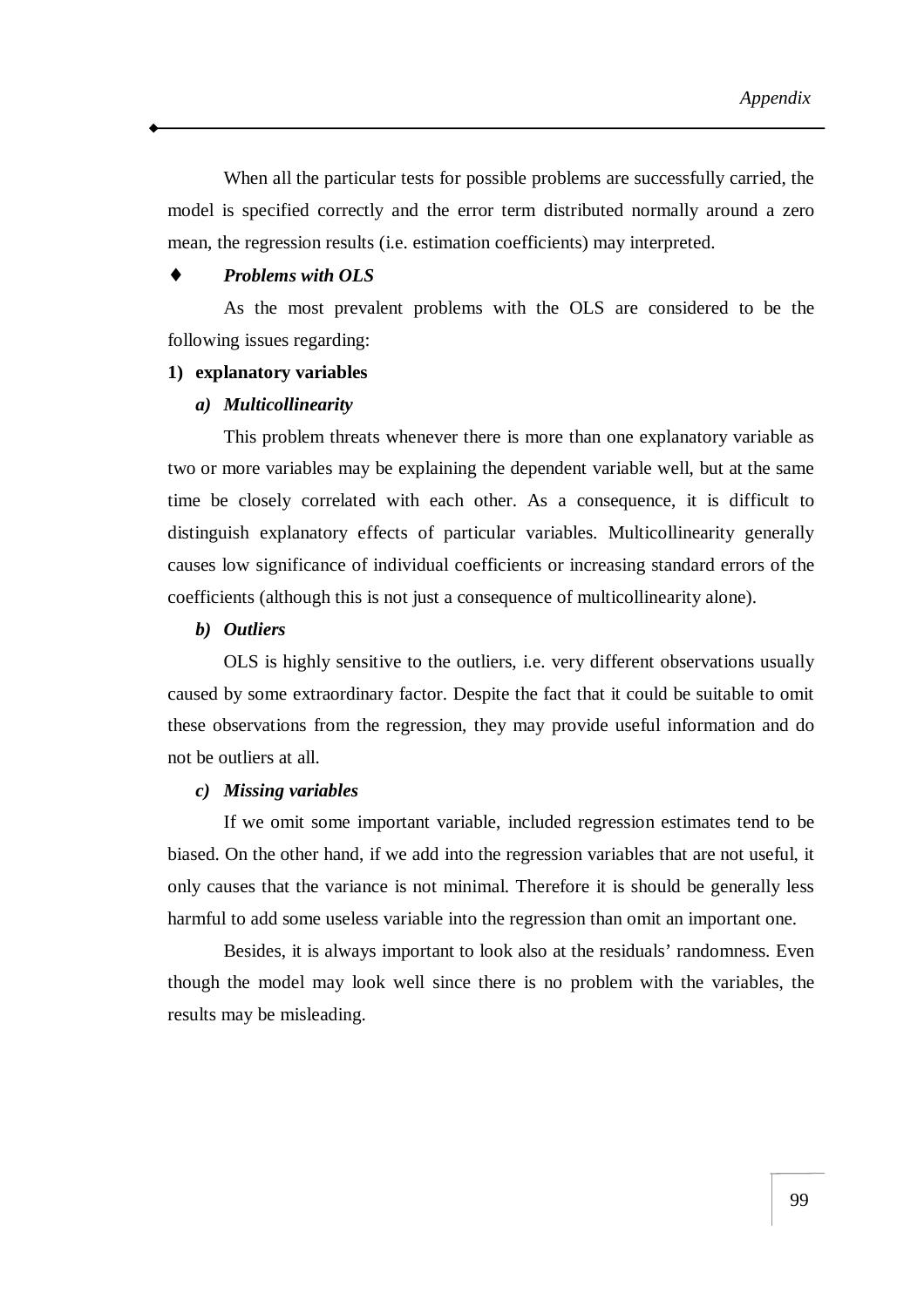When all the particular tests for possible problems are successfully carried, the model is specified correctly and the error term distributed normally around a zero mean, the regression results (i.e. estimation coefficients) may interpreted.

- ***Problems with OLS***

As the most prevalent problems with the OLS are considered to be the following issues regarding:

**1) explanatory variables**

***a) Multicollinearity***

This problem threats whenever there is more than one explanatory variable as two or more variables may be explaining the dependent variable well, but at the same time be closely correlated with each other. As a consequence, it is difficult to distinguish explanatory effects of particular variables. Multicollinearity generally causes low significance of individual coefficients or increasing standard errors of the coefficients (although this is not just a consequence of multicollinearity alone).

***b) Outliers***

OLS is highly sensitive to the outliers, i.e. very different observations usually caused by some extraordinary factor. Despite the fact that it could be suitable to omit these observations from the regression, they may provide useful information and do not be outliers at all.

***c) Missing variables***

If we omit some important variable, included regression estimates tend to be biased. On the other hand, if we add into the regression variables that are not useful, it only causes that the variance is not minimal. Therefore it is should be generally less harmful to add some useless variable into the regression than omit an important one.

Besides, it is always important to look also at the residuals' randomness. Even though the model may look well since there is no problem with the variables, the results may be misleading.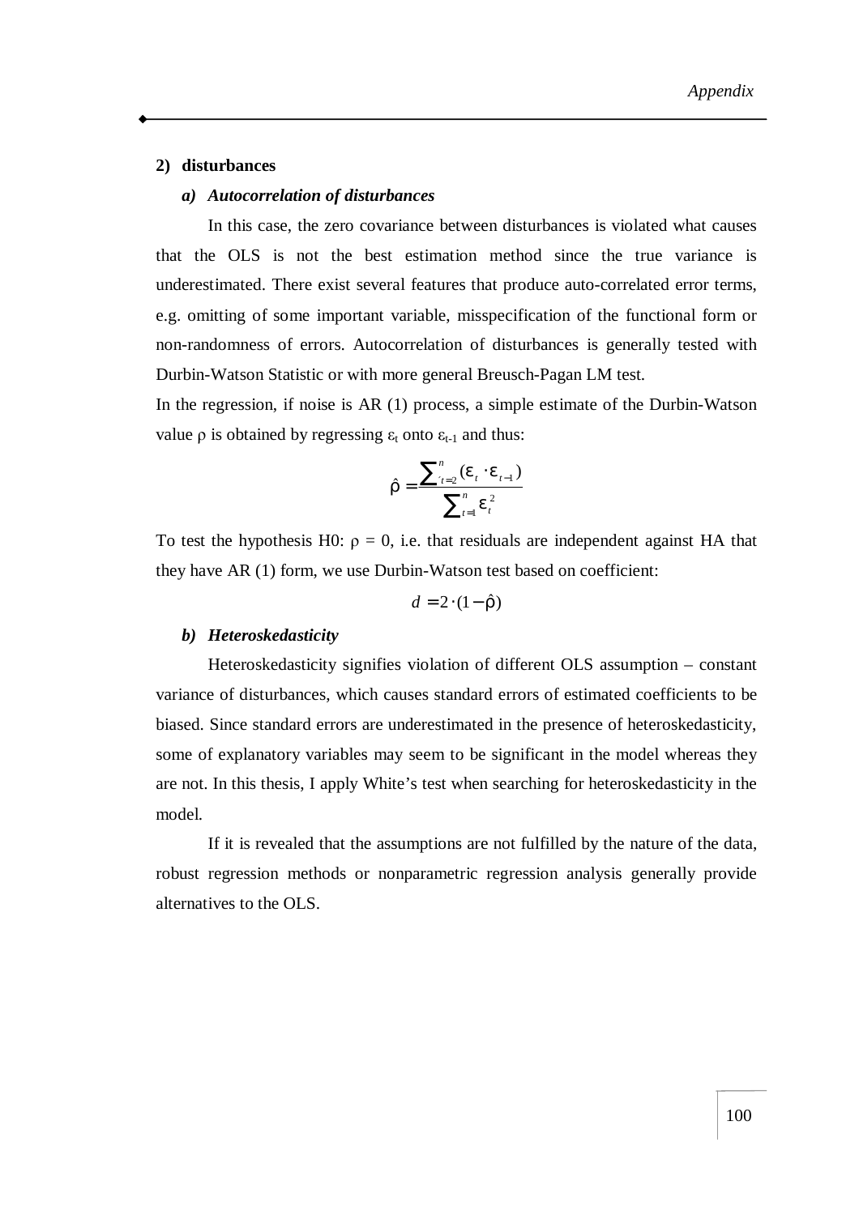### 2) disturbances

#### *a) Autocorrelation of disturbances*

In this case, the zero covariance between disturbances is violated what causes that the OLS is not the best estimation method since the true variance is underestimated. There exist several features that produce auto-correlated error terms, e.g. omitting of some important variable, misspecification of the functional form or non-randomness of errors. Autocorrelation of disturbances is generally tested with Durbin-Watson Statistic or with more general Breusch-Pagan LM test.

In the regression, if noise is AR (1) process, a simple estimate of the Durbin-Watson value $\rho$ is obtained by regressing $\varepsilon_t$ onto $\varepsilon_{t-1}$ and thus:

$$\hat{\rho} = \frac{\sum_{t=2}^{n} (\varepsilon_t \cdot \varepsilon_{t-1})}{\sum_{t=1}^{n} \varepsilon_t^2}$$

To test the hypothesis H0: $\rho = 0$, i.e. that residuals are independent against HA that they have AR (1) form, we use Durbin-Watson test based on coefficient:

$$d = 2 \cdot (1 - \hat{\rho})$$

#### *b) Heteroskedasticity*

Heteroskedasticity signifies violation of different OLS assumption – constant variance of disturbances, which causes standard errors of estimated coefficients to be biased. Since standard errors are underestimated in the presence of heteroskedasticity, some of explanatory variables may seem to be significant in the model whereas they are not. In this thesis, I apply White's test when searching for heteroskedasticity in the model.

If it is revealed that the assumptions are not fulfilled by the nature of the data, robust regression methods or nonparametric regression analysis generally provide alternatives to the OLS.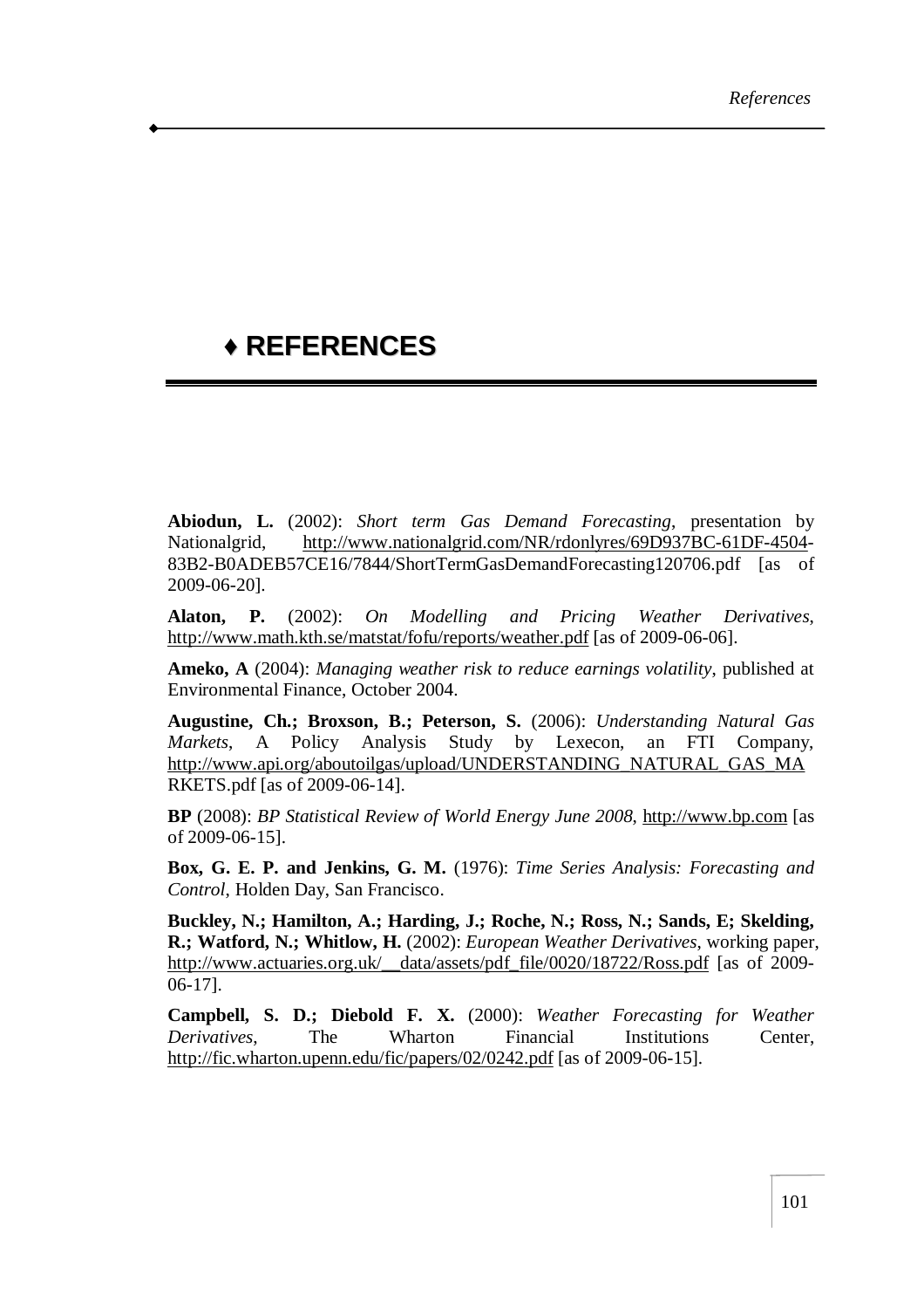# ♦ REFERENCES

**Abiodun, L.** (2002): *Short term Gas Demand Forecasting*, presentation by Nationalgrid, http://www.nationalgrid.com/NR/rdonlyres/69D937BC-61DF-4504-83B2-B0ADEB57CE16/7844/ShortTermGasDemandForecasting120706.pdf [as of 2009-06-20].

**Alaton, P.** (2002): *On Modelling and Pricing Weather Derivatives*, http://www.math.kth.se/matstat/fofu/reports/weather.pdf [as of 2009-06-06].

**Ameko, A** (2004): *Managing weather risk to reduce earnings volatility*, published at Environmental Finance, October 2004.

**Augustine, Ch.; Broxson, B.; Peterson, S.** (2006): *Understanding Natural Gas Markets*, A Policy Analysis Study by Lexecon, an FTI Company, http://www.api.org/aboutoilgas/upload/UNDERSTANDING_NATURAL_GAS_MARKETS.pdf [as of 2009-06-14].

**BP** (2008): *BP Statistical Review of World Energy June 2008*, http://www.bp.com [as of 2009-06-15].

**Box, G. E. P. and Jenkins, G. M.** (1976): *Time Series Analysis: Forecasting and Control*, Holden Day, San Francisco.

**Buckley, N.; Hamilton, A.; Harding, J.; Roche, N.; Ross, N.; Sands, E; Skelding, R.; Watford, N.; Whitlow, H.** (2002): *European Weather Derivatives*, working paper, http://www.actuaries.org.uk/__data/assets/pdf_file/0020/18722/Ross.pdf [as of 2009-06-17].

**Campbell, S. D.; Diebold F. X.** (2000): *Weather Forecasting for Weather Derivatives*, The Wharton Financial Institutions Center, http://fic.wharton.upenn.edu/fic/papers/02/0242.pdf [as of 2009-06-15].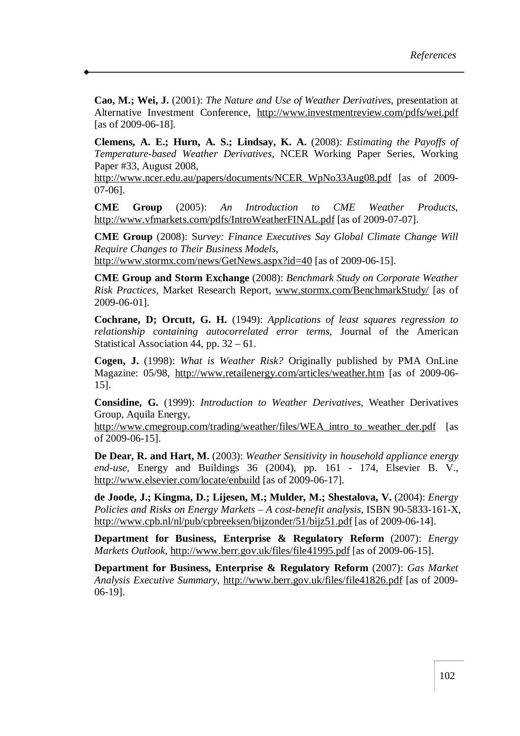**Cao, M.; Wei, J.** (2001): *The Nature and Use of Weather Derivatives*, presentation at Alternative Investment Conference, http://www.investmentreview.com/pdfs/wei.pdf [as of 2009-06-18].

**Clemens, A. E.; Hurn, A. S.; Lindsay, K. A.** (2008): *Estimating the Payoffs of Temperature-based Weather Derivatives*, NCER Working Paper Series, Working Paper #33, August 2008, http://www.ncer.edu.au/papers/documents/NCER_WpNo33Aug08.pdf [as of 2009-07-06].

**CME Group** (2005): *An Introduction to CME Weather Products*, http://www.vfmarkets.com/pdfs/IntroWeatherFINAL.pdf [as of 2009-07-07].

**CME Group** (2008): Su*rvey: Finance Executives Say Global Climate Change Will Require Changes to Their Business Models*, http://www.stormx.com/news/GetNews.aspx?id=40 [as of 2009-06-15].

**CME Group and Storm Exchange** (2008): *Benchmark Study on Corporate Weather Risk Practices*, Market Research Report, www.stormx.com/BenchmarkStudy/ [as of 2009-06-01].

**Cochrane, D; Orcutt, G. H.** (1949): *Applications of least squares regression to relationship containing autocorrelated error terms*, Journal of the American Statistical Association 44, pp. 32 – 61.

**Cogen, J.** (1998): *What is Weather Risk?* Originally published by PMA OnLine Magazine: 05/98, http://www.retailenergy.com/articles/weather.htm [as of 2009-06-15].

**Considine, G.** (1999): *Introduction to Weather Derivatives*, Weather Derivatives Group, Aquila Energy, http://www.cmegroup.com/trading/weather/files/WEA_intro_to_weather_der.pdf [as of 2009-06-15].

**De Dear, R. and Hart, M.** (2003): *Weather Sensitivity in household appliance energy end-use,* Energy and Buildings 36 (2004), pp. 161 - 174, Elsevier B. V., http://www.elsevier.com/locate/enbuild [as of 2009-06-17].

**de Joode, J.; Kingma, D.; Lijesen, M.; Mulder, M.; Shestalova, V.** (2004): *Energy Policies and Risks on Energy Markets – A cost-benefit analysis*, ISBN 90-5833-161-X, http://www.cpb.nl/nl/pub/cpbreeksen/bijzonder/51/bijz51.pdf [as of 2009-06-14].

**Department for Business, Enterprise & Regulatory Reform** (2007): *Energy Markets Outlook*, http://www.berr.gov.uk/files/file41995.pdf [as of 2009-06-15].

**Department for Business, Enterprise & Regulatory Reform** (2007): *Gas Market Analysis Executive Summary*, http://www.berr.gov.uk/files/file41826.pdf [as of 2009-06-19].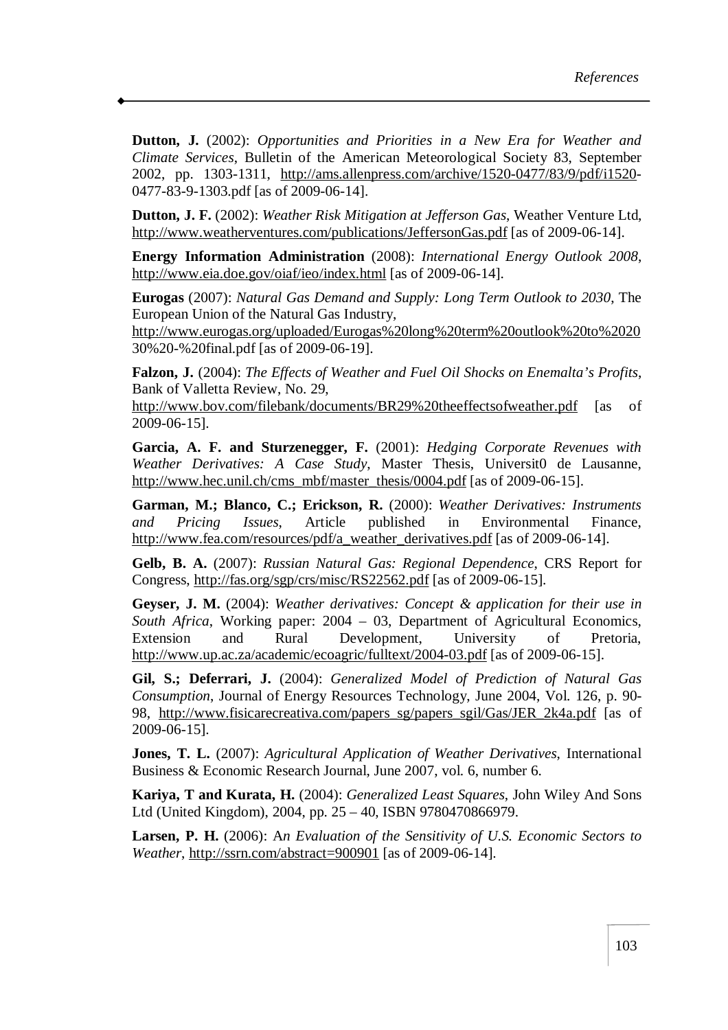**Dutton, J.** (2002): *Opportunities and Priorities in a New Era for Weather and Climate Services*, Bulletin of the American Meteorological Society 83, September 2002, pp. 1303-1311, http://ams.allenpress.com/archive/1520-0477/83/9/pdf/i1520-0477-83-9-1303.pdf [as of 2009-06-14].

**Dutton, J. F.** (2002): *Weather Risk Mitigation at Jefferson Gas*, Weather Venture Ltd, http://www.weatherventures.com/publications/JeffersonGas.pdf [as of 2009-06-14].

**Energy Information Administration** (2008): *International Energy Outlook 2008*, http://www.eia.doe.gov/oiaf/ieo/index.html [as of 2009-06-14].

**Eurogas** (2007): *Natural Gas Demand and Supply: Long Term Outlook to 2030*, The European Union of the Natural Gas Industry, http://www.eurogas.org/uploaded/Eurogas%20long%20term%20outlook%20to%202030%20-%20final.pdf [as of 2009-06-19].

**Falzon, J.** (2004): *The Effects of Weather and Fuel Oil Shocks on Enemalta's Profits*, Bank of Valletta Review, No. 29, http://www.bov.com/filebank/documents/BR29%20theeffectsofweather.pdf [as of 2009-06-15].

**Garcia, A. F. and Sturzenegger, F.** (2001): *Hedging Corporate Revenues with Weather Derivatives: A Case Study*, Master Thesis, Universit0 de Lausanne, http://www.hec.unil.ch/cms_mbf/master_thesis/0004.pdf [as of 2009-06-15].

**Garman, M.; Blanco, C.; Erickson, R.** (2000): *Weather Derivatives: Instruments and Pricing Issues*, Article published in Environmental Finance, http://www.fea.com/resources/pdf/a_weather_derivatives.pdf [as of 2009-06-14].

**Gelb, B. A.** (2007): *Russian Natural Gas: Regional Dependence*, CRS Report for Congress, http://fas.org/sgp/crs/misc/RS22562.pdf [as of 2009-06-15].

**Geyser, J. M.** (2004): *Weather derivatives: Concept & application for their use in South Africa*, Working paper: 2004 – 03, Department of Agricultural Economics, Extension and Rural Development, University of Pretoria, http://www.up.ac.za/academic/ecoagric/fulltext/2004-03.pdf [as of 2009-06-15].

**Gil, S.; Deferrari, J.** (2004): *Generalized Model of Prediction of Natural Gas Consumption*, Journal of Energy Resources Technology, June 2004, Vol. 126, p. 90-98, http://www.fisicarecreativa.com/papers_sg/papers_sgil/Gas/JER_2k4a.pdf [as of 2009-06-15].

**Jones, T. L.** (2007): *Agricultural Application of Weather Derivatives*, International Business & Economic Research Journal, June 2007, vol. 6, number 6.

**Kariya, T and Kurata, H.** (2004): *Generalized Least Squares*, John Wiley And Sons Ltd (United Kingdom), 2004, pp. 25 – 40, ISBN 9780470866979.

**Larsen, P. H.** (2006): A*n Evaluation of the Sensitivity of U.S. Economic Sectors to Weather*, http://ssrn.com/abstract=900901 [as of 2009-06-14].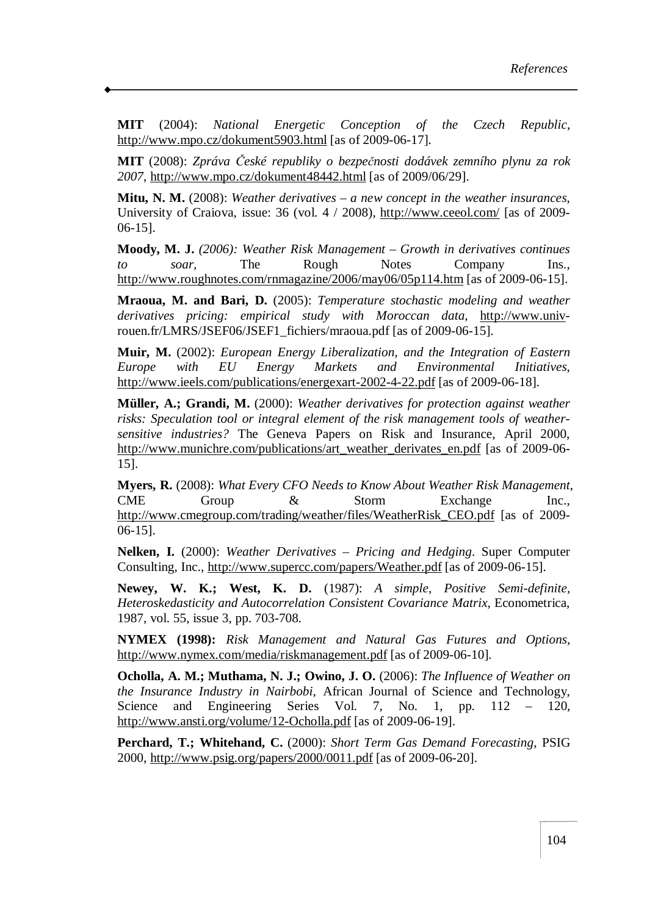**MIT** (2004): *National Energetic Conception of the Czech Republic*, http://www.mpo.cz/dokument5903.html [as of 2009-06-17].

**MIT** (2008): *Zpráva České republiky o bezpečnosti dodávek zemního plynu za rok 2007*, http://www.mpo.cz/dokument48442.html [as of 2009/06/29].

**Mitu, N. M.** (2008): *Weather derivatives – a new concept in the weather insurances*, University of Craiova, issue: 36 (vol. 4 / 2008), http://www.ceeol.com/ [as of 2009-06-15].

**Moody, M. J.** *(2006): Weather Risk Management – Growth in derivatives continues to soar,* The Rough Notes Company Ins., http://www.roughnotes.com/rnmagazine/2006/may06/05p114.htm [as of 2009-06-15].

**Mraoua, M. and Bari, D.** (2005): *Temperature stochastic modeling and weather derivatives pricing: empirical study with Moroccan data,* http://www.univ-rouen.fr/LMRS/JSEF06/JSEF1_fichiers/mraoua.pdf [as of 2009-06-15].

**Muir, M.** (2002): *European Energy Liberalization, and the Integration of Eastern Europe with EU Energy Markets and Environmental Initiatives*, http://www.ieels.com/publications/energexart-2002-4-22.pdf [as of 2009-06-18].

**Müller, A.; Grandi, M.** (2000): *Weather derivatives for protection against weather risks: Speculation tool or integral element of the risk management tools of weather-sensitive industries?* The Geneva Papers on Risk and Insurance, April 2000, http://www.munichre.com/publications/art_weather_derivates_en.pdf [as of 2009-06-15].

**Myers, R.** (2008): *What Every CFO Needs to Know About Weather Risk Management*, CME Group & Storm Exchange Inc., http://www.cmegroup.com/trading/weather/files/WeatherRisk_CEO.pdf [as of 2009-06-15].

**Nelken, I.** (2000): *Weather Derivatives – Pricing and Hedging*. Super Computer Consulting, Inc., http://www.supercc.com/papers/Weather.pdf [as of 2009-06-15].

**Newey, W. K.; West, K. D.** (1987): *A simple, Positive Semi-definite, Heteroskedasticity and Autocorrelation Consistent Covariance Matrix*, Econometrica, 1987, vol. 55, issue 3, pp. 703-708.

**NYMEX (1998):** *Risk Management and Natural Gas Futures and Options*, http://www.nymex.com/media/riskmanagement.pdf [as of 2009-06-10].

**Ocholla, A. M.; Muthama, N. J.; Owino, J. O.** (2006): *The Influence of Weather on the Insurance Industry in Nairbobi*, African Journal of Science and Technology, Science and Engineering Series Vol. 7, No. 1, pp. 112 – 120, http://www.ansti.org/volume/12-Ocholla.pdf [as of 2009-06-19].

**Perchard, T.; Whitehand, C.** (2000): *Short Term Gas Demand Forecasting*, PSIG 2000, http://www.psig.org/papers/2000/0011.pdf [as of 2009-06-20].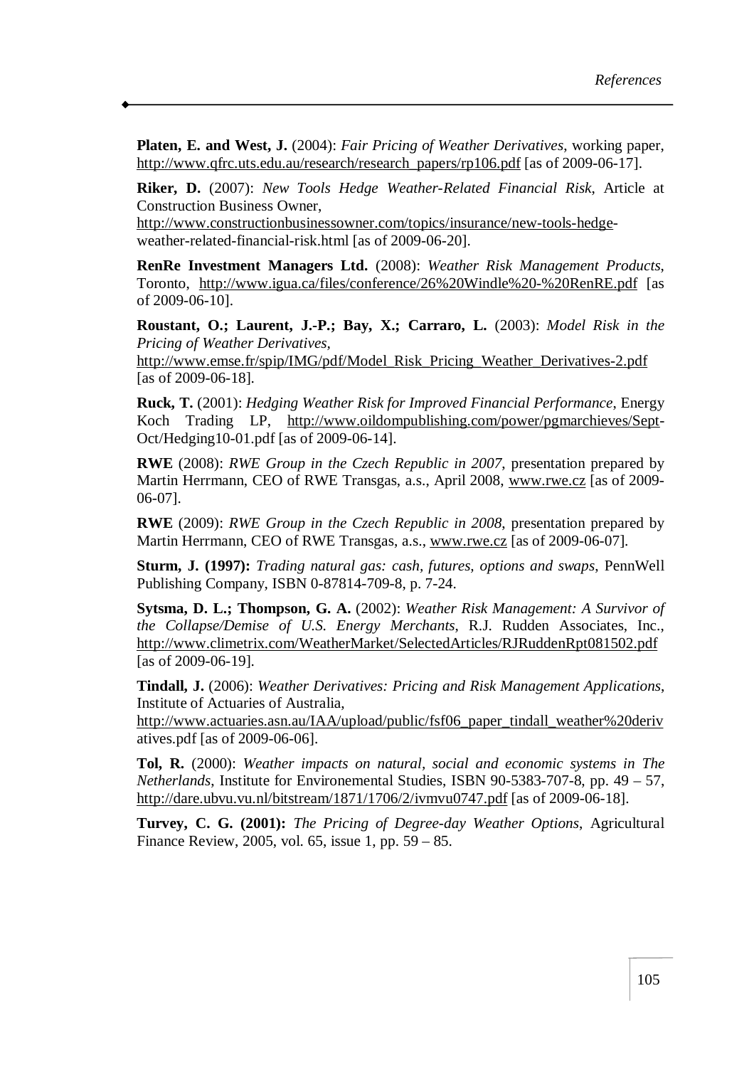**Platen, E. and West, J.** (2004): *Fair Pricing of Weather Derivatives*, working paper, http://www.qfrc.uts.edu.au/research/research_papers/rp106.pdf [as of 2009-06-17].

**Riker, D.** (2007): *New Tools Hedge Weather-Related Financial Risk*, Article at Construction Business Owner, http://www.constructionbusinessowner.com/topics/insurance/new-tools-hedge-weather-related-financial-risk.html [as of 2009-06-20].

**RenRe Investment Managers Ltd.** (2008): *Weather Risk Management Products*, Toronto, http://www.igua.ca/files/conference/26%20Windle%20-%20RenRE.pdf [as of 2009-06-10].

**Roustant, O.; Laurent, J.-P.; Bay, X.; Carraro, L.** (2003): *Model Risk in the Pricing of Weather Derivatives*, http://www.emse.fr/spip/IMG/pdf/Model_Risk_Pricing_Weather_Derivatives-2.pdf [as of 2009-06-18].

**Ruck, T.** (2001): *Hedging Weather Risk for Improved Financial Performance*, Energy Koch Trading LP, http://www.oildompublishing.com/power/pgmarchieves/Sept-Oct/Hedging10-01.pdf [as of 2009-06-14].

**RWE** (2008): *RWE Group in the Czech Republic in 2007*, presentation prepared by Martin Herrmann, CEO of RWE Transgas, a.s., April 2008, www.rwe.cz [as of 2009-06-07].

**RWE** (2009): *RWE Group in the Czech Republic in 2008*, presentation prepared by Martin Herrmann, CEO of RWE Transgas, a.s., www.rwe.cz [as of 2009-06-07].

**Sturm, J. (1997):** *Trading natural gas: cash, futures, options and swaps*, PennWell Publishing Company, ISBN 0-87814-709-8, p. 7-24.

**Sytsma, D. L.; Thompson, G. A.** (2002): *Weather Risk Management: A Survivor of the Collapse/Demise of U.S. Energy Merchants*, R.J. Rudden Associates, Inc., http://www.climetrix.com/WeatherMarket/SelectedArticles/RJRuddenRpt081502.pdf [as of 2009-06-19].

**Tindall, J.** (2006): *Weather Derivatives: Pricing and Risk Management Applications*, Institute of Actuaries of Australia, http://www.actuaries.asn.au/IAA/upload/public/fsf06_paper_tindall_weather%20derivatives.pdf [as of 2009-06-06].

**Tol, R.** (2000): *Weather impacts on natural, social and economic systems in The Netherlands*, Institute for Environemental Studies, ISBN 90-5383-707-8, pp. 49 – 57, http://dare.ubvu.vu.nl/bitstream/1871/1706/2/ivmvu0747.pdf [as of 2009-06-18].

**Turvey, C. G. (2001):** *The Pricing of Degree-day Weather Options*, Agricultural Finance Review, 2005, vol. 65, issue 1, pp. 59 – 85.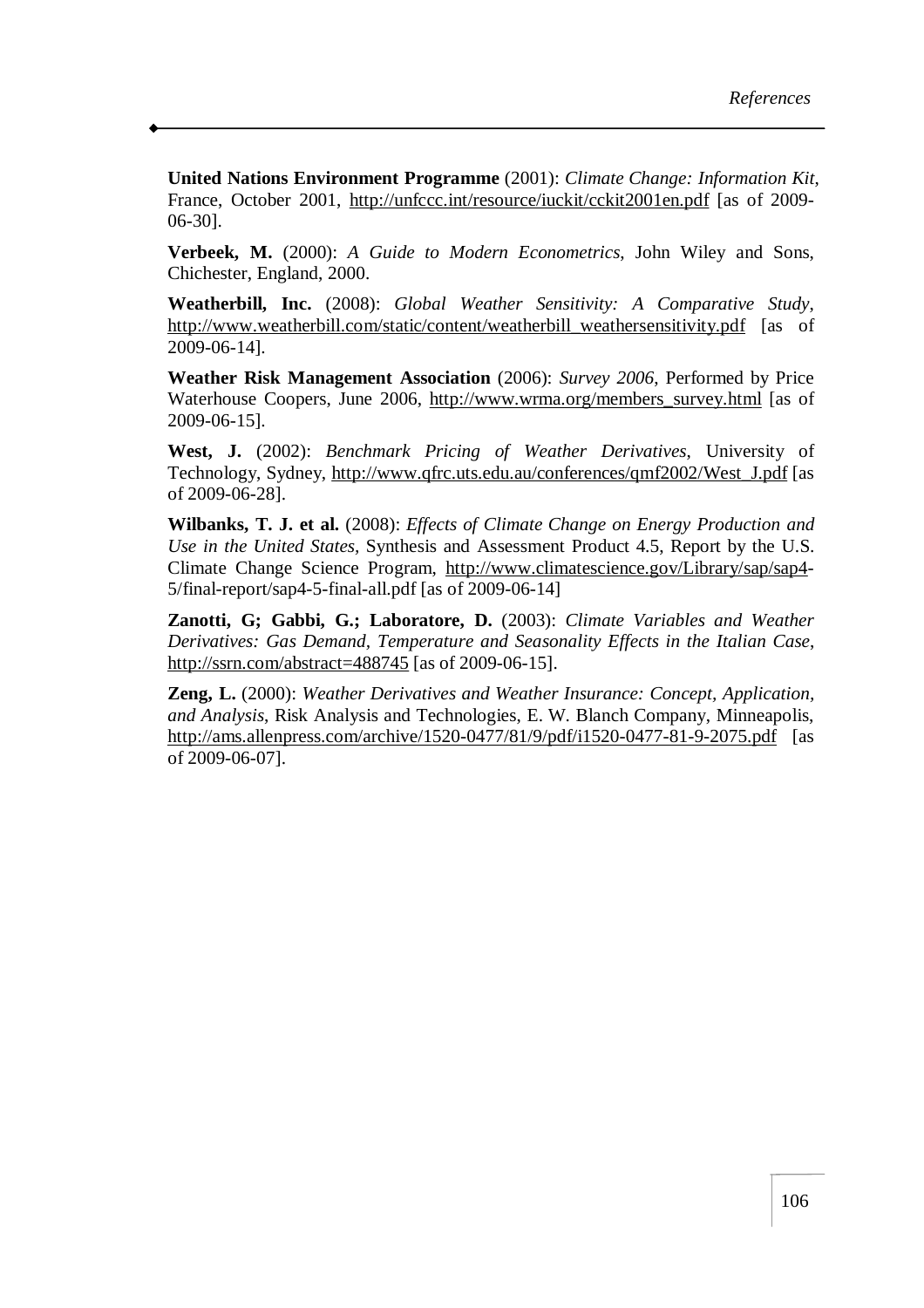**United Nations Environment Programme** (2001): *Climate Change: Information Kit*, France, October 2001, http://unfccc.int/resource/iuckit/cckit2001en.pdf [as of 2009-06-30].

**Verbeek, M.** (2000): *A Guide to Modern Econometrics*, John Wiley and Sons, Chichester, England, 2000.

**Weatherbill, Inc.** (2008): *Global Weather Sensitivity: A Comparative Study*, http://www.weatherbill.com/static/content/weatherbill_weathersensitivity.pdf [as of 2009-06-14].

**Weather Risk Management Association** (2006): *Survey 2006*, Performed by Price Waterhouse Coopers, June 2006, http://www.wrma.org/members_survey.html [as of 2009-06-15].

**West, J.** (2002): *Benchmark Pricing of Weather Derivatives*, University of Technology, Sydney, http://www.qfrc.uts.edu.au/conferences/qmf2002/West_J.pdf [as of 2009-06-28].

**Wilbanks, T. J. et al.** (2008): *Effects of Climate Change on Energy Production and Use in the United States*, Synthesis and Assessment Product 4.5, Report by the U.S. Climate Change Science Program, http://www.climatescience.gov/Library/sap/sap4-5/final-report/sap4-5-final-all.pdf [as of 2009-06-14]

**Zanotti, G; Gabbi, G.; Laboratore, D.** (2003): *Climate Variables and Weather Derivatives: Gas Demand, Temperature and Seasonality Effects in the Italian Case*, http://ssrn.com/abstract=488745 [as of 2009-06-15].

**Zeng, L.** (2000): *Weather Derivatives and Weather Insurance: Concept, Application, and Analysis*, Risk Analysis and Technologies, E. W. Blanch Company, Minneapolis, http://ams.allenpress.com/archive/1520-0477/81/9/pdf/i1520-0477-81-9-2075.pdf [as of 2009-06-07].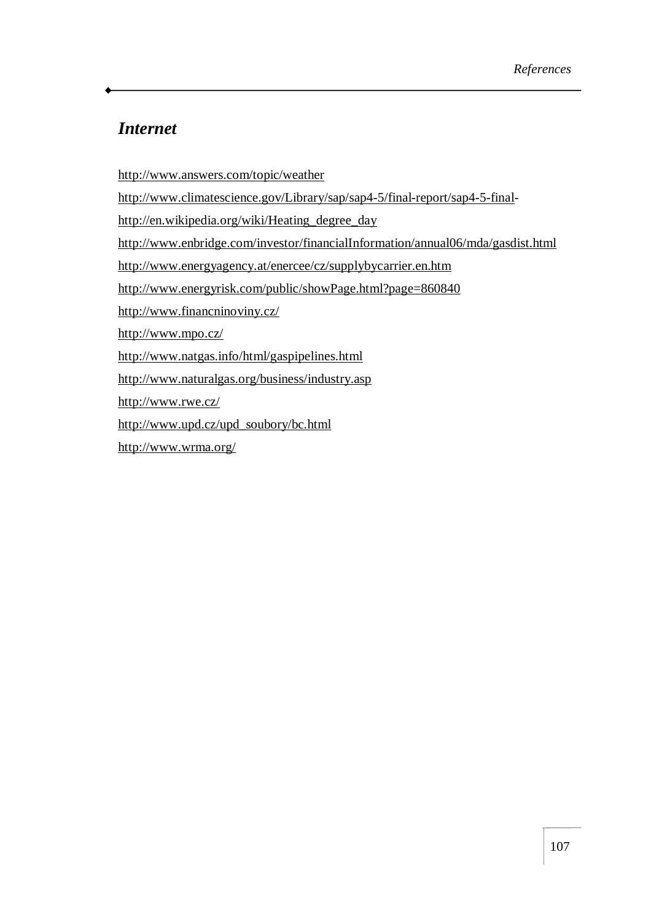## *Internet*

http://www.answers.com/topic/weather

http://www.climatescience.gov/Library/sap/sap4-5/final-report/sap4-5-final-

http://en.wikipedia.org/wiki/Heating_degree_day

http://www.enbridge.com/investor/financialInformation/annual06/mda/gasdist.html

http://www.energyagency.at/enercee/cz/supplybycarrier.en.htm

http://www.energyrisk.com/public/showPage.html?page=860840

http://www.financninoviny.cz/

http://www.mpo.cz/

http://www.natgas.info/html/gaspipelines.html

http://www.naturalgas.org/business/industry.asp

http://www.rwe.cz/

http://www.upd.cz/upd_soubory/bc.html

http://www.wrma.org/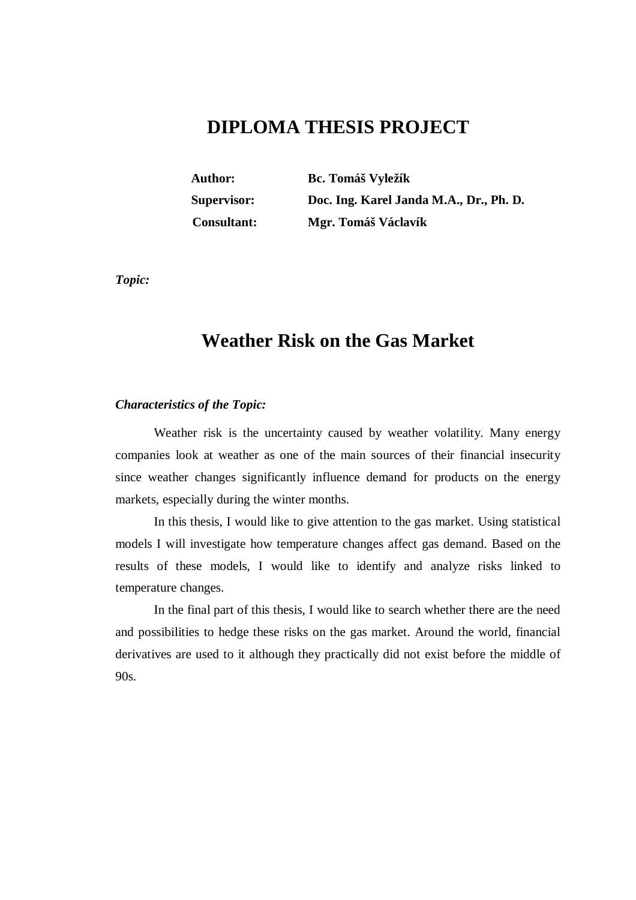# DIPLOMA THESIS PROJECT

| | |
|---|---|
| **Author:** | **Bc. Tomáš Vyležík** |
| **Supervisor:** | **Doc. Ing. Karel Janda M.A., Dr., Ph. D.** |
| **Consultant:** | **Mgr. Tomáš Václavík** |

***Topic:***

## Weather Risk on the Gas Market

***Characteristics of the Topic:***

Weather risk is the uncertainty caused by weather volatility. Many energy companies look at weather as one of the main sources of their financial insecurity since weather changes significantly influence demand for products on the energy markets, especially during the winter months.

In this thesis, I would like to give attention to the gas market. Using statistical models I will investigate how temperature changes affect gas demand. Based on the results of these models, I would like to identify and analyze risks linked to temperature changes.

In the final part of this thesis, I would like to search whether there are the need and possibilities to hedge these risks on the gas market. Around the world, financial derivatives are used to it although they practically did not exist before the middle of 90s.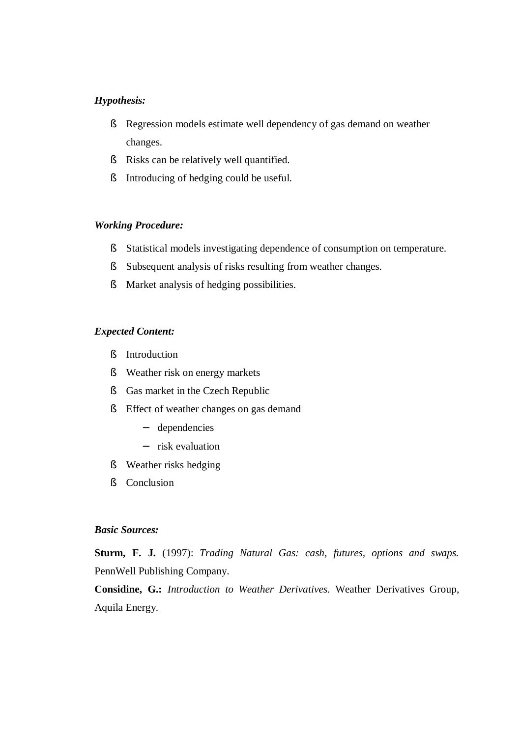***Hypothesis:***

- Regression models estimate well dependency of gas demand on weather changes.
- Risks can be relatively well quantified.
- Introducing of hedging could be useful.

***Working Procedure:***

- Statistical models investigating dependence of consumption on temperature.
- Subsequent analysis of risks resulting from weather changes.
- Market analysis of hedging possibilities.

***Expected Content:***

- Introduction
- Weather risk on energy markets
- Gas market in the Czech Republic
- Effect of weather changes on gas demand
  - dependencies
  - risk evaluation
- Weather risks hedging
- Conclusion

***Basic Sources:***

**Sturm, F. J.** (1997): *Trading Natural Gas: cash, futures, options and swaps.* PennWell Publishing Company.

**Considine, G.:** *Introduction to Weather Derivatives.* Weather Derivatives Group, Aquila Energy.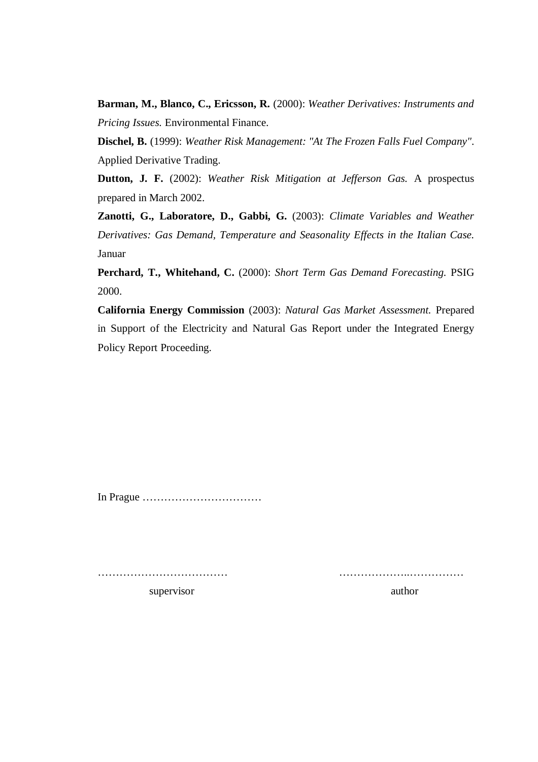**Barman, M., Blanco, C., Ericsson, R.** (2000): *Weather Derivatives: Instruments and Pricing Issues.* Environmental Finance.

**Dischel, B.** (1999): *Weather Risk Management: "At The Frozen Falls Fuel Company"*. Applied Derivative Trading.

**Dutton, J. F.** (2002): *Weather Risk Mitigation at Jefferson Gas.* A prospectus prepared in March 2002.

**Zanotti, G., Laboratore, D., Gabbi, G.** (2003): *Climate Variables and Weather Derivatives: Gas Demand, Temperature and Seasonality Effects in the Italian Case.* Januar

**Perchard, T., Whitehand, C.** (2000): *Short Term Gas Demand Forecasting.* PSIG 2000.

**California Energy Commission** (2003): *Natural Gas Market Assessment.* Prepared in Support of the Electricity and Natural Gas Report under the Integrated Energy Policy Report Proceeding.

In Prague ……………………………

……………………………… ………………..……………

supervisor author